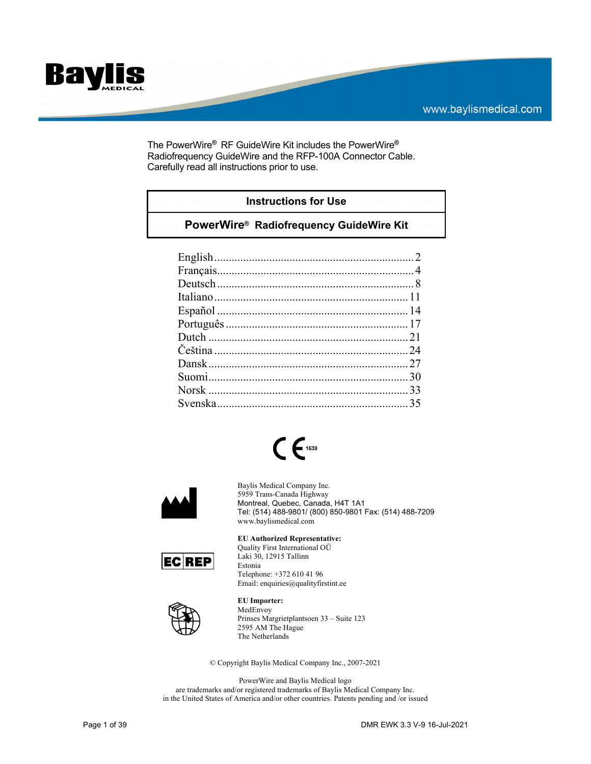Baylis MEDICAL

www.baylismedical.com

The PowerWire® RF GuideWire Kit includes the PowerWire® Radiofrequency GuideWire and the RFP-100A Connector Cable. Carefully read all instructions prior to use.

| Instructions for Use |
| --- |
| **PowerWire® Radiofrequency GuideWire Kit** |

| | |
| --- | --- |
| English | 2 |
| Français | 4 |
| Deutsch | 8 |
| Italiano | 11 |
| Español | 14 |
| Português | 17 |
| Dutch | 21 |
| Čeština | 24 |
| Dansk | 27 |
| Suomi | 30 |
| Norsk | 33 |
| Svenska | 35 |

CE 1639

Baylis Medical Company Inc.
5959 Trans-Canada Highway
Montreal, Quebec, Canada, H4T 1A1
Tel: (514) 488-9801/ (800) 850-9801 Fax: (514) 488-7209
www.baylismedical.com

EC REP

**EU Authorized Representative:**
Quality First International OÜ
Laki 30, 12915 Tallinn
Estonia
Telephone: +372 610 41 96
Email: enquiries@qualityfirstint.ee

**EU Importer:**
MedEnvoy
Prinses Margrietplantsoen 33 – Suite 123
2595 AM The Hague
The Netherlands

© Copyright Baylis Medical Company Inc., 2007-2021

PowerWire and Baylis Medical logo
are trademarks and/or registered trademarks of Baylis Medical Company Inc.
in the United States of America and/or other countries. Patents pending and /or issued

DMR EWK 3.3 V-9 16-Jul-2021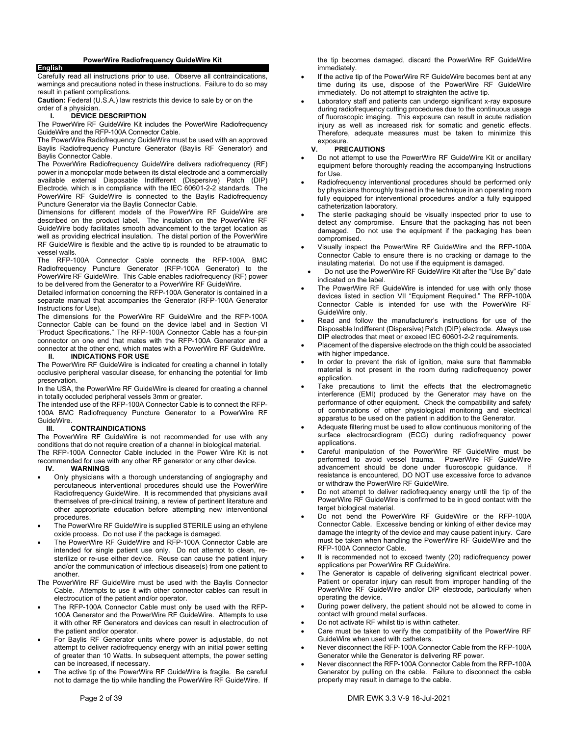# PowerWire Radiofrequency GuideWire Kit

**English**

Carefully read all instructions prior to use. Observe all contraindications, warnings and precautions noted in these instructions. Failure to do so may result in patient complications.

**Caution:** Federal (U.S.A.) law restricts this device to sale by or on the order of a physician.

## I. DEVICE DESCRIPTION

The PowerWire RF GuideWire Kit includes the PowerWire Radiofrequency GuideWire and the RFP-100A Connector Cable.

The PowerWire Radiofrequency GuideWire must be used with an approved Baylis Radiofrequency Puncture Generator (Baylis RF Generator) and Baylis Connector Cable.

The PowerWire Radiofrequency GuideWire delivers radiofrequency (RF) power in a monopolar mode between its distal electrode and a commercially available external Disposable Indifferent (Dispersive) Patch (DIP) Electrode, which is in compliance with the IEC 60601-2-2 standards. The PowerWire RF GuideWire is connected to the Baylis Radiofrequency Puncture Generator via the Baylis Connector Cable.

Dimensions for different models of the PowerWire RF GuideWire are described on the product label. The insulation on the PowerWire RF GuideWire body facilitates smooth advancement to the target location as well as providing electrical insulation. The distal portion of the PowerWire RF GuideWire is flexible and the active tip is rounded to be atraumatic to vessel walls.

The RFP-100A Connector Cable connects the RFP-100A BMC Radiofrequency Puncture Generator (RFP-100A Generator) to the PowerWire RF GuideWire. This Cable enables radiofrequency (RF) power to be delivered from the Generator to a PowerWire RF GuideWire.

Detailed information concerning the RFP-100A Generator is contained in a separate manual that accompanies the Generator (RFP-100A Generator Instructions for Use).

The dimensions for the PowerWire RF GuideWire and the RFP-100A Connector Cable can be found on the device label and in Section VI "Product Specifications." The RFP-100A Connector Cable has a four-pin connector on one end that mates with the RFP-100A Generator and a connector at the other end, which mates with a PowerWire RF GuideWire.

## II. INDICATIONS FOR USE

The PowerWire RF GuideWire is indicated for creating a channel in totally occlusive peripheral vascular disease, for enhancing the potential for limb preservation.

In the USA, the PowerWire RF GuideWire is cleared for creating a channel in totally occluded peripheral vessels 3mm or greater.

The intended use of the RFP-100A Connector Cable is to connect the RFP-100A BMC Radiofrequency Puncture Generator to a PowerWire RF GuideWire.

## III. CONTRAINDICATIONS

The PowerWire RF GuideWire is not recommended for use with any conditions that do not require creation of a channel in biological material.

The RFP-100A Connector Cable included in the Power Wire Kit is not recommended for use with any other RF generator or any other device.

## IV. WARNINGS

- Only physicians with a thorough understanding of angiography and percutaneous interventional procedures should use the PowerWire Radiofrequency GuideWire. It is recommended that physicians avail themselves of pre-clinical training, a review of pertinent literature and other appropriate education before attempting new interventional procedures.
- The PowerWire RF GuideWire is supplied STERILE using an ethylene oxide process. Do not use if the package is damaged.
- The PowerWire RF GuideWire and RFP-100A Connector Cable are intended for single patient use only. Do not attempt to clean, re-sterilize or re-use either device. Reuse can cause the patient injury and/or the communication of infectious disease(s) from one patient to another.

The PowerWire RF GuideWire must be used with the Baylis Connector Cable. Attempts to use it with other connector cables can result in electrocution of the patient and/or operator.

- The RFP-100A Connector Cable must only be used with the RFP-100A Generator and the PowerWire RF GuideWire. Attempts to use it with other RF Generators and devices can result in electrocution of the patient and/or operator.
- For Baylis RF Generator units where power is adjustable, do not attempt to deliver radiofrequency energy with an initial power setting of greater than 10 Watts. In subsequent attempts, the power setting can be increased, if necessary.
- The active tip of the PowerWire RF GuideWire is fragile. Be careful not to damage the tip while handling the PowerWire RF GuideWire. If the tip becomes damaged, discard the PowerWire RF GuideWire immediately.
- If the active tip of the PowerWire RF GuideWire becomes bent at any time during its use, dispose of the PowerWire RF GuideWire immediately. Do not attempt to straighten the active tip.
- Laboratory staff and patients can undergo significant x-ray exposure during radiofrequency cutting procedures due to the continuous usage of fluoroscopic imaging. This exposure can result in acute radiation injury as well as increased risk for somatic and genetic effects. Therefore, adequate measures must be taken to minimize this exposure.

## V. PRECAUTIONS

- Do not attempt to use the PowerWire RF GuideWire Kit or ancillary equipment before thoroughly reading the accompanying Instructions for Use.
- Radiofrequency interventional procedures should be performed only by physicians thoroughly trained in the technique in an operating room fully equipped for interventional procedures and/or a fully equipped catheterization laboratory.
- The sterile packaging should be visually inspected prior to use to detect any compromise. Ensure that the packaging has not been damaged. Do not use the equipment if the packaging has been compromised.
- Visually inspect the PowerWire RF GuideWire and the RFP-100A Connector Cable to ensure there is no cracking or damage to the insulating material. Do not use if the equipment is damaged.
- Do not use the PowerWire RF GuideWire Kit after the "Use By" date indicated on the label.
- The PowerWire RF GuideWire is intended for use with only those devices listed in section VII "Equipment Required." The RFP-100A Connector Cable is intended for use with the PowerWire RF GuideWire only.
- Read and follow the manufacturer's instructions for use of the Disposable Indifferent (Dispersive) Patch (DIP) electrode. Always use DIP electrodes that meet or exceed IEC 60601-2-2 requirements.
- Placement of the dispersive electrode on the thigh could be associated with higher impedance.
- In order to prevent the risk of ignition, make sure that flammable material is not present in the room during radiofrequency power application.
- Take precautions to limit the effects that the electromagnetic interference (EMI) produced by the Generator may have on the performance of other equipment. Check the compatibility and safety of combinations of other physiological monitoring and electrical apparatus to be used on the patient in addition to the Generator.
- Adequate filtering must be used to allow continuous monitoring of the surface electrocardiogram (ECG) during radiofrequency power applications.
- Careful manipulation of the PowerWire RF GuideWire must be performed to avoid vessel trauma. PowerWire RF GuideWire advancement should be done under fluoroscopic guidance. If resistance is encountered, DO NOT use excessive force to advance or withdraw the PowerWire RF GuideWire.
- Do not attempt to deliver radiofrequency energy until the tip of the PowerWire RF GuideWire is confirmed to be in good contact with the target biological material.
- Do not bend the PowerWire RF GuideWire or the RFP-100A Connector Cable. Excessive bending or kinking of either device may damage the integrity of the device and may cause patient injury. Care must be taken when handling the PowerWire RF GuideWire and the RFP-100A Connector Cable.
- It is recommended not to exceed twenty (20) radiofrequency power applications per PowerWire RF GuideWire.
- The Generator is capable of delivering significant electrical power. Patient or operator injury can result from improper handling of the PowerWire RF GuideWire and/or DIP electrode, particularly when operating the device.
- During power delivery, the patient should not be allowed to come in contact with ground metal surfaces.
- Do not activate RF whilst tip is within catheter.
- Care must be taken to verify the compatibility of the PowerWire RF GuideWire when used with catheters.
- Never disconnect the RFP-100A Connector Cable from the RFP-100A Generator while the Generator is delivering RF power.
- Never disconnect the RFP-100A Connector Cable from the RFP-100A Generator by pulling on the cable. Failure to disconnect the cable properly may result in damage to the cable.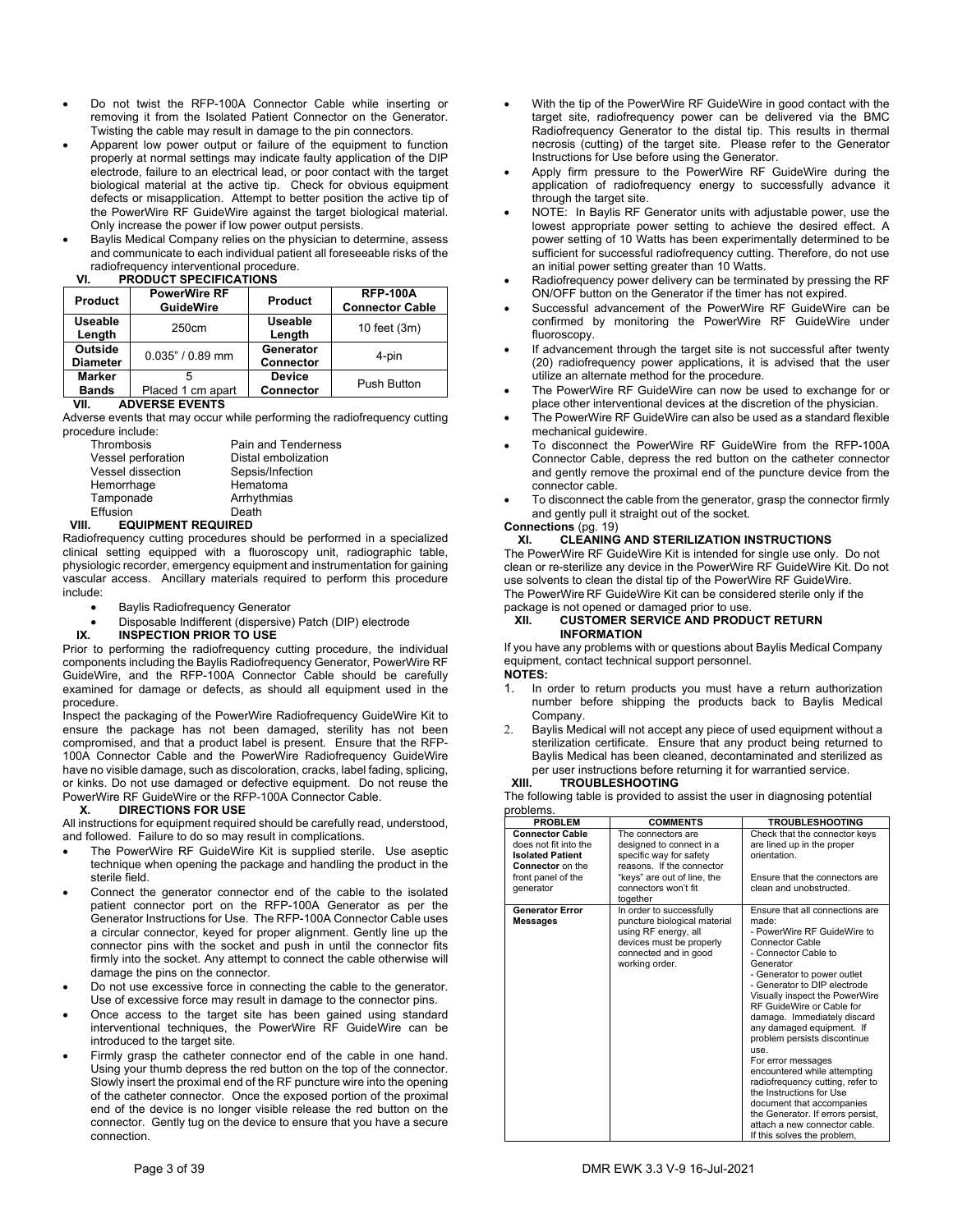- Do not twist the RFP-100A Connector Cable while inserting or removing it from the Isolated Patient Connector on the Generator. Twisting the cable may result in damage to the pin connectors.
- Apparent low power output or failure of the equipment to function properly at normal settings may indicate faulty application of the DIP electrode, failure to an electrical lead, or poor contact with the target biological material at the active tip. Check for obvious equipment defects or misapplication. Attempt to better position the active tip of the PowerWire RF GuideWire against the target biological material. Only increase the power if low power output persists.
- Baylis Medical Company relies on the physician to determine, assess and communicate to each individual patient all foreseeable risks of the radiofrequency interventional procedure.

## VI. PRODUCT SPECIFICATIONS

| Product | PowerWire RF GuideWire | Product | RFP-100A Connector Cable |
|---|---|---|---|
| Useable Length | 250cm | Useable Length | 10 feet (3m) |
| Outside Diameter | 0.035" / 0.89 mm | Generator Connector | 4-pin |
| Marker Bands | 5<br>Placed 1 cm apart | Device Connector | Push Button |

## VII. ADVERSE EVENTS

Adverse events that may occur while performing the radiofrequency cutting procedure include:

| | |
|---|---|
| Thrombosis | Pain and Tenderness |
| Vessel perforation | Distal embolization |
| Vessel dissection | Sepsis/Infection |
| Hemorrhage | Hematoma |
| Tamponade | Arrhythmias |
| Effusion | Death |

## VIII. EQUIPMENT REQUIRED

Radiofrequency cutting procedures should be performed in a specialized clinical setting equipped with a fluoroscopy unit, radiographic table, physiologic recorder, emergency equipment and instrumentation for gaining vascular access. Ancillary materials required to perform this procedure include:

- Baylis Radiofrequency Generator
- Disposable Indifferent (dispersive) Patch (DIP) electrode

## IX. INSPECTION PRIOR TO USE

Prior to performing the radiofrequency cutting procedure, the individual components including the Baylis Radiofrequency Generator, PowerWire RF GuideWire, and the RFP-100A Connector Cable should be carefully examined for damage or defects, as should all equipment used in the procedure.

Inspect the packaging of the PowerWire Radiofrequency GuideWire Kit to ensure the package has not been damaged, sterility has not been compromised, and that a product label is present. Ensure that the RFP-100A Connector Cable and the PowerWire Radiofrequency GuideWire have no visible damage, such as discoloration, cracks, label fading, splicing, or kinks. Do not use damaged or defective equipment. Do not reuse the PowerWire RF GuideWire or the RFP-100A Connector Cable.

## X. DIRECTIONS FOR USE

All instructions for equipment required should be carefully read, understood, and followed. Failure to do so may result in complications.

- The PowerWire RF GuideWire Kit is supplied sterile. Use aseptic technique when opening the package and handling the product in the sterile field.
- Connect the generator connector end of the cable to the isolated patient connector port on the RFP-100A Generator as per the Generator Instructions for Use. The RFP-100A Connector Cable uses a circular connector, keyed for proper alignment. Gently line up the connector pins with the socket and push in until the connector fits firmly into the socket. Any attempt to connect the cable otherwise will damage the pins on the connector.
- Do not use excessive force in connecting the cable to the generator. Use of excessive force may result in damage to the connector pins.
- Once access to the target site has been gained using standard interventional techniques, the PowerWire RF GuideWire can be introduced to the target site.
- Firmly grasp the catheter connector end of the cable in one hand. Using your thumb depress the red button on the top of the connector. Slowly insert the proximal end of the RF puncture wire into the opening of the catheter connector. Once the exposed portion of the proximal end of the device is no longer visible release the red button on the connector. Gently tug on the device to ensure that you have a secure connection.
- With the tip of the PowerWire RF GuideWire in good contact with the target site, radiofrequency power can be delivered via the BMC Radiofrequency Generator to the distal tip. This results in thermal necrosis (cutting) of the target site. Please refer to the Generator Instructions for Use before using the Generator.
- Apply firm pressure to the PowerWire RF GuideWire during the application of radiofrequency energy to successfully advance it through the target site.
- NOTE: In Baylis RF Generator units with adjustable power, use the lowest appropriate power setting to achieve the desired effect. A power setting of 10 Watts has been experimentally determined to be sufficient for successful radiofrequency cutting. Therefore, do not use an initial power setting greater than 10 Watts.
- Radiofrequency power delivery can be terminated by pressing the RF ON/OFF button on the Generator if the timer has not expired.
- Successful advancement of the PowerWire RF GuideWire can be confirmed by monitoring the PowerWire RF GuideWire under fluoroscopy.
- If advancement through the target site is not successful after twenty (20) radiofrequency power applications, it is advised that the user utilize an alternate method for the procedure.
- The PowerWire RF GuideWire can now be used to exchange for or place other interventional devices at the discretion of the physician.
- The PowerWire RF GuideWire can also be used as a standard flexible mechanical guidewire.
- To disconnect the PowerWire RF GuideWire from the RFP-100A Connector Cable, depress the red button on the catheter connector and gently remove the proximal end of the puncture device from the connector cable.
- To disconnect the cable from the generator, grasp the connector firmly and gently pull it straight out of the socket.

**Connections** (pg. 19)

## XI. CLEANING AND STERILIZATION INSTRUCTIONS

The PowerWire RF GuideWire Kit is intended for single use only. Do not clean or re-sterilize any device in the PowerWire RF GuideWire Kit. Do not use solvents to clean the distal tip of the PowerWire RF GuideWire.

The PowerWire RF GuideWire Kit can be considered sterile only if the package is not opened or damaged prior to use.

## XII. CUSTOMER SERVICE AND PRODUCT RETURN INFORMATION

If you have any problems with or questions about Baylis Medical Company equipment, contact technical support personnel.

**NOTES:**

1. In order to return products you must have a return authorization number before shipping the products back to Baylis Medical Company.
2. Baylis Medical will not accept any piece of used equipment without a sterilization certificate. Ensure that any product being returned to Baylis Medical has been cleaned, decontaminated and sterilized as per user instructions before returning it for warrantied service.

## XIII. TROUBLESHOOTING

The following table is provided to assist the user in diagnosing potential problems.

| PROBLEM | COMMENTS | TROUBLESHOOTING |
|---|---|---|
| **Connector Cable** does not fit into the **Isolated Patient Connector** on the front panel of the generator | The connectors are designed to connect in a specific way for safety reasons. If the connector "keys" are out of line, the connectors won't fit together | Check that the connector keys are lined up in the proper orientation.<br><br>Ensure that the connectors are clean and unobstructed. |
| **Generator Error Messages** | In order to successfully puncture biological material using RF energy, all devices must be properly connected and in good working order. | Ensure that all connections are made:<br>- PowerWire RF GuideWire to Connector Cable<br>- Connector Cable to Generator<br>- Generator to power outlet<br>- Generator to DIP electrode<br>Visually inspect the PowerWire RF GuideWire or Cable for damage. Immediately discard any damaged equipment. If problem persists discontinue use.<br>For error messages encountered while attempting radiofrequency cutting, refer to the Instructions for Use document that accompanies the Generator. If errors persist, attach a new connector cable. If this solves the problem, |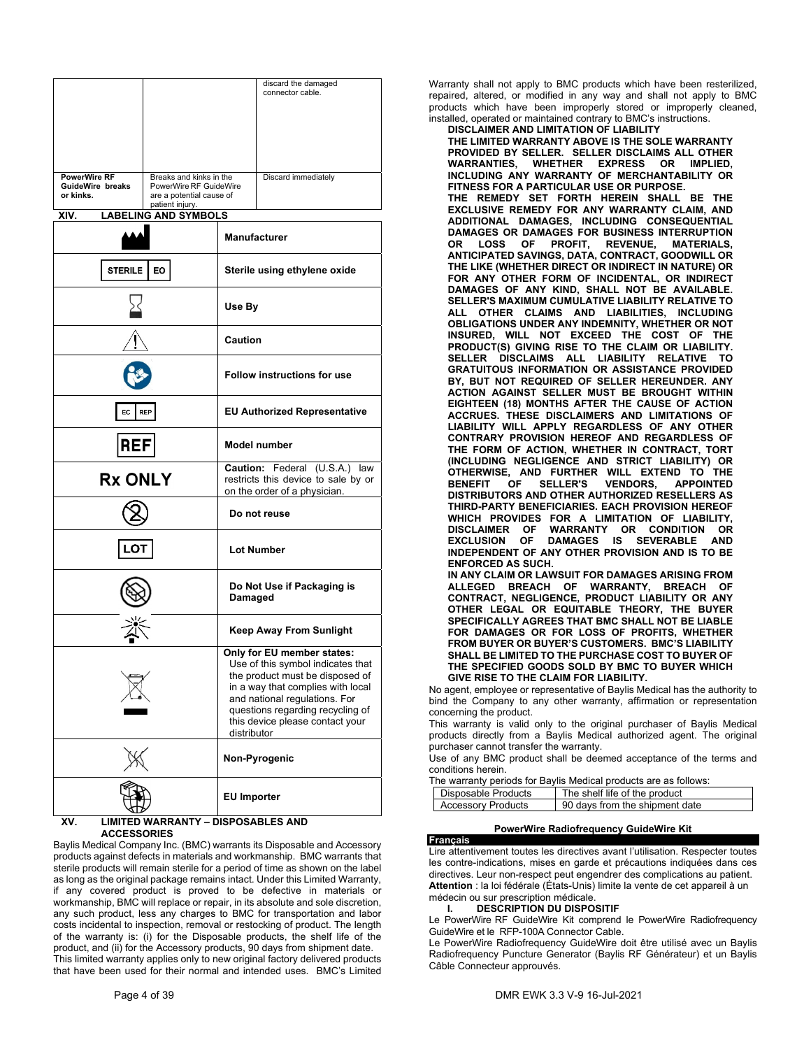| | | discard the damaged connector cable. |
|---|---|---|
| **PowerWire RF GuideWire breaks or kinks.** | Breaks and kinks in the PowerWire RF GuideWire are a potential cause of patient injury. | Discard immediately |

## XIV. LABELING AND SYMBOLS

| Symbol | Description |
|---|---|
| | **Manufacturer** |
| STERILE EO | **Sterile using ethylene oxide** |
| | **Use By** |
| | **Caution** |
| | **Follow instructions for use** |
| EC REP | **EU Authorized Representative** |
| REF | **Model number** |
| **Rx ONLY** | **Caution:** Federal (U.S.A.) law restricts this device to sale by or on the order of a physician. |
| | **Do not reuse** |
| LOT | **Lot Number** |
| | **Do Not Use if Packaging is Damaged** |
| | **Keep Away From Sunlight** |
| | **Only for EU member states:** Use of this symbol indicates that the product must be disposed of in a way that complies with local and national regulations. For questions regarding recycling of this device please contact your distributor |
| | **Non-Pyrogenic** |
| | **EU Importer** |

## XV. LIMITED WARRANTY – DISPOSABLES AND ACCESSORIES

Baylis Medical Company Inc. (BMC) warrants its Disposable and Accessory products against defects in materials and workmanship. BMC warrants that sterile products will remain sterile for a period of time as shown on the label as long as the original package remains intact. Under this Limited Warranty, if any covered product is proved to be defective in materials or workmanship, BMC will replace or repair, in its absolute and sole discretion, any such product, less any charges to BMC for transportation and labor costs incidental to inspection, removal or restocking of product. The length of the warranty is: (i) for the Disposable products, the shelf life of the product, and (ii) for the Accessory products, 90 days from shipment date. This limited warranty applies only to new original factory delivered products that have been used for their normal and intended uses. BMC's Limited Warranty shall not apply to BMC products which have been resterilized, repaired, altered, or modified in any way and shall not apply to BMC products which have been improperly stored or improperly cleaned, installed, operated or maintained contrary to BMC's instructions.

**DISCLAIMER AND LIMITATION OF LIABILITY**

**THE LIMITED WARRANTY ABOVE IS THE SOLE WARRANTY PROVIDED BY SELLER. SELLER DISCLAIMS ALL OTHER WARRANTIES, WHETHER EXPRESS OR IMPLIED, INCLUDING ANY WARRANTY OF MERCHANTABILITY OR FITNESS FOR A PARTICULAR USE OR PURPOSE.**

**THE REMEDY SET FORTH HEREIN SHALL BE THE EXCLUSIVE REMEDY FOR ANY WARRANTY CLAIM, AND ADDITIONAL DAMAGES, INCLUDING CONSEQUENTIAL DAMAGES OR DAMAGES FOR BUSINESS INTERRUPTION OR LOSS OF PROFIT, REVENUE, MATERIALS, ANTICIPATED SAVINGS, DATA, CONTRACT, GOODWILL OR THE LIKE (WHETHER DIRECT OR INDIRECT IN NATURE) OR FOR ANY OTHER FORM OF INCIDENTAL, OR INDIRECT DAMAGES OF ANY KIND, SHALL NOT BE AVAILABLE. SELLER'S MAXIMUM CUMULATIVE LIABILITY RELATIVE TO ALL OTHER CLAIMS AND LIABILITIES, INCLUDING OBLIGATIONS UNDER ANY INDEMNITY, WHETHER OR NOT INSURED, WILL NOT EXCEED THE COST OF THE PRODUCT(S) GIVING RISE TO THE CLAIM OR LIABILITY. SELLER DISCLAIMS ALL LIABILITY RELATIVE TO GRATUITOUS INFORMATION OR ASSISTANCE PROVIDED BY, BUT NOT REQUIRED OF SELLER HEREUNDER. ANY ACTION AGAINST SELLER MUST BE BROUGHT WITHIN EIGHTEEN (18) MONTHS AFTER THE CAUSE OF ACTION ACCRUES. THESE DISCLAIMERS AND LIMITATIONS OF LIABILITY WILL APPLY REGARDLESS OF ANY OTHER CONTRARY PROVISION HEREOF AND REGARDLESS OF THE FORM OF ACTION, WHETHER IN CONTRACT, TORT (INCLUDING NEGLIGENCE AND STRICT LIABILITY) OR OTHERWISE, AND FURTHER WILL EXTEND TO THE BENEFIT OF SELLER'S VENDORS, APPOINTED DISTRIBUTORS AND OTHER AUTHORIZED RESELLERS AS THIRD-PARTY BENEFICIARIES. EACH PROVISION HEREOF WHICH PROVIDES FOR A LIMITATION OF LIABILITY, DISCLAIMER OF WARRANTY OR CONDITION OR EXCLUSION OF DAMAGES IS SEVERABLE AND INDEPENDENT OF ANY OTHER PROVISION AND IS TO BE ENFORCED AS SUCH.**

**IN ANY CLAIM OR LAWSUIT FOR DAMAGES ARISING FROM ALLEGED BREACH OF WARRANTY, BREACH OF CONTRACT, NEGLIGENCE, PRODUCT LIABILITY OR ANY OTHER LEGAL OR EQUITABLE THEORY, THE BUYER SPECIFICALLY AGREES THAT BMC SHALL NOT BE LIABLE FOR DAMAGES OR FOR LOSS OF PROFITS, WHETHER FROM BUYER OR BUYER'S CUSTOMERS. BMC'S LIABILITY SHALL BE LIMITED TO THE PURCHASE COST TO BUYER OF THE SPECIFIED GOODS SOLD BY BMC TO BUYER WHICH GIVE RISE TO THE CLAIM FOR LIABILITY.**

No agent, employee or representative of Baylis Medical has the authority to bind the Company to any other warranty, affirmation or representation concerning the product.

This warranty is valid only to the original purchaser of Baylis Medical products directly from a Baylis Medical authorized agent. The original purchaser cannot transfer the warranty.

Use of any BMC product shall be deemed acceptance of the terms and conditions herein.

The warranty periods for Baylis Medical products are as follows:

| Disposable Products | The shelf life of the product |
|---|---|
| Accessory Products | 90 days from the shipment date |

**PowerWire Radiofrequency GuideWire Kit**

## Français

Lire attentivement toutes les directives avant l'utilisation. Respecter toutes les contre-indications, mises en garde et précautions indiquées dans ces directives. Leur non-respect peut engendrer des complications au patient. **Attention** : la loi fédérale (États-Unis) limite la vente de cet appareil à un médecin ou sur prescription médicale.

### I. DESCRIPTION DU DISPOSITIF

Le PowerWire RF GuideWire Kit comprend le PowerWire Radiofrequency GuideWire et le RFP-100A Connector Cable.

Le PowerWire Radiofrequency GuideWire doit être utilisé avec un Baylis Radiofrequency Puncture Generator (Baylis RF Générateur) et un Baylis Câble Connecteur approuvés.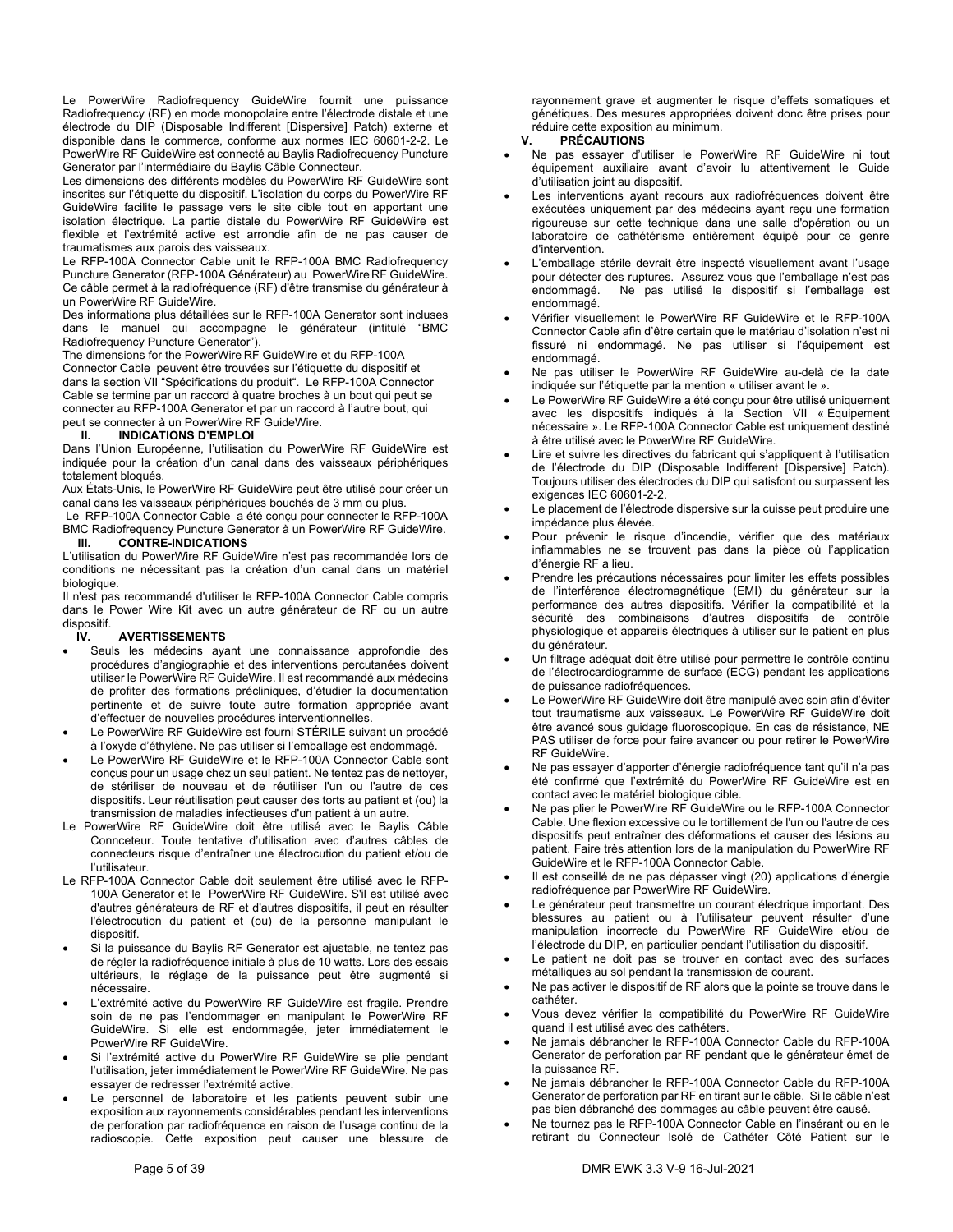Le PowerWire Radiofrequency GuideWire fournit une puissance Radiofrequency (RF) en mode monopolaire entre l'électrode distale et une électrode du DIP (Disposable Indifferent [Dispersive] Patch) externe et disponible dans le commerce, conforme aux normes IEC 60601-2-2. Le PowerWire RF GuideWire est connecté au Baylis Radiofrequency Puncture Generator par l'intermédiaire du Baylis Câble Connecteur.

Les dimensions des différents modèles du PowerWire RF GuideWire sont inscrites sur l'étiquette du dispositif. L'isolation du corps du PowerWire RF GuideWire facilite le passage vers le site cible tout en apportant une isolation électrique. La partie distale du PowerWire RF GuideWire est flexible et l'extrémité active est arrondie afin de ne pas causer de traumatismes aux parois des vaisseaux.

Le RFP-100A Connector Cable unit le RFP-100A BMC Radiofrequency Puncture Generator (RFP-100A Générateur) au PowerWire RF GuideWire. Ce câble permet à la radiofréquence (RF) d'être transmise du générateur à un PowerWire RF GuideWire.

Des informations plus détaillées sur le RFP-100A Generator sont incluses dans le manuel qui accompagne le générateur (intitulé "BMC Radiofrequency Puncture Generator").

The dimensions for the PowerWire RF GuideWire et du RFP-100A Connector Cable peuvent être trouvées sur l'étiquette du dispositif et dans la section VII "Spécifications du produit". Le RFP-100A Connector Cable se termine par un raccord à quatre broches à un bout qui peut se connecter au RFP-100A Generator et par un raccord à l'autre bout, qui peut se connecter à un PowerWire RF GuideWire.

## II. INDICATIONS D'EMPLOI

Dans l'Union Européenne, l'utilisation du PowerWire RF GuideWire est indiquée pour la création d'un canal dans des vaisseaux périphériques totalement bloqués.

Aux États-Unis, le PowerWire RF GuideWire peut être utilisé pour créer un canal dans les vaisseaux périphériques bouchés de 3 mm ou plus.

Le RFP-100A Connector Cable a été conçu pour connecter le RFP-100A BMC Radiofrequency Puncture Generator à un PowerWire RF GuideWire.

## III. CONTRE-INDICATIONS

L'utilisation du PowerWire RF GuideWire n'est pas recommandée lors de conditions ne nécessitant pas la création d'un canal dans un matériel biologique.

Il n'est pas recommandé d'utiliser le RFP-100A Connector Cable compris dans le Power Wire Kit avec un autre générateur de RF ou un autre dispositif.

## IV. AVERTISSEMENTS

- Seuls les médecins ayant une connaissance approfondie des procédures d'angiographie et des interventions percutanées doivent utiliser le PowerWire RF GuideWire. Il est recommandé aux médecins de profiter des formations précliniques, d'étudier la documentation pertinente et de suivre toute autre formation appropriée avant d'effectuer de nouvelles procédures interventionnelles.
- Le PowerWire RF GuideWire est fourni STÉRILE suivant un procédé à l'oxyde d'éthylène. Ne pas utiliser si l'emballage est endommagé.
- Le PowerWire RF GuideWire et le RFP-100A Connector Cable sont conçus pour un usage chez un seul patient. Ne tentez pas de nettoyer, de stériliser de nouveau et de réutiliser l'un ou l'autre de ces dispositifs. Leur réutilisation peut causer des torts au patient et (ou) la transmission de maladies infectieuses d'un patient à un autre.

Le PowerWire RF GuideWire doit être utilisé avec le Baylis Câble Connceteur. Toute tentative d'utilisation avec d'autres câbles de connecteurs risque d'entraîner une électrocution du patient et/ou de l'utilisateur.

Le RFP-100A Connector Cable doit seulement être utilisé avec le RFP-100A Generator et le PowerWire RF GuideWire. S'il est utilisé avec d'autres générateurs de RF et d'autres dispositifs, il peut en résulter l'électrocution du patient et (ou) de la personne manipulant le dispositif.

- Si la puissance du Baylis RF Generator est ajustable, ne tentez pas de régler la radiofréquence initiale à plus de 10 watts. Lors des essais ultérieurs, le réglage de la puissance peut être augmenté si nécessaire.
- L'extrémité active du PowerWire RF GuideWire est fragile. Prendre soin de ne pas l'endommager en manipulant le PowerWire RF GuideWire. Si elle est endommagée, jeter immédiatement le PowerWire RF GuideWire.
- Si l'extrémité active du PowerWire RF GuideWire se plie pendant l'utilisation, jeter immédiatement le PowerWire RF GuideWire. Ne pas essayer de redresser l'extrémité active.
- Le personnel de laboratoire et les patients peuvent subir une exposition aux rayonnements considérables pendant les interventions de perforation par radiofréquence en raison de l'usage continu de la radioscopie. Cette exposition peut causer une blessure de rayonnement grave et augmenter le risque d'effets somatiques et génétiques. Des mesures appropriées doivent donc être prises pour réduire cette exposition au minimum.

## V. PRÉCAUTIONS

- Ne pas essayer d'utiliser le PowerWire RF GuideWire ni tout équipement auxiliaire avant d'avoir lu attentivement le Guide d'utilisation joint au dispositif.
- Les interventions ayant recours aux radiofréquences doivent être exécutées uniquement par des médecins ayant reçu une formation rigoureuse sur cette technique dans une salle d'opération ou un laboratoire de cathétérisme entièrement équipé pour ce genre d'intervention.
- L'emballage stérile devrait être inspecté visuellement avant l'usage pour détecter des ruptures. Assurez vous que l'emballage n'est pas endommagé. Ne pas utilisé le dispositif si l'emballage est endommagé.
- Vérifier visuellement le PowerWire RF GuideWire et le RFP-100A Connector Cable afin d'être certain que le matériau d'isolation n'est ni fissuré ni endommagé. Ne pas utiliser si l'équipement est endommagé.
- Ne pas utiliser le PowerWire RF GuideWire au-delà de la date indiquée sur l'étiquette par la mention « utiliser avant le ».
- Le PowerWire RF GuideWire a été conçu pour être utilisé uniquement avec les dispositifs indiqués à la Section VII « Équipement nécessaire ». Le RFP-100A Connector Cable est uniquement destiné à être utilisé avec le PowerWire RF GuideWire.
- Lire et suivre les directives du fabricant qui s'appliquent à l'utilisation de l'électrode du DIP (Disposable Indifferent [Dispersive] Patch). Toujours utiliser des électrodes du DIP qui satisfont ou surpassent les exigences IEC 60601-2-2.
- Le placement de l'électrode dispersive sur la cuisse peut produire une impédance plus élevée.
- Pour prévenir le risque d'incendie, vérifier que des matériaux inflammables ne se trouvent pas dans la pièce où l'application d'énergie RF a lieu.
- Prendre les précautions nécessaires pour limiter les effets possibles de l'interférence électromagnétique (EMI) du générateur sur la performance des autres dispositifs. Vérifier la compatibilité et la sécurité des combinaisons d'autres dispositifs de contrôle physiologique et appareils électriques à utiliser sur le patient en plus du générateur.
- Un filtrage adéquat doit être utilisé pour permettre le contrôle continu de l'électrocardiogramme de surface (ECG) pendant les applications de puissance radiofréquences.
- Le PowerWire RF GuideWire doit être manipulé avec soin afin d'éviter tout traumatisme aux vaisseaux. Le PowerWire RF GuideWire doit être avancé sous guidage fluoroscopique. En cas de résistance, NE PAS utiliser de force pour faire avancer ou pour retirer le PowerWire RF GuideWire.
- Ne pas essayer d'apporter d'énergie radiofréquence tant qu'il n'a pas été confirmé que l'extrémité du PowerWire RF GuideWire est en contact avec le matériel biologique cible.
- Ne pas plier le PowerWire RF GuideWire ou le RFP-100A Connector Cable. Une flexion excessive ou le tortillement de l'un ou l'autre de ces dispositifs peut entraîner des déformations et causer des lésions au patient. Faire très attention lors de la manipulation du PowerWire RF GuideWire et le RFP-100A Connector Cable.
- Il est conseillé de ne pas dépasser vingt (20) applications d'énergie radiofréquence par PowerWire RF GuideWire.
- Le générateur peut transmettre un courant électrique important. Des blessures au patient ou à l'utilisateur peuvent résulter d'une manipulation incorrecte du PowerWire RF GuideWire et/ou de l'électrode du DIP, en particulier pendant l'utilisation du dispositif.
- Le patient ne doit pas se trouver en contact avec des surfaces métalliques au sol pendant la transmission de courant.
- Ne pas activer le dispositif de RF alors que la pointe se trouve dans le cathéter.
- Vous devez vérifier la compatibilité du PowerWire RF GuideWire quand il est utilisé avec des cathéters.
- Ne jamais débrancher le RFP-100A Connector Cable du RFP-100A Generator de perforation par RF pendant que le générateur émet de la puissance RF.
- Ne jamais débrancher le RFP-100A Connector Cable du RFP-100A Generator de perforation par RF en tirant sur le câble. Si le câble n'est pas bien débranché des dommages au câble peuvent être causé.
- Ne tournez pas le RFP-100A Connector Cable en l'insérant ou en le retirant du Connecteur Isolé de Cathéter Côté Patient sur le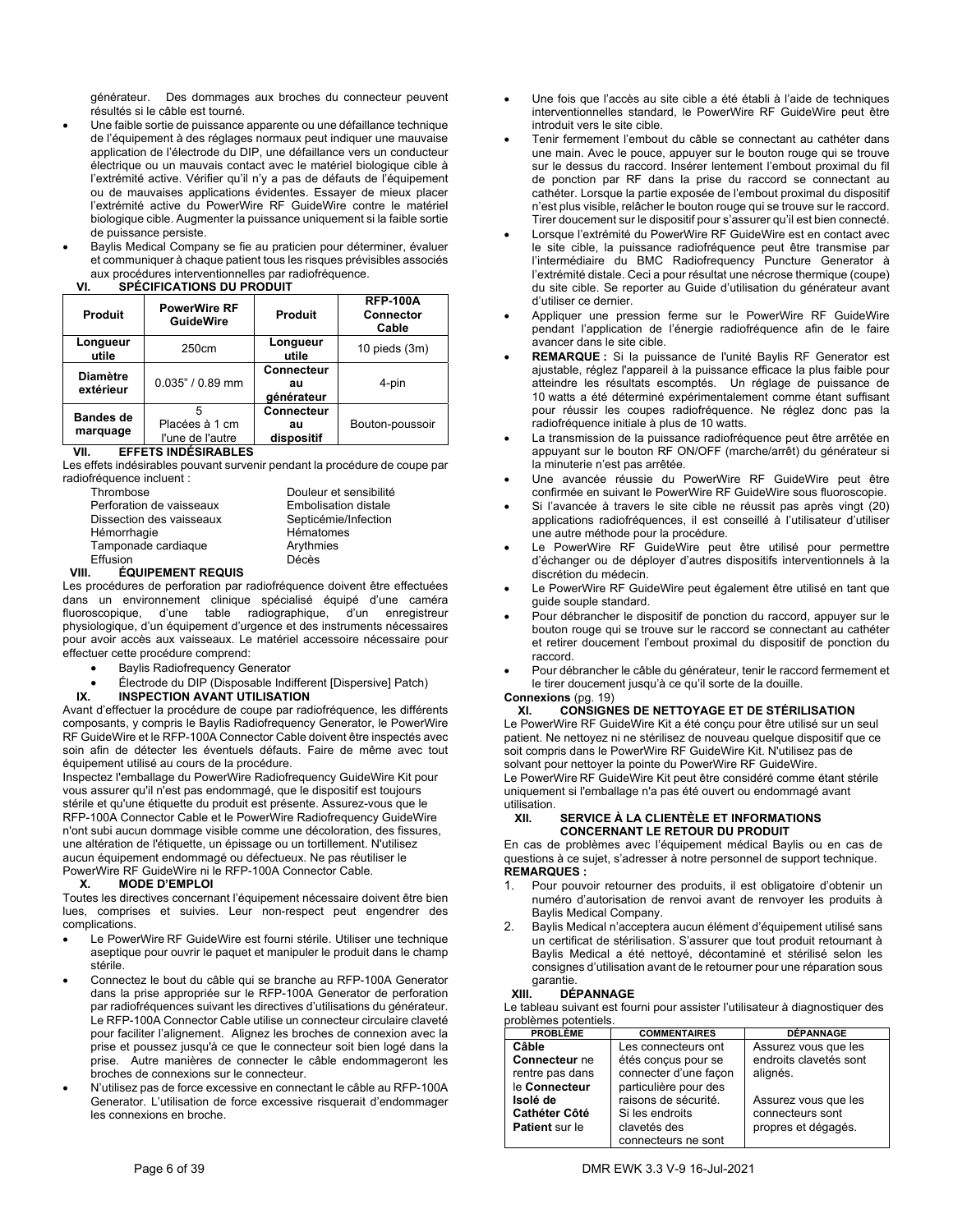générateur. Des dommages aux broches du connecteur peuvent résultés si le câble est tourné.

- Une faible sortie de puissance apparente ou une défaillance technique de l'équipement à des réglages normaux peut indiquer une mauvaise application de l'électrode du DIP, une défaillance vers un conducteur électrique ou un mauvais contact avec le matériel biologique cible à l'extrémité active. Vérifier qu'il n'y a pas de défauts de l'équipement ou de mauvaises applications évidentes. Essayer de mieux placer l'extrémité active du PowerWire RF GuideWire contre le matériel biologique cible. Augmenter la puissance uniquement si la faible sortie de puissance persiste.
- Baylis Medical Company se fie au praticien pour déterminer, évaluer et communiquer à chaque patient tous les risques prévisibles associés aux procédures interventionnelles par radiofréquence.

## VI. SPÉCIFICATIONS DU PRODUIT

| Produit | PowerWire RF GuideWire | Produit | RFP-100A Connector Cable |
|---|---|---|---|
| Longueur utile | 250cm | Longueur utile | 10 pieds (3m) |
| Diamètre extérieur | 0.035" / 0.89 mm | Connecteur au générateur | 4-pin |
| Bandes de marquage | 5 Placées à 1 cm l'une de l'autre | Connecteur au dispositif | Bouton-poussoir |

## VII. EFFETS INDÉSIRABLES

Les effets indésirables pouvant survenir pendant la procédure de coupe par radiofréquence incluent :

| | |
|---|---|
| Thrombose | Douleur et sensibilité |
| Perforation de vaisseaux | Embolisation distale |
| Dissection des vaisseaux | Septicémie/Infection |
| Hémorrhagie | Hématomes |
| Tamponade cardiaque | Arythmies |
| Effusion | Décès |

## VIII. ÉQUIPEMENT REQUIS

Les procédures de perforation par radiofréquence doivent être effectuées dans un environnement clinique spécialisé équipé d'une caméra fluoroscopique, d'une table radiographique, d'un enregistreur physiologique, d'un équipement d'urgence et des instruments nécessaires pour avoir accès aux vaisseaux. Le matériel accessoire nécessaire pour effectuer cette procédure comprend:

- Baylis Radiofrequency Generator
- Électrode du DIP (Disposable Indifferent [Dispersive] Patch)

## IX. INSPECTION AVANT UTILISATION

Avant d'effectuer la procédure de coupe par radiofréquence, les différents composants, y compris le Baylis Radiofrequency Generator, le PowerWire RF GuideWire et le RFP-100A Connector Cable doivent être inspectés avec soin afin de détecter les éventuels défauts. Faire de même avec tout équipement utilisé au cours de la procédure.

Inspectez l'emballage du PowerWire Radiofrequency GuideWire Kit pour vous assurer qu'il n'est pas endommagé, que le dispositif est toujours stérile et qu'une étiquette du produit est présente. Assurez-vous que le RFP-100A Connector Cable et le PowerWire Radiofrequency GuideWire n'ont subi aucun dommage visible comme une décoloration, des fissures, une altération de l'étiquette, un épissage ou un tortillement. N'utilisez aucun équipement endommagé ou défectueux. Ne pas réutiliser le PowerWire RF GuideWire ni le RFP-100A Connector Cable.

## X. MODE D'EMPLOI

Toutes les directives concernant l'équipement nécessaire doivent être bien lues, comprises et suivies. Leur non-respect peut engendrer des complications.

- Le PowerWire RF GuideWire est fourni stérile. Utiliser une technique aseptique pour ouvrir le paquet et manipuler le produit dans le champ stérile.
- Connectez le bout du câble qui se branche au RFP-100A Generator dans la prise appropriée sur le RFP-100A Generator de perforation par radiofréquences suivant les directives d'utilisations du générateur. Le RFP-100A Connector Cable utilise un connecteur circulaire claveté pour faciliter l'alignement. Alignez les broches de connexion avec la prise et poussez jusqu'à ce que le connecteur soit bien logé dans la prise. Autre manières de connecter le câble endommageront les broches de connexions sur le connecteur.
- N'utilisez pas de force excessive en connectant le câble au RFP-100A Generator. L'utilisation de force excessive risquerait d'endommager les connexions en broche.
- Une fois que l'accès au site cible a été établi à l'aide de techniques interventionnelles standard, le PowerWire RF GuideWire peut être introduit vers le site cible.
- Tenir fermement l'embout du câble se connectant au cathéter dans une main. Avec le pouce, appuyer sur le bouton rouge qui se trouve sur le dessus du raccord. Insérer lentement l'embout proximal du fil de ponction par RF dans la prise du raccord se connectant au cathéter. Lorsque la partie exposée de l'embout proximal du dispositif n'est plus visible, relâcher le bouton rouge qui se trouve sur le raccord. Tirer doucement sur le dispositif pour s'assurer qu'il est bien connecté.
- Lorsque l'extrémité du PowerWire RF GuideWire est en contact avec le site cible, la puissance radiofréquence peut être transmise par l'intermédiaire du BMC Radiofrequency Puncture Generator à l'extrémité distale. Ceci a pour résultat une nécrose thermique (coupe) du site cible. Se reporter au Guide d'utilisation du générateur avant d'utiliser ce dernier.
- Appliquer une pression ferme sur le PowerWire RF GuideWire pendant l'application de l'énergie radiofréquence afin de le faire avancer dans le site cible.
- **REMARQUE :** Si la puissance de l'unité Baylis RF Generator est ajustable, réglez l'appareil à la puissance efficace la plus faible pour atteindre les résultats escomptés. Un réglage de puissance de 10 watts a été déterminé expérimentalement comme étant suffisant pour réussir les coupes radiofréquence. Ne réglez donc pas la radiofréquence initiale à plus de 10 watts.
- La transmission de la puissance radiofréquence peut être arrêtée en appuyant sur le bouton RF ON/OFF (marche/arrêt) du générateur si la minuterie n'est pas arrêtée.
- Une avancée réussie du PowerWire RF GuideWire peut être confirmée en suivant le PowerWire RF GuideWire sous fluoroscopie.
- Si l'avancée à travers le site cible ne réussit pas après vingt (20) applications radiofréquences, il est conseillé à l'utilisateur d'utiliser une autre méthode pour la procédure.
- Le PowerWire RF GuideWire peut être utilisé pour permettre d'échanger ou de déployer d'autres dispositifs interventionnels à la discrétion du médecin.
- Le PowerWire RF GuideWire peut également être utilisé en tant que guide souple standard.
- Pour débrancher le dispositif de ponction du raccord, appuyer sur le bouton rouge qui se trouve sur le raccord se connectant au cathéter et retirer doucement l'embout proximal du dispositif de ponction du raccord.
- Pour débrancher le câble du générateur, tenir le raccord fermement et le tirer doucement jusqu'à ce qu'il sorte de la douille.

**Connexions** (pg. 19)

## XI. CONSIGNES DE NETTOYAGE ET DE STÉRILISATION

Le PowerWire RF GuideWire Kit a été conçu pour être utilisé sur un seul patient. Ne nettoyez ni ne stérilisez de nouveau quelque dispositif que ce soit compris dans le PowerWire RF GuideWire Kit. N'utilisez pas de solvant pour nettoyer la pointe du PowerWire RF GuideWire.

Le PowerWire RF GuideWire Kit peut être considéré comme étant stérile uniquement si l'emballage n'a pas été ouvert ou endommagé avant utilisation.

## XII. SERVICE À LA CLIENTÈLE ET INFORMATIONS CONCERNANT LE RETOUR DU PRODUIT

En cas de problèmes avec l'équipement médical Baylis ou en cas de questions à ce sujet, s'adresser à notre personnel de support technique.

**REMARQUES :**

1. Pour pouvoir retourner des produits, il est obligatoire d'obtenir un numéro d'autorisation de renvoi avant de renvoyer les produits à Baylis Medical Company.
2. Baylis Medical n'acceptera aucun élément d'équipement utilisé sans un certificat de stérilisation. S'assurer que tout produit retournant à Baylis Medical a été nettoyé, décontaminé et stérilisé selon les consignes d'utilisation avant de le retourner pour une réparation sous garantie.

## XIII. DÉPANNAGE

Le tableau suivant est fourni pour assister l'utilisateur à diagnostiquer des problèmes potentiels.

| PROBLÈME | COMMENTAIRES | DÉPANNAGE |
|---|---|---|
| **Câble Connecteur** ne rentre pas dans le **Connecteur Isolé de Cathéter Côté Patient** sur le | Les connecteurs ont étés conçus pour se connecter d'une façon particulière pour des raisons de sécurité. Si les endroits clavetés des connecteurs ne sont | Assurez vous que les endroits clavetés sont alignés.<br><br>Assurez vous que les connecteurs sont propres et dégagés. |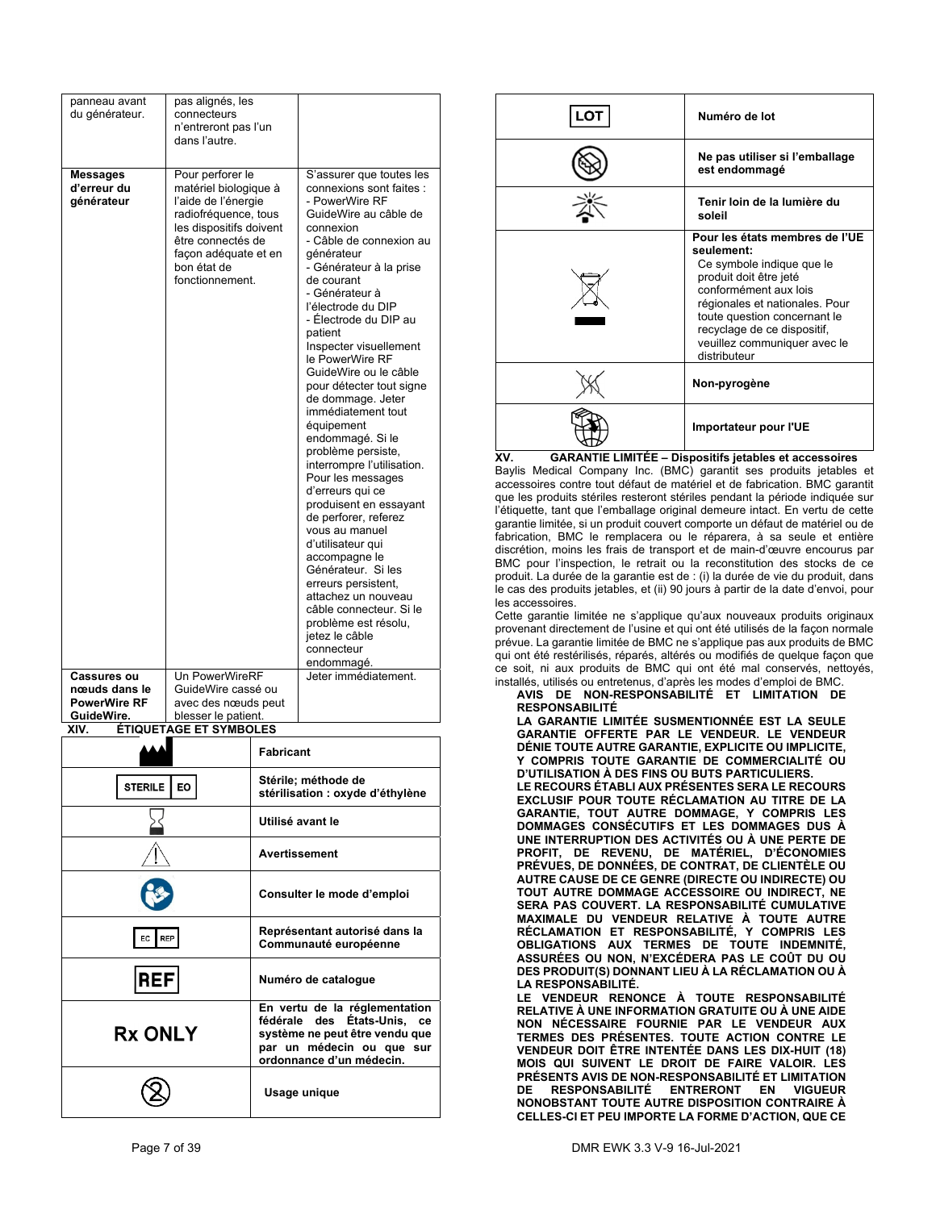| | | |
|---|---|---|
| panneau avant du générateur. | pas alignés, les connecteurs n'entreront pas l'un dans l'autre. | |
| **Messages d'erreur du générateur** | Pour perforer le matériel biologique à l'aide de l'énergie radiofréquence, tous les dispositifs doivent être connectés de façon adéquate et en bon état de fonctionnement. | S'assurer que toutes les connexions sont faites :<br>- PowerWire RF GuideWire au câble de connexion<br>- Câble de connexion au générateur<br>- Générateur à la prise de courant<br>- Générateur à l'électrode du DIP<br>- Électrode du DIP au patient<br>Inspecter visuellement le PowerWire RF GuideWire ou le câble pour détecter tout signe de dommage. Jeter immédiatement tout équipement endommagé. Si le problème persiste, interrompre l'utilisation. Pour les messages d'erreurs qui ce produisent en essayant de perforer, referez vous au manuel d'utilisateur qui accompagne le Générateur. Si les erreurs persistent, attachez un nouveau câble connecteur. Si le problème est résolu, jetez le câble connecteur endommagé. |
| **Cassures ou nœuds dans le PowerWire RF GuideWire.** | Un PowerWireRF GuideWire cassé ou avec des nœuds peut blesser le patient. | Jeter immédiatement. |

## XIV. ÉTIQUETAGE ET SYMBOLES

| Symbole | Signification |
|---|---|
| | **Fabricant** |
| STERILE EO | **Stérile; méthode de stérilisation : oxyde d'éthylène** |
| | **Utilisé avant le** |
| | **Avertissement** |
| | **Consulter le mode d'emploi** |
| EC REP | **Représentant autorisé dans la Communauté européenne** |
| REF | **Numéro de catalogue** |
| **Rx ONLY** | **En vertu de la réglementation fédérale des États-Unis, ce système ne peut être vendu que par un médecin ou que sur ordonnance d'un médecin.** |
| | **Usage unique** |
| LOT | **Numéro de lot** |
| | **Ne pas utiliser si l'emballage est endommagé** |
| | **Tenir loin de la lumière du soleil** |
| | **Pour les états membres de l'UE seulement:** Ce symbole indique que le produit doit être jeté conformément aux lois régionales et nationales. Pour toute question concernant le recyclage de ce dispositif, veuillez communiquer avec le distributeur |
| | **Non-pyrogène** |
| | **Importateur pour l'UE** |

## XV. GARANTIE LIMITÉE – Dispositifs jetables et accessoires

Baylis Medical Company Inc. (BMC) garantit ses produits jetables et accessoires contre tout défaut de matériel et de fabrication. BMC garantit que les produits stériles resteront stériles pendant la période indiquée sur l'étiquette, tant que l'emballage original demeure intact. En vertu de cette garantie limitée, si un produit couvert comporte un défaut de matériel ou de fabrication, BMC le remplacera ou le réparera, à sa seule et entière discrétion, moins les frais de transport et de main-d'œuvre encourus par BMC pour l'inspection, le retrait ou la reconstitution des stocks de ce produit. La durée de la garantie est de : (i) la durée de vie du produit, dans le cas des produits jetables, et (ii) 90 jours à partir de la date d'envoi, pour les accessoires.

Cette garantie limitée ne s'applique qu'aux nouveaux produits originaux provenant directement de l'usine et qui ont été utilisés de la façon normale prévue. La garantie limitée de BMC ne s'applique pas aux produits de BMC qui ont été restérilisés, réparés, altérés ou modifiés de quelque façon que ce soit, ni aux produits de BMC qui ont été mal conservés, nettoyés, installés, utilisés ou entretenus, d'après les modes d'emploi de BMC.

**AVIS DE NON-RESPONSABILITÉ ET LIMITATION DE RESPONSABILITÉ**

**LA GARANTIE LIMITÉE SUSMENTIONNÉE EST LA SEULE GARANTIE OFFERTE PAR LE VENDEUR. LE VENDEUR DÉNIE TOUTE AUTRE GARANTIE, EXPLICITE OU IMPLICITE, Y COMPRIS TOUTE GARANTIE DE COMMERCIALITÉ OU D'UTILISATION À DES FINS OU BUTS PARTICULIERS.**

**LE RECOURS ÉTABLI AUX PRÉSENTES SERA LE RECOURS EXCLUSIF POUR TOUTE RÉCLAMATION AU TITRE DE LA GARANTIE, TOUT AUTRE DOMMAGE, Y COMPRIS LES DOMMAGES CONSÉCUTIFS ET LES DOMMAGES DUS À UNE INTERRUPTION DES ACTIVITÉS OU À UNE PERTE DE PROFIT, DE REVENU, DE MATÉRIEL, D'ÉCONOMIES PRÉVUES, DE DONNÉES, DE CONTRAT, DE CLIENTÈLE OU AUTRE CAUSE DE CE GENRE (DIRECTE OU INDIRECTE) OU TOUT AUTRE DOMMAGE ACCESSOIRE OU INDIRECT, NE SERA PAS COUVERT. LA RESPONSABILITÉ CUMULATIVE MAXIMALE DU VENDEUR RELATIVE À TOUTE AUTRE RÉCLAMATION ET RESPONSABILITÉ, Y COMPRIS LES OBLIGATIONS AUX TERMES DE TOUTE INDEMNITÉ, ASSURÉES OU NON, N'EXCÉDERA PAS LE COÛT DU OU DES PRODUIT(S) DONNANT LIEU À LA RÉCLAMATION OU À LA RESPONSABILITÉ.**

**LE VENDEUR RENONCE À TOUTE RESPONSABILITÉ RELATIVE À UNE INFORMATION GRATUITE OU À UNE AIDE NON NÉCESSAIRE FOURNIE PAR LE VENDEUR AUX TERMES DES PRÉSENTES. TOUTE ACTION CONTRE LE VENDEUR DOIT ÊTRE INTENTÉE DANS LES DIX-HUIT (18) MOIS QUI SUIVENT LE DROIT DE FAIRE VALOIR. LES PRÉSENTS AVIS DE NON-RESPONSABILITÉ ET LIMITATION DE RESPONSABILITÉ ENTRERONT EN VIGUEUR NONOBSTANT TOUTE AUTRE DISPOSITION CONTRAIRE À CELLES-CI ET PEU IMPORTE LA FORME D'ACTION, QUE CE**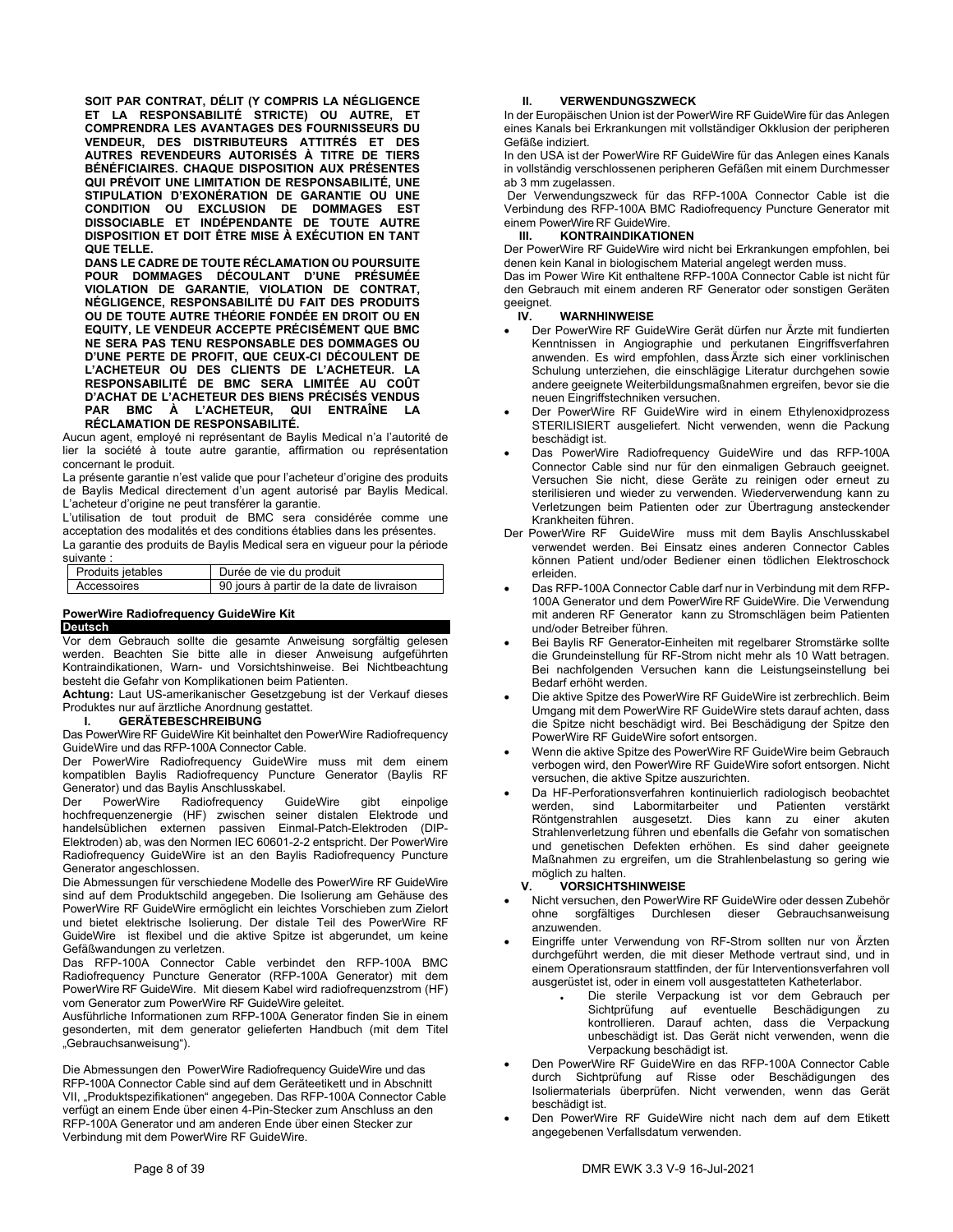**SOIT PAR CONTRAT, DÉLIT (Y COMPRIS LA NÉGLIGENCE ET LA RESPONSABILITÉ STRICTE) OU AUTRE, ET COMPRENDRA LES AVANTAGES DES FOURNISSEURS DU VENDEUR, DES DISTRIBUTEURS ATTITRÉS ET DES AUTRES REVENDEURS AUTORISÉS À TITRE DE TIERS BÉNÉFICIAIRES. CHAQUE DISPOSITION AUX PRÉSENTES QUI PRÉVOIT UNE LIMITATION DE RESPONSABILITÉ, UNE STIPULATION D'EXONÉRATION DE GARANTIE OU UNE CONDITION OU EXCLUSION DE DOMMAGES EST DISSOCIABLE ET INDÉPENDANTE DE TOUTE AUTRE DISPOSITION ET DOIT ÊTRE MISE À EXÉCUTION EN TANT QUE TELLE.**

**DANS LE CADRE DE TOUTE RÉCLAMATION OU POURSUITE POUR DOMMAGES DÉCOULANT D'UNE PRÉSUMÉE VIOLATION DE GARANTIE, VIOLATION DE CONTRAT, NÉGLIGENCE, RESPONSABILITÉ DU FAIT DES PRODUITS OU DE TOUTE AUTRE THÉORIE FONDÉE EN DROIT OU EN EQUITY, LE VENDEUR ACCEPTE PRÉCISÉMENT QUE BMC NE SERA PAS TENU RESPONSABLE DES DOMMAGES OU D'UNE PERTE DE PROFIT, QUE CEUX-CI DÉCOULENT DE L'ACHETEUR OU DES CLIENTS DE L'ACHETEUR. LA RESPONSABILITÉ DE BMC SERA LIMITÉE AU COÛT D'ACHAT DE L'ACHETEUR DES BIENS PRÉCISÉS VENDUS PAR BMC À L'ACHETEUR, QUI ENTRAÎNE LA RÉCLAMATION DE RESPONSABILITÉ.**

Aucun agent, employé ni représentant de Baylis Medical n'a l'autorité de lier la société à toute autre garantie, affirmation ou représentation concernant le produit.

La présente garantie n'est valide que pour l'acheteur d'origine des produits de Baylis Medical directement d'un agent autorisé par Baylis Medical. L'acheteur d'origine ne peut transférer la garantie.

L'utilisation de tout produit de BMC sera considérée comme une acceptation des modalités et des conditions établies dans les présentes.

La garantie des produits de Baylis Medical sera en vigueur pour la période suivante :

| Produits jetables | Durée de vie du produit |
|---|---|
| Accessoires | 90 jours à partir de la date de livraison |

**PowerWire Radiofrequency GuideWire Kit**

**Deutsch**

Vor dem Gebrauch sollte die gesamte Anweisung sorgfältig gelesen werden. Beachten Sie bitte alle in dieser Anweisung aufgeführten Kontraindikationen, Warn- und Vorsichtshinweise. Bei Nichtbeachtung besteht die Gefahr von Komplikationen beim Patienten.

**Achtung:** Laut US-amerikanischer Gesetzgebung ist der Verkauf dieses Produktes nur auf ärztliche Anordnung gestattet.

## I. GERÄTEBESCHREIBUNG

Das PowerWire RF GuideWire Kit beinhaltet den PowerWire Radiofrequency GuideWire und das RFP-100A Connector Cable.

Der PowerWire Radiofrequency GuideWire muss mit einem kompatiblen Baylis Radiofrequency Puncture Generator (Baylis RF Generator) und das Baylis Anschlusskabel.

Der PowerWire Radiofrequency GuideWire gibt einpolige hochfrequenzenergie (HF) zwischen seiner distalen Elektrode und handelsüblichen externen passiven Einmal-Patch-Elektroden (DIP-Elektroden) ab, was den Normen IEC 60601-2-2 entspricht. Der PowerWire Radiofrequency GuideWire ist an den Baylis Radiofrequency Puncture Generator angeschlossen.

Die Abmessungen für verschiedene Modelle des PowerWire RF GuideWire sind auf dem Produktschild angegeben. Die Isolierung am Gehäuse des PowerWire RF GuideWire ermöglicht ein leichtes Vorschieben zum Zielort und bietet elektrische Isolierung. Der distale Teil des PowerWire RF GuideWire ist flexibel und die aktive Spitze ist abgerundet, um keine Gefäßwandungen zu verletzen.

Das RFP-100A Connector Cable verbindet den RFP-100A BMC Radiofrequency Puncture Generator (RFP-100A Generator) mit dem PowerWire RF GuideWire. Mit diesem Kabel wird radiofrequenzstrom (HF) vom Generator zum PowerWire RF GuideWire geleitet.

Ausführliche Informationen zum RFP-100A Generator finden Sie in einem gesonderten, mit dem generator gelieferten Handbuch (mit dem Titel „Gebrauchsanweisung").

Die Abmessungen den PowerWire Radiofrequency GuideWire und das RFP-100A Connector Cable sind auf dem Geräteetikett und in Abschnitt VII, „Produktspezifikationen" angegeben. Das RFP-100A Connector Cable verfügt an einem Ende über einen 4-Pin-Stecker zum Anschluss an den RFP-100A Generator und am anderen Ende über einen Stecker zur Verbindung mit dem PowerWire RF GuideWire.

## II. VERWENDUNGSZWECK

In der Europäischen Union ist der PowerWire RF GuideWire für das Anlegen eines Kanals bei Erkrankungen mit vollständiger Okklusion der peripheren Gefäße indiziert.

In den USA ist der PowerWire RF GuideWire für das Anlegen eines Kanals in vollständig verschlossenen peripheren Gefäßen mit einem Durchmesser ab 3 mm zugelassen.

Der Verwendungszweck für das RFP-100A Connector Cable ist die Verbindung des RFP-100A BMC Radiofrequency Puncture Generator mit einem PowerWire RF GuideWire.

## III. KONTRAINDIKATIONEN

Der PowerWire RF GuideWire wird nicht bei Erkrankungen empfohlen, bei denen kein Kanal in biologischem Material angelegt werden muss.

Das im Power Wire Kit enthaltene RFP-100A Connector Cable ist nicht für den Gebrauch mit einem anderen RF Generator oder sonstigen Geräten geeignet.

## IV. WARNHINWEISE

- Der PowerWire RF GuideWire Gerät dürfen nur Ärzte mit fundierten Kenntnissen in Angiographie und perkutanen Eingriffsverfahren anwenden. Es wird empfohlen, dass Ärzte sich einer vorklinischen Schulung unterziehen, die einschlägige Literatur durchgehen sowie andere geeignete Weiterbildungsmaßnahmen ergreifen, bevor sie die neuen Eingriffstechniken versuchen.
- Der PowerWire RF GuideWire wird in einem Ethylenoxidprozess STERILISIERT ausgeliefert. Nicht verwenden, wenn die Packung beschädigt ist.
- Das PowerWire Radiofrequency GuideWire und das RFP-100A Connector Cable sind nur für den einmaligen Gebrauch geeignet. Versuchen Sie nicht, diese Geräte zu reinigen oder erneut zu sterilisieren und wieder zu verwenden. Wiederverwendung kann zu Verletzungen beim Patienten oder zur Übertragung ansteckender Krankheiten führen.

Der PowerWire RF GuideWire muss mit dem Baylis Anschlusskabel verwendet werden. Bei Einsatz eines anderen Connector Cables können Patient und/oder Bediener einen tödlichen Elektroschock erleiden.

- Das RFP-100A Connector Cable darf nur in Verbindung mit dem RFP-100A Generator und dem PowerWire RF GuideWire. Die Verwendung mit anderen RF Generator kann zu Stromschlägen beim Patienten und/oder Betreiber führen.
- Bei Baylis RF Generator-Einheiten mit regelbarer Stromstärke sollte die Grundeinstellung für RF-Strom nicht mehr als 10 Watt betragen. Bei nachfolgenden Versuchen kann die Leistungseinstellung bei Bedarf erhöht werden.
- Die aktive Spitze des PowerWire RF GuideWire ist zerbrechlich. Beim Umgang mit dem PowerWire RF GuideWire stets darauf achten, dass die Spitze nicht beschädigt wird. Bei Beschädigung der Spitze den PowerWire RF GuideWire sofort entsorgen.
- Wenn die aktive Spitze des PowerWire RF GuideWire beim Gebrauch verbogen wird, den PowerWire RF GuideWire sofort entsorgen. Nicht versuchen, die aktive Spitze auszurichten.
- Da HF-Perforationsverfahren kontinuierlich radiologisch beobachtet werden, sind Labormitarbeiter und Patienten verstärkt Röntgenstrahlen ausgesetzt. Dies kann zu einer akuten Strahlenverletzung führen und ebenfalls die Gefahr von somatischen und genetischen Defekten erhöhen. Es sind daher geeignete Maßnahmen zu ergreifen, um die Strahlenbelastung so gering wie möglich zu halten.

## V. VORSICHTSHINWEISE

- Nicht versuchen, den PowerWire RF GuideWire oder dessen Zubehör ohne sorgfältiges Durchlesen dieser Gebrauchsanweisung anzuwenden.
- Eingriffe unter Verwendung von RF-Strom sollten nur von Ärzten durchgeführt werden, die mit dieser Methode vertraut sind, und in einem Operationsraum stattfinden, der für Interventionsverfahren voll ausgerüstet ist, oder in einem voll ausgestatteten Katheterlabor.
  - Die sterile Verpackung ist vor dem Gebrauch per Sichtprüfung auf eventuelle Beschädigungen zu kontrollieren. Darauf achten, dass die Verpackung unbeschädigt ist. Das Gerät nicht verwenden, wenn die Verpackung beschädigt ist.
- Den PowerWire RF GuideWire en das RFP-100A Connector Cable durch Sichtprüfung auf Risse oder Beschädigungen des Isoliermaterials überprüfen. Nicht verwenden, wenn das Gerät beschädigt ist.
- Den PowerWire RF GuideWire nicht nach dem auf dem Etikett angegebenen Verfallsdatum verwenden.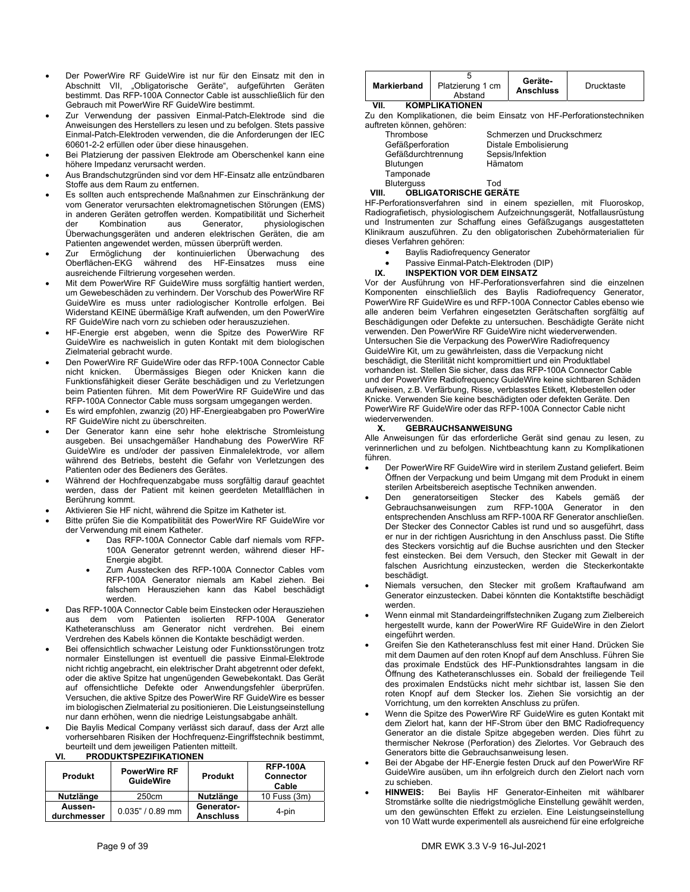- Der PowerWire RF GuideWire ist nur für den Einsatz mit den in Abschnitt VII, „Obligatorische Geräte", aufgeführten Geräten bestimmt. Das RFP-100A Connector Cable ist ausschließlich für den Gebrauch mit PowerWire RF GuideWire bestimmt.
- Zur Verwendung der passiven Einmal-Patch-Elektrode sind die Anweisungen des Herstellers zu lesen und zu befolgen. Stets passive Einmal-Patch-Elektroden verwenden, die die Anforderungen der IEC 60601-2-2 erfüllen oder über diese hinausgehen.
- Bei Platzierung der passiven Elektrode am Oberschenkel kann eine höhere Impedanz verursacht werden.
- Aus Brandschutzgründen sind vor dem HF-Einsatz alle entzündbaren Stoffe aus dem Raum zu entfernen.
- Es sollten auch entsprechende Maßnahmen zur Einschränkung der vom Generator verursachten elektromagnetischen Störungen (EMS) in anderen Geräten getroffen werden. Kompatibilität und Sicherheit der Kombination aus Generator, physiologischen Überwachungsgeräten und anderen elektrischen Geräten, die am Patienten angewendet werden, müssen überprüft werden.
- Zur Ermöglichung der kontinuierlichen Überwachung des Oberflächen-EKG während des HF-Einsatzes muss eine ausreichende Filtrierung vorgesehen werden.
- Mit dem PowerWire RF GuideWire muss sorgfältig hantiert werden, um Gewebeschäden zu verhindern. Der Vorschub des PowerWire RF GuideWire es muss unter radiologischer Kontrolle erfolgen. Bei Widerstand KEINE übermäßige Kraft aufwenden, um den PowerWire RF GuideWire nach vorn zu schieben oder herauszuziehen.
- HF-Energie erst abgeben, wenn die Spitze des PowerWire RF GuideWire es nachweislich in guten Kontakt mit dem biologischen Zielmaterial gebracht wurde.
- Den PowerWire RF GuideWire oder das RFP-100A Connector Cable nicht knicken. Übermässiges Biegen oder Knicken kann die Funktionsfähigkeit dieser Geräte beschädigen und zu Verletzungen beim Patienten führen. Mit dem PowerWire RF GuideWire und das RFP-100A Connector Cable muss sorgsam umgegangen werden.
- Es wird empfohlen, zwanzig (20) HF-Energieabgaben pro PowerWire RF GuideWire nicht zu überschreiten.
- Der Generator kann eine sehr hohe elektrische Stromleistung ausgeben. Bei unsachgemäßer Handhabung des PowerWire RF GuideWire es und/oder der passiven Einmalelektrode, vor allem während des Betriebs, besteht die Gefahr von Verletzungen des Patienten oder des Bedieners des Gerätes.
- Während der Hochfrequenzabgabe muss sorgfältig darauf geachtet werden, dass der Patient mit keinen geerdeten Metallflächen in Berührung kommt.
- Aktivieren Sie HF nicht, während die Spitze im Katheter ist.
- Bitte prüfen Sie die Kompatibilität des PowerWire RF GuideWire vor der Verwendung mit einem Katheter.
    - Das RFP-100A Connector Cable darf niemals vom RFP-100A Generator getrennt werden, während dieser HF-Energie abgibt.
    - Zum Ausstecken des RFP-100A Connector Cables vom RFP-100A Generator niemals am Kabel ziehen. Bei falschem Herausziehen kann das Kabel beschädigt werden.
- Das RFP-100A Connector Cable beim Einstecken oder Herausziehen aus dem vom Patienten isolierten RFP-100A Generator Katheteranschluss am Generator nicht verdrehen. Bei einem Verdrehen des Kabels können die Kontakte beschädigt werden.
- Bei offensichtlich schwacher Leistung oder Funktionsstörungen trotz normaler Einstellungen ist eventuell die passive Einmal-Elektrode nicht richtig angebracht, ein elektrischer Draht abgetrennt oder defekt, oder die aktive Spitze hat ungenügenden Gewebekontakt. Das Gerät auf offensichtliche Defekte oder Anwendungsfehler überprüfen. Versuchen, die aktive Spitze des PowerWire RF GuideWire es besser im biologischen Zielmaterial zu positionieren. Die Leistungseinstellung nur dann erhöhen, wenn die niedrige Leistungsabgabe anhält.
- Die Baylis Medical Company verlässt sich darauf, dass der Arzt alle vorhersehbaren Risiken der Hochfrequenz-Eingriffstechnik bestimmt, beurteilt und dem jeweiligen Patienten mitteilt.

## VI. PRODUKTSPEZIFIKATIONEN

| Produkt | PowerWire RF GuideWire | Produkt | RFP-100A Connector Cable |
|---|---|---|---|
| Nutzlänge | 250cm | Nutzlänge | 10 Fuss (3m) |
| Aussen-durchmesser | 0.035" / 0.89 mm | Generator-Anschluss | 4-pin |
| Markierband | 5 Platzierung 1 cm Abstand | Geräte-Anschluss | Drucktaste |

## VII. KOMPLIKATIONEN

Zu den Komplikationen, die beim Einsatz von HF-Perforationstechniken auftreten können, gehören:

| | |
|---|---|
| Thrombose | Schmerzen und Druckschmerz |
| Gefäßperforation | Distale Embolisierung |
| Gefäßdurchtrennung | Sepsis/Infektion |
| Blutungen | Hämatom |
| Tamponade | |
| Bluterguss | Tod |

## VIII. OBLIGATORISCHE GERÄTE

HF-Perforationsverfahren sind in einem speziellen, mit Fluoroskop, Radiografietisch, physiologischem Aufzeichnungsgerät, Notfallausrüstung und Instrumenten zur Schaffung eines Gefäßzugangs ausgestatteten Klinikraum auszuführen. Zu den obligatorischen Zubehörmaterialien für dieses Verfahren gehören:

- Baylis Radiofrequency Generator
- Passive Einmal-Patch-Elektroden (DIP)

## IX. INSPEKTION VOR DEM EINSATZ

Vor der Ausführung von HF-Perforationsverfahren sind die einzelnen Komponenten einschließlich des Baylis Radiofrequency Generator, PowerWire RF GuideWire es und RFP-100A Connector Cables ebenso wie alle anderen beim Verfahren eingesetzten Gerätschaften sorgfältig auf Beschädigungen oder Defekte zu untersuchen. Beschädigte Geräte nicht verwenden. Den PowerWire RF GuideWire nicht wiederverwenden. Untersuchen Sie die Verpackung des PowerWire Radiofrequency GuideWire Kit, um zu gewährleisten, dass die Verpackung nicht beschädigt, die Sterilität nicht kompromittiert und ein Produktlabel vorhanden ist. Stellen Sie sicher, dass das RFP-100A Connector Cable und der PowerWire Radiofrequency GuideWire keine sichtbaren Schäden aufweisen, z.B. Verfärbung, Risse, verblasstes Etikett, Klebestellen oder Knicke. Verwenden Sie keine beschädigten oder defekten Geräte. Den PowerWire RF GuideWire oder das RFP-100A Connector Cable nicht wiederverwenden.

## X. GEBRAUCHSANWEISUNG

Alle Anweisungen für das erforderliche Gerät sind genau zu lesen, zu verinnerlichen und zu befolgen. Nichtbeachtung kann zu Komplikationen führen.

- Der PowerWire RF GuideWire wird in sterilem Zustand geliefert. Beim Öffnen der Verpackung und beim Umgang mit dem Produkt in einem sterilen Arbeitsbereich aseptische Techniken anwenden.
- Den generatorseitigen Stecker des Kabels gemäß der Gebrauchsanweisungen zum RFP-100A Generator in den entsprechenden Anschluss am RFP-100A RF Generator anschließen. Der Stecker des Connector Cables ist rund und so ausgeführt, dass er nur in der richtigen Ausrichtung in den Anschluss passt. Die Stifte des Steckers vorsichtig auf die Buchse ausrichten und den Stecker fest einstecken. Bei dem Versuch, den Stecker mit Gewalt in der falschen Ausrichtung einzustecken, werden die Steckerkontakte beschädigt.
- Niemals versuchen, den Stecker mit großem Kraftaufwand am Generator einzustecken. Dabei könnten die Kontaktstifte beschädigt werden.
- Wenn einmal mit Standardeingriffstechniken Zugang zum Zielbereich hergestellt wurde, kann der PowerWire RF GuideWire in den Zielort eingeführt werden.
- Greifen Sie den Katheteranschluss fest mit einer Hand. Drücken Sie mit dem Daumen auf den roten Knopf auf dem Anschluss. Führen Sie das proximale Endstück des HF-Punktionsdrahtes langsam in die Öffnung des Katheteranschlusses ein. Sobald der freiliegende Teil des proximalen Endstücks nicht mehr sichtbar ist, lassen Sie den roten Knopf auf dem Stecker los. Ziehen Sie vorsichtig an der Vorrichtung, um den korrekten Anschluss zu prüfen.
- Wenn die Spitze des PowerWire RF GuideWire es guten Kontakt mit dem Zielort hat, kann der HF-Strom über den BMC Radiofrequency Generator an die distale Spitze abgegeben werden. Dies führt zu thermischer Nekrose (Perforation) des Zielortes. Vor Gebrauch des Generators bitte die Gebrauchsanweisung lesen.
- Bei der Abgabe der HF-Energie festen Druck auf den PowerWire RF GuideWire ausüben, um ihn erfolgreich durch den Zielort nach vorn zu schieben.
- **HINWEIS:** Bei Baylis HF Generator-Einheiten mit wählbarer Stromstärke sollte die niedrigstmögliche Einstellung gewählt werden, um den gewünschten Effekt zu erzielen. Eine Leistungseinstellung von 10 Watt wurde experimentell als ausreichend für eine erfolgreiche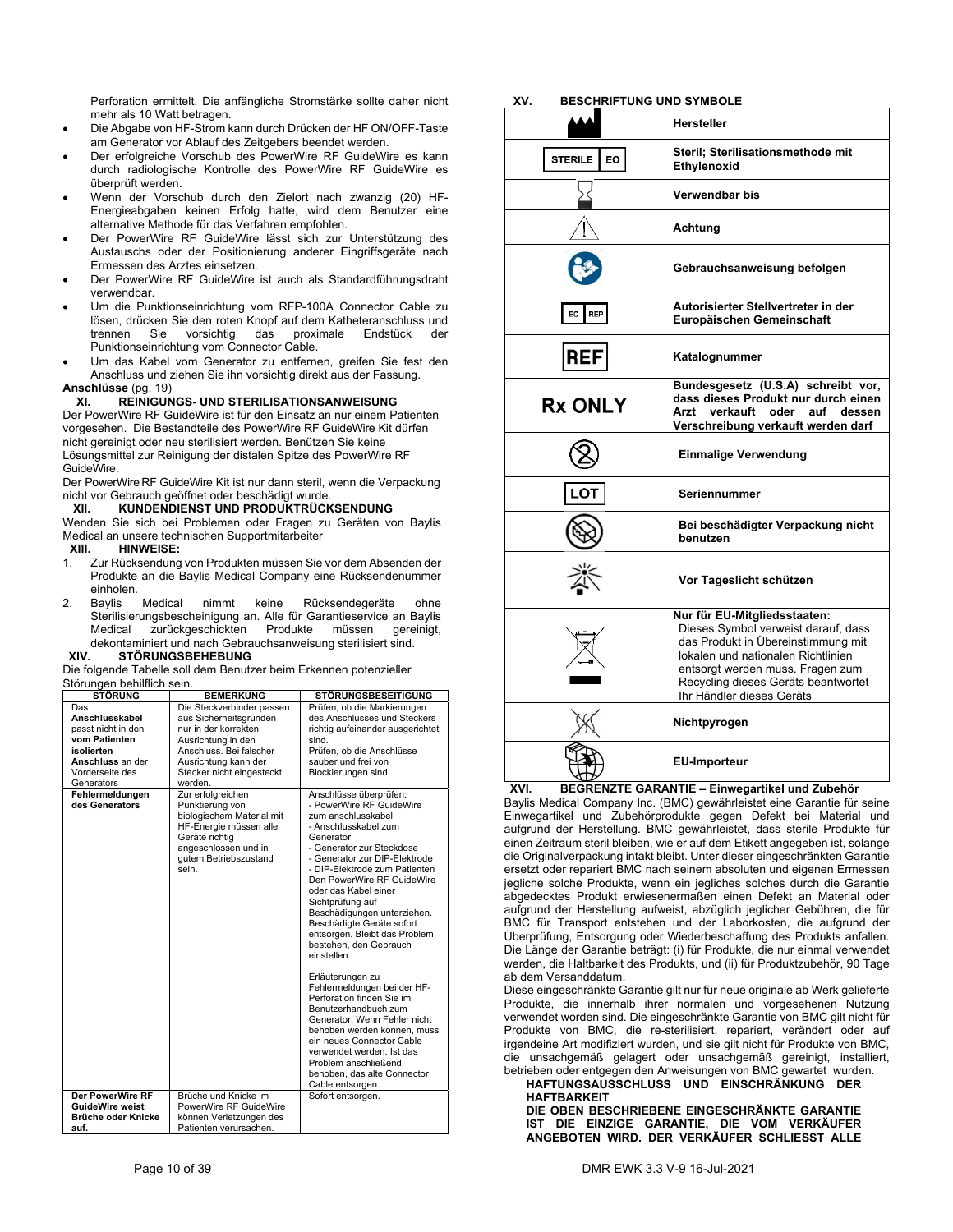Perforation ermittelt. Die anfängliche Stromstärke sollte daher nicht mehr als 10 Watt betragen.

- Die Abgabe von HF-Strom kann durch Drücken der HF ON/OFF-Taste am Generator vor Ablauf des Zeitgebers beendet werden.
- Der erfolgreiche Vorschub des PowerWire RF GuideWire es kann durch radiologische Kontrolle des PowerWire RF GuideWire es überprüft werden.
- Wenn der Vorschub durch den Zielort nach zwanzig (20) HF-Energieabgaben keinen Erfolg hatte, wird dem Benutzer eine alternative Methode für das Verfahren empfohlen.
- Der PowerWire RF GuideWire lässt sich zur Unterstützung des Austauschs oder der Positionierung anderer Eingriffsgeräte nach Ermessen des Arztes einsetzen.
- Der PowerWire RF GuideWire ist auch als Standardführungsdraht verwendbar.
- Um die Punktionseinrichtung vom RFP-100A Connector Cable zu lösen, drücken Sie den roten Knopf auf dem Katheteranschluss und trennen Sie vorsichtig das proximale Endstück der Punktionseinrichtung vom Connector Cable.
- Um das Kabel vom Generator zu entfernen, greifen Sie fest den Anschluss und ziehen Sie ihn vorsichtig direkt aus der Fassung.

**Anschlüsse** (pg. 19)

## XI. REINIGUNGS- UND STERILISATIONSANWEISUNG

Der PowerWire RF GuideWire ist für den Einsatz an nur einem Patienten vorgesehen. Die Bestandteile des PowerWire RF GuideWire Kit dürfen nicht gereinigt oder neu sterilisiert werden. Benützen Sie keine Lösungsmittel zur Reinigung der distalen Spitze des PowerWire RF GuideWire.

Der PowerWire RF GuideWire Kit ist nur dann steril, wenn die Verpackung nicht vor Gebrauch geöffnet oder beschädigt wurde.

## XII. KUNDENDIENST UND PRODUKTRÜCKSENDUNG

Wenden Sie sich bei Problemen oder Fragen zu Geräten von Baylis Medical an unsere technischen Supportmitarbeiter

## XIII. HINWEISE:

1. Zur Rücksendung von Produkten müssen Sie vor dem Absenden der Produkte an die Baylis Medical Company eine Rücksendenummer einholen.
2. Baylis Medical nimmt keine Rücksendegeräte ohne Sterilisierungsbescheinigung an. Alle für Garantieservice an Baylis Medical zurückgeschickten Produkte müssen gereinigt, dekontaminiert und nach Gebrauchsanweisung sterilisiert sind.

## XIV. STÖRUNGSBEHEBUNG

Die folgende Tabelle soll dem Benutzer beim Erkennen potenzieller Störungen behilflich sein.

| STÖRUNG | BEMERKUNG | STÖRUNGSBESEITIGUNG |
|---|---|---|
| Das **Anschlusskabel** passt nicht in den **vom Patienten isolierten Anschluss** an der Vorderseite des Generators | Die Steckverbinder passen aus Sicherheitsgründen nur in der korrekten Ausrichtung in den Anschluss. Bei falscher Ausrichtung kann der Stecker nicht eingesteckt werden. | Prüfen, ob die Markierungen des Anschlusses und Steckers richtig aufeinander ausgerichtet sind. Prüfen, ob die Anschlüsse sauber und frei von Blockierungen sind. |
| **Fehlermeldungen des Generators** | Zur erfolgreichen Punktierung von biologischem Material mit HF-Energie müssen alle Geräte richtig angeschlossen und in gutem Betriebszustand sein. | Anschlüsse überprüfen:<br>- PowerWire RF GuideWire zum anschlusskabel<br>- Anschlusskabel zum Generator<br>- Generator zur Steckdose<br>- Generator zur DIP-Elektrode<br>- DIP-Elektrode zum Patienten<br>Den PowerWire RF GuideWire oder das Kabel einer Sichtprüfung auf Beschädigungen unterziehen. Beschädigte Geräte sofort entsorgen. Bleibt das Problem bestehen, den Gebrauch einstellen.<br><br>Erläuterungen zu Fehlermeldungen bei der HF-Perforation finden Sie im Benutzerhandbuch zum Generator. Wenn Fehler nicht behoben werden können, muss ein neues Connector Cable verwendet werden. Ist das Problem anschließend behoben, das alte Connector Cable entsorgen. |
| **Der PowerWire RF GuideWire weist Brüche oder Knicke auf.** | Brüche und Knicke im PowerWire RF GuideWire können Verletzungen des Patienten verursachen. | Sofort entsorgen. |

## XV. BESCHRIFTUNG UND SYMBOLE

| Symbol | Bedeutung |
|---|---|
| (Symbol Hersteller) | **Hersteller** |
| STERILE EO | **Steril; Sterilisationsmethode mit Ethylenoxid** |
| (Symbol Sanduhr) | **Verwendbar bis** |
| (Symbol Warndreieck) | **Achtung** |
| (Symbol Gebrauchsanweisung) | **Gebrauchsanweisung befolgen** |
| EC REP | **Autorisierter Stellvertreter in der Europäischen Gemeinschaft** |
| REF | **Katalognummer** |
| Rx ONLY | **Bundesgesetz (U.S.A) schreibt vor, dass dieses Produkt nur durch einen Arzt verkauft oder auf dessen Verschreibung verkauft werden darf** |
| (Symbol 2 durchgestrichen) | **Einmalige Verwendung** |
| LOT | **Seriennummer** |
| (Symbol beschädigte Verpackung) | **Bei beschädigter Verpackung nicht benutzen** |
| (Symbol Sonne) | **Vor Tageslicht schützen** |
| (Symbol durchgestrichene Mülltonne) | **Nur für EU-Mitgliedsstaaten:** Dieses Symbol verweist darauf, dass das Produkt in Übereinstimmung mit lokalen und nationalen Richtlinien entsorgt werden muss. Fragen zum Recycling dieses Geräts beantwortet Ihr Händler dieses Geräts |
| (Symbol Nichtpyrogen) | **Nichtpyrogen** |
| (Symbol EU-Importeur) | **EU-Importeur** |

## XVI. BEGRENZTE GARANTIE – Einwegartikel und Zubehör

Baylis Medical Company Inc. (BMC) gewährleistet eine Garantie für seine Einwegartikel und Zubehörprodukte gegen Defekt bei Material und aufgrund der Herstellung. BMC gewährleistet, dass sterile Produkte für einen Zeitraum steril bleiben, wie er auf dem Etikett angegeben ist, solange die Originalverpackung intakt bleibt. Unter dieser eingeschränkten Garantie ersetzt oder repariert BMC nach seinem absoluten und eigenen Ermessen jegliche solche Produkte, wenn ein jegliches solches durch die Garantie abgedecktes Produkt erwiesenermaßen einen Defekt an Material oder aufgrund der Herstellung aufweist, abzüglich jeglicher Gebühren, die für BMC für Transport entstehen und der Laborkosten, die aufgrund der Überprüfung, Entsorgung oder Wiederbeschaffung des Produkts anfallen. Die Länge der Garantie beträgt: (i) für Produkte, die nur einmal verwendet werden, die Haltbarkeit des Produkts, und (ii) für Produktzubehör, 90 Tage ab dem Versanddatum.

Diese eingeschränkte Garantie gilt nur für neue originale ab Werk gelieferte Produkte, die innerhalb ihrer normalen und vorgesehenen Nutzung verwendet worden sind. Die eingeschränkte Garantie von BMC gilt nicht für Produkte von BMC, die re-sterilisiert, repariert, verändert oder auf irgendeine Art modifiziert wurden, und sie gilt nicht für Produkte von BMC, die unsachgemäß gelagert oder unsachgemäß gereinigt, installiert, betrieben oder entgegen den Anweisungen von BMC gewartet wurden.

**HAFTUNGSAUSSCHLUSS UND EINSCHRÄNKUNG DER HAFTBARKEIT**

**DIE OBEN BESCHRIEBENE EINGESCHRÄNKTE GARANTIE IST DIE EINZIGE GARANTIE, DIE VOM VERKÄUFER ANGEBOTEN WIRD. DER VERKÄUFER SCHLIESST ALLE**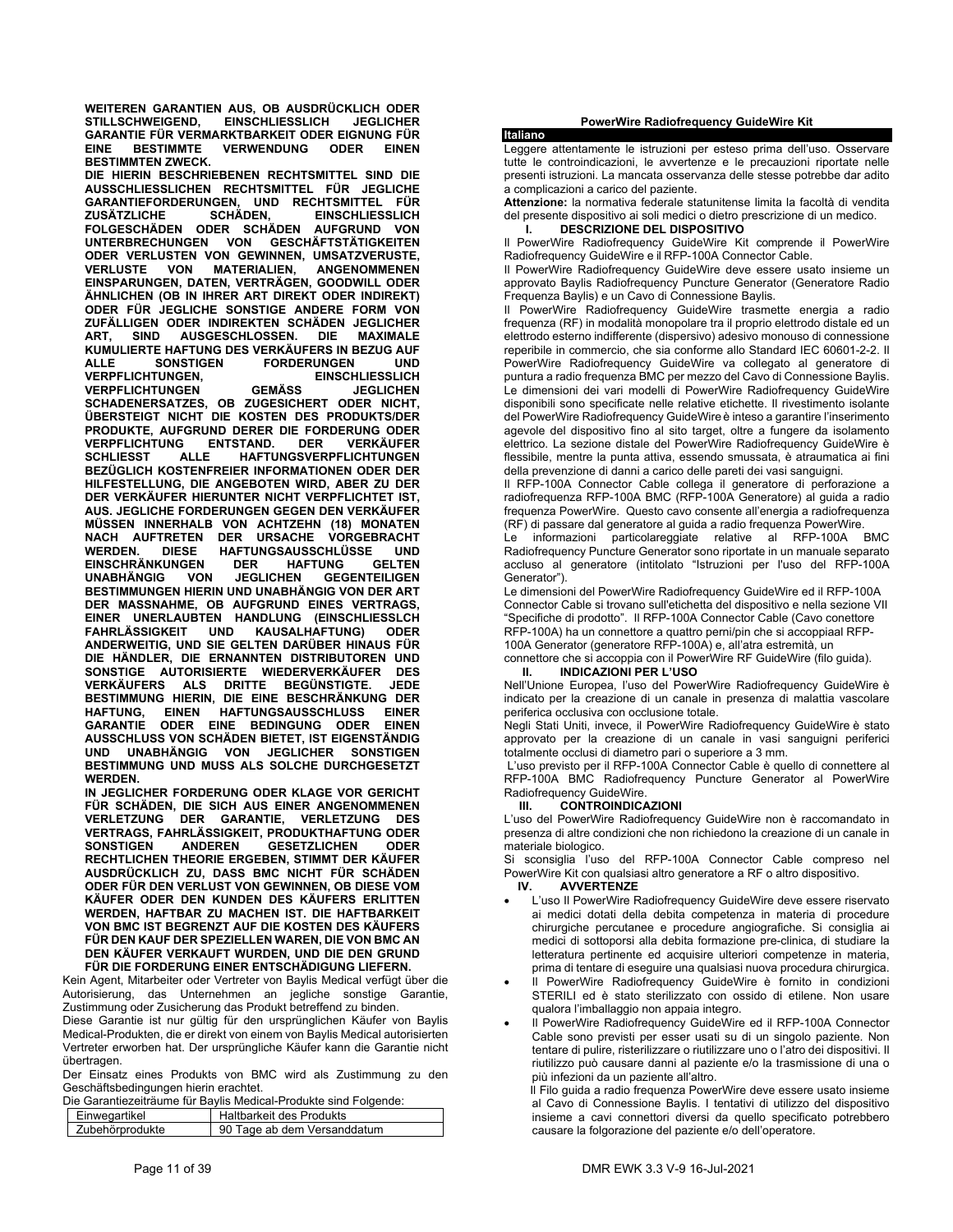**WEITEREN GARANTIEN AUS, OB AUSDRÜCKLICH ODER STILLSCHWEIGEND, EINSCHLIESSLICH JEGLICHER GARANTIE FÜR VERMARKTBARKEIT ODER EIGNUNG FÜR EINE BESTIMMTE VERWENDUNG ODER EINEN BESTIMMTEN ZWECK.**

**DIE HIERIN BESCHRIEBENEN RECHTSMITTEL SIND DIE AUSSCHLIESSLICHEN RECHTSMITTEL FÜR JEGLICHE GARANTIEFORDERUNGEN, UND RECHTSMITTEL FÜR ZUSÄTZLICHE SCHÄDEN, EINSCHLIESSLICH FOLGESCHÄDEN ODER SCHÄDEN AUFGRUND VON UNTERBRECHUNGEN VON GESCHÄFTSTÄTIGKEITEN ODER VERLUSTEN VON GEWINNEN, UMSATZVERUSTE, VERLUSTE VON MATERIALIEN, ANGENOMMENEN EINSPARUNGEN, DATEN, VERTRÄGEN, GOODWILL ODER ÄHNLICHEN (OB IN IHRER ART DIREKT ODER INDIREKT) ODER FÜR JEGLICHE SONSTIGE ANDERE FORM VON ZUFÄLLIGEN ODER INDIREKTEN SCHÄDEN JEGLICHER ART, SIND AUSGESCHLOSSEN. DIE MAXIMALE KUMULIERTE HAFTUNG DES VERKÄUFERS IN BEZUG AUF ALLE SONSTIGEN FORDERUNGEN UND VERPFLICHTUNGEN, EINSCHLIESSLICH VERPFLICHTUNGEN GEMÄSS JEGLICHEN SCHADENERSATZES, OB ZUGESICHERT ODER NICHT, ÜBERSTEIGT NICHT DIE KOSTEN DES PRODUKTS/DER PRODUKTE, AUFGRUND DERER DIE FORDERUNG ODER VERPFLICHTUNG ENTSTAND. DER VERKÄUFER SCHLIESST ALLE HAFTUNGSVERPFLICHTUNGEN BEZÜGLICH KOSTENFREIER INFORMATIONEN ODER DER HILFESTELLUNG, DIE ANGEBOTEN WIRD, ABER ZU DER DER VERKÄUFER HIERUNTER NICHT VERPFLICHTET IST, AUS. JEGLICHE FORDERUNGEN GEGEN DEN VERKÄUFER MÜSSEN INNERHALB VON ACHTZEHN (18) MONATEN NACH AUFTRETEN DER URSACHE VORGEBRACHT WERDEN. DIESE HAFTUNGSAUSSCHLÜSSE UND EINSCHRÄNKUNGEN DER HAFTUNG GELTEN UNABHÄNGIG VON JEGLICHEN GEGENTEILIGEN BESTIMMUNGEN HIERIN UND UNABHÄNGIG VON DER ART DER MASSNAHME, OB AUFGRUND EINES VERTRAGS, EINER UNERLAUBTEN HANDLUNG (EINSCHLIESSLCH FAHRLÄSSIGKEIT UND KAUSALHAFTUNG) ODER ANDERWEITIG, UND SIE GELTEN DARÜBER HINAUS FÜR DIE HÄNDLER, DIE ERNANNTEN DISTRIBUTOREN UND SONSTIGE AUTORISIERTE WIEDERVERKÄUFER DES VERKÄUFERS ALS DRITTE BEGÜNSTIGTE. JEDE BESTIMMUNG HIERIN, DIE EINE BESCHRÄNKUNG DER HAFTUNG, EINEN HAFTUNGSAUSSCHLUSS EINER GARANTIE ODER EINE BEDINGUNG ODER EINEN AUSSCHLUSS VON SCHÄDEN BIETET, IST EIGENSTÄNDIG UND UNABHÄNGIG VON JEGLICHER SONSTIGEN BESTIMMUNG UND MUSS ALS SOLCHE DURCHGESETZT WERDEN.**

**IN JEGLICHER FORDERUNG ODER KLAGE VOR GERICHT FÜR SCHÄDEN, DIE SICH AUS EINER ANGENOMMENEN VERLETZUNG DER GARANTIE, VERLETZUNG DES VERTRAGS, FAHRLÄSSIGKEIT, PRODUKTHAFTUNG ODER SONSTIGEN ANDEREN GESETZLICHEN ODER RECHTLICHEN THEORIE ERGEBEN, STIMMT DER KÄUFER AUSDRÜCKLICH ZU, DASS BMC NICHT FÜR SCHÄDEN ODER FÜR DEN VERLUST VON GEWINNEN, OB DIESE VOM KÄUFER ODER DEN KUNDEN DES KÄUFERS ERLITTEN WERDEN, HAFTBAR ZU MACHEN IST. DIE HAFTBARKEIT VON BMC IST BEGRENZT AUF DIE KOSTEN DES KÄUFERS FÜR DEN KAUF DER SPEZIELLEN WAREN, DIE VON BMC AN DEN KÄUFER VERKAUFT WURDEN, UND DIE DEN GRUND FÜR DIE FORDERUNG EINER ENTSCHÄDIGUNG LIEFERN.**

Kein Agent, Mitarbeiter oder Vertreter von Baylis Medical verfügt über die Autorisierung, das Unternehmen an jegliche sonstige Garantie, Zustimmung oder Zusicherung das Produkt betreffend zu binden.

Diese Garantie ist nur gültig für den ursprünglichen Käufer von Baylis Medical-Produkten, die er direkt von einem von Baylis Medical autorisierten Vertreter erworben hat. Der ursprüngliche Käufer kann die Garantie nicht übertragen.

Der Einsatz eines Produkts von BMC wird als Zustimmung zu den Geschäftsbedingungen hierin erachtet.

Die Garantiezeiträume für Baylis Medical-Produkte sind Folgende:

| Einwegartikel | Haltbarkeit des Produkts |
|---|---|
| Zubehörprodukte | 90 Tage ab dem Versanddatum |

**PowerWire Radiofrequency GuideWire Kit**

## Italiano

Leggere attentamente le istruzioni per esteso prima dell'uso. Osservare tutte le controindicazioni, le avvertenze e le precauzioni riportate nelle presenti istruzioni. La mancata osservanza delle stesse potrebbe dar adito a complicazioni a carico del paziente.

**Attenzione:** la normativa federale statunitense limita la facoltà di vendita del presente dispositivo ai soli medici o dietro prescrizione di un medico.

### I. DESCRIZIONE DEL DISPOSITIVO

Il PowerWire Radiofrequency GuideWire Kit comprende il PowerWire Radiofrequency GuideWire e il RFP-100A Connector Cable.

Il PowerWire Radiofrequency GuideWire deve essere usato insieme un approvato Baylis Radiofrequency Puncture Generator (Generatore Radio Frequenza Baylis) e un Cavo di Connessione Baylis.

Il PowerWire Radiofrequency GuideWire trasmette energia a radio frequenza (RF) in modalità monopolare tra il proprio elettrodo distale ed un elettrodo esterno indifferente (dispersivo) adesivo monouso di connessione reperibile in commercio, che sia conforme allo Standard IEC 60601-2-2. Il PowerWire Radiofrequency GuideWire va collegato al generatore di puntura a radio frequenza BMC per mezzo del Cavo di Connessione Baylis. Le dimensioni dei vari modelli di PowerWire Radiofrequency GuideWire disponibili sono specificate nelle relative etichette. Il rivestimento isolante del PowerWire Radiofrequency GuideWire è inteso a garantire l'inserimento agevole del dispositivo fino al sito target, oltre a fungere da isolamento elettrico. La sezione distale del PowerWire Radiofrequency GuideWire è flessibile, mentre la punta attiva, essendo smussata, è atraumatica ai fini della prevenzione di danni a carico delle pareti dei vasi sanguigni.

Il RFP-100A Connector Cable collega il generatore di perforazione a radiofrequenza RFP-100A BMC (RFP-100A Generatore) al guida a radio frequenza PowerWire. Questo cavo consente all'energia a radiofrequenza (RF) di passare dal generatore al guida a radio frequenza PowerWire.

Le informazioni particolareggiate relative al RFP-100A BMC Radiofrequency Puncture Generator sono riportate in un manuale separato accluso al generatore (intitolato "Istruzioni per l'uso del RFP-100A Generator").

Le dimensioni del PowerWire Radiofrequency GuideWire ed il RFP-100A Connector Cable si trovano sull'etichetta del dispositivo e nella sezione VII "Specifiche di prodotto". Il RFP-100A Connector Cable (Cavo conettore RFP-100A) ha un connettore a quattro perni/pin che si accoppiaal RFP-100A Generator (generatore RFP-100A) e, all'atra estremità, un connettore che si accoppia con il PowerWire RF GuideWire (filo guida).

### II. INDICAZIONI PER L'USO

Nell'Unione Europea, l'uso del PowerWire Radiofrequency GuideWire è indicato per la creazione di un canale in presenza di malattia vascolare periferica occlusiva con occlusione totale.

Negli Stati Uniti, invece, il PowerWire Radiofrequency GuideWire è stato approvato per la creazione di un canale in vasi sanguigni periferici totalmente occlusi di diametro pari o superiore a 3 mm.

L'uso previsto per il RFP-100A Connector Cable è quello di connettere al RFP-100A BMC Radiofrequency Puncture Generator al PowerWire Radiofrequency GuideWire.

### III. CONTROINDICAZIONI

L'uso del PowerWire Radiofrequency GuideWire non è raccomandato in presenza di altre condizioni che non richiedono la creazione di un canale in materiale biologico.

Si sconsiglia l'uso del RFP-100A Connector Cable compreso nel PowerWire Kit con qualsiasi altro generatore a RF o altro dispositivo.

### IV. AVVERTENZE

- L'uso Il PowerWire Radiofrequency GuideWire deve essere riservato ai medici dotati della debita competenza in materia di procedure chirurgiche percutanee e procedure angiografiche. Si consiglia ai medici di sottoporsi alla debita formazione pre-clinica, di studiare la letteratura pertinente ed acquisire ulteriori competenze in materia, prima di tentare di eseguire una qualsiasi nuova procedura chirurgica.
- Il PowerWire Radiofrequency GuideWire è fornito in condizioni STERILI ed è stato sterilizzato con ossido di etilene. Non usare qualora l'imballaggio non appaia integro.
- Il PowerWire Radiofrequency GuideWire ed il RFP-100A Connector Cable sono previsti per esser usati su di un singolo paziente. Non tentare di pulire, risterilizzare o riutilizzare uno o l'atro dei dispositivi. Il riutilizzo può causare danni al paziente e/o la trasmissione di una o più infezioni da un paziente all'altro.

  Il Filo guida a radio frequenza PowerWire deve essere usato insieme al Cavo di Connessione Baylis. I tentativi di utilizzo del dispositivo insieme a cavi connettori diversi da quello specificato potrebbero causare la folgorazione del paziente e/o dell'operatore.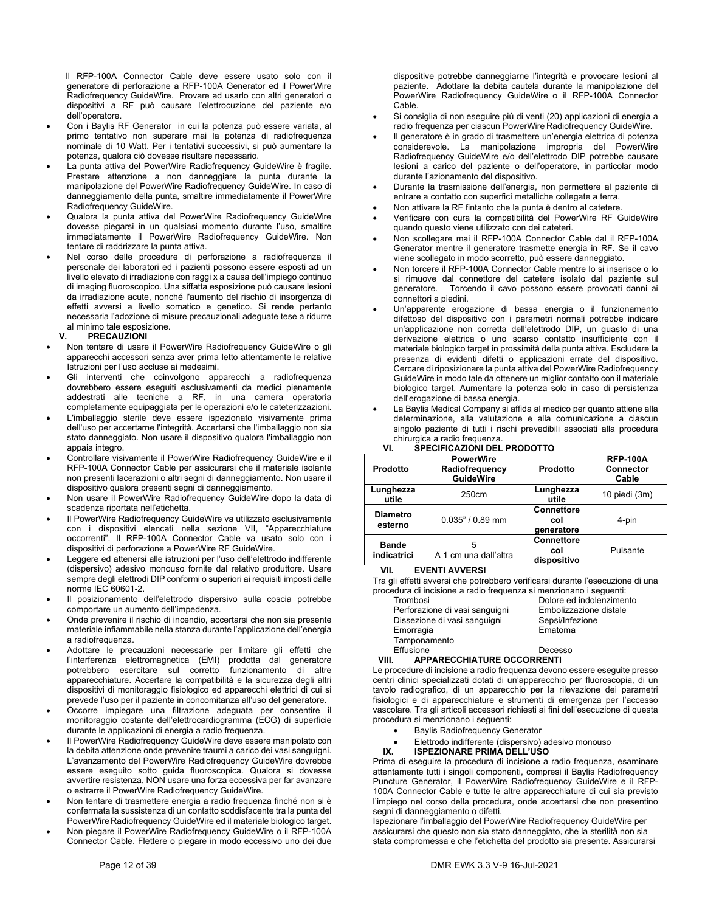Il RFP-100A Connector Cable deve essere usato solo con il generatore di perforazione a RFP-100A Generator ed il PowerWire Radiofrequency GuideWire. Provare ad usarlo con altri generatori o dispositivi a RF può causare l'elettrocuzione del paziente e/o dell'operatore.

- Con i Baylis RF Generator in cui la potenza può essere variata, al primo tentativo non superare mai la potenza di radiofrequenza nominale di 10 Watt. Per i tentativi successivi, si può aumentare la potenza, qualora ciò dovesse risultare necessario.
- La punta attiva del PowerWire Radiofrequency GuideWire è fragile. Prestare attenzione a non danneggiare la punta durante la manipolazione del PowerWire Radiofrequency GuideWire. In caso di danneggiamento della punta, smaltire immediatamente il PowerWire Radiofrequency GuideWire.
- Qualora la punta attiva del PowerWire Radiofrequency GuideWire dovesse piegarsi in un qualsiasi momento durante l'uso, smaltire immediatamente il PowerWire Radiofrequency GuideWire. Non tentare di raddrizzare la punta attiva.
- Nel corso delle procedure di perforazione a radiofrequenza il personale dei laboratori ed i pazienti possono essere esposti ad un livello elevato di irradiazione con raggi x a causa dell'impiego continuo di imaging fluoroscopico. Una siffatta esposizione può causare lesioni da irradiazione acute, nonché l'aumento del rischio di insorgenza di effetti avversi a livello somatico e genetico. Si rende pertanto necessaria l'adozione di misure precauzionali adeguate tese a ridurre al minimo tale esposizione.

## V. PRECAUZIONI

- Non tentare di usare il PowerWire Radiofrequency GuideWire o gli apparecchi accessori senza aver prima letto attentamente le relative Istruzioni per l'uso accluse ai medesimi.
- Gli interventi che coinvolgono apparecchi a radiofrequenza dovrebbero essere eseguiti esclusivamente da medici pienamente addestrati alle tecniche a RF, in una camera operatoria completamente equipaggiata per le operazioni e/o le cateterizzazioni.
- L'imballaggio sterile deve essere ispezionato visivamente prima dell'uso per accertarne l'integrità. Accertarsi che l'imballaggio non sia stato danneggiato. Non usare il dispositivo qualora l'imballaggio non appaia integro.
- Controllare visivamente il PowerWire Radiofrequency GuideWire e il RFP-100A Connector Cable per assicurarsi che il materiale isolante non presenti lacerazioni o altri segni di danneggiamento. Non usare il dispositivo qualora presenti segni di danneggiamento.
- Non usare il PowerWire Radiofrequency GuideWire dopo la data di scadenza riportata nell'etichetta.
- Il PowerWire Radiofrequency GuideWire va utilizzato esclusivamente con i dispositivi elencati nella sezione VII, "Apparecchiature occorrenti". Il RFP-100A Connector Cable va usato solo con i dispositivi di perforazione a PowerWire RF GuideWire.
- Leggere ed attenersi alle istruzioni per l'uso dell'elettrodo indifferente (dispersivo) adesivo monouso fornite dal relativo produttore. Usare sempre degli elettrodi DIP conformi o superiori ai requisiti imposti dalle norme IEC 60601-2.
- Il posizionamento dell'elettrodo dispersivo sulla coscia potrebbe comportare un aumento dell'impedenza.
- Onde prevenire il rischio di incendio, accertarsi che non sia presente materiale infiammabile nella stanza durante l'applicazione dell'energia a radiofrequenza.
- Adottare le precauzioni necessarie per limitare gli effetti che l'interferenza elettromagnetica (EMI) prodotta dal generatore potrebbero esercitare sul corretto funzionamento di altre apparecchiature. Accertare la compatibilità e la sicurezza degli altri dispositivi di monitoraggio fisiologico ed apparecchi elettrici di cui si prevede l'uso per il paziente in concomitanza all'uso del generatore.
- Occorre impiegare una filtrazione adeguata per consentire il monitoraggio costante dell'elettrocardiogramma (ECG) di superficie durante le applicazioni di energia a radio frequenza.
- Il PowerWire Radiofrequency GuideWire deve essere manipolato con la debita attenzione onde prevenire traumi a carico dei vasi sanguigni. L'avanzamento del PowerWire Radiofrequency GuideWire dovrebbe essere eseguito sotto guida fluoroscopica. Qualora si dovesse avvertire resistenza, NON usare una forza eccessiva per far avanzare o estrarre il PowerWire Radiofrequency GuideWire.
- Non tentare di trasmettere energia a radio frequenza finché non si è confermata la sussistenza di un contatto soddisfacente tra la punta del PowerWire Radiofrequency GuideWire ed il materiale biologico target.
- Non piegare il PowerWire Radiofrequency GuideWire o il RFP-100A Connector Cable. Flettere o piegare in modo eccessivo uno dei due dispositive potrebbe danneggiarne l'integrità e provocare lesioni al paziente. Adottare la debita cautela durante la manipolazione del PowerWire Radiofrequency GuideWire o il RFP-100A Connector Cable.
- Si consiglia di non eseguire più di venti (20) applicazioni di energia a radio frequenza per ciascun PowerWire Radiofrequency GuideWire.
- Il generatore è in grado di trasmettere un'energia elettrica di potenza considerevole. La manipolazione impropria del PowerWire Radiofrequency GuideWire e/o dell'elettrodo DIP potrebbe causare lesioni a carico del paziente o dell'operatore, in particolar modo durante l'azionamento del dispositivo.
- Durante la trasmissione dell'energia, non permettere al paziente di entrare a contatto con superfici metalliche collegate a terra.
- Non attivare la RF fintanto che la punta è dentro al catetere.
- Verificare con cura la compatibilità del PowerWire RF GuideWire quando questo viene utilizzato con dei cateteri.
- Non scollegare mai il RFP-100A Connector Cable dal il RFP-100A Generator mentre il generatore trasmette energia in RF. Se il cavo viene scollegato in modo scorretto, può essere danneggiato.
- Non torcere il RFP-100A Connector Cable mentre lo si inserisce o lo si rimuove dal connettore del catetere isolato dal paziente sul generatore. Torcendo il cavo possono essere provocati danni ai connettori a piedini.
- Un'apparente erogazione di bassa energia o il funzionamento difettoso del dispositivo con i parametri normali potrebbe indicare un'applicazione non corretta dell'elettrodo DIP, un guasto di una derivazione elettrica o uno scarso contatto insufficiente con il materiale biologico target in prossimità della punta attiva. Escludere la presenza di evidenti difetti o applicazioni errate del dispositivo. Cercare di riposizionare la punta attiva del PowerWire Radiofrequency GuideWire in modo tale da ottenere un miglior contatto con il materiale biologico target. Aumentare la potenza solo in caso di persistenza dell'erogazione di bassa energia.
- La Baylis Medical Company si affida al medico per quanto attiene alla determinazione, alla valutazione e alla comunicazione a ciascun singolo paziente di tutti i rischi prevedibili associati alla procedura chirurgica a radio frequenza.

## VI. SPECIFICAZIONI DEL PRODOTTO

| Prodotto | PowerWire Radiofrequency GuideWire | Prodotto | RFP-100A Connector Cable |
|---|---|---|---|
| Lunghezza utile | 250cm | Lunghezza utile | 10 piedi (3m) |
| Diametro esterno | 0.035" / 0.89 mm | Connettore col generatore | 4-pin |
| Bande indicatrici | 5<br>A 1 cm una dall'altra | Connettore col dispositivo | Pulsante |

## VII. EVENTI AVVERSI

Tra gli effetti avversi che potrebbero verificarsi durante l'esecuzione di una procedura di incisione a radio frequenza si menzionano i seguenti:

| | |
|---|---|
| Trombosi | Dolore ed indolenzimento |
| Perforazione di vasi sanguigni | Embolizzazione distale |
| Dissezione di vasi sanguigni | Sepsi/Infezione |
| Emorragia | Ematoma |
| Tamponamento | |
| Effusione | Decesso |

## VIII. APPARECCHIATURE OCCORRENTI

Le procedure di incisione a radio frequenza devono essere eseguite presso centri clinici specializzati dotati di un'apparecchio per fluoroscopia, di un tavolo radiografico, di un apparecchio per la rilevazione dei parametri fisiologici e di apparecchiature e strumenti di emergenza per l'accesso vascolare. Tra gli articoli accessori richiesti ai fini dell'esecuzione di questa procedura si menzionano i seguenti:

- Baylis Radiofrequency Generator
- Elettrodo indifferente (dispersivo) adesivo monouso

## IX. ISPEZIONARE PRIMA DELL'USO

Prima di eseguire la procedura di incisione a radio frequenza, esaminare attentamente tutti i singoli componenti, compresi il Baylis Radiofrequency Puncture Generator, il PowerWire Radiofrequency GuideWire e il RFP-100A Connector Cable e tutte le altre apparecchiature di cui sia previsto l'impiego nel corso della procedura, onde accertarsi che non presentino segni di danneggiamento o difetti.

Ispezionare l'imballaggio del PowerWire Radiofrequency GuideWire per assicurarsi che questo non sia stato danneggiato, che la sterilità non sia stata compromessa e che l'etichetta del prodotto sia presente. Assicurarsi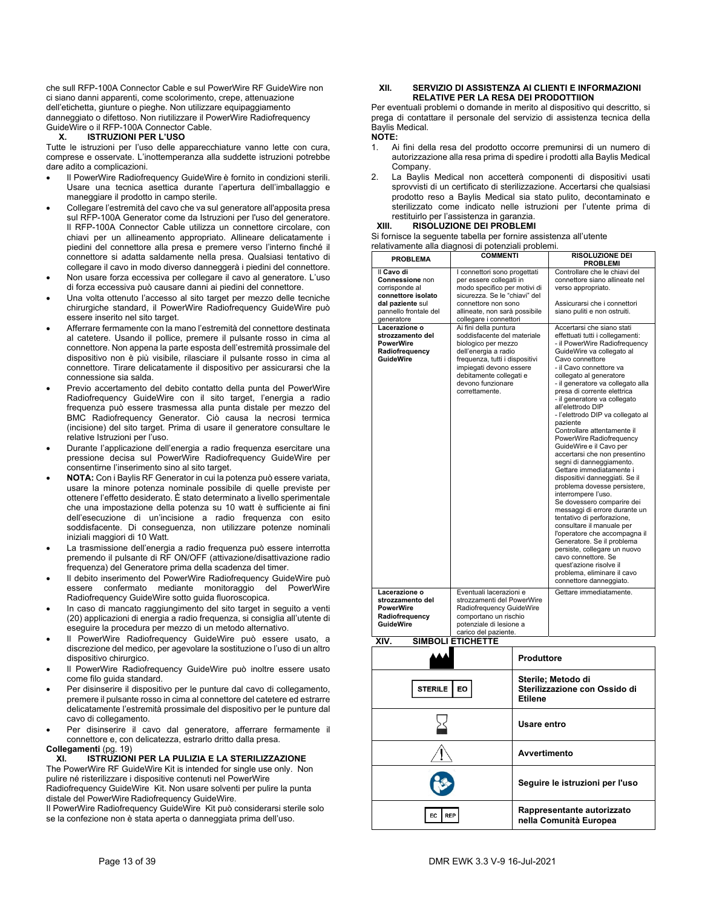che sull RFP-100A Connector Cable e sul PowerWire RF GuideWire non ci siano danni apparenti, come scolorimento, crepe, attenuazione dell'etichetta, giunture o pieghe. Non utilizzare equipaggiamento danneggiato o difettoso. Non riutilizzare il PowerWire Radiofrequency GuideWire o il RFP-100A Connector Cable.

## X. ISTRUZIONI PER L'USO

Tutte le istruzioni per l'uso delle apparecchiature vanno lette con cura, comprese e osservate. L'inottemperanza alla suddette istruzioni potrebbe dare adito a complicazioni.

- Il PowerWire Radiofrequency GuideWire è fornito in condizioni sterili. Usare una tecnica asettica durante l'apertura dell'imballaggio e maneggiare il prodotto in campo sterile.
- Collegare l'estremità del cavo che va sul generatore all'apposita presa sul RFP-100A Generator come da Istruzioni per l'uso del generatore. Il RFP-100A Connector Cable utilizza un connettore circolare, con chiavi per un allineamento appropriato. Allineare delicatamente i piedini del connettore alla presa e premere verso l'interno finché il connettore si adatta saldamente nella presa. Qualsiasi tentativo di collegare il cavo in modo diverso danneggerà i piedini del connettore.
- Non usare forza eccessiva per collegare il cavo al generatore. L'uso di forza eccessiva può causare danni ai piedini del connettore.
- Una volta ottenuto l'accesso al sito target per mezzo delle tecniche chirurgiche standard, il PowerWire Radiofrequency GuideWire può essere inserito nel sito target.
- Afferrare fermamente con la mano l'estremità del connettore destinata al catetere. Usando il pollice, premere il pulsante rosso in cima al connettore. Non appena la parte esposta dell'estremità prossimale del dispositivo non è più visibile, rilasciare il pulsante rosso in cima al connettore. Tirare delicatamente il dispositivo per assicurarsi che la connessione sia salda.
- Previo accertamento del debito contatto della punta del PowerWire Radiofrequency GuideWire con il sito target, l'energia a radio frequenza può essere trasmessa alla punta distale per mezzo del BMC Radiofrequency Generator. Ciò causa la necrosi termica (incisione) del sito target. Prima di usare il generatore consultare le relative Istruzioni per l'uso.
- Durante l'applicazione dell'energia a radio frequenza esercitare una pressione decisa sul PowerWire Radiofrequency GuideWire per consentirne l'inserimento sino al sito target.
- **NOTA:** Con i Baylis RF Generator in cui la potenza può essere variata, usare la minore potenza nominale possibile di quelle previste per ottenere l'effetto desiderato. È stato determinato a livello sperimentale che una impostazione della potenza su 10 watt è sufficiente ai fini dell'esecuzione di un'incisione a radio frequenza con esito soddisfacente. Di conseguenza, non utilizzare potenze nominali iniziali maggiori di 10 Watt.
- La trasmissione dell'energia a radio frequenza può essere interrotta premendo il pulsante di RF ON/OFF (attivazione/disattivazione radio frequenza) del Generatore prima della scadenza del timer.
- Il debito inserimento del PowerWire Radiofrequency GuideWire può essere confermato mediante monitoraggio del PowerWire Radiofrequency GuideWire sotto guida fluoroscopica.
- In caso di mancato raggiungimento del sito target in seguito a venti (20) applicazioni di energia a radio frequenza, si consiglia all'utente di eseguire la procedura per mezzo di un metodo alternativo.
- Il PowerWire Radiofrequency GuideWire può essere usato, a discrezione del medico, per agevolare la sostituzione o l'uso di un altro dispositivo chirurgico.
- Il PowerWire Radiofrequency GuideWire può inoltre essere usato come filo guida standard.
- Per disinserire il dispositivo per le punture dal cavo di collegamento, premere il pulsante rosso in cima al connettore del catetere ed estrarre delicatamente l'estremità prossimale del dispositivo per le punture dal cavo di collegamento.
- Per disinserire il cavo dal generatore, afferrare fermamente il connettore e, con delicatezza, estrarlo dritto dalla presa.

**Collegamenti** (pg. 19)

## XI. ISTRUZIONI PER LA PULIZIA E LA STERILIZZAZIONE

The PowerWire RF GuideWire Kit is intended for single use only. Non pulire né risterilizzare i dispositive contenuti nel PowerWire Radiofrequency GuideWire Kit. Non usare solventi per pulire la punta distale del PowerWire Radiofrequency GuideWire.

Il PowerWire Radiofrequency GuideWire Kit può considerarsi sterile solo se la confezione non è stata aperta o danneggiata prima dell'uso.

## XII. SERVIZIO DI ASSISTENZA AI CLIENTI E INFORMAZIONI RELATIVE PER LA RESA DEI PRODOTTIION

Per eventuali problemi o domande in merito al dispositivo qui descritto, si prega di contattare il personale del servizio di assistenza tecnica della Baylis Medical.

**NOTE:**

1. Ai fini della resa del prodotto occorre premunirsi di un numero di autorizzazione alla resa prima di spedire i prodotti alla Baylis Medical Company.
2. La Baylis Medical non accetterà componenti di dispositivi usati sprovvisti di un certificato di sterilizzazione. Accertarsi che qualsiasi prodotto reso a Baylis Medical sia stato pulito, decontaminato e sterilizzato come indicato nelle istruzioni per l'utente prima di restituirlo per l'assistenza in garanzia.

## XIII. RISOLUZIONE DEI PROBLEMI

Si fornisce la seguente tabella per fornire assistenza all'utente relativamente alla diagnosi di potenziali problemi.

| PROBLEMA | COMMENTI | RISOLUZIONE DEI PROBLEMI |
|---|---|---|
| Il **Cavo di Connessione** non corrisponde al **connettore isolato dal paziente** sul pannello frontale del generatore | I connettori sono progettati per essere collegati in modo specifico per motivi di sicurezza. Se le "chiavi" del connettore non sono allineate, non sarà possibile collegare i connettori | Controllare che le chiavi del connettore siano allineate nel verso appropriato.<br><br>Assicurarsi che i connettori siano puliti e non ostruiti. |
| **Lacerazione o strozzamento del PowerWire Radiofrequency GuideWire** | Ai fini della puntura soddisfacente del materiale biologico per mezzo dell'energia a radio frequenza, tutti i dispositivi impiegati devono essere debitamente collegati e devono funzionare correttamente. | Accertarsi che siano stati effettuati tutti i collegamenti:<br>- il PowerWire Radiofrequency GuideWire va collegato al Cavo connettore<br>- il Cavo connettore va collegato al generatore<br>- il generatore va collegato alla presa di corrente elettrica<br>- il generatore va collegato all'elettrodo DIP<br>- l'elettrodo DIP va collegato al paziente<br>Controllare attentamente il PowerWire Radiofrequency GuideWire e il Cavo per accertarsi che non presentino segni di danneggiamento. Gettare immediatamente i dispositivi danneggiati. Se il problema dovesse persistere, interrompere l'uso.<br>Se dovessero comparire dei messaggi di errore durante un tentativo di perforazione, consultare il manuale per l'operatore che accompagna il Generatore. Se il problema persiste, collegare un nuovo cavo connettore. Se quest'azione risolve il problema, eliminare il cavo connettore danneggiato. |
| **Lacerazione o strozzamento del PowerWire Radiofrequency GuideWire** | Eventuali lacerazioni e strozzamenti del PowerWire Radiofrequency GuideWire comportano un rischio potenziale di lesione a carico del paziente. | Gettare immediatamente. |

## XIV. SIMBOLI ETICHETTE

| Simbolo | Significato |
|---|---|
| (simbolo fabbricante) | **Produttore** |
| STERILE EO | **Sterile; Metodo di Sterilizzazione con Ossido di Etilene** |
| (simbolo clessidra) | **Usare entro** |
| (simbolo triangolo) | **Avvertimento** |
| (simbolo istruzioni) | **Seguire le istruzioni per l'uso** |
| EC REP | **Rappresentante autorizzato nella Comunità Europea** |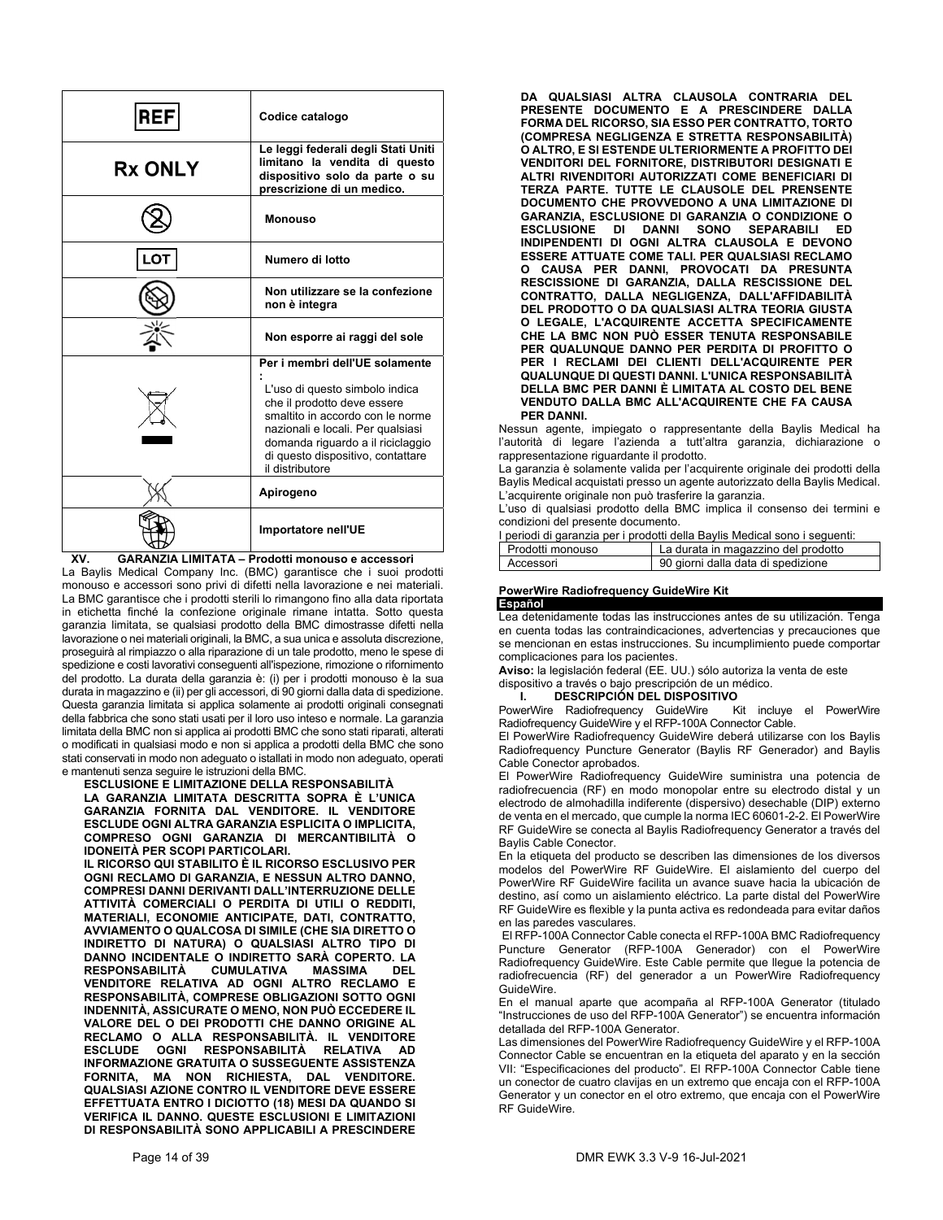| Symbol | Description |
|---|---|
| REF | **Codice catalogo** |
| Rx ONLY | **Le leggi federali degli Stati Uniti limitano la vendita di questo dispositivo solo da parte o su prescrizione di un medico.** |
| | **Monouso** |
| LOT | **Numero di lotto** |
| | **Non utilizzare se la confezione non è integra** |
| | **Non esporre ai raggi del sole** |
| | **Per i membri dell'UE solamente :** L'uso di questo simbolo indica che il prodotto deve essere smaltito in accordo con le norme nazionali e locali. Per qualsiasi domanda riguardo a il riciclaggio di questo dispositivo, contattare il distributore |
| | **Apirogeno** |
| | **Importatore nell'UE** |

## XV. GARANZIA LIMITATA – Prodotti monouso e accessori

La Baylis Medical Company Inc. (BMC) garantisce che i suoi prodotti monouso e accessori sono privi di difetti nella lavorazione e nei materiali. La BMC garantisce che i prodotti sterili lo rimangono fino alla data riportata in etichetta finché la confezione originale rimane intatta. Sotto questa garanzia limitata, se qualsiasi prodotto della BMC dimostrasse difetti nella lavorazione o nei materiali originali, la BMC, a sua unica e assoluta discrezione, proseguirà al rimpiazzo o alla riparazione di un tale prodotto, meno le spese di spedizione e costi lavorativi conseguenti all'ispezione, rimozione o rifornimento del prodotto. La durata della garanzia è: (i) per i prodotti monouso è la sua durata in magazzino e (ii) per gli accessori, di 90 giorni dalla data di spedizione. Questa garanzia limitata si applica solamente ai prodotti originali consegnati della fabbrica che sono stati usati per il loro uso inteso e normale. La garanzia limitata della BMC non si applica ai prodotti BMC che sono stati riparati, alterati o modificati in qualsiasi modo e non si applica a prodotti della BMC che sono stati conservati in modo non adeguato o installati in modo non adeguato, operati e mantenuti senza seguire le istruzioni della BMC.

**ESCLUSIONE E LIMITAZIONE DELLA RESPONSABILITÀ**

**LA GARANZIA LIMITATA DESCRITTA SOPRA È L'UNICA GARANZIA FORNITA DAL VENDITORE. IL VENDITORE ESCLUDE OGNI ALTRA GARANZIA ESPLICITA O IMPLICITA, COMPRESO OGNI GARANZIA DI MERCANTIBILITÀ O IDONEITÀ PER SCOPI PARTICOLARI.**

**IL RICORSO QUI STABILITO È IL RICORSO ESCLUSIVO PER OGNI RECLAMO DI GARANZIA, E NESSUN ALTRO DANNO, COMPRESI DANNI DERIVANTI DALL'INTERRUZIONE DELLE ATTIVITÀ COMMERCIALI O PERDITA DI UTILI O REDDITI, MATERIALI, ECONOMIE ANTICIPATE, DATI, CONTRATTO, AVVIAMENTO O QUALCOSA DI SIMILE (CHE SIA DIRETTO O INDIRETTO DI NATURA) O QUALSIASI ALTRO TIPO DI DANNO INCIDENTALE O INDIRETTO SARÀ COPERTO. LA RESPONSABILITÀ CUMULATIVA MASSIMA DEL VENDITORE RELATIVA AD OGNI ALTRO RECLAMO E RESPONSABILITÀ, COMPRESE OBLIGAZIONI SOTTO OGNI INDENNITÀ, ASSICURATE O MENO, NON PUÒ ECCEDERE IL VALORE DEL O DEI PRODOTTI CHE DANNO ORIGINE AL RECLAMO O ALLA RESPONSABILITÀ. IL VENDITORE ESCLUDE OGNI RESPONSABILITÀ RELATIVA AD INFORMAZIONE GRATUITA O SUSSEGUENTE ASSISTENZA FORNITA, MA NON RICHIESTA, DAL VENDITORE. QUALSIASI AZIONE CONTRO IL VENDITORE DEVE ESSERE EFFETTUATA ENTRO I DICIOTTO (18) MESI DA QUANDO SI VERIFICA IL DANNO. QUESTE ESCLUSIONI E LIMITAZIONI DI RESPONSABILITÀ SONO APPLICABILI A PRESCINDERE DA QUALSIASI ALTRA CLAUSOLA CONTRARIA DEL PRESENTE DOCUMENTO E A PRESCINDERE DALLA FORMA DEL RICORSO, SIA ESSO PER CONTRATTO, TORTO (COMPRESA NEGLIGENZA E STRETTA RESPONSABILITÀ) O ALTRO, E SI ESTENDE ULTERIORMENTE A PROFITTO DEI VENDITORI DEL FORNITORE, DISTRIBUTORI DESIGNATI E ALTRI RIVENDITORI AUTORIZZATI COME BENEFICIARI DI TERZA PARTE. TUTTE LE CLAUSOLE DEL PRENSENTE DOCUMENTO CHE PROVVEDONO A UNA LIMITAZIONE DI GARANZIA, ESCLUSIONE DI GARANZIA O CONDIZIONE O ESCLUSIONE DI DANNI SONO SEPARABILI ED INDIPENDENTI DI OGNI ALTRA CLAUSOLA E DEVONO ESSERE ATTUATE COME TALI. PER QUALSIASI RECLAMO O CAUSA PER DANNI, PROVOCATI DA PRESUNTA RESCISSIONE DI GARANZIA, DALLA RESCISSIONE DEL CONTRATTO, DALLA NEGLIGENZA, DALL'AFFIDABILITÀ DEL PRODOTTO O DA QUALSIASI ALTRA TEORIA GIUSTA O LEGALE, L'ACQUIRENTE ACCETTA SPECIFICAMENTE CHE LA BMC NON PUÒ ESSER TENUTA RESPONSABILE PER QUALUNQUE DANNO PER PERDITA DI PROFITTO O PER I RECLAMI DEI CLIENTI DELL'ACQUIRENTE PER QUALUNQUE DI QUESTI DANNI. L'UNICA RESPONSABILITÀ DELLA BMC PER DANNI È LIMITATA AL COSTO DEL BENE VENDUTO DALLA BMC ALL'ACQUIRENTE CHE FA CAUSA PER DANNI.**

Nessun agente, impiegato o rappresentante della Baylis Medical ha l'autorità di legare l'azienda a tutt'altra garanzia, dichiarazione o rappresentazione riguardante il prodotto.

La garanzia è solamente valida per l'acquirente originale dei prodotti della Baylis Medical acquistati presso un agente autorizzato della Baylis Medical. L'acquirente originale non può trasferire la garanzia.

L'uso di qualsiasi prodotto della BMC implica il consenso dei termini e condizioni del presente documento.

I periodi di garanzia per i prodotti della Baylis Medical sono i seguenti:

| Prodotti monouso | La durata in magazzino del prodotto |
|---|---|
| Accessori | 90 giorni dalla data di spedizione |

**PowerWire Radiofrequency GuideWire Kit**

**Español**

Lea detenidamente todas las instrucciones antes de su utilización. Tenga en cuenta todas las contraindicaciones, advertencias y precauciones que se mencionan en estas instrucciones. Su incumplimiento puede comportar complicaciones para los pacientes.

**Aviso:** la legislación federal (EE. UU.) sólo autoriza la venta de este dispositivo a través o bajo prescripción de un médico.

## I. DESCRIPCIÓN DEL DISPOSITIVO

PowerWire Radiofrequency GuideWire Kit incluye el PowerWire Radiofrequency GuideWire y el RFP-100A Connector Cable.

El PowerWire Radiofrequency GuideWire deberá utilizarse con los Baylis Radiofrequency Puncture Generator (Baylis RF Generador) and Baylis Cable Conector aprobados.

El PowerWire Radiofrequency GuideWire suministra una potencia de radiofrecuencia (RF) en modo monopolar entre su electrodo distal y un electrodo de almohadilla indiferente (dispersivo) desechable (DIP) externo de venta en el mercado, que cumple la norma IEC 60601-2-2. El PowerWire RF GuideWire se conecta al Baylis Radiofrequency Generator a través del Baylis Cable Conector.

En la etiqueta del producto se describen las dimensiones de los diversos modelos del PowerWire RF GuideWire. El aislamiento del cuerpo del PowerWire RF GuideWire facilita un avance suave hacia la ubicación de destino, así como un aislamiento eléctrico. La parte distal del PowerWire RF GuideWire es flexible y la punta activa es redondeada para evitar daños en las paredes vasculares.

El RFP-100A Connector Cable conecta el RFP-100A BMC Radiofrequency Puncture Generator (RFP-100A Generador) con el PowerWire Radiofrequency GuideWire. Este Cable permite que llegue la potencia de radiofrecuencia (RF) del generador a un PowerWire Radiofrequency GuideWire.

En el manual aparte que acompaña al RFP-100A Generator (titulado "Instrucciones de uso del RFP-100A Generator") se encuentra información detallada del RFP-100A Generator.

Las dimensiones del PowerWire Radiofrequency GuideWire y el RFP-100A Connector Cable se encuentran en la etiqueta del aparato y en la sección VII: "Especificaciones del producto". El RFP-100A Connector Cable tiene un conector de cuatro clavijas en un extremo que encaja con el RFP-100A Generator y un conector en el otro extremo, que encaja con el PowerWire RF GuideWire.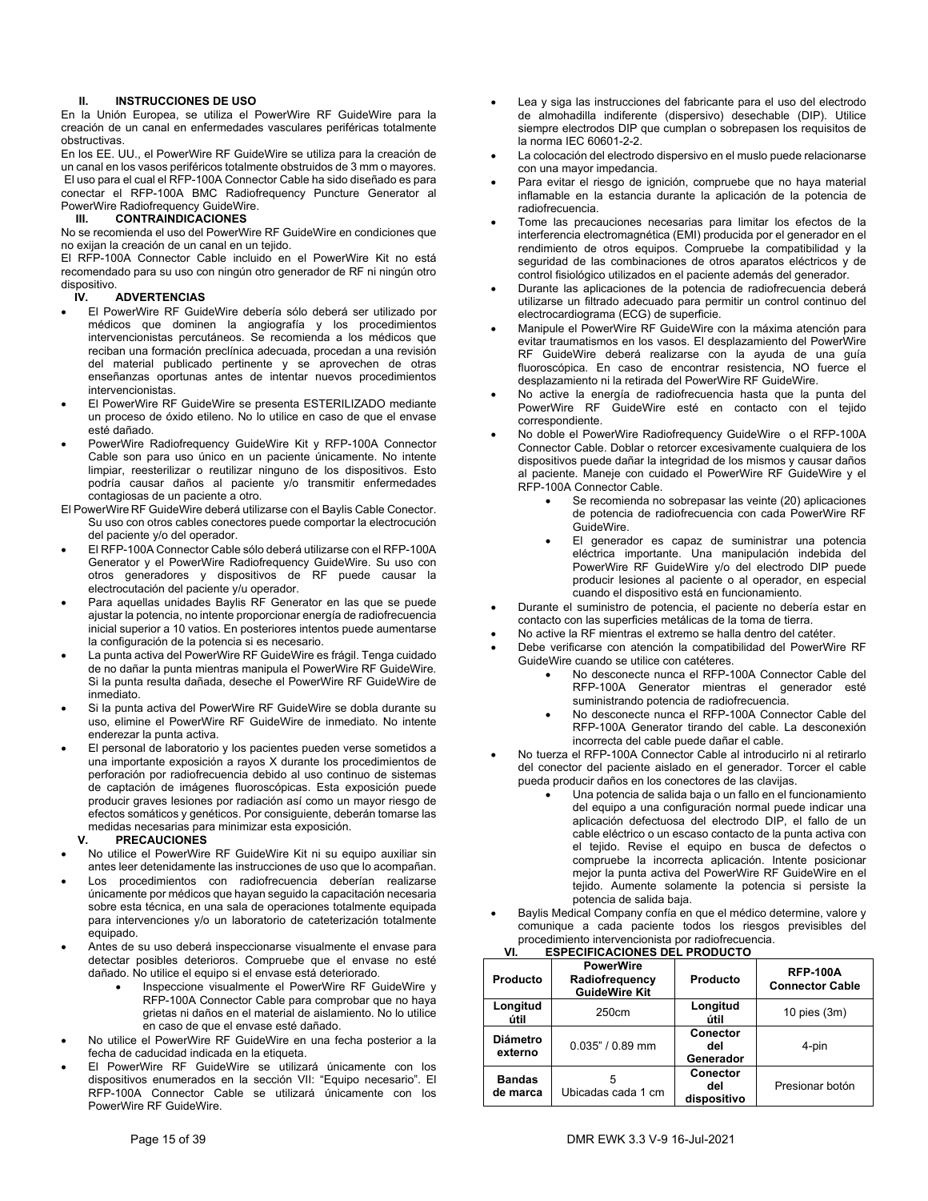## II. INSTRUCCIONES DE USO

En la Unión Europea, se utiliza el PowerWire RF GuideWire para la creación de un canal en enfermedades vasculares periféricas totalmente obstructivas.

En los EE. UU., el PowerWire RF GuideWire se utiliza para la creación de un canal en los vasos periféricos totalmente obstruidos de 3 mm o mayores. El uso para el cual el RFP-100A Connector Cable ha sido diseñado es para conectar el RFP-100A BMC Radiofrequency Puncture Generator al PowerWire Radiofrequency GuideWire.

## III. CONTRAINDICACIONES

No se recomienda el uso del PowerWire RF GuideWire en condiciones que no exijan la creación de un canal en un tejido.

El RFP-100A Connector Cable incluido en el PowerWire Kit no está recomendado para su uso con ningún otro generador de RF ni ningún otro dispositivo.

## IV. ADVERTENCIAS

- El PowerWire RF GuideWire debería sólo deberá ser utilizado por médicos que dominen la angiografía y los procedimientos intervencionistas percutáneos. Se recomienda a los médicos que reciban una formación preclínica adecuada, procedan a una revisión del material publicado pertinente y se aprovechen de otras enseñanzas oportunas antes de intentar nuevos procedimientos intervencionistas.
- El PowerWire RF GuideWire se presenta ESTERILIZADO mediante un proceso de óxido etileno. No lo utilice en caso de que el envase esté dañado.
- PowerWire Radiofrequency GuideWire Kit y RFP-100A Connector Cable son para uso único en un paciente únicamente. No intente limpiar, reesterilizar o reutilizar ninguno de los dispositivos. Esto podría causar daños al paciente y/o transmitir enfermedades contagiosas de un paciente a otro.

El PowerWire RF GuideWire deberá utilizarse con el Baylis Cable Conector. Su uso con otros cables conectores puede comportar la electrocución del paciente y/o del operador.

- El RFP-100A Connector Cable sólo deberá utilizarse con el RFP-100A Generator y el PowerWire Radiofrequency GuideWire. Su uso con otros generadores y dispositivos de RF puede causar la electrocutación del paciente y/u operador.
- Para aquellas unidades Baylis RF Generator en las que se puede ajustar la potencia, no intente proporcionar energía de radiofrecuencia inicial superior a 10 vatios. En posteriores intentos puede aumentarse la configuración de la potencia si es necesario.
- La punta activa del PowerWire RF GuideWire es frágil. Tenga cuidado de no dañar la punta mientras manipula el PowerWire RF GuideWire. Si la punta resulta dañada, deseche el PowerWire RF GuideWire de inmediato.
- Si la punta activa del PowerWire RF GuideWire se dobla durante su uso, elimine el PowerWire RF GuideWire de inmediato. No intente enderezar la punta activa.
- El personal de laboratorio y los pacientes pueden verse sometidos a una importante exposición a rayos X durante los procedimientos de perforación por radiofrecuencia debido al uso continuo de sistemas de captación de imágenes fluoroscópicas. Esta exposición puede producir graves lesiones por radiación así como un mayor riesgo de efectos somáticos y genéticos. Por consiguiente, deberán tomarse las medidas necesarias para minimizar esta exposición.

## V. PRECAUCIONES

- No utilice el PowerWire RF GuideWire Kit ni su equipo auxiliar sin antes leer detenidamente las instrucciones de uso que lo acompañan.
- Los procedimientos con radiofrecuencia deberían realizarse únicamente por médicos que hayan seguido la capacitación necesaria sobre esta técnica, en una sala de operaciones totalmente equipada para intervenciones y/o un laboratorio de cateterización totalmente equipado.
- Antes de su uso deberá inspeccionarse visualmente el envase para detectar posibles deterioros. Compruebe que el envase no esté dañado. No utilice el equipo si el envase está deteriorado.
  - Inspeccione visualmente el PowerWire RF GuideWire y RFP-100A Connector Cable para comprobar que no haya grietas ni daños en el material de aislamiento. No lo utilice en caso de que el envase esté dañado.
- No utilice el PowerWire RF GuideWire en una fecha posterior a la fecha de caducidad indicada en la etiqueta.
- El PowerWire RF GuideWire se utilizará únicamente con los dispositivos enumerados en la sección VII: "Equipo necesario". El RFP-100A Connector Cable se utilizará únicamente con los PowerWire RF GuideWire.
- Lea y siga las instrucciones del fabricante para el uso del electrodo de almohadilla indiferente (dispersivo) desechable (DIP). Utilice siempre electrodos DIP que cumplan o sobrepasen los requisitos de la norma IEC 60601-2-2.
- La colocación del electrodo dispersivo en el muslo puede relacionarse con una mayor impedancia.
- Para evitar el riesgo de ignición, compruebe que no haya material inflamable en la estancia durante la aplicación de la potencia de radiofrecuencia.
- Tome las precauciones necesarias para limitar los efectos de la interferencia electromagnética (EMI) producida por el generador en el rendimiento de otros equipos. Compruebe la compatibilidad y la seguridad de las combinaciones de otros aparatos eléctricos y de control fisiológico utilizados en el paciente además del generador.
- Durante las aplicaciones de la potencia de radiofrecuencia deberá utilizarse un filtrado adecuado para permitir un control continuo del electrocardiograma (ECG) de superficie.
- Manipule el PowerWire RF GuideWire con la máxima atención para evitar traumatismos en los vasos. El desplazamiento del PowerWire RF GuideWire deberá realizarse con la ayuda de una guía fluoroscópica. En caso de encontrar resistencia, NO fuerce el desplazamiento ni la retirada del PowerWire RF GuideWire.
- No active la energía de radiofrecuencia hasta que la punta del PowerWire RF GuideWire esté en contacto con el tejido correspondiente.
- No doble el PowerWire Radiofrequency GuideWire o el RFP-100A Connector Cable. Doblar o retorcer excesivamente cualquiera de los dispositivos puede dañar la integridad de los mismos y causar daños al paciente. Maneje con cuidado el PowerWire RF GuideWire y el RFP-100A Connector Cable.
  - Se recomienda no sobrepasar las veinte (20) aplicaciones de potencia de radiofrecuencia con cada PowerWire RF GuideWire.
  - El generador es capaz de suministrar una potencia eléctrica importante. Una manipulación indebida del PowerWire RF GuideWire y/o del electrodo DIP puede producir lesiones al paciente o al operador, en especial cuando el dispositivo está en funcionamiento.
- Durante el suministro de potencia, el paciente no debería estar en contacto con las superficies metálicas de la toma de tierra.
- No active la RF mientras el extremo se halla dentro del catéter.
- Debe verificarse con atención la compatibilidad del PowerWire RF GuideWire cuando se utilice con catéteres.
  - No desconecte nunca el RFP-100A Connector Cable del RFP-100A Generator mientras el generador esté suministrando potencia de radiofrecuencia.
  - No desconecte nunca el RFP-100A Connector Cable del RFP-100A Generator tirando del cable. La desconexión incorrecta del cable puede dañar el cable.
- No tuerza el RFP-100A Connector Cable al introducirlo ni al retirarlo del conector del paciente aislado en el generador. Torcer el cable pueda producir daños en los conectores de las clavijas.
  - Una potencia de salida baja o un fallo en el funcionamiento del equipo a una configuración normal puede indicar una aplicación defectuosa del electrodo DIP, el fallo de un cable eléctrico o un escaso contacto de la punta activa con el tejido. Revise el equipo en busca de defectos o compruebe la incorrecta aplicación. Intente posicionar mejor la punta activa del PowerWire RF GuideWire en el tejido. Aumente solamente la potencia si persiste la potencia de salida baja.
- Baylis Medical Company confía en que el médico determine, valore y comunique a cada paciente todos los riesgos previsibles del procedimiento intervencionista por radiofrecuencia.

## VI. ESPECIFICACIONES DEL PRODUCTO

| Producto | PowerWire Radiofrequency GuideWire Kit | Producto | RFP-100A Connector Cable |
|---|---|---|---|
| Longitud útil | 250cm | Longitud útil | 10 pies (3m) |
| Diámetro externo | 0.035" / 0.89 mm | Conector del Generador | 4-pin |
| Bandas de marca | 5 Ubicadas cada 1 cm | Conector del dispositivo | Presionar botón |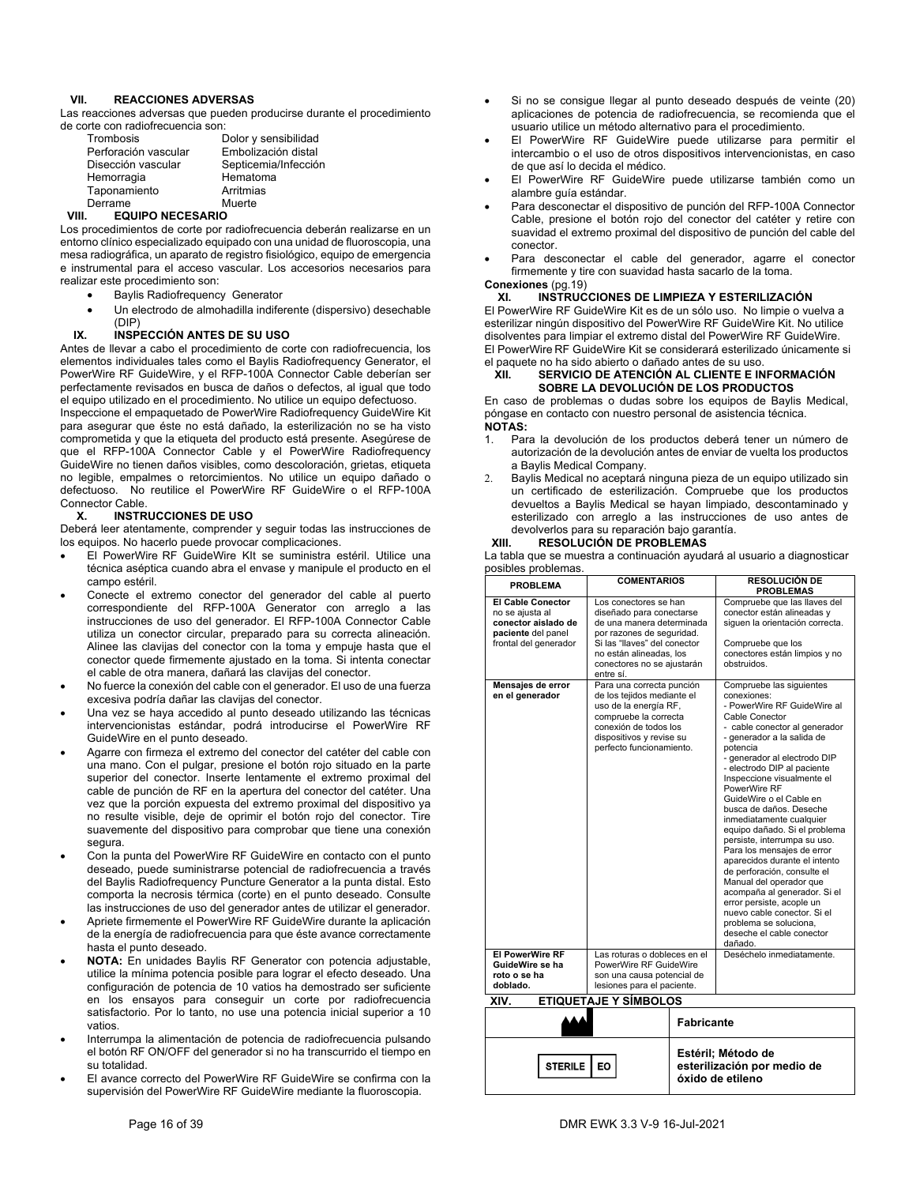### VII. REACCIONES ADVERSAS

Las reacciones adversas que pueden producirse durante el procedimiento de corte con radiofrecuencia son:

| | |
|---|---|
| Trombosis | Dolor y sensibilidad |
| Perforación vascular | Embolización distal |
| Disección vascular | Septicemia/Infección |
| Hemorragia | Hematoma |
| Taponamiento | Arritmias |
| Derrame | Muerte |

### VIII. EQUIPO NECESARIO

Los procedimientos de corte por radiofrecuencia deberán realizarse en un entorno clínico especializado equipado con una unidad de fluoroscopia, una mesa radiográfica, un aparato de registro fisiológico, equipo de emergencia e instrumental para el acceso vascular. Los accesorios necesarios para realizar este procedimiento son:

- Baylis Radiofrequency Generator
- Un electrodo de almohadilla indiferente (dispersivo) desechable (DIP)

### IX. INSPECCIÓN ANTES DE SU USO

Antes de llevar a cabo el procedimiento de corte con radiofrecuencia, los elementos individuales tales como el Baylis Radiofrequency Generator, el PowerWire RF GuideWire, y el RFP-100A Connector Cable deberían ser perfectamente revisados en busca de daños o defectos, al igual que todo el equipo utilizado en el procedimiento. No utilice un equipo defectuoso.

Inspeccione el empaquetado de PowerWire Radiofrequency GuideWire Kit para asegurar que éste no está dañado, la esterilización no se ha visto comprometida y que la etiqueta del producto está presente. Asegúrese de que el RFP-100A Connector Cable y el PowerWire Radiofrequency GuideWire no tienen daños visibles, como descoloración, grietas, etiqueta no legible, empalmes o retorcimientos. No utilice un equipo dañado o defectuoso. No reutilice el PowerWire RF GuideWire o el RFP-100A Connector Cable.

### X. INSTRUCCIONES DE USO

Deberá leer atentamente, comprender y seguir todas las instrucciones de los equipos. No hacerlo puede provocar complicaciones.

- El PowerWire RF GuideWire KIt se suministra estéril. Utilice una técnica aséptica cuando abra el envase y manipule el producto en el campo estéril.
- Conecte el extremo conector del generador del cable al puerto correspondiente del RFP-100A Generator con arreglo a las instrucciones de uso del generador. El RFP-100A Connector Cable utiliza un conector circular, preparado para su correcta alineación. Alinee las clavijas del conector con la toma y empuje hasta que el conector quede firmemente ajustado en la toma. Si intenta conectar el cable de otra manera, dañará las clavijas del conector.
- No fuerce la conexión del cable con el generador. El uso de una fuerza excesiva podría dañar las clavijas del conector.
- Una vez se haya accedido al punto deseado utilizando las técnicas intervencionistas estándar, podrá introducirse el PowerWire RF GuideWire en el punto deseado.
- Agarre con firmeza el extremo del conector del catéter del cable con una mano. Con el pulgar, presione el botón rojo situado en la parte superior del conector. Inserte lentamente el extremo proximal del cable de punción de RF en la apertura del conector del catéter. Una vez que la porción expuesta del extremo proximal del dispositivo ya no resulte visible, deje de oprimir el botón rojo del conector. Tire suavemente del dispositivo para comprobar que tiene una conexión segura.
- Con la punta del PowerWire RF GuideWire en contacto con el punto deseado, puede suministrarse potencial de radiofrecuencia a través del Baylis Radiofrequency Puncture Generator a la punta distal. Esto comporta la necrosis térmica (corte) en el punto deseado. Consulte las instrucciones de uso del generador antes de utilizar el generador.
- Apriete firmemente el PowerWire RF GuideWire durante la aplicación de la energía de radiofrecuencia para que éste avance correctamente hasta el punto deseado.
- **NOTA:** En unidades Baylis RF Generator con potencia adjustable, utilice la mínima potencia posible para lograr el efecto deseado. Una configuración de potencia de 10 vatios ha demostrado ser suficiente en los ensayos para conseguir un corte por radiofrecuencia satisfactorio. Por lo tanto, no use una potencia inicial superior a 10 vatios.
- Interrumpa la alimentación de potencia de radiofrecuencia pulsando el botón RF ON/OFF del generador si no ha transcurrido el tiempo en su totalidad.
- El avance correcto del PowerWire RF GuideWire se confirma con la supervisión del PowerWire RF GuideWire mediante la fluoroscopia.
- Si no se consigue llegar al punto deseado después de veinte (20) aplicaciones de potencia de radiofrecuencia, se recomienda que el usuario utilice un método alternativo para el procedimiento.
- El PowerWire RF GuideWire puede utilizarse para permitir el intercambio o el uso de otros dispositivos intervencionistas, en caso de que así lo decida el médico.
- El PowerWire RF GuideWire puede utilizarse también como un alambre guía estándar.
- Para desconectar el dispositivo de punción del RFP-100A Connector Cable, presione el botón rojo del conector del catéter y retire con suavidad el extremo proximal del dispositivo de punción del cable del conector.
- Para desconectar el cable del generador, agarre el conector firmemente y tire con suavidad hasta sacarlo de la toma.

**Conexiones** (pg.19)

### XI. INSTRUCCIONES DE LIMPIEZA Y ESTERILIZACIÓN

El PowerWire RF GuideWire Kit es de un sólo uso. No limpie o vuelva a esterilizar ningún dispositivo del PowerWire RF GuideWire Kit. No utilice disolventes para limpiar el extremo distal del PowerWire RF GuideWire. El PowerWire RF GuideWire Kit se considerará esterilizado únicamente si el paquete no ha sido abierto o dañado antes de su uso.

### XII. SERVICIO DE ATENCIÓN AL CLIENTE E INFORMACIÓN SOBRE LA DEVOLUCIÓN DE LOS PRODUCTOS

En caso de problemas o dudas sobre los equipos de Baylis Medical, póngase en contacto con nuestro personal de asistencia técnica.

**NOTAS:**

1. Para la devolución de los productos deberá tener un número de autorización de la devolución antes de enviar de vuelta los productos a Baylis Medical Company.
2. Baylis Medical no aceptará ninguna pieza de un equipo utilizado sin un certificado de esterilización. Compruebe que los productos devueltos a Baylis Medical se hayan limpiado, descontaminado y esterilizado con arreglo a las instrucciones de uso antes de devolverlos para su reparación bajo garantía.

### XIII. RESOLUCIÓN DE PROBLEMAS

La tabla que se muestra a continuación ayudará al usuario a diagnosticar posibles problemas.

| PROBLEMA | COMENTARIOS | RESOLUCIÓN DE PROBLEMAS |
|---|---|---|
| **El Cable Conector** no se ajusta al **conector aislado de paciente** del panel frontal del generador | Los conectores se han diseñado para conectarse de una manera determinada por razones de seguridad. Si las "llaves" del conector no están alineadas, los conectores no se ajustarán entre sí. | Compruebe que las llaves del conector están alineadas y siguen la orientación correcta.<br><br>Compruebe que los conectores están limpios y no obstruidos. |
| **Mensajes de error en el generador** | Para una correcta punción de los tejidos mediante el uso de la energía RF, compruebe la correcta conexión de todos los dispositivos y revise su perfecto funcionamiento. | Compruebe las siguientes conexiones:<br>- PowerWire RF GuideWire al Cable Conector<br>- cable conector al generador<br>- generador a la salida de potencia<br>- generador al electrodo DIP<br>- electrodo DIP al paciente<br>Inspeccione visualmente el PowerWire RF GuideWire o el Cable en busca de daños. Deseche inmediatamente cualquier equipo dañado. Si el problema persiste, interrumpa su uso. Para los mensajes de error aparecidos durante el intento de perforación, consulte el Manual del operador que acompaña al generador. Si el error persiste, acople un nuevo cable conector. Si el problema se soluciona, deseche el cable conector dañado. |
| **El PowerWire RF GuideWire se ha roto o se ha doblado.** | Las roturas o dobleces en el PowerWire RF GuideWire son una causa potencial de lesiones para el paciente. | Deséchelo inmediatamente. |

### XIV. ETIQUETAJE Y SÍMBOLOS

| Símbolo | Descripción |
|---|---|
| (símbolo de fabricante) | **Fabricante** |
| STERILE EO | **Estéril; Método de esterilización por medio de óxido de etileno** |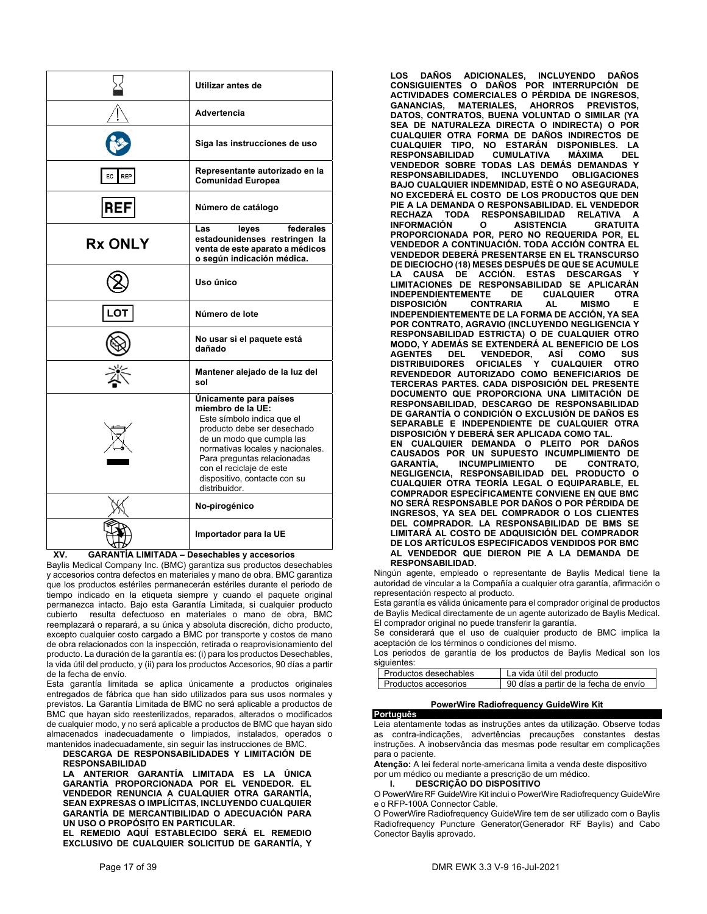| Símbolo | Descripción |
|---|---|
| | **Utilizar antes de** |
| | **Advertencia** |
| | **Siga las instrucciones de uso** |
| EC REP | **Representante autorizado en la Comunidad Europea** |
| REF | **Número de catálogo** |
| **Rx ONLY** | **Las leyes federales estadounidenses restringen la venta de este aparato a médicos o según indicación médica.** |
| | **Uso único** |
| LOT | **Número de lote** |
| | **No usar si el paquete está dañado** |
| | **Mantener alejado de la luz del sol** |
| | **Únicamente para países miembro de la UE:** Este símbolo indica que el producto debe ser desechado de un modo que cumpla las normativas locales y nacionales. Para preguntas relacionadas con el reciclaje de este dispositivo, contacte con su distribuidor. |
| | **No-pirogénico** |
| | **Importador para la UE** |

## XV. GARANTÍA LIMITADA – Desechables y accesorios

Baylis Medical Company Inc. (BMC) garantiza sus productos desechables y accesorios contra defectos en materiales y mano de obra. BMC garantiza que los productos estériles permanecerán estériles durante el periodo de tiempo indicado en la etiqueta siempre y cuando el paquete original permanezca intacto. Bajo esta Garantía Limitada, si cualquier producto cubierto resulta defectuoso en materiales o mano de obra, BMC reemplazará o reparará, a su única y absoluta discreción, dicho producto, excepto cualquier costo cargado a BMC por transporte y costos de mano de obra relacionados con la inspección, retirada o reaprovisionamiento del producto. La duración de la garantía es: (i) para los productos Desechables, la vida útil del producto, y (ii) para los productos Accesorios, 90 días a partir de la fecha de envío.

Esta garantía limitada se aplica únicamente a productos originales entregados de fábrica que han sido utilizados para sus usos normales y previstos. La Garantía Limitada de BMC no será aplicable a productos de BMC que hayan sido reesterilizados, reparados, alterados o modificados de cualquier modo, y no será aplicable a productos de BMC que hayan sido almacenados inadecuadamente o limpiados, instalados, operados o mantenidos inadecuadamente, sin seguir las instrucciones de BMC.

**DESCARGA DE RESPONSABILIDADES Y LIMITACIÓN DE RESPONSABILIDAD**

**LA ANTERIOR GARANTÍA LIMITADA ES LA ÚNICA GARANTÍA PROPORCIONADA POR EL VENDEDOR. EL VENDEDOR RENUNCIA A CUALQUIER OTRA GARANTÍA, SEAN EXPRESAS O IMPLÍCITAS, INCLUYENDO CUALQUIER GARANTÍA DE MERCANTIBILIDAD O ADECUACIÓN PARA UN USO O PROPÓSITO EN PARTICULAR.**

**EL REMEDIO AQUÍ ESTABLECIDO SERÁ EL REMEDIO EXCLUSIVO DE CUALQUIER SOLICITUD DE GARANTÍA, Y LOS DAÑOS ADICIONALES, INCLUYENDO DAÑOS CONSIGUIENTES O DAÑOS POR INTERRUPCIÓN DE ACTIVIDADES COMERCIALES O PÉRDIDA DE INGRESOS, GANANCIAS, MATERIALES, AHORROS PREVISTOS, DATOS, CONTRATOS, BUENA VOLUNTAD O SIMILAR (YA SEA DE NATURALEZA DIRECTA O INDIRECTA) O POR CUALQUIER OTRA FORMA DE DAÑOS INDIRECTOS DE CUALQUIER TIPO, NO ESTARÁN DISPONIBLES. LA RESPONSABILIDAD CUMULATIVA MÁXIMA DEL VENDEDOR SOBRE TODAS LAS DEMÁS DEMANDAS Y RESPONSABILIDADES, INCLUYENDO OBLIGACIONES BAJO CUALQUIER INDEMNIDAD, ESTÉ O NO ASEGURADA, NO EXCEDERÁ EL COSTO DE LOS PRODUCTOS QUE DEN PIE A LA DEMANDA O RESPONSABILIDAD. EL VENDEDOR RECHAZA TODA RESPONSABILIDAD RELATIVA A INFORMACIÓN O ASISTENCIA GRATUITA PROPORCIONADA POR, PERO NO REQUERIDA POR, EL VENDEDOR A CONTINUACIÓN. TODA ACCIÓN CONTRA EL VENDEDOR DEBERÁ PRESENTARSE EN EL TRANSCURSO DE DIECIOCHO (18) MESES DESPUÉS DE QUE SE ACUMULE LA CAUSA DE ACCIÓN. ESTAS DESCARGAS Y LIMITACIONES DE RESPONSABILIDAD SE APLICARÁN INDEPENDIENTEMENTE DE CUALQUIER OTRA DISPOSICIÓN CONTRARIA AL MISMO E INDEPENDIENTEMENTE DE LA FORMA DE ACCIÓN, YA SEA POR CONTRATO, AGRAVIO (INCLUYENDO NEGLIGENCIA Y RESPONSABILIDAD ESTRICTA) O DE CUALQUIER OTRO MODO, Y ADEMÁS SE EXTENDERÁ AL BENEFICIO DE LOS AGENTES DEL VENDEDOR, ASÍ COMO SUS DISTRIBUIDORES OFICIALES Y CUALQUIER OTRO REVENDEDOR AUTORIZADO COMO BENEFICIARIOS DE TERCERAS PARTES. CADA DISPOSICIÓN DEL PRESENTE DOCUMENTO QUE PROPORCIONA UNA LIMITACIÓN DE RESPONSABILIDAD, DESCARGO DE RESPONSABILIDAD DE GARANTÍA O CONDICIÓN O EXCLUSIÓN DE DAÑOS ES SEPARABLE E INDEPENDIENTE DE CUALQUIER OTRA DISPOSICIÓN Y DEBERÁ SER APLICADA COMO TAL.**

**EN CUALQUIER DEMANDA O PLEITO POR DAÑOS CAUSADOS POR UN SUPUESTO INCUMPLIMIENTO DE GARANTÍA, INCUMPLIMIENTO DE CONTRATO, NEGLIGENCIA, RESPONSABILIDAD DEL PRODUCTO O CUALQUIER OTRA TEORÍA LEGAL O EQUIPARABLE, EL COMPRADOR ESPECÍFICAMENTE CONVIENE EN QUE BMC NO SERÁ RESPONSABLE POR DAÑOS O POR PÉRDIDA DE INGRESOS, YA SEA DEL COMPRADOR O LOS CLIENTES DEL COMPRADOR. LA RESPONSABILIDAD DE BMS SE LIMITARÁ AL COSTO DE ADQUISICIÓN DEL COMPRADOR DE LOS ARTÍCULOS ESPECIFICADOS VENDIDOS POR BMC AL VENDEDOR QUE DIERON PIE A LA DEMANDA DE RESPONSABILIDAD.**

Ningún agente, empleado o representante de Baylis Medical tiene la autoridad de vincular a la Compañía a cualquier otra garantía, afirmación o representación respecto al producto.

Esta garantía es válida únicamente para el comprador original de productos de Baylis Medical directamente de un agente autorizado de Baylis Medical. El comprador original no puede transferir la garantía.

Se considerará que el uso de cualquier producto de BMC implica la aceptación de los términos o condiciones del mismo.

Los periodos de garantía de los productos de Baylis Medical son los siguientes:

| Productos desechables | La vida útil del producto |
|---|---|
| Productos accesorios | 90 días a partir de la fecha de envío |

## PowerWire Radiofrequency GuideWire Kit

## Português

Leia atentamente todas as instruções antes da utilização. Observe todas as contra-indicações, advertências precauções constantes destas instruções. A inobservância das mesmas pode resultar em complicações para o paciente.

**Atenção:** A lei federal norte-americana limita a venda deste dispositivo por um médico ou mediante a prescrição de um médico.

### I. DESCRIÇÃO DO DISPOSITIVO

O PowerWire RF GuideWire Kit inclui o PowerWire Radiofrequency GuideWire e o RFP-100A Connector Cable.

O PowerWire Radiofrequency GuideWire tem de ser utilizado com o Baylis Radiofrequency Puncture Generator(Generador RF Baylis) and Cabo Conector Baylis aprovado.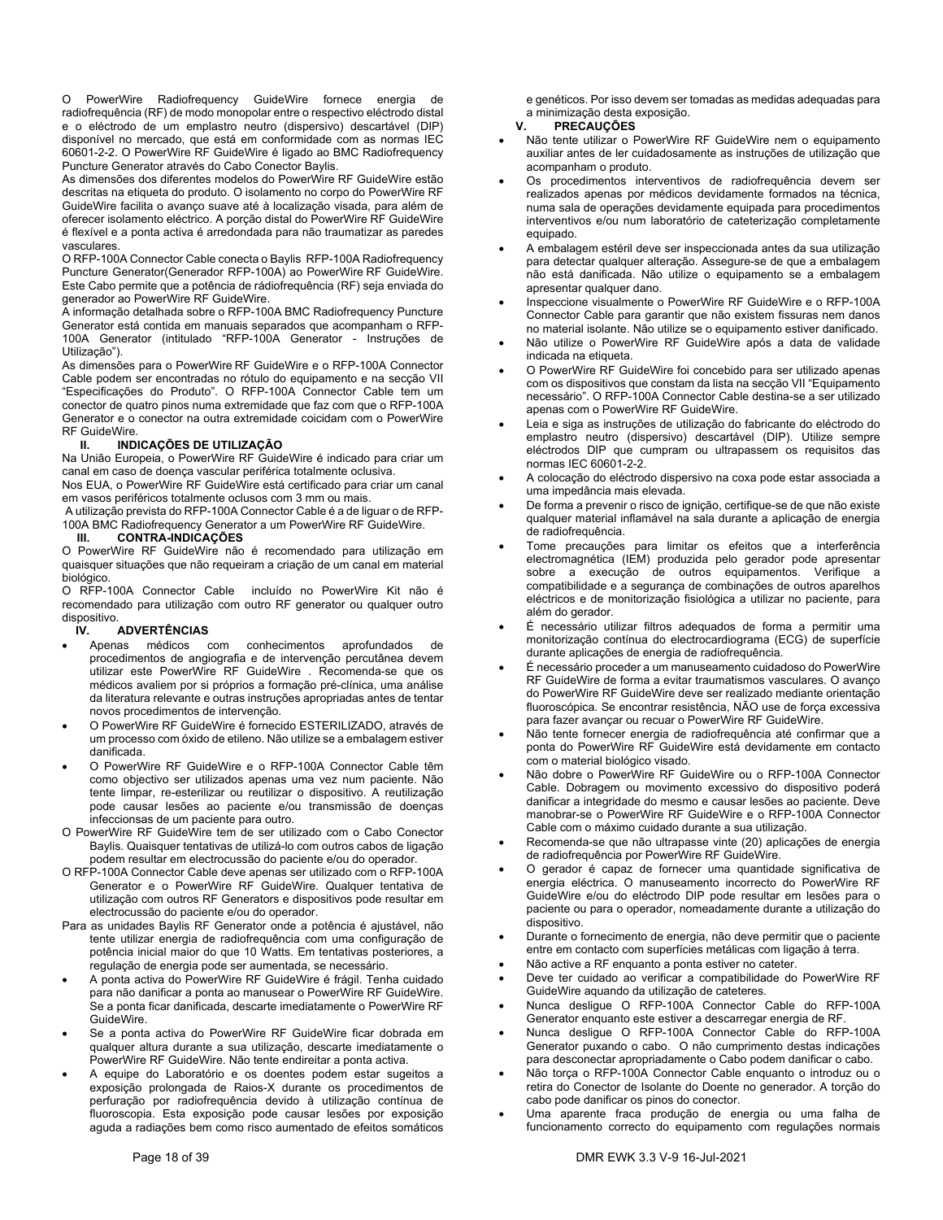O PowerWire Radiofrequency GuideWire fornece energia de radiofrequência (RF) de modo monopolar entre o respectivo eléctrodo distal e o eléctrodo de um emplastro neutro (dispersivo) descartável (DIP) disponível no mercado, que está em conformidade com as normas IEC 60601-2-2. O PowerWire RF GuideWire é ligado ao BMC Radiofrequency Puncture Generator através do Cabo Conector Baylis.

As dimensões dos diferentes modelos do PowerWire RF GuideWire estão descritas na etiqueta do produto. O isolamento no corpo do PowerWire RF GuideWire facilita o avanço suave até à localização visada, para além de oferecer isolamento eléctrico. A porção distal do PowerWire RF GuideWire é flexível e a ponta activa é arredondada para não traumatizar as paredes vasculares.

O RFP-100A Connector Cable conecta o Baylis RFP-100A Radiofrequency Puncture Generator(Generador RFP-100A) ao PowerWire RF GuideWire. Este Cabo permite que a potência de rádiofrequência (RF) seja enviada do generador ao PowerWire RF GuideWire.

A informação detalhada sobre o RFP-100A BMC Radiofrequency Puncture Generator está contida em manuais separados que acompanham o RFP-100A Generator (intitulado "RFP-100A Generator - Instruções de Utilização").

As dimensões para o PowerWire RF GuideWire e o RFP-100A Connector Cable podem ser encontradas no rótulo do equipamento e na secção VII "Especificações do Produto". O RFP-100A Connector Cable tem um conector de quatro pinos numa extremidade que faz com que o RFP-100A Generator e o conector na outra extremidade coicidam com o PowerWire RF GuideWire.

## II. INDICAÇÕES DE UTILIZAÇÃO

Na União Europeia, o PowerWire RF GuideWire é indicado para criar um canal em caso de doença vascular periférica totalmente oclusiva.

Nos EUA, o PowerWire RF GuideWire está certificado para criar um canal em vasos periféricos totalmente oclusos com 3 mm ou mais.

A utilização prevista do RFP-100A Connector Cable é a de liguar o de RFP-100A BMC Radiofrequency Generator a um PowerWire RF GuideWire.

## III. CONTRA-INDICAÇÕES

O PowerWire RF GuideWire não é recomendado para utilização em quaisquer situações que não requeiram a criação de um canal em material biológico.

O RFP-100A Connector Cable incluído no PowerWire Kit não é recomendado para utilização com outro RF generator ou qualquer outro dispositivo.

## IV. ADVERTÊNCIAS

- Apenas médicos com conhecimentos aprofundados de procedimentos de angiografia e de intervenção percutânea devem utilizar este PowerWire RF GuideWire . Recomenda-se que os médicos avaliem por si próprios a formação pré-clínica, uma análise da literatura relevante e outras instruções apropriadas antes de tentar novos procedimentos de intervenção.
- O PowerWire RF GuideWire é fornecido ESTERILIZADO, através de um processo com óxido de etileno. Não utilize se a embalagem estiver danificada.
- O PowerWire RF GuideWire e o RFP-100A Connector Cable têm como objectivo ser utilizados apenas uma vez num paciente. Não tente limpar, re-esterilizar ou reutilizar o dispositivo. A reutilização pode causar lesões ao paciente e/ou transmissão de doenças infeccionsas de um paciente para outro.

O PowerWire RF GuideWire tem de ser utilizado com o Cabo Conector Baylis. Quaisquer tentativas de utilizá-lo com outros cabos de ligação podem resultar em electrocussão do paciente e/ou do operador.

O RFP-100A Connector Cable deve apenas ser utilizado com o RFP-100A Generator e o PowerWire RF GuideWire. Qualquer tentativa de utilização com outros RF Generators e dispositivos pode resultar em electrocussão do paciente e/ou do operador.

Para as unidades Baylis RF Generator onde a potência é ajustável, não tente utilizar energia de radiofrequência com uma configuração de potência inicial maior do que 10 Watts. Em tentativas posteriores, a regulação de energia pode ser aumentada, se necessário.

- A ponta activa do PowerWire RF GuideWire é frágil. Tenha cuidado para não danificar a ponta ao manusear o PowerWire RF GuideWire. Se a ponta ficar danificada, descarte imediatamente o PowerWire RF GuideWire.
- Se a ponta activa do PowerWire RF GuideWire ficar dobrada em qualquer altura durante a sua utilização, descarte imediatamente o PowerWire RF GuideWire. Não tente endireitar a ponta activa.
- A equipe do Laboratório e os doentes podem estar sugeitos a exposição prolongada de Raios-X durante os procedimentos de perfuração por radiofrequência devido à utilização contínua de fluoroscopia. Esta exposição pode causar lesões por exposição aguda a radiações bem como risco aumentado de efeitos somáticos e genéticos. Por isso devem ser tomadas as medidas adequadas para a minimização desta exposição.

## V. PRECAUÇÕES

- Não tente utilizar o PowerWire RF GuideWire nem o equipamento auxiliar antes de ler cuidadosamente as instruções de utilização que acompanham o produto.
- Os procedimentos interventivos de radiofrequência devem ser realizados apenas por médicos devidamente formados na técnica, numa sala de operações devidamente equipada para procedimentos interventivos e/ou num laboratório de cateterização completamente equipado.
- A embalagem estéril deve ser inspeccionada antes da sua utilização para detectar qualquer alteração. Assegure-se de que a embalagem não está danificada. Não utilize o equipamento se a embalagem apresentar qualquer dano.
- Inspeccione visualmente o PowerWire RF GuideWire e o RFP-100A Connector Cable para garantir que não existem fissuras nem danos no material isolante. Não utilize se o equipamento estiver danificado.
- Não utilize o PowerWire RF GuideWire após a data de validade indicada na etiqueta.
- O PowerWire RF GuideWire foi concebido para ser utilizado apenas com os dispositivos que constam da lista na secção VII "Equipamento necessário". O RFP-100A Connector Cable destina-se a ser utilizado apenas com o PowerWire RF GuideWire.
- Leia e siga as instruções de utilização do fabricante do eléctrodo do emplastro neutro (dispersivo) descartável (DIP). Utilize sempre eléctrodos DIP que cumpram ou ultrapassem os requisitos das normas IEC 60601-2-2.
- A colocação do eléctrodo dispersivo na coxa pode estar associada a uma impedância mais elevada.
- De forma a prevenir o risco de ignição, certifique-se de que não existe qualquer material inflamável na sala durante a aplicação de energia de radiofrequência.
- Tome precauções para limitar os efeitos que a interferência electromagnética (IEM) produzida pelo gerador pode apresentar sobre a execução de outros equipamentos. Verifique a compatibilidade e a segurança de combinações de outros aparelhos eléctricos e de monitorização fisiológica a utilizar no paciente, para além do gerador.
- É necessário utilizar filtros adequados de forma a permitir uma monitorização contínua do electrocardiograma (ECG) de superfície durante aplicações de energia de radiofrequência.
- É necessário proceder a um manuseamento cuidadoso do PowerWire RF GuideWire de forma a evitar traumatismos vasculares. O avanço do PowerWire RF GuideWire deve ser realizado mediante orientação fluoroscópica. Se encontrar resistência, NÃO use de força excessiva para fazer avançar ou recuar o PowerWire RF GuideWire.
- Não tente fornecer energia de radiofrequência até confirmar que a ponta do PowerWire RF GuideWire está devidamente em contacto com o material biológico visado.
- Não dobre o PowerWire RF GuideWire ou o RFP-100A Connector Cable. Dobragem ou movimento excessivo do dispositivo poderá danificar a integridade do mesmo e causar lesões ao paciente. Deve manobrar-se o PowerWire RF GuideWire e o RFP-100A Connector Cable com o máximo cuidado durante a sua utilização.
- Recomenda-se que não ultrapasse vinte (20) aplicações de energia de radiofrequência por PowerWire RF GuideWire.
- O gerador é capaz de fornecer uma quantidade significativa de energia eléctrica. O manuseamento incorrecto do PowerWire RF GuideWire e/ou do eléctrodo DIP pode resultar em lesões para o paciente ou para o operador, nomeadamente durante a utilização do dispositivo.
- Durante o fornecimento de energia, não deve permitir que o paciente entre em contacto com superfícies metálicas com ligação à terra.
- Não active a RF enquanto a ponta estiver no cateter.
- Deve ter cuidado ao verificar a compatibilidade do PowerWire RF GuideWire aquando da utilização de cateteres.
- Nunca desligue O RFP-100A Connector Cable do RFP-100A Generator enquanto este estiver a descarregar energia de RF.
- Nunca desligue O RFP-100A Connector Cable do RFP-100A Generator puxando o cabo. O não cumprimento destas indicações para desconectar apropriadamente o Cabo podem danificar o cabo.
- Não torça o RFP-100A Connector Cable enquanto o introduz ou o retira do Conector de Isolante do Doente no generador. A torção do cabo pode danificar os pinos do conector.
- Uma aparente fraca produção de energia ou uma falha de funcionamento correcto do equipamento com regulações normais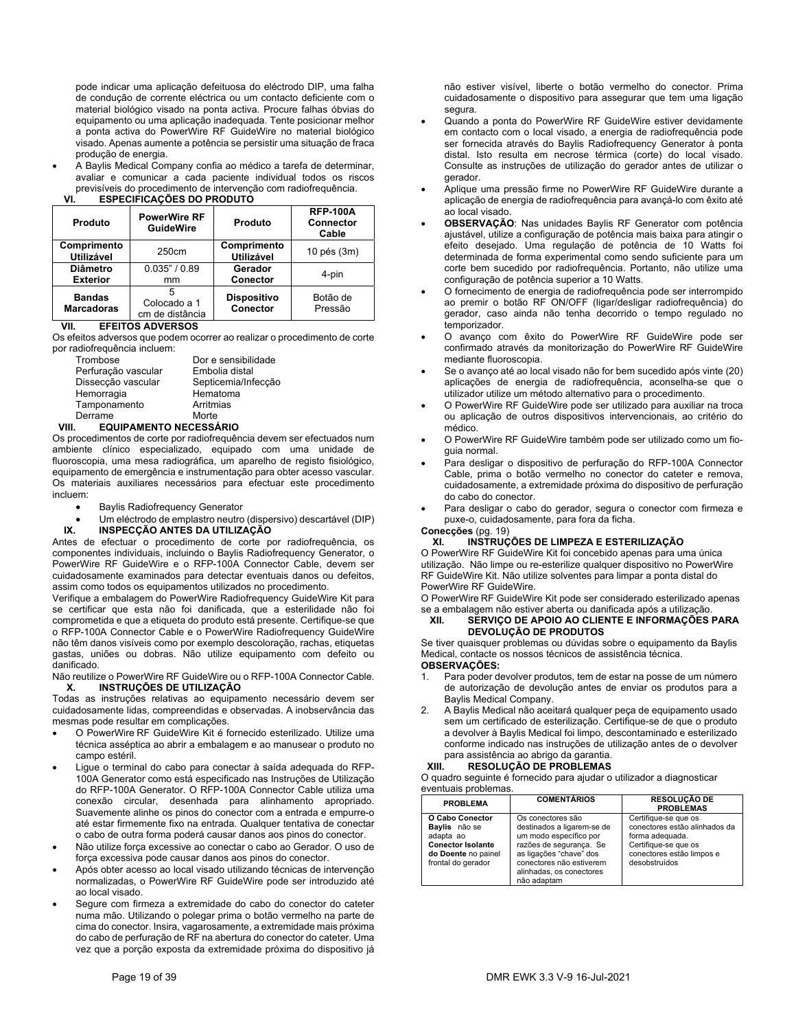pode indicar uma aplicação defeituosa do eléctrodo DIP, uma falha de condução de corrente eléctrica ou um contacto deficiente com o material biológico visado na ponta activa. Procure falhas óbvias do equipamento ou uma aplicação inadequada. Tente posicionar melhor a ponta activa do PowerWire RF GuideWire no material biológico visado. Apenas aumente a potência se persistir uma situação de fraca produção de energia.

- A Baylis Medical Company confia ao médico a tarefa de determinar, avaliar e comunicar a cada paciente individual todos os riscos previsíveis do procedimento de intervenção com radiofrequência.

## VI. ESPECIFICAÇÕES DO PRODUTO

| Produto | PowerWire RF GuideWire | Produto | RFP-100A Connector Cable |
|---|---|---|---|
| Comprimento Utilizável | 250cm | Comprimento Utilizável | 10 pés (3m) |
| Diâmetro Exterior | 0.035" / 0.89 mm | Gerador Conector | 4-pin |
| Bandas Marcadoras | 5 Colocado a 1 cm de distância | Dispositivo Conector | Botão de Pressão |

## VII. EFEITOS ADVERSOS

Os efeitos adversos que podem ocorrer ao realizar o procedimento de corte por radiofrequência incluem:

| | |
|---|---|
| Trombose | Dor e sensibilidade |
| Perfuração vascular | Embolia distal |
| Dissecção vascular | Septicemia/Infecção |
| Hemorragia | Hematoma |
| Tamponamento | Arritmias |
| Derrame | Morte |

## VIII. EQUIPAMENTO NECESSÁRIO

Os procedimentos de corte por radiofrequência devem ser efectuados num ambiente clínico especializado, equipado com uma unidade de fluoroscopia, uma mesa radiográfica, um aparelho de registo fisiológico, equipamento de emergência e instrumentação para obter acesso vascular. Os materiais auxiliares necessários para efectuar este procedimento incluem:

- Baylis Radiofrequency Generator
- Um eléctrodo de emplastro neutro (dispersivo) descartável (DIP)

## IX. INSPECÇÃO ANTES DA UTILIZAÇÃO

Antes de efectuar o procedimento de corte por radiofrequência, os componentes individuais, incluindo o Baylis Radiofrequency Generator, o PowerWire RF GuideWire e o RFP-100A Connector Cable, devem ser cuidadosamente examinados para detectar eventuais danos ou defeitos, assim como todos os equipamentos utilizados no procedimento.

Verifique a embalagem do PowerWire Radiofrequency GuideWire Kit para se certificar que esta não foi danificada, que a esterilidade não foi comprometida e que a etiqueta do produto está presente. Certifique-se que o RFP-100A Connector Cable e o PowerWire Radiofrequency GuideWire não têm danos visíveis como por exemplo descoloração, rachas, etiquetas gastas, uniões ou dobras. Não utilize equipamento com defeito ou danificado.

Não reutilize o PowerWire RF GuideWire ou o RFP-100A Connector Cable.

## X. INSTRUÇÕES DE UTILIZAÇÃO

Todas as instruções relativas ao equipamento necessário devem ser cuidadosamente lidas, compreendidas e observadas. A inobservância das mesmas pode resultar em complicações.

- O PowerWire RF GuideWire Kit é fornecido esterilizado. Utilize uma técnica asséptica ao abrir a embalagem e ao manusear o produto no campo estéril.
- Ligue o terminal do cabo para conectar à saída adequada do RFP-100A Generator como está especificado nas Instruções de Utilização do RFP-100A Generator. O RFP-100A Connector Cable utiliza uma conexão circular, desenhada para alinhamento apropriado. Suavemente alinhe os pinos do conector com a entrada e empurre-o até estar firmemente fixo na entrada. Qualquer tentativa de conectar o cabo de outra forma poderá causar danos aos pinos do conector.
- Não utilize força excessive ao conectar o cabo ao Gerador. O uso de força excessiva pode causar danos aos pinos do conector.
- Após obter acesso ao local visado utilizando técnicas de intervenção normalizadas, o PowerWire RF GuideWire pode ser introduzido até ao local visado.
- Segure com firmeza a extremidade do cabo do conector do cateter numa mão. Utilizando o polegar prima o botão vermelho na parte de cima do conector. Insira, vagarosamente, a extremidade mais próxima do cabo de perfuração de RF na abertura do conector do cateter. Uma vez que a porção exposta da extremidade próxima do dispositivo já não estiver visível, liberte o botão vermelho do conector. Prima cuidadosamente o dispositivo para assegurar que tem uma ligação segura.
- Quando a ponta do PowerWire RF GuideWire estiver devidamente em contacto com o local visado, a energia de radiofrequência pode ser fornecida através do Baylis Radiofrequency Generator à ponta distal. Isto resulta em necrose térmica (corte) do local visado. Consulte as instruções de utilização do gerador antes de utilizar o gerador.
- Aplique uma pressão firme no PowerWire RF GuideWire durante a aplicação de energia de radiofrequência para avançá-lo com êxito até ao local visado.
- **OBSERVAÇÃO**: Nas unidades Baylis RF Generator com potência ajustável, utilize a configuração de potência mais baixa para atingir o efeito desejado. Uma regulação de potência de 10 Watts foi determinada de forma experimental como sendo suficiente para um corte bem sucedido por radiofrequência. Portanto, não utilize uma configuração de potência superior a 10 Watts.
- O fornecimento de energia de radiofrequência pode ser interrompido ao premir o botão RF ON/OFF (ligar/desligar radiofrequência) do gerador, caso ainda não tenha decorrido o tempo regulado no temporizador.
- O avanço com êxito do PowerWire RF GuideWire pode ser confirmado através da monitorização do PowerWire RF GuideWire mediante fluoroscopia.
- Se o avanço até ao local visado não for bem sucedido após vinte (20) aplicações de energia de radiofrequência, aconselha-se que o utilizador utilize um método alternativo para o procedimento.
- O PowerWire RF GuideWire pode ser utilizado para auxiliar na troca ou aplicação de outros dispositivos intervencionais, ao critério do médico.
- O PowerWire RF GuideWire também pode ser utilizado como um fio-guia normal.
- Para desligar o dispositivo de perfuração do RFP-100A Connector Cable, prima o botão vermelho no conector do cateter e remova, cuidadosamente, a extremidade próxima do dispositivo de perfuração do cabo do conector.
- Para desligar o cabo do gerador, segura o conector com firmeza e puxe-o, cuidadosamente, para fora da ficha.

**Conecções** (pg. 19)

## XI. INSTRUÇÕES DE LIMPEZA E ESTERILIZAÇÃO

O PowerWire RF GuideWire Kit foi concebido apenas para uma única utilização. Não limpe ou re-esterilize qualquer dispositivo no PowerWire RF GuideWire Kit. Não utilize solventes para limpar a ponta distal do PowerWire RF GuideWire.

O PowerWire RF GuideWire Kit pode ser considerado esterilizado apenas se a embalagem não estiver aberta ou danificada após a utilização.

## XII. SERVIÇO DE APOIO AO CLIENTE E INFORMAÇÕES PARA DEVOLUÇÃO DE PRODUTOS

Se tiver quaisquer problemas ou dúvidas sobre o equipamento da Baylis Medical, contacte os nossos técnicos de assistência técnica.

**OBSERVAÇÕES:**

1. Para poder devolver produtos, tem de estar na posse de um número de autorização de devolução antes de enviar os produtos para a Baylis Medical Company.
2. A Baylis Medical não aceitará qualquer peça de equipamento usado sem um certificado de esterilização. Certifique-se de que o produto a devolver à Baylis Medical foi limpo, descontaminado e esterilizado conforme indicado nas instruções de utilização antes de o devolver para assistência ao abrigo da garantia.

## XIII. RESOLUÇÃO DE PROBLEMAS

O quadro seguinte é fornecido para ajudar o utilizador a diagnosticar eventuais problemas.

| PROBLEMA | COMENTÁRIOS | RESOLUÇÃO DE PROBLEMAS |
|---|---|---|
| **O Cabo Conector Baylis** não se adapta ao **Conector Isolante do Doente** no painel frontal do gerador | Os conectores são destinados a ligarem-se de um modo específico por razões de segurança. Se as ligações "chave" dos conectores não estiverem alinhadas, os conectores não adaptam | Certifique-se que os conectores estão alinhados da forma adequada. Certifique-se que os conectores estão limpos e desobstruídos |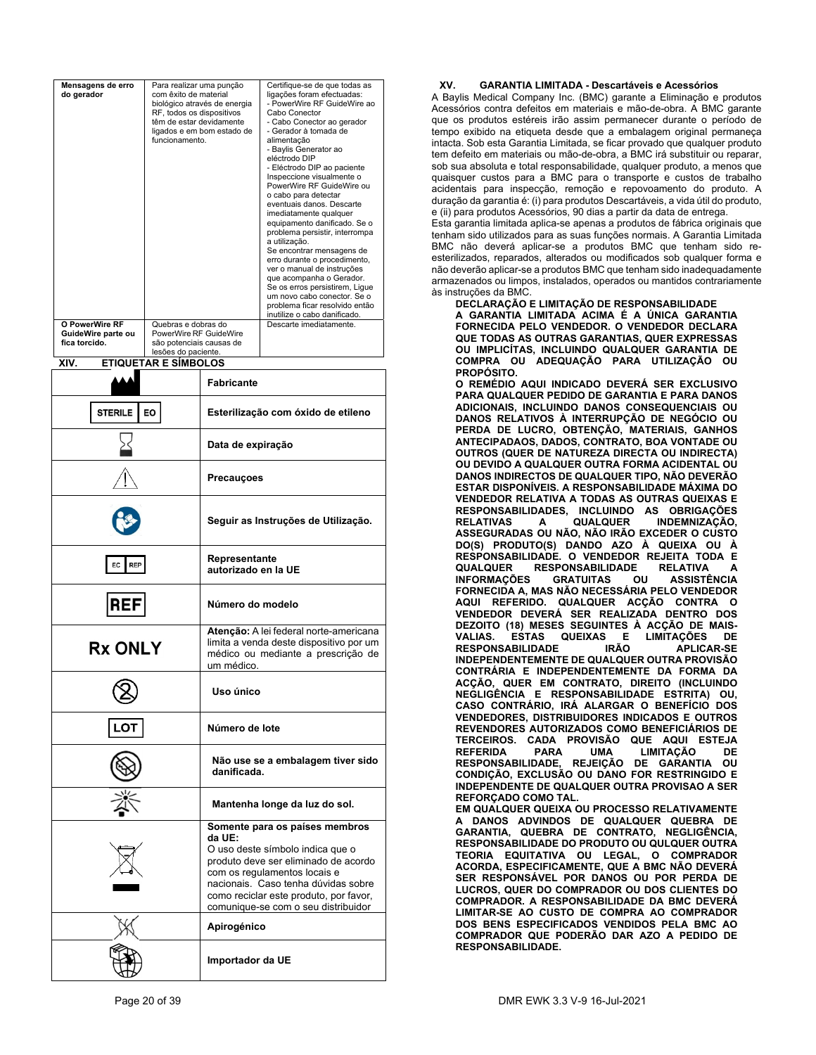| Mensagens de erro do gerador | Para realizar uma punção com êxito de material biológico através de energia RF, todos os dispositivos têm de estar devidamente ligados e em bom estado de funcionamento. | Certifique-se de que todas as ligações foram efectuadas: - PowerWire RF GuideWire ao Cabo Conector - Cabo Conector ao gerador - Gerador à tomada de alimentação - Baylis Generator ao eléctrodo DIP - Eléctrodo DIP ao paciente Inspeccione visualmente o PowerWire RF GuideWire ou o cabo para detectar eventuais danos. Descarte imediatamente qualquer equipamento danificado. Se o problema persistir, interrompa a utilização. Se encontrar mensagens de erro durante o procedimento, ver o manual de instruções que acompanha o Gerador. Se os erros persistirem, Ligue um novo cabo conector. Se o problema ficar resolvido então inutilize o cabo danificado. |
|---|---|---|
| O PowerWire RF GuideWire parte ou fica torcido. | Quebras e dobras do PowerWire RF GuideWire são potenciais causas de lesões do paciente. | Descarte imediatamente. |

## XIV. ETIQUETAR E SÍMBOLOS

| Símbolo | Descrição |
|---|---|
| | **Fabricante** |
| STERILE EO | **Esterilização com óxido de etileno** |
| | **Data de expiração** |
| | **Precauçoes** |
| | **Seguir as Instruções de Utilização.** |
| EC REP | **Representante autorizado en la UE** |
| REF | **Número do modelo** |
| Rx ONLY | **Atenção:** A lei federal norte-americana limita a venda deste dispositivo por um médico ou mediante a prescrição de um médico. |
| | **Uso único** |
| LOT | **Número de lote** |
| | **Não use se a embalagem tiver sido danificada.** |
| | **Mantenha longe da luz do sol.** |
| | **Somente para os países membros da UE:** O uso deste símbolo indica que o produto deve ser eliminado de acordo com os regulamentos locais e nacionais. Caso tenha dúvidas sobre como reciclar este produto, por favor, comunique-se com o seu distribuidor |
| | **Apirogénico** |
| | **Importador da UE** |

## XV. GARANTIA LIMITADA - Descartáveis e Acessórios

A Baylis Medical Company Inc. (BMC) garante a Eliminação e produtos Acessórios contra defeitos em materiais e mão-de-obra. A BMC garante que os produtos estéreis irão assim permanecer durante o período de tempo exibido na etiqueta desde que a embalagem original permaneça intacta. Sob esta Garantia Limitada, se ficar provado que qualquer produto tem defeito em materiais ou mão-de-obra, a BMC irá substituir ou reparar, sob sua absoluta e total responsabilidade, qualquer produto, a menos que quaisquer custos para a BMC para o transporte e custos de trabalho acidentais para inspecção, remoção e repovoamento do produto. A duração da garantia é: (i) para produtos Descartáveis, a vida útil do produto, e (ii) para produtos Acessórios, 90 dias a partir da data de entrega.

Esta garantia limitada aplica-se apenas a produtos de fábrica originais que tenham sido utilizados para as suas funções normais. A Garantia Limitada BMC não deverá aplicar-se a produtos BMC que tenham sido re-esterilizados, reparados, alterados ou modificados sob qualquer forma e não deverão aplicar-se a produtos BMC que tenham sido inadequadamente armazenados ou limpos, instalados, operados ou mantidos contrariamente às instruções da BMC.

**DECLARAÇÃO E LIMITAÇÃO DE RESPONSABILIDADE**

**A GARANTIA LIMITADA ACIMA É A ÚNICA GARANTIA FORNECIDA PELO VENDEDOR. O VENDEDOR DECLARA QUE TODAS AS OUTRAS GARANTIAS, QUER EXPRESSAS OU IMPLICÍTAS, INCLUINDO QUALQUER GARANTIA DE COMPRA OU ADEQUAÇÃO PARA UTILIZAÇÃO OU PROPÓSITO.**

**O REMÉDIO AQUI INDICADO DEVERÁ SER EXCLUSIVO PARA QUALQUER PEDIDO DE GARANTIA E PARA DANOS ADICIONAIS, INCLUINDO DANOS CONSEQUENCIAIS OU DANOS RELATIVOS À INTERRUPÇÃO DE NEGÓCIO OU PERDA DE LUCRO, OBTENÇÃO, MATERIAIS, GANHOS ANTECIPADAOS, DADOS, CONTRATO, BOA VONTADE OU OUTROS (QUER DE NATUREZA DIRECTA OU INDIRECTA) OU DEVIDO A QUALQUER OUTRA FORMA ACIDENTAL OU DANOS INDIRECTOS DE QUALQUER TIPO, NÃO DEVERÃO ESTAR DISPONÍVEIS. A RESPONSABILIDADE MÁXIMA DO VENDEDOR RELATIVA A TODAS AS OUTRAS QUEIXAS E RESPONSABILIDADES, INCLUINDO AS OBRIGAÇÕES RELATIVAS A QUALQUER INDEMNIZAÇÃO, ASSEGURADAS OU NÃO, NÃO IRÃO EXCEDER O CUSTO DO(S) PRODUTO(S) DANDO AZO À QUEIXA OU À RESPONSABILIDADE. O VENDEDOR REJEITA TODA E QUALQUER RESPONSABILIDADE RELATIVA A INFORMAÇÕES GRATUITAS OU ASSISTÊNCIA FORNECIDA A, MAS NÃO NECESSÁRIA PELO VENDEDOR AQUI REFERIDO. QUALQUER ACÇÃO CONTRA O VENDEDOR DEVERÁ SER REALIZADA DENTRO DOS DEZOITO (18) MESES SEGUINTES À ACÇÃO DE MAIS-VALIAS. ESTAS QUEIXAS E LIMITAÇÕES DE RESPONSABILIDADE IRÃO APLICAR-SE INDEPENDENTEMENTE DE QUALQUER OUTRA PROVISÃO CONTRÁRIA E INDEPENDENTEMENTE DA FORMA DA ACÇÃO, QUER EM CONTRATO, DIREITO (INCLUINDO NEGLIGÊNCIA E RESPONSABILIDADE ESTRITA) OU, CASO CONTRÁRIO, IRÁ ALARGAR O BENEFÍCIO DOS VENDEDORES, DISTRIBUIDORES INDICADOS E OUTROS REVENDORES AUTORIZADOS COMO BENEFICIÁRIOS DE TERCEIROS. CADA PROVISÃO QUE AQUI ESTEJA REFERIDA PARA UMA LIMITAÇÃO DE RESPONSABILIDADE, REJEIÇÃO DE GARANTIA OU CONDIÇÃO, EXCLUSÃO OU DANO FOR RESTRINGIDO E INDEPENDENTE DE QUALQUER OUTRA PROVISAO A SER REFORÇADO COMO TAL.**

**EM QUALQUER QUEIXA OU PROCESSO RELATIVAMENTE A DANOS ADVINDOS DE QUALQUER QUEBRA DE GARANTIA, QUEBRA DE CONTRATO, NEGLIGÊNCIA, RESPONSABILIDADE DO PRODUTO OU QULQUER OUTRA TEORIA EQUITATIVA OU LEGAL, O COMPRADOR ACORDA, ESPECIFICAMENTE, QUE A BMC NÃO DEVERÁ SER RESPONSÁVEL POR DANOS OU POR PERDA DE LUCROS, QUER DO COMPRADOR OU DOS CLIENTES DO COMPRADOR. A RESPONSABILIDADE DA BMC DEVERÁ LIMITAR-SE AO CUSTO DE COMPRA AO COMPRADOR DOS BENS ESPECIFICADOS VENDIDOS PELA BMC AO COMPRADOR QUE PODERÃO DAR AZO A PEDIDO DE RESPONSABILIDADE.**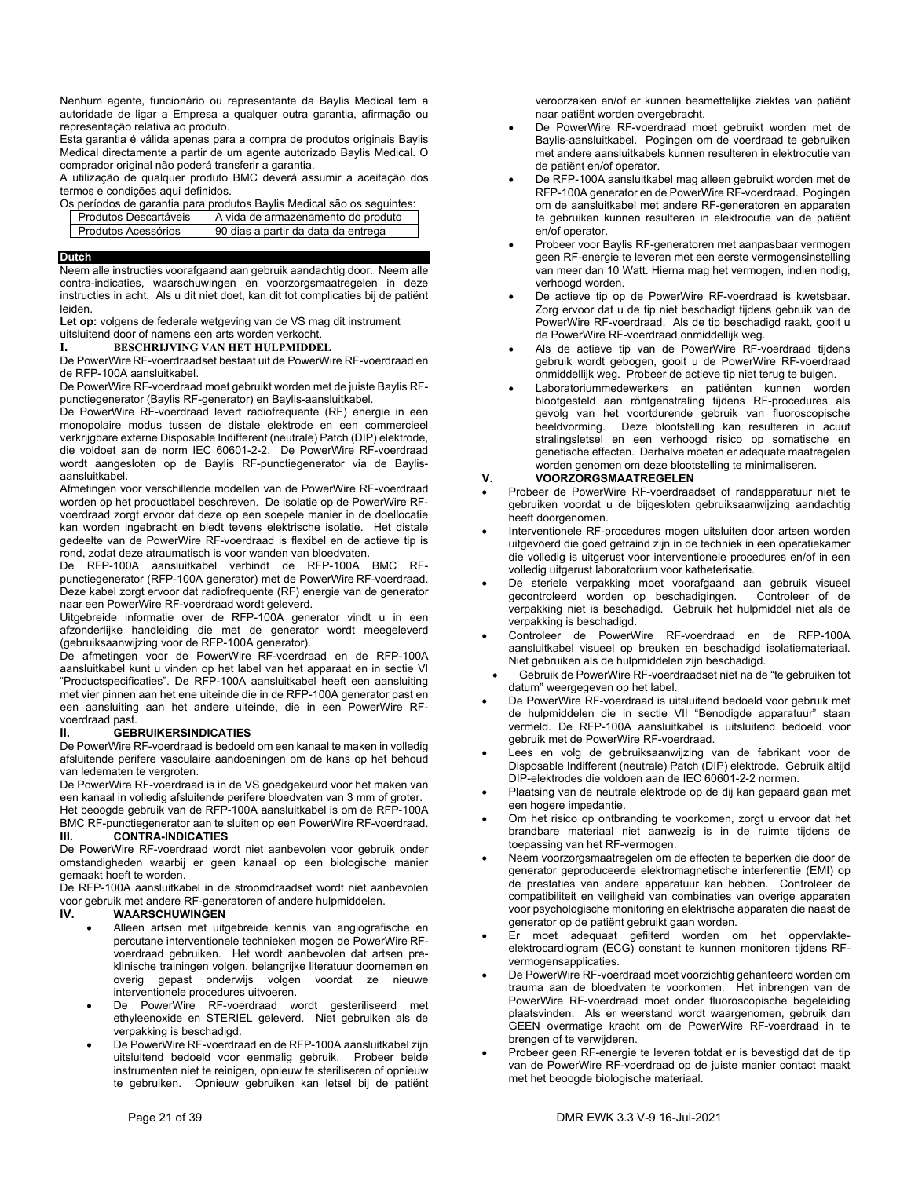Nenhum agente, funcionário ou representante da Baylis Medical tem a autoridade de ligar a Empresa a qualquer outra garantia, afirmação ou representação relativa ao produto.

Esta garantia é válida apenas para a compra de produtos originais Baylis Medical directamente a partir de um agente autorizado Baylis Medical. O comprador original não poderá transferir a garantia.

A utilização de qualquer produto BMC deverá assumir a aceitação dos termos e condições aqui definidos.

Os períodos de garantia para produtos Baylis Medical são os seguintes:

| Produtos Descartáveis | A vida de armazenamento do produto |
|---|---|
| Produtos Acessórios | 90 dias a partir da data da entrega |

## Dutch

Neem alle instructies voorafgaand aan gebruik aandachtig door. Neem alle contra-indicaties, waarschuwingen en voorzorgsmaatregelen in deze instructies in acht. Als u dit niet doet, kan dit tot complicaties bij de patiënt leiden.

**Let op:** volgens de federale wetgeving van de VS mag dit instrument uitsluitend door of namens een arts worden verkocht.

### I. BESCHRIJVING VAN HET HULPMIDDEL

De PowerWire RF-voerdraadset bestaat uit de PowerWire RF-voerdraad en de RFP-100A aansluitkabel.

De PowerWire RF-voerdraad moet gebruikt worden met de juiste Baylis RF-punctiegenerator (Baylis RF-generator) en Baylis-aansluitkabel.

De PowerWire RF-voerdraad levert radiofrequente (RF) energie in een monopolaire modus tussen de distale elektrode en een commercieel verkrijgbare externe Disposable Indifferent (neutrale) Patch (DIP) elektrode, die voldoet aan de norm IEC 60601-2-2. De PowerWire RF-voerdraad wordt aangesloten op de Baylis RF-punctiegenerator via de Baylis-aansluitkabel.

Afmetingen voor verschillende modellen van de PowerWire RF-voerdraad worden op het productlabel beschreven. De isolatie op de PowerWire RF-voerdraad zorgt ervoor dat deze op een soepele manier in de doellocatie kan worden ingebracht en biedt tevens elektrische isolatie. Het distale gedeelte van de PowerWire RF-voerdraad is flexibel en de actieve tip is rond, zodat deze atraumatisch is voor wanden van bloedvaten.

De RFP-100A aansluitkabel verbindt de RFP-100A BMC RF-punctiegenerator (RFP-100A generator) met de PowerWire RF-voerdraad. Deze kabel zorgt ervoor dat radiofrequente (RF) energie van de generator naar een PowerWire RF-voerdraad wordt geleverd.

Uitgebreide informatie over de RFP-100A generator vindt u in een afzonderlijke handleiding die met de generator wordt meegeleverd (gebruiksaanwijzing voor de RFP-100A generator).

De afmetingen voor de PowerWire RF-voerdraad en de RFP-100A aansluitkabel kunt u vinden op het label van het apparaat en in sectie VI "Productspecificaties". De RFP-100A aansluitkabel heeft een aansluiting met vier pinnen aan het ene uiteinde die in de RFP-100A generator past en een aansluiting aan het andere uiteinde, die in een PowerWire RF-voerdraad past.

### II. GEBRUIKERSINDICATIES

De PowerWire RF-voerdraad is bedoeld om een kanaal te maken in volledig afsluitende perifere vasculaire aandoeningen om de kans op het behoud van ledematen te vergroten.

De PowerWire RF-voerdraad is in de VS goedgekeurd voor het maken van een kanaal in volledig afsluitende perifere bloedvaten van 3 mm of groter.

Het beoogde gebruik van de RFP-100A aansluitkabel is om de RFP-100A BMC RF-punctiegenerator aan te sluiten op een PowerWire RF-voerdraad.

### III. CONTRA-INDICATIES

De PowerWire RF-voerdraad wordt niet aanbevolen voor gebruik onder omstandigheden waarbij er geen kanaal op een biologische manier gemaakt hoeft te worden.

De RFP-100A aansluitkabel in de stroomdraadset wordt niet aanbevolen voor gebruik met andere RF-generatoren of andere hulpmiddelen.

### IV. WAARSCHUWINGEN

- Alleen artsen met uitgebreide kennis van angiografische en percutane interventionele technieken mogen de PowerWire RF-voerdraad gebruiken. Het wordt aanbevolen dat artsen pre-klinische trainingen volgen, belangrijke literatuur doornemen en overig gepast onderwijs volgen voordat ze nieuwe interventionele procedures uitvoeren.
- De PowerWire RF-voerdraad wordt gesteriliseerd met ethyleenoxide en STERIEL geleverd. Niet gebruiken als de verpakking is beschadigd.
- De PowerWire RF-voerdraad en de RFP-100A aansluitkabel zijn uitsluitend bedoeld voor eenmalig gebruik. Probeer beide instrumenten niet te reinigen, opnieuw te steriliseren of opnieuw te gebruiken. Opnieuw gebruiken kan letsel bij de patiënt veroorzaken en/of er kunnen besmettelijke ziektes van patiënt naar patiënt worden overgebracht.
- De PowerWire RF-voerdraad moet gebruikt worden met de Baylis-aansluitkabel. Pogingen om de voerdraad te gebruiken met andere aansluitkabels kunnen resulteren in elektrocutie van de patiënt en/of operator.
- De RFP-100A aansluitkabel mag alleen gebruikt worden met de RFP-100A generator en de PowerWire RF-voerdraad. Pogingen om de aansluitkabel met andere RF-generatoren en apparaten te gebruiken kunnen resulteren in elektrocutie van de patiënt en/of operator.
- Probeer voor Baylis RF-generatoren met aanpasbaar vermogen geen RF-energie te leveren met een eerste vermogensinstelling van meer dan 10 Watt. Hierna mag het vermogen, indien nodig, verhoogd worden.
- De actieve tip op de PowerWire RF-voerdraad is kwetsbaar. Zorg ervoor dat u de tip niet beschadigt tijdens gebruik van de PowerWire RF-voerdraad. Als de tip beschadigd raakt, gooit u de PowerWire RF-voerdraad onmiddellijk weg.
- Als de actieve tip van de PowerWire RF-voerdraad tijdens gebruik wordt gebogen, gooit u de PowerWire RF-voerdraad onmiddellijk weg. Probeer de actieve tip niet terug te buigen.
- Laboratoriummedewerkers en patiënten kunnen worden blootgesteld aan röntgenstraling tijdens RF-procedures als gevolg van het voortdurende gebruik van fluoroscopische beeldvorming. Deze blootstelling kan resulteren in acuut stralingsletsel en een verhoogd risico op somatische en genetische effecten. Derhalve moeten er adequate maatregelen worden genomen om deze blootstelling te minimaliseren.

### V. VOORZORGSMAATREGELEN

- Probeer de PowerWire RF-voerdraadset of randapparatuur niet te gebruiken voordat u de bijgesloten gebruiksaanwijzing aandachtig heeft doorgenomen.
- Interventionele RF-procedures mogen uitsluiten door artsen worden uitgevoerd die goed getraind zijn in de techniek in een operatiekamer die volledig is uitgerust voor interventionele procedures en/of in een volledig uitgerust laboratorium voor katheterisatie.
- De steriele verpakking moet voorafgaand aan gebruik visueel gecontroleerd worden op beschadigingen. Controleer of de verpakking niet is beschadigd. Gebruik het hulpmiddel niet als de verpakking is beschadigd.
- Controleer de PowerWire RF-voerdraad en de RFP-100A aansluitkabel visueel op breuken en beschadigd isolatiemateriaal. Niet gebruiken als de hulpmiddelen zijn beschadigd.
- Gebruik de PowerWire RF-voerdraadset niet na de "te gebruiken tot datum" weergegeven op het label.
- De PowerWire RF-voerdraad is uitsluitend bedoeld voor gebruik met de hulpmiddelen die in sectie VII "Benodigde apparatuur" staan vermeld. De RFP-100A aansluitkabel is uitsluitend bedoeld voor gebruik met de PowerWire RF-voerdraad.
- Lees en volg de gebruiksaanwijzing van de fabrikant voor de Disposable Indifferent (neutrale) Patch (DIP) elektrode. Gebruik altijd DIP-elektrodes die voldoen aan de IEC 60601-2-2 normen.
- Plaatsing van de neutrale elektrode op de dij kan gepaard gaan met een hogere impedantie.
- Om het risico op ontbranding te voorkomen, zorgt u ervoor dat het brandbare materiaal niet aanwezig is in de ruimte tijdens de toepassing van het RF-vermogen.
- Neem voorzorgsmaatregelen om de effecten te beperken die door de generator geproduceerde elektromagnetische interferentie (EMI) op de prestaties van andere apparatuur kan hebben. Controleer de compatibiliteit en veiligheid van combinaties van overige apparaten voor psychologische monitoring en elektrische apparaten die naast de generator op de patiënt gebruikt gaan worden.
- Er moet adequaat gefilterd worden om het oppervlakte-elektrocardiogram (ECG) constant te kunnen monitoren tijdens RF-vermogensapplicaties.
- De PowerWire RF-voerdraad moet voorzichtig gehanteerd worden om trauma aan de bloedvaten te voorkomen. Het inbrengen van de PowerWire RF-voerdraad moet onder fluoroscopische begeleiding plaatsvinden. Als er weerstand wordt waargenomen, gebruik dan GEEN overmatige kracht om de PowerWire RF-voerdraad in te brengen of te verwijderen.
- Probeer geen RF-energie te leveren totdat er is bevestigd dat de tip van de PowerWire RF-voerdraad op de juiste manier contact maakt met het beoogde biologische materiaal.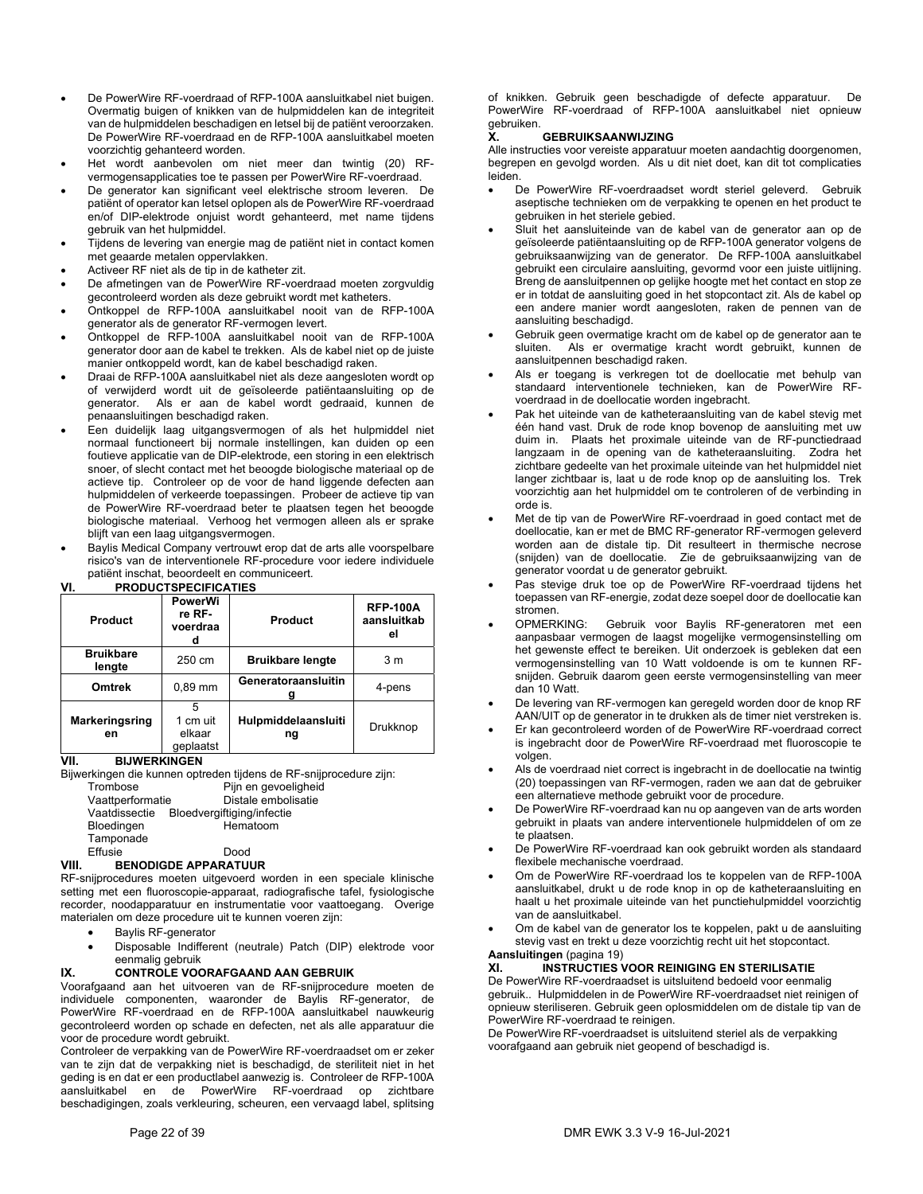- De PowerWire RF-voerdraad of RFP-100A aansluitkabel niet buigen. Overmatig buigen of knikken van de hulpmiddelen kan de integriteit van de hulpmiddelen beschadigen en letsel bij de patiënt veroorzaken. De PowerWire RF-voerdraad en de RFP-100A aansluitkabel moeten voorzichtig gehanteerd worden.
- Het wordt aanbevolen om niet meer dan twintig (20) RF-vermogensapplicaties toe te passen per PowerWire RF-voerdraad.
- De generator kan significant veel elektrische stroom leveren. De patiënt of operator kan letsel oplopen als de PowerWire RF-voerdraad en/of DIP-elektrode onjuist wordt gehanteerd, met name tijdens gebruik van het hulpmiddel.
- Tijdens de levering van energie mag de patiënt niet in contact komen met geaarde metalen oppervlakken.
- Activeer RF niet als de tip in de katheter zit.
- De afmetingen van de PowerWire RF-voerdraad moeten zorgvuldig gecontroleerd worden als deze gebruikt wordt met katheters.
- Ontkoppel de RFP-100A aansluitkabel nooit van de RFP-100A generator als de generator RF-vermogen levert.
- Ontkoppel de RFP-100A aansluitkabel nooit van de RFP-100A generator door aan de kabel te trekken. Als de kabel niet op de juiste manier ontkoppeld wordt, kan de kabel beschadigd raken.
- Draai de RFP-100A aansluitkabel niet als deze aangesloten wordt op of verwijderd wordt uit de geïsoleerde patiëntaansluiting op de generator. Als er aan de kabel wordt gedraaid, kunnen de penaansluitingen beschadigd raken.
- Een duidelijk laag uitgangsvermogen of als het hulpmiddel niet normaal functioneert bij normale instellingen, kan duiden op een foutieve applicatie van de DIP-elektrode, een storing in een elektrisch snoer, of slecht contact met het beoogde biologische materiaal op de actieve tip. Controleer op de voor de hand liggende defecten aan hulpmiddelen of verkeerde toepassingen. Probeer de actieve tip van de PowerWire RF-voerdraad beter te plaatsen tegen het beoogde biologische materiaal. Verhoog het vermogen alleen als er sprake blijft van een laag uitgangsvermogen.
- Baylis Medical Company vertrouwt erop dat de arts alle voorspelbare risico's van de interventionele RF-procedure voor iedere individuele patiënt inschat, beoordeelt en communiceert.

## VI. PRODUCTSPECIFICATIES

| Product | PowerWire RF-voerdraad | Product | RFP-100A aansluitkabel |
|---|---|---|---|
| **Bruikbare lengte** | 250 cm | **Bruikbare lengte** | 3 m |
| **Omtrek** | 0,89 mm | **Generatoraansluiting** | 4-pens |
| **Markeringsringen** | 5<br>1 cm uit elkaar geplaatst | **Hulpmiddelaansluiting** | Drukknop |

## VII. BIJWERKINGEN

Bijwerkingen die kunnen optreden tijdens de RF-snijprocedure zijn:

| | |
|---|---|
| Trombose | Pijn en gevoeligheid |
| Vaattperformatie | Distale embolisatie |
| Vaatdissectie | Bloedvergiftiging/infectie |
| Bloedingen | Hematoom |
| Tamponade | |
| Effusie | Dood |

## VIII. BENODIGDE APPARATUUR

RF-snijprocedures moeten uitgevoerd worden in een speciale klinische setting met een fluoroscopie-apparaat, radiografische tafel, fysiologische recorder, noodapparatuur en instrumentatie voor vaattoegang. Overige materialen om deze procedure uit te kunnen voeren zijn:

- Baylis RF-generator
- Disposable Indifferent (neutrale) Patch (DIP) elektrode voor eenmalig gebruik

## IX. CONTROLE VOORAFGAAND AAN GEBRUIK

Voorafgaand aan het uitvoeren van de RF-snijprocedure moeten de individuele componenten, waaronder de Baylis RF-generator, de PowerWire RF-voerdraad en de RFP-100A aansluitkabel nauwkeurig gecontroleerd worden op schade en defecten, net als alle apparatuur die voor de procedure wordt gebruikt.

Controleer de verpakking van de PowerWire RF-voerdraadset om er zeker van te zijn dat de verpakking niet is beschadigd, de steriliteit niet in het geding is en dat er een productlabel aanwezig is. Controleer de RFP-100A aansluitkabel en de PowerWire RF-voerdraad op zichtbare beschadigingen, zoals verkleuring, scheuren, een vervaagd label, splitsing of knikken. Gebruik geen beschadigde of defecte apparatuur. De PowerWire RF-voerdraad of RFP-100A aansluitkabel niet opnieuw gebruiken.

## X. GEBRUIKSAANWIJZING

Alle instructies voor vereiste apparatuur moeten aandachtig doorgenomen, begrepen en gevolgd worden. Als u dit niet doet, kan dit tot complicaties leiden.

- De PowerWire RF-voerdraadset wordt steriel geleverd. Gebruik aseptische technieken om de verpakking te openen en het product te gebruiken in het steriele gebied.
- Sluit het aansluiteinde van de kabel van de generator aan op de geïsoleerde patiëntaansluiting op de RFP-100A generator volgens de gebruiksaanwijzing van de generator. De RFP-100A aansluitkabel gebruikt een circulaire aansluiting, gevormd voor een juiste uitlijning. Breng de aansluitpennen op gelijke hoogte met het contact en stop ze er in totdat de aansluiting goed in het stopcontact zit. Als de kabel op een andere manier wordt aangesloten, raken de pennen van de aansluiting beschadigd.
- Gebruik geen overmatige kracht om de kabel op de generator aan te sluiten. Als er overmatige kracht wordt gebruikt, kunnen de aansluitpennen beschadigd raken.
- Als er toegang is verkregen tot de doellocatie met behulp van standaard interventionele technieken, kan de PowerWire RF-voerdraad in de doellocatie worden ingebracht.
- Pak het uiteinde van de katheteraansluiting van de kabel stevig met één hand vast. Druk de rode knop bovenop de aansluiting met uw duim in. Plaats het proximale uiteinde van de RF-punctiedraad langzaam in de opening van de katheteraansluiting. Zodra het zichtbare gedeelte van het proximale uiteinde van het hulpmiddel niet langer zichtbaar is, laat u de rode knop op de aansluiting los. Trek voorzichtig aan het hulpmiddel om te controleren of de verbinding in orde is.
- Met de tip van de PowerWire RF-voerdraad in goed contact met de doellocatie, kan er met de BMC RF-generator RF-vermogen geleverd worden aan de distale tip. Dit resulteert in thermische necrose (snijden) van de doellocatie. Zie de gebruiksaanwijzing van de generator voordat u de generator gebruikt.
- Pas stevige druk toe op de PowerWire RF-voerdraad tijdens het toepassen van RF-energie, zodat deze soepel door de doellocatie kan stromen.
- OPMERKING: Gebruik voor Baylis RF-generatoren met een aanpasbaar vermogen de laagst mogelijke vermogensinstelling om het gewenste effect te bereiken. Uit onderzoek is gebleken dat een vermogensinstelling van 10 Watt voldoende is om te kunnen RF-snijden. Gebruik daarom geen eerste vermogensinstelling van meer dan 10 Watt.
- De levering van RF-vermogen kan geregeld worden door de knop RF AAN/UIT op de generator in te drukken als de timer niet verstreken is.
- Er kan gecontroleerd worden of de PowerWire RF-voerdraad correct is ingebracht door de PowerWire RF-voerdraad met fluoroscopie te volgen.
- Als de voerdraad niet correct is ingebracht in de doellocatie na twintig (20) toepassingen van RF-vermogen, raden we aan dat de gebruiker een alternatieve methode gebruikt voor de procedure.
- De PowerWire RF-voerdraad kan nu op aangeven van de arts worden gebruikt in plaats van andere interventionele hulpmiddelen of om ze te plaatsen.
- De PowerWire RF-voerdraad kan ook gebruikt worden als standaard flexibele mechanische voerdraad.
- Om de PowerWire RF-voerdraad los te koppelen van de RFP-100A aansluitkabel, drukt u de rode knop in op de katheteraansluiting en haalt u het proximale uiteinde van het punctiehulpmiddel voorzichtig van de aansluitkabel.
- Om de kabel van de generator los te koppelen, pakt u de aansluiting stevig vast en trekt u deze voorzichtig recht uit het stopcontact.

**Aansluitingen** (pagina 19)

## XI. INSTRUCTIES VOOR REINIGING EN STERILISATIE

De PowerWire RF-voerdraadset is uitsluitend bedoeld voor eenmalig gebruik.. Hulpmiddelen in de PowerWire RF-voerdraadset niet reinigen of opnieuw steriliseren. Gebruik geen oplosmiddelen om de distale tip van de PowerWire RF-voerdraad te reinigen.

De PowerWire RF-voerdraadset is uitsluitend steriel als de verpakking voorafgaand aan gebruik niet geopend of beschadigd is.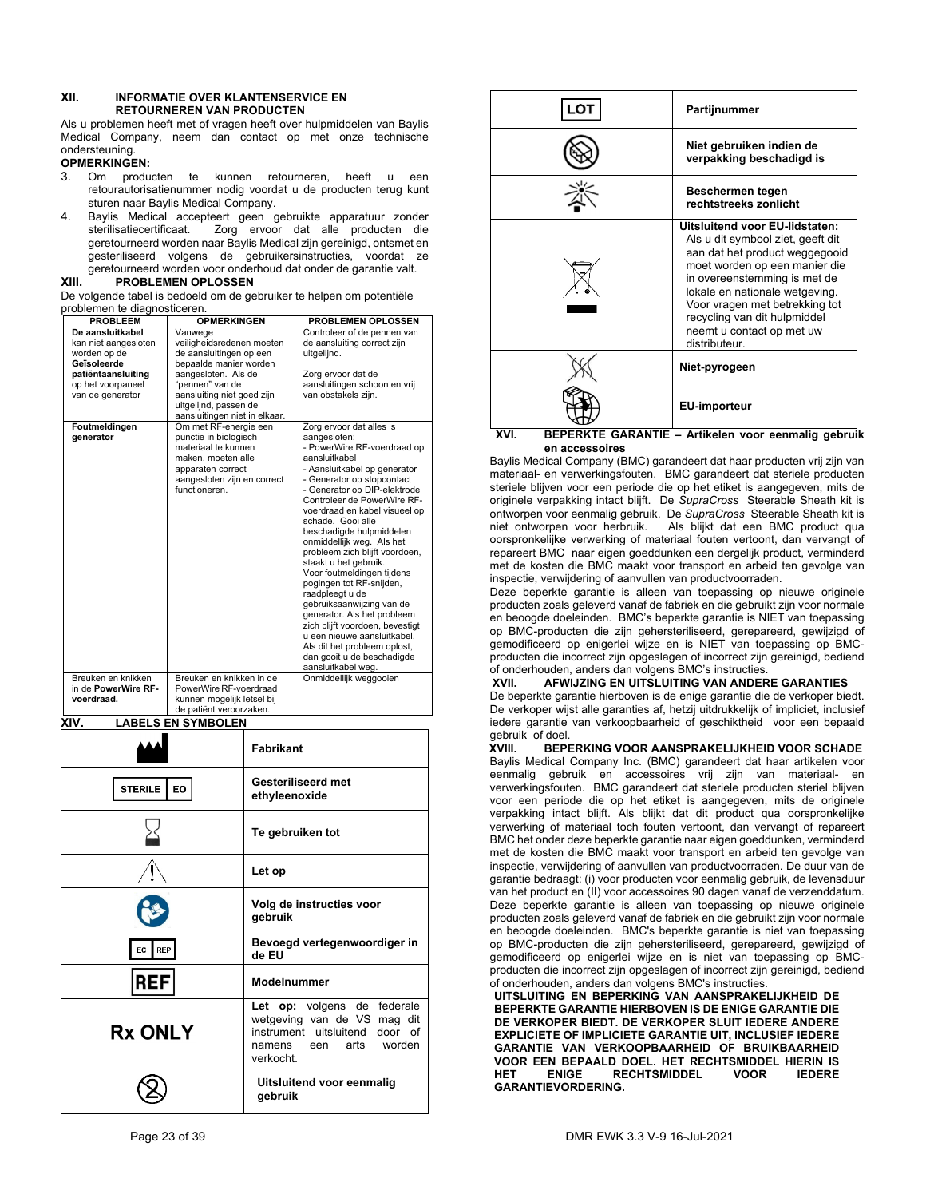### XII. INFORMATIE OVER KLANTENSERVICE EN RETOURNEREN VAN PRODUCTEN

Als u problemen heeft met of vragen heeft over hulpmiddelen van Baylis Medical Company, neem dan contact op met onze technische ondersteuning.

**OPMERKINGEN:**

3. Om producten te kunnen retourneren, heeft u een retourautorisatienummer nodig voordat u de producten terug kunt sturen naar Baylis Medical Company.
4. Baylis Medical accepteert geen gebruikte apparatuur zonder sterilisatiecertificaat. Zorg ervoor dat alle producten die geretourneerd worden naar Baylis Medical zijn gereinigd, ontsmet en gesteriliseerd volgens de gebruikersinstructies, voordat ze geretourneerd worden voor onderhoud dat onder de garantie valt.

### XIII. PROBLEMEN OPLOSSEN

De volgende tabel is bedoeld om de gebruiker te helpen om potentiële problemen te diagnosticeren.

| PROBLEEM | OPMERKINGEN | PROBLEMEN OPLOSSEN |
|---|---|---|
| **De aansluitkabel** kan niet aangesloten worden op de **Geïsoleerde patiëntaansluiting** op het voorpaneel van de generator | Vanwege veiligheidsredenen moeten de aansluitingen op een bepaalde manier worden aangesloten. Als de "pennen" van de aansluiting niet goed zijn uitgelijnd, passen de aansluitingen niet in elkaar. | Controleer of de pennen van de aansluiting correct zijn uitgelijnd. Zorg ervoor dat de aansluitingen schoon en vrij van obstakels zijn. |
| **Foutmeldingen generator** | Om met RF-energie een punctie in biologisch materiaal te kunnen maken, moeten alle apparaten correct aangesloten zijn en correct functioneren. | Zorg ervoor dat alles is aangesloten: - PowerWire RF-voerdraad op aansluitkabel - Aansluitkabel op generator - Generator op stopcontact - Generator op DIP-elektrode Controleer de PowerWire RF-voerdraad en kabel visueel op schade. Gooi alle beschadigde hulpmiddelen onmiddellijk weg. Als het probleem zich blijft voordoen, staakt u het gebruik. Voor foutmeldingen tijdens pogingen tot RF-snijden, raadpleegt u de gebruiksaanwijzing van de generator. Als het probleem zich blijft voordoen, bevestigt u een nieuwe aansluitkabel. Als dit het probleem oplost, dan gooit u de beschadigde aansluitkabel weg. |
| Breuken en knikken in de **PowerWire RF-voerdraad.** | Breuken en knikken in de PowerWire RF-voerdraad kunnen mogelijk letsel bij de patiënt veroorzaken. | Onmiddellijk weggooien |

### XIV. LABELS EN SYMBOLEN

| Symbool | Betekenis |
|---|---|
| | **Fabrikant** |
| STERILE EO | **Gesteriliseerd met ethyleenoxide** |
| | **Te gebruiken tot** |
| | **Let op** |
| | **Volg de instructies voor gebruik** |
| EC REP | **Bevoegd vertegenwoordiger in de EU** |
| REF | **Modelnummer** |
| **Rx ONLY** | **Let op:** volgens de federale wetgeving van de VS mag dit instrument uitsluitend door of namens een arts worden verkocht. |
| | **Uitsluitend voor eenmalig gebruik** |
| LOT | **Partijnummer** |
| | **Niet gebruiken indien de verpakking beschadigd is** |
| | **Beschermen tegen rechtstreeks zonlicht** |
| | **Uitsluitend voor EU-lidstaten:** Als u dit symbool ziet, geeft dit aan dat het product weggegooid moet worden op een manier die in overeenstemming is met de lokale en nationale wetgeving. Voor vragen met betrekking tot recycling van dit hulpmiddel neemt u contact op met uw distributeur. |
| | **Niet-pyrogeen** |
| | **EU-importeur** |

### XVI. BEPERKTE GARANTIE – Artikelen voor eenmalig gebruik en accessoires

Baylis Medical Company (BMC) garandeert dat haar producten vrij zijn van materiaal- en verwerkingsfouten. BMC garandeert dat steriele producten steriele blijven voor een periode die op het etiket is aangegeven, mits de originele verpakking intact blijft. De *SupraCross* Steerable Sheath kit is ontworpen voor eenmalig gebruik. De *SupraCross* Steerable Sheath kit is niet ontworpen voor herbruik. Als blijkt dat een BMC product qua oorspronkelijke verwerking of materiaal fouten vertoont, dan vervangt of repareert BMC naar eigen goeddunken een dergelijk product, verminderd met de kosten die BMC maakt voor transport en arbeid ten gevolge van inspectie, verwijdering of aanvullen van productvoorraden.

Deze beperkte garantie is alleen van toepassing op nieuwe originele producten zoals geleverd vanaf de fabriek en die gebruikt zijn voor normale en beoogde doeleinden. BMC's beperkte garantie is NIET van toepassing op BMC-producten die zijn gehersteriliseerd, gerepareerd, gewijzigd of gemodificeerd op enigerlei wijze en is NIET van toepassing op BMC-producten die incorrect zijn opgeslagen of incorrect zijn gereinigd, bediend of onderhouden, anders dan volgens BMC's instructies.

### XVII. AFWIJZING EN UITSLUITING VAN ANDERE GARANTIES

De beperkte garantie hierboven is de enige garantie die de verkoper biedt. De verkoper wijst alle garanties af, hetzij uitdrukkelijk of impliciet, inclusief iedere garantie van verkoopbaarheid of geschiktheid voor een bepaald gebruik of doel.

### XVIII. BEPERKING VOOR AANSPRAKELIJKHEID VOOR SCHADE

Baylis Medical Company Inc. (BMC) garandeert dat haar artikelen voor eenmalig gebruik en accessoires vrij zijn van materiaal- en verwerkingsfouten. BMC garandeert dat steriele producten steriel blijven voor een periode die op het etiket is aangegeven, mits de originele verpakking intact blijft. Als blijkt dat dit product qua oorspronkelijke verwerking of materiaal toch fouten vertoont, dan vervangt of repareert BMC het onder deze beperkte garantie naar eigen goeddunken, verminderd met de kosten die BMC maakt voor transport en arbeid ten gevolge van inspectie, verwijdering of aanvullen van productvoorraden. De duur van de garantie bedraagt: (i) voor producten voor eenmalig gebruik, de levensduur van het product en (II) voor accessoires 90 dagen vanaf de verzenddatum.

Deze beperkte garantie is alleen van toepassing op nieuwe originele producten zoals geleverd vanaf de fabriek en die gebruikt zijn voor normale en beoogde doeleinden. BMC's beperkte garantie is niet van toepassing op BMC-producten die zijn gehersteriliseerd, gerepareerd, gewijzigd of gemodificeerd op enigerlei wijze en is niet van toepassing op BMC-producten die incorrect zijn opgeslagen of incorrect zijn gereinigd, bediend of onderhouden, anders dan volgens BMC's instructies.

**UITSLUITING EN BEPERKING VAN AANSPRAKELIJKHEID DE BEPERKTE GARANTIE HIERBOVEN IS DE ENIGE GARANTIE DIE DE VERKOPER BIEDT. DE VERKOPER SLUIT IEDERE ANDERE EXPLICIETE OF IMPLICIETE GARANTIE UIT, INCLUSIEF IEDERE GARANTIE VAN VERKOOPBAARHEID OF BRUIKBAARHEID VOOR EEN BEPAALD DOEL. HET RECHTSMIDDEL HIERIN IS HET ENIGE RECHTSMIDDEL VOOR IEDERE GARANTIEVORDERING.**

DMR EWK 3.3 V-9 16-Jul-2021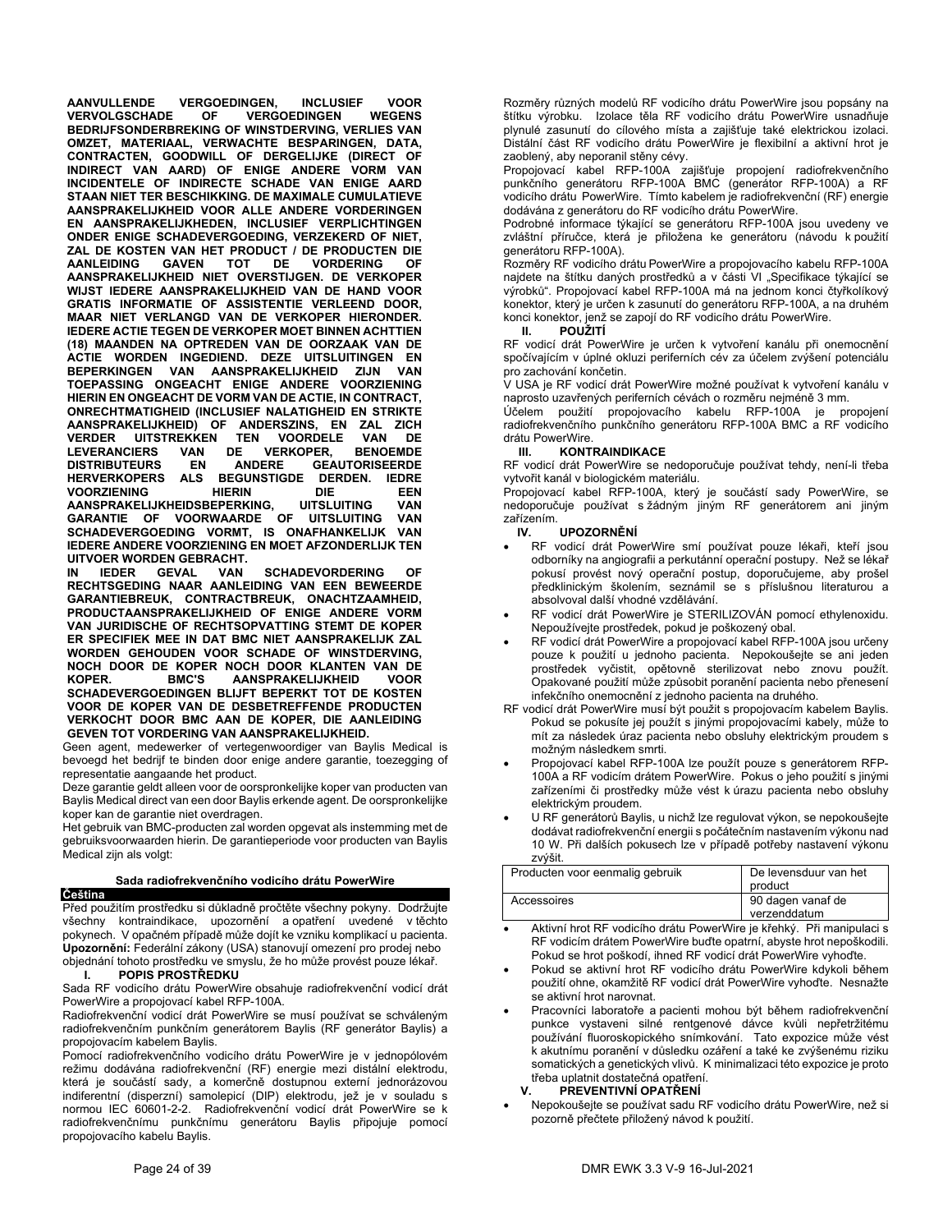**AANVULLENDE VERGOEDINGEN, INCLUSIEF VOOR VERVOLGSCHADE OF VERGOEDINGEN WEGENS BEDRIJFSONDERBREKING OF WINSTDERVING, VERLIES VAN OMZET, MATERIAAL, VERWACHTE BESPARINGEN, DATA, CONTRACTEN, GOODWILL OF DERGELIJKE (DIRECT OF INDIRECT VAN AARD) OF ENIGE ANDERE VORM VAN INCIDENTELE OF INDIRECTE SCHADE VAN ENIGE AARD STAAN NIET TER BESCHIKKING. DE MAXIMALE CUMULATIEVE AANSPRAKELIJKHEID VOOR ALLE ANDERE VORDERINGEN EN AANSPRAKELIJKHEDEN, INCLUSIEF VERPLICHTINGEN ONDER ENIGE SCHADEVERGOEDING, VERZEKERD OF NIET, ZAL DE KOSTEN VAN HET PRODUCT / DE PRODUCTEN DIE AANLEIDING GAVEN TOT DE VORDERING OF AANSPRAKELIJKHEID NIET OVERSTIJGEN. DE VERKOPER WIJST IEDERE AANSPRAKELIJKHEID VAN DE HAND VOOR GRATIS INFORMATIE OF ASSISTENTIE VERLEEND DOOR, MAAR NIET VERLANGD VAN DE VERKOPER HIERONDER. IEDERE ACTIE TEGEN DE VERKOPER MOET BINNEN ACHTTIEN (18) MAANDEN NA OPTREDEN VAN DE OORZAAK VAN DE ACTIE WORDEN INGEDIEND. DEZE UITSLUITINGEN EN BEPERKINGEN VAN AANSPRAKELIJKHEID ZIJN VAN TOEPASSING ONGEACHT ENIGE ANDERE VOORZIENING HIERIN EN ONGEACHT DE VORM VAN DE ACTIE, IN CONTRACT, ONRECHTMATIGHEID (INCLUSIEF NALATIGHEID EN STRIKTE AANSPRAKELIJKHEID) OF ANDERSZINS, EN ZAL ZICH VERDER UITSTREKKEN TEN VOORDELE VAN DE LEVERANCIERS VAN DE VERKOPER, BENOEMDE DISTRIBUTEURS EN ANDERE GEAUTORISEERDE HERVERKOPERS ALS BEGUNSTIGDE DERDEN. IEDRE VOORZIENING HIERIN DIE EEN AANSPRAKELIJKHEIDSBEPERKING, UITSLUITING VAN GARANTIE OF VOORWAARDE OF UITSLUITING VAN SCHADEVERGOEDING VORMT, IS ONAFHANKELIJK VAN IEDERE ANDERE VOORZIENING EN MOET AFZONDERLIJK TEN UITVOER WORDEN GEBRACHT.**

**IN IEDER GEVAL VAN SCHADEVORDERING OF RECHTSGEDING NAAR AANLEIDING VAN EEN BEWEERDE GARANTIEBREUK, CONTRACTBREUK, ONACHTZAAMHEID, PRODUCTAANSPRAKELIJKHEID OF ENIGE ANDERE VORM VAN JURIDISCHE OF RECHTSOPVATTING STEMT DE KOPER ER SPECIFIEK MEE IN DAT BMC NIET AANSPRAKELIJK ZAL WORDEN GEHOUDEN VOOR SCHADE OF WINSTDERVING, NOCH DOOR DE KOPER NOCH DOOR KLANTEN VAN DE KOPER. BMC'S AANSPRAKELIJKHEID VOOR SCHADEVERGOEDINGEN BLIJFT BEPERKT TOT DE KOSTEN VOOR DE KOPER VAN DE DESBETREFFENDE PRODUCTEN VERKOCHT DOOR BMC AAN DE KOPER, DIE AANLEIDING GEVEN TOT VORDERING VAN AANSPRAKELIJKHEID.**

Geen agent, medewerker of vertegenwoordiger van Baylis Medical is bevoegd het bedrijf te binden door enige andere garantie, toezegging of representatie aangaande het product.

Deze garantie geldt alleen voor de oorspronkelijke koper van producten van Baylis Medical direct van een door Baylis erkende agent. De oorspronkelijke koper kan de garantie niet overdragen.

Het gebruik van BMC-producten zal worden opgevat als instemming met de gebruiksvoorwaarden hierin. De garantieperiode voor producten van Baylis Medical zijn als volgt:

| Producten voor eenmalig gebruik | De levensduur van het product |
|---|---|
| Accessoires | 90 dagen vanaf de verzenddatum |

### Sada radiofrekvenčního vodicího drátu PowerWire

**Čeština**

Před použitím prostředku si důkladně pročtěte všechny pokyny. Dodržujte všechny kontraindikace, upozornění a opatření uvedené v těchto pokynech. V opačném případě může dojít ke vzniku komplikací u pacienta. **Upozornění:** Federální zákony (USA) stanovují omezení pro prodej nebo objednání tohoto prostředku ve smyslu, že ho může provést pouze lékař.

#### I. POPIS PROSTŘEDKU

Sada RF vodicího drátu PowerWire obsahuje radiofrekvenční vodicí drát PowerWire a propojovací kabel RFP-100A.

Radiofrekvenční vodicí drát PowerWire se musí používat se schváleným radiofrekvenčním punkčním generátorem Baylis (RF generátor Baylis) a propojovacím kabelem Baylis.

Pomocí radiofrekvenčního vodicího drátu PowerWire je v jednopólovém režimu dodávána radiofrekvenční (RF) energie mezi distální elektrodu, která je součástí sady, a komerčně dostupnou externí jednorázovou indiferentní (disperzní) samolepicí (DIP) elektrodu, jež je v souladu s normou IEC 60601-2-2. Radiofrekvenční vodicí drát PowerWire se k radiofrekvenčnímu punkčnímu generátoru Baylis připojuje pomocí propojovacího kabelu Baylis.

Rozměry různých modelů RF vodicího drátu PowerWire jsou popsány na štítku výrobku. Izolace těla RF vodicího drátu PowerWire usnadňuje plynulé zasunutí do cílového místa a zajišťuje také elektrickou izolaci. Distální část RF vodicího drátu PowerWire je flexibilní a aktivní hrot je zaoblený, aby neporanil stěny cévy.

Propojovací kabel RFP-100A zajišťuje propojení radiofrekvenčního punkčního generátoru RFP-100A BMC (generátor RFP-100A) a RF vodicího drátu PowerWire. Tímto kabelem je radiofrekvenční (RF) energie dodávána z generátoru do RF vodicího drátu PowerWire.

Podrobné informace týkající se generátoru RFP-100A jsou uvedeny ve zvláštní příručce, která je přiložena ke generátoru (návodu k použití generátoru RFP-100A).

Rozměry RF vodicího drátu PowerWire a propojovacího kabelu RFP-100A najdete na štítku daných prostředků a v části VI „Specifikace týkající se výrobků". Propojovací kabel RFP-100A má na jednom konci čtyřkolíkový konektor, který je určen k zasunutí do generátoru RFP-100A, a na druhém konci konektor, jenž se zapojí do RF vodicího drátu PowerWire.

#### II. POUŽITÍ

RF vodicí drát PowerWire je určen k vytvoření kanálu při onemocnění spočívajícím v úplné okluzi periferních cév za účelem zvýšení potenciálu pro zachování končetin.

V USA je RF vodicí drát PowerWire možné používat k vytvoření kanálu v naprosto uzavřených periferních cévách o rozměru nejméně 3 mm.

Účelem použití propojovacího kabelu RFP-100A je propojení radiofrekvenčního punkčního generátoru RFP-100A BMC a RF vodicího drátu PowerWire.

#### III. KONTRAINDIKACE

RF vodicí drát PowerWire se nedoporučuje používat tehdy, není-li třeba vytvořit kanál v biologickém materiálu.

Propojovací kabel RFP-100A, který je součástí sady PowerWire, se nedoporučuje používat s žádným jiným RF generátorem ani jiným zařízením.

#### IV. UPOZORNĚNÍ

- RF vodicí drát PowerWire smí používat pouze lékaři, kteří jsou odborníky na angiografii a perkutánní operační postupy. Než se lékař pokusí provést nový operační postup, doporučujeme, aby prošel předklinickým školením, seznámil se s příslušnou literaturou a absolvoval další vhodné vzdělávání.
- RF vodicí drát PowerWire je STERILIZOVÁN pomocí ethylenoxidu. Nepoužívejte prostředek, pokud je poškozený obal.
- RF vodicí drát PowerWire a propojovací kabel RFP-100A jsou určeny pouze k použití u jednoho pacienta. Nepokoušejte se ani jeden prostředek vyčistit, opětovně sterilizovat nebo znovu použít. Opakované použití může způsobit poranění pacienta nebo přenesení infekčního onemocnění z jednoho pacienta na druhého.

RF vodicí drát PowerWire musí být použit s propojovacím kabelem Baylis. Pokud se pokusíte jej použít s jinými propojovacími kabely, může to mít za následek úraz pacienta nebo obsluhy elektrickým proudem s možným následkem smrti.

- Propojovací kabel RFP-100A lze použít pouze s generátorem RFP-100A a RF vodicím drátem PowerWire. Pokus o jeho použití s jinými zařízeními či prostředky může vést k úrazu pacienta nebo obsluhy elektrickým proudem.
- U RF generátorů Baylis, u nichž lze regulovat výkon, se nepokoušejte dodávat radiofrekvenční energii s počátečním nastavením výkonu nad 10 W. Při dalších pokusech lze v případě potřeby nastavení výkonu zvýšit.
- Aktivní hrot RF vodicího drátu PowerWire je křehký. Při manipulaci s RF vodicím drátem PowerWire buďte opatrní, abyste hrot nepoškodili. Pokud se hrot poškodí, ihned RF vodicí drát PowerWire vyhoďte.
- Pokud se aktivní hrot RF vodicího drátu PowerWire kdykoli během použití ohne, okamžitě RF vodicí drát PowerWire vyhoďte. Nesnažte se aktivní hrot narovnat.
- Pracovníci laboratoře a pacienti mohou být během radiofrekvenční punkce vystaveni silné rentgenové dávce kvůli nepřetržitému používání fluoroskopického snímkování. Tato expozice může vést k akutnímu poranění v důsledku ozáření a také ke zvýšenému riziku somatických a genetických vlivů. K minimalizaci této expozice je proto třeba uplatnit dostatečná opatření.

#### V. PREVENTIVNÍ OPATŘENÍ

- Nepokoušejte se používat sadu RF vodicího drátu PowerWire, než si pozorně přečtete přiložený návod k použití.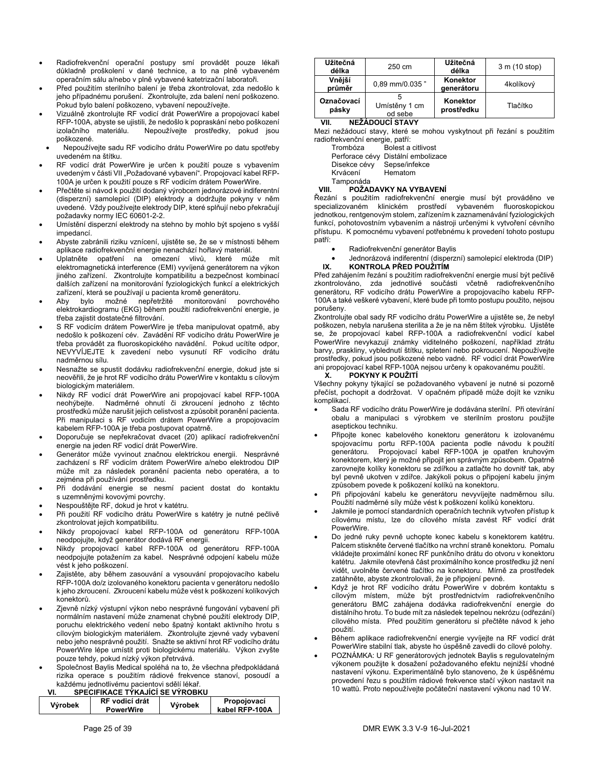- Radiofrekvenční operační postupy smí provádět pouze lékaři důkladně proškolení v dané technice, a to na plně vybaveném operačním sálu a/nebo v plně vybavené katetrizační laboratoři.
- Před použitím sterilního balení je třeba zkontrolovat, zda nedošlo k jeho případnému porušení. Zkontrolujte, zda balení není poškozeno. Pokud bylo balení poškozeno, vybavení nepoužívejte.
- Vizuálně zkontrolujte RF vodicí drát PowerWire a propojovací kabel RFP-100A, abyste se ujistili, že nedošlo k popraskání nebo poškození izolačního materiálu. Nepoužívejte prostředky, pokud jsou poškozené.
- Nepoužívejte sadu RF vodicího drátu PowerWire po datu spotřeby uvedeném na štítku.
- RF vodicí drát PowerWire je určen k použití pouze s vybavením uvedeným v části VII „Požadované vybavení". Propojovací kabel RFP-100A je určen k použití pouze s RF vodicím drátem PowerWire.
- Přečtěte si návod k použití dodaný výrobcem jednorázové indiferentní (disperzní) samolepicí (DIP) elektrody a dodržujte pokyny v něm uvedené. Vždy používejte elektrody DIP, které splňují nebo překračují požadavky normy IEC 60601-2-2.
- Umístění disperzní elektrody na stehno by mohlo být spojeno s vyšší impedancí.
- Abyste zabránili riziku vznícení, ujistěte se, že se v místnosti během aplikace radiofrekvenční energie nenachází hořlavý materiál.
- Uplatněte opatření na omezení vlivů, které může mít elektromagnetická interference (EMI) vyvíjená generátorem na výkon jiného zařízení. Zkontrolujte kompatibilitu a bezpečnost kombinací dalších zařízení na monitorování fyziologických funkcí a elektrických zařízení, která se používají u pacienta kromě generátoru.
- Aby bylo možné nepřetržité monitorování povrchového elektrokardiogramu (EKG) během použití radiofrekvenční energie, je třeba zajistit dostatečné filtrování.
- S RF vodicím drátem PowerWire je třeba manipulovat opatrně, aby nedošlo k poškození cév. Zavádění RF vodicího drátu PowerWire je třeba provádět za fluoroskopického navádění. Pokud ucítíte odpor, NEVYVÍJEJTE k zavedení nebo vysunutí RF vodicího drátu nadměrnou sílu.
- Nesnažte se spustit dodávku radiofrekvenční energie, dokud jste si neověřili, že je hrot RF vodicího drátu PowerWire v kontaktu s cílovým biologickým materiálem.
- Nikdy RF vodicí drát PowerWire ani propojovací kabel RFP-100A neohýbejte. Nadměrné ohnutí či zkroucení jednoho z těchto prostředků může narušit jejich celistvost a způsobit poranění pacienta. Při manipulaci s RF vodicím drátem PowerWire a propojovacím kabelem RFP-100A je třeba postupovat opatrně.
- Doporučuje se nepřekračovat dvacet (20) aplikací radiofrekvenční energie na jeden RF vodicí drát PowerWire.
- Generátor může vyvinout značnou elektrickou energii. Nesprávné zacházení s RF vodicím drátem PowerWire a/nebo elektrodou DIP může mít za následek poranění pacienta nebo operátera, a to zejména při používání prostředku.
- Při dodávání energie se nesmí pacient dostat do kontaktu s uzemněnými kovovými povrchy.
- Nespouštějte RF, dokud je hrot v katétru.
- Při použití RF vodicího drátu PowerWire s katétry je nutné pečlivě zkontrolovat jejich kompatibilitu.
- Nikdy propojovací kabel RFP-100A od generátoru RFP-100A neodpojujte, když generátor dodává RF energii.
- Nikdy propojovací kabel RFP-100A od generátoru RFP-100A neodpojujte potažením za kabel. Nesprávné odpojení kabelu může vést k jeho poškození.
- Zajistěte, aby během zasouvání a vysouvání propojovacího kabelu RFP-100A do/z izolovaného konektoru pacienta v generátoru nedošlo k jeho zkroucení. Zkroucení kabelu může vést k poškození kolíkových konektorů.
- Zjevně nízký výstupní výkon nebo nesprávné fungování vybavení při normálním nastavení může znamenat chybné použití elektrody DIP, poruchu elektrického vedení nebo špatný kontakt aktivního hrotu s cílovým biologickým materiálem. Zkontrolujte zjevné vady vybavení nebo jeho nesprávné použití. Snažte se aktivní hrot RF vodicího drátu PowerWire lépe umístit proti biologickému materiálu. Výkon zvyšte pouze tehdy, pokud nízký výkon přetrvává.
- Společnost Baylis Medical spoléhá na to, že všechna předpokládaná rizika operace s použitím rádiové frekvence stanoví, posoudí a každému jednotlivému pacientovi sdělí lékař.

## VI. SPECIFIKACE TÝKAJÍCÍ SE VÝROBKU

| Výrobek | RF vodicí drát PowerWire | Výrobek | Propojovací kabel RFP-100A |
|---|---|---|---|
| Užitečná délka | 250 cm | Užitečná délka | 3 m (10 stop) |
| Vnější průměr | 0,89 mm/0.035 " | Konektor generátoru | 4kolíkový |
| Označovací pásky | 5 Umístěny 1 cm od sebe | Konektor prostředku | Tlačítko |

## VII. NEŽÁDOUCÍ STAVY

Mezi nežádoucí stavy, které se mohou vyskytnout při řezání s použitím radiofrekvenční energie, patří:

| | |
|---|---|
| Trombóza | Bolest a citlivost |
| Perforace cévy | Distální embolizace |
| Disekce cévy | Sepse/infekce |
| Krvácení | Hematom |
| Tamponáda | |

## VIII. POŽADAVKY NA VYBAVENÍ

Řezání s použitím radiofrekvenční energie musí být prováděno ve specializovaném klinickém prostředí vybaveném fluoroskopickou jednotkou, rentgenovým stolem, zařízením k zaznamenávání fyziologických funkcí, pohotovostním vybavením a nástroji určenými k vytvoření cévního přístupu. K pomocnému vybavení potřebnému k provedení tohoto postupu patří:

- Radiofrekvenční generátor Baylis
- Jednorázová indiferentní (disperzní) samolepicí elektroda (DIP)

## IX. KONTROLA PŘED POUŽITÍM

Před zahájením řezání s použitím radiofrekvenční energie musí být pečlivě zkontrolováno, zda jednotlivé součásti včetně radiofrekvenčního generátoru, RF vodicího drátu PowerWire a propojovacího kabelu RFP-100A a také veškeré vybavení, které bude při tomto postupu použito, nejsou porušeny.

Zkontrolujte obal sady RF vodicího drátu PowerWire a ujistěte se, že nebyl poškozen, nebyla narušena sterilita a že je na něm štítek výrobku. Ujistěte se, že propojovací kabel RFP-100A a radiofrekvenční vodicí kabel PowerWire nevykazují známky viditelného poškození, například ztrátu barvy, praskliny, vyblednutí štítku, spletení nebo pokroucení. Nepoužívejte prostředky, pokud jsou poškozené nebo vadné. RF vodicí drát PowerWire ani propojovací kabel RFP-100A nejsou určeny k opakovanému použití.

## X. POKYNY K POUŽITÍ

Všechny pokyny týkající se požadovaného vybavení je nutné si pozorně přečíst, pochopit a dodržovat. V opačném případě může dojít ke vzniku komplikací.

- Sada RF vodicího drátu PowerWire je dodávána sterilní. Při otevírání obalu a manipulaci s výrobkem ve sterilním prostoru použijte aseptickou techniku.
- Připojte konec kabelového konektoru generátoru k izolovanému spojovacímu portu RFP-100A pacienta podle návodu k použití generátoru. Propojovací kabel RFP-100A je opatřen kruhovým konektorem, který je možné připojit jen správným způsobem. Opatrně zarovnejte kolíky konektoru se zdířkou a zatlačte ho dovnitř tak, aby byl pevně ukotven v zdířce. Jakýkoli pokus o připojení kabelu jiným způsobem povede k poškození kolíků na konektoru.
- Při připojování kabelu ke generátoru nevyvíjejte nadměrnou sílu. Použití nadměrné síly může vést k poškození kolíků konektoru.
- Jakmile je pomocí standardních operačních technik vytvořen přístup k cílovému místu, lze do cílového místa zavést RF vodicí drát PowerWire.
- Do jedné ruky pevně uchopte konec kabelu s konektorem katétru. Palcem stiskněte červené tlačítko na vrchní straně konektoru. Pomalu vkládejte proximální konec RF punkčního drátu do otvoru v konektoru katétru. Jakmile otevřená část proximálního konce prostředku již není vidět, uvolněte červené tlačítko na konektoru. Mírně za prostředek zatáhněte, abyste zkontrolovali, že je připojení pevné.
- Když je hrot RF vodicího drátu PowerWire v dobrém kontaktu s cílovým místem, může být prostřednictvím radiofrekvenčního generátoru BMC zahájena dodávka radiofrekvenční energie do distálního hrotu. To bude mít za následek tepelnou nekrózu (odřezání) cílového místa. Před použitím generátoru si přečtěte návod k jeho použití.
- Během aplikace radiofrekvenční energie vyvíjejte na RF vodicí drát PowerWire stabilní tlak, abyste ho úspěšně zavedli do cílové polohy.
- POZNÁMKA: U RF generátorových jednotek Baylis s regulovatelným výkonem použijte k dosažení požadovaného efektu nejnižší vhodné nastavení výkonu. Experimentálně bylo stanoveno, že k úspěšnému provedení řezu s použitím rádiové frekvence stačí výkon nastavit na 10 wattů. Proto nepoužívejte počáteční nastavení výkonu nad 10 W.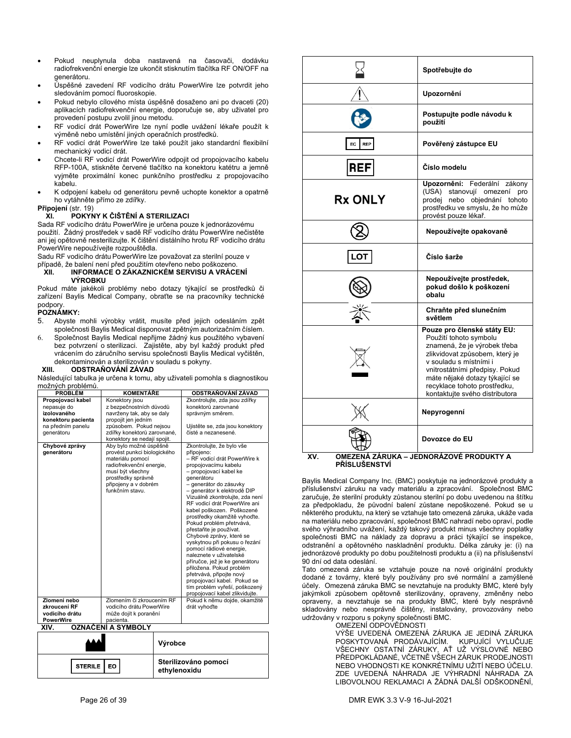- Pokud neuplynula doba nastavená na časovači, dodávku radiofrekvenční energie lze ukončit stisknutím tlačítka RF ON/OFF na generátoru.
- Úspěšné zavedení RF vodicího drátu PowerWire lze potvrdit jeho sledováním pomocí fluoroskopie.
- Pokud nebylo cílového místa úspěšně dosaženo ani po dvaceti (20) aplikacích radiofrekvenční energie, doporučuje se, aby uživatel pro provedení postupu zvolil jinou metodu.
- RF vodicí drát PowerWire lze nyní podle uvážení lékaře použít k výměně nebo umístění jiných operačních prostředků.
- RF vodicí drát PowerWire lze také použít jako standardní flexibilní mechanický vodicí drát.
- Chcete-li RF vodicí drát PowerWire odpojit od propojovacího kabelu RFP-100A, stiskněte červené tlačítko na konektoru katétru a jemně vyjměte proximální konec punkčního prostředku z propojovacího kabelu.
- K odpojení kabelu od generátoru pevně uchopte konektor a opatrně ho vytáhněte přímo ze zdířky.

**Připojení** (str. 19)

## XI. POKYNY K ČIŠTĚNÍ A STERILIZACI

Sada RF vodicího drátu PowerWire je určena pouze k jednorázovému použití. Žádný prostředek v sadě RF vodicího drátu PowerWire nečistěte ani jej opětovně nesterilizujte. K čištění distálního hrotu RF vodicího drátu PowerWire nepoužívejte rozpouštědla.

Sadu RF vodicího drátu PowerWire lze považovat za sterilní pouze v případě, že balení není před použitím otevřeno nebo poškozeno.

## XII. INFORMACE O ZÁKAZNICKÉM SERVISU A VRÁCENÍ VÝROBKU

Pokud máte jakékoli problémy nebo dotazy týkající se prostředků či zařízení Baylis Medical Company, obraťte se na pracovníky technické podpory.

**POZNÁMKY:**

5. Abyste mohli výrobky vrátit, musíte před jejich odesláním zpět společnosti Baylis Medical disponovat zpětným autorizačním číslem.
6. Společnost Baylis Medical nepřijme žádný kus použitého vybavení bez potvrzení o sterilizaci. Zajistěte, aby byl každý produkt před vrácením do záručního servisu společnosti Baylis Medical vyčištěn, dekontaminován a sterilizován v souladu s pokyny.

## XIII. ODSTRAŇOVÁNÍ ZÁVAD

Následující tabulka je určena k tomu, aby uživateli pomohla s diagnostikou možných problémů.

| PROBLÉM | KOMENTÁŘE | ODSTRAŇOVÁNÍ ZÁVAD |
|---|---|---|
| **Propojovací kabel** nepasuje do **izolovaného konektoru pacienta** na předním panelu generátoru | Konektory jsou z bezpečnostních důvodů navrženy tak, aby se daly propojit jen jedním způsobem. Pokud nejsou zdířky konektorů zarovnané, konektory se nedají spojit. | Zkontrolujte, zda jsou zdířky konektorů zarovnané správným směrem. Ujistěte se, zda jsou konektory čisté a nezanesené. |
| **Chybové zprávy generátoru** | Aby bylo možné úspěšně provést punkci biologického materiálu pomocí radiofrekvenční energie, musí být všechny prostředky správně připojeny a v dobrém funkčním stavu. | Zkontrolujte, že bylo vše připojeno: – RF vodicí drát PowerWire k propojovacímu kabelu – propojovací kabel ke generátoru – generátor do zásuvky – generátor k elektrodě DIP Vizuálně zkontrolujte, zda není RF vodicí drát PowerWire ani kabel poškozen. Poškozené prostředky okamžitě vyhoďte. Pokud problém přetrvává, přestaňte je používat. Chybové zprávy, které se vyskytnou při pokusu o řezání pomocí rádiové energie, naleznete v uživatelské příručce, jež je ke generátoru přiložena. Pokud problém přetrvává, připojte nový propojovací kabel. Pokud se tím problém vyřeší, poškozený propojovací kabel zlikvidujte. |
| **Zlomení nebo zkroucení RF vodicího drátu PowerWire** | Zlomením či zkroucením RF vodicího drátu PowerWire může dojít k poranění pacienta. | Pokud k němu dojde, okamžitě drát vyhoďte. |

## XIV. OZNAČENÍ A SYMBOLY

| Symbol | Význam |
|---|---|
| (symbol výrobce) | **Výrobce** |
| STERILE EO | **Sterilizováno pomocí ethylenoxidu** |
| (přesýpací hodiny) | **Spotřebujte do** |
| (výstražný trojúhelník) | **Upozornění** |
| (symbol návodu) | **Postupujte podle návodu k použití** |
| EC REP | **Pověřený zástupce EU** |
| REF | **Číslo modelu** |
| Rx ONLY | **Upozornění:** Federální zákony (USA) stanovují omezení pro prodej nebo objednání tohoto prostředku ve smyslu, že ho může provést pouze lékař. |
| (2 přeškrtnuto) | **Nepoužívejte opakovaně** |
| LOT | **Číslo šarže** |
| (přeškrtnuté balení) | **Nepoužívejte prostředek, pokud došlo k poškození obalu** |
| (slunce) | **Chraňte před slunečním světlem** |
| (přeškrtnutá popelnice) | **Pouze pro členské státy EU:** Použití tohoto symbolu znamená, že je výrobek třeba zlikvidovat způsobem, který je v souladu s místními i vnitrostátními předpisy. Pokud máte nějaké dotazy týkající se recyklace tohoto prostředku, kontaktujte svého distributora |
| (symbol nepyrogenní) | **Nepyrogenní** |
| (symbol dovozce) | **Dovozce do EU** |

## XV. OMEZENÁ ZÁRUKA – JEDNORÁZOVÉ PRODUKTY A PŘÍSLUŠENSTVÍ

Baylis Medical Company Inc. (BMC) poskytuje na jednorázové produkty a příslušenství záruku na vady materiálu a zpracování. Společnost BMC zaručuje, že sterilní produkty zůstanou sterilní po dobu uvedenou na štítku za předpokladu, že původní balení zůstane nepoškozené. Pokud se u některého produktu, na který se vztahuje tato omezená záruka, ukáže vada na materiálu nebo zpracování, společnost BMC nahradí nebo opraví, podle svého výhradního uvážení, každý takový produkt minus všechny poplatky společnosti BMC na náklady za dopravu a práci týkající se inspekce, odstranění a opětovného naskladnění produktu. Délka záruky je: (i) na jednorázové produkty po dobu použitelnosti produktu a (ii) na příslušenství 90 dní od data odeslání.

Tato omezená záruka se vztahuje pouze na nové originální produkty dodané z továrny, které byly používány pro své normální a zamýšlené účely. Omezená záruka BMC se nevztahuje na produkty BMC, které byly jakýmkoli způsobem opětovně sterilizovány, opraveny, změněny nebo opraveny, a nevztahuje se na produkty BMC, které byly nesprávně skladovány nebo nesprávně čištěny, instalovány, provozovány nebo udržovány v rozporu s pokyny společnosti BMC.

OMEZENÍ ODPOVĚDNOSTI

VÝŠE UVEDENÁ OMEZENÁ ZÁRUKA JE JEDINÁ ZÁRUKA POSKYTOVANÁ PRODÁVAJÍCÍM. KUPUJÍCÍ VYLUČUJE VŠECHNY OSTATNÍ ZÁRUKY, AŤ UŽ VÝSLOVNÉ NEBO PŘEDPOKLÁDANÉ, VČETNĚ VŠECH ZÁRUK PRODEJNOSTI NEBO VHODNOSTI KE KONKRÉTNÍMU UŽITÍ NEBO ÚČELU. ZDE UVEDENÁ NÁHRADA JE VÝHRADNÍ NÁHRADA ZA LIBOVOLNOU REKLAMACI A ŽÁDNÁ DALŠÍ ODŠKODNĚNÍ,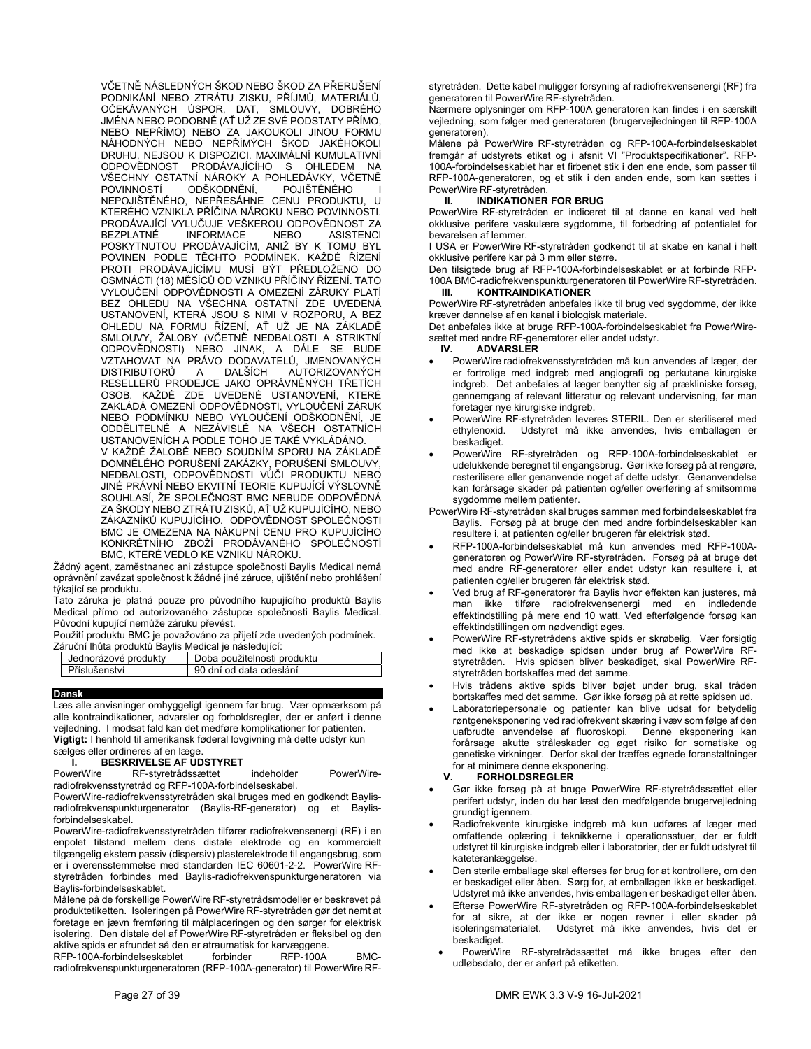VČETNĚ NÁSLEDNÝCH ŠKOD NEBO ŠKOD ZA PŘERUŠENÍ PODNIKÁNÍ NEBO ZTRÁTU ZISKU, PŘÍJMŮ, MATERIÁLŮ, OČEKÁVANÝCH ÚSPOR, DAT, SMLOUVY, DOBRÉHO JMÉNA NEBO PODOBNĚ (AŤ UŽ ZE SVÉ PODSTATY PŘÍMO, NEBO NEPŘÍMO) NEBO ZA JAKOUKOLI JINOU FORMU NÁHODNÝCH NEBO NEPŘÍMÝCH ŠKOD JAKÉHOKOLI DRUHU, NEJSOU K DISPOZICI. MAXIMÁLNÍ KUMULATIVNÍ ODPOVĚDNOST PRODÁVAJÍCÍHO S OHLEDEM NA VŠECHNY OSTATNÍ NÁROKY A POHLEDÁVKY, VČETNĚ POVINNOSTÍ ODŠKODNĚNÍ, POJIŠTĚNÉHO I NEPOJIŠTĚNÉHO, NEPŘESÁHNE CENU PRODUKTU, U KTERÉHO VZNIKLA PŘÍČINA NÁROKU NEBO POVINNOSTI. PRODÁVAJÍCÍ VYLUČUJE VEŠKEROU ODPOVĚDNOST ZA BEZPLATNÉ INFORMACE NEBO ASISTENCI POSKYTNUTOU PRODÁVAJÍCÍM, ANIŽ BY K TOMU BYL POVINEN PODLE TĚCHTO PODMÍNEK. KAŽDÉ ŘÍZENÍ PROTI PRODÁVAJÍCÍMU MUSÍ BÝT PŘEDLOŽENO DO OSMNÁCTI (18) MĚSÍCŮ OD VZNIKU PŘÍČINY ŘÍZENÍ. TATO VYLOUČENÍ ODPOVĚDNOSTI A OMEZENÍ ZÁRUKY PLATÍ BEZ OHLEDU NA VŠECHNA OSTATNÍ ZDE UVEDENÁ USTANOVENÍ, KTERÁ JSOU S NIMI V ROZPORU, A BEZ OHLEDU NA FORMU ŘÍZENÍ, AŤ UŽ JE NA ZÁKLADĚ SMLOUVY, ŽALOBY (VČETNĚ NEDBALOSTI A STRIKTNÍ ODPOVĚDNOSTI) NEBO JINAK, A DÁLE SE BUDE VZTAHOVAT NA PRÁVO DODAVATELŮ, JMENOVANÝCH DISTRIBUTORŮ A DALŠÍCH AUTORIZOVANÝCH RESELLERŮ PRODEJCE JAKO OPRÁVNĚNÝCH TŘETÍCH OSOB. KAŽDÉ ZDE UVEDENÉ USTANOVENÍ, KTERÉ ZAKLÁDÁ OMEZENÍ ODPOVĚDNOSTI, VYLOUČENÍ ZÁRUK NEBO PODMÍNKU NEBO VYLOUČENÍ ODŠKODNĚNÍ, JE ODDĚLITELNÉ A NEZÁVISLÉ NA VŠECH OSTATNÍCH USTANOVENÍCH A PODLE TOHO JE TAKÉ VYKLÁDÁNO.

V KAŽDÉ ŽALOBĚ NEBO SOUDNÍM SPORU NA ZÁKLADĚ DOMNĚLÉHO PORUŠENÍ ZAKÁZKY, PORUŠENÍ SMLOUVY, NEDBALOSTI, ODPOVĚDNOSTI VŮČI PRODUKTU NEBO JINÉ PRÁVNÍ NEBO EKVITNÍ TEORIE KUPUJÍCÍ VÝSLOVNĚ SOUHLASÍ, ŽE SPOLEČNOST BMC NEBUDE ODPOVĚDNÁ ZA ŠKODY NEBO ZTRÁTU ZISKŮ, AŤ UŽ KUPUJÍCÍHO, NEBO ZÁKAZNÍKŮ KUPUJÍCÍHO. ODPOVĚDNOST SPOLEČNOSTI BMC JE OMEZENA NA NÁKUPNÍ CENU PRO KUPUJÍCÍHO KONKRÉTNÍHO ZBOŽÍ PRODÁVANÉHO SPOLEČNOSTÍ BMC, KTERÉ VEDLO KE VZNIKU NÁROKU.

Žádný agent, zaměstnanec ani zástupce společnosti Baylis Medical nemá oprávnění zavázat společnost k žádné jiné záruce, ujištění nebo prohlášení týkající se produktu.

Tato záruka je platná pouze pro původního kupujícího produktů Baylis Medical přímo od autorizovaného zástupce společnosti Baylis Medical. Původní kupující nemůže záruku převést.

Použití produktu BMC je považováno za přijetí zde uvedených podmínek. Záruční lhůta produktů Baylis Medical je následující:

| Jednorázové produkty | Doba použitelnosti produktu |
|---|---|
| Příslušenství | 90 dní od data odeslání |

## Dansk

Læs alle anvisninger omhyggeligt igennem før brug. Vær opmærksom på alle kontraindikationer, advarsler og forholdsregler, der er anført i denne vejledning. I modsat fald kan det medføre komplikationer for patienten.

**Vigtigt:** I henhold til amerikansk føderal lovgivning må dette udstyr kun sælges eller ordineres af en læge.

### I. BESKRIVELSE AF UDSTYRET

PowerWire RF-styretrådssættet indeholder PowerWire-radiofrekvensstyretråd og RFP-100A-forbindelseskabel.

PowerWire-radiofrekvensstyretråden skal bruges med en godkendt Baylis-radiofrekvenspunkturgenerator (Baylis-RF-generator) og et Baylis-forbindelseskabel.

PowerWire-radiofrekvensstyretråden tilfører radiofrekvensenergi (RF) i en enpolet tilstand mellem dens distale elektrode og en kommercielt tilgængelig ekstern passiv (dispersiv) plasterelektrode til engangsbrug, som er i overensstemmelse med standarden IEC 60601-2-2. PowerWire RF-styretråden forbindes med Baylis-radiofrekvenspunkturgeneratoren via Baylis-forbindelseskablet.

Målene på de forskellige PowerWire RF-styretrådsmodeller er beskrevet på produktetiketten. Isoleringen på PowerWire RF-styretråden gør det nemt at foretage en jævn fremføring til målplaceringen og den sørger for elektrisk isolering. Den distale del af PowerWire RF-styretråden er fleksibel og den aktive spids er afrundet så den er atraumatisk for karvæggene.

RFP-100A-forbindelseskablet forbinder RFP-100A BMC-radiofrekvenspunkturgeneratoren (RFP-100A-generator) til PowerWire RF-styretråden. Dette kabel muliggør forsyning af radiofrekvensenergi (RF) fra generatoren til PowerWire RF-styretråden.

Nærmere oplysninger om RFP-100A generatoren kan findes i en særskilt vejledning, som følger med generatoren (brugervejledningen til RFP-100A generatoren).

Målene på PowerWire RF-styretråden og RFP-100A-forbindelseskablet fremgår af udstyrets etiket og i afsnit VI "Produktspecifikationer". RFP-100A-forbindelseskablet har et firbenet stik i den ene ende, som passer til RFP-100A-generatoren, og et stik i den anden ende, som kan sættes i PowerWire RF-styretråden.

### II. INDIKATIONER FOR BRUG

PowerWire RF-styretråden er indiceret til at danne en kanal ved helt okklusive perifere vaskulære sygdomme, til forbedring af potentialet for bevarelsen af lemmer.

I USA er PowerWire RF-styretråden godkendt til at skabe en kanal i helt okklusive perifere kar på 3 mm eller større.

Den tilsigtede brug af RFP-100A-forbindelseskablet er at forbinde RFP-100A BMC-radiofrekvenspunkturgeneratoren til PowerWire RF-styretråden.

### III. KONTRAINDIKATIONER

PowerWire RF-styretråden anbefales ikke til brug ved sygdomme, der ikke kræver dannelse af en kanal i biologisk materiale.

Det anbefales ikke at bruge RFP-100A-forbindelseskablet fra PowerWire-sættet med andre RF-generatorer eller andet udstyr.

### IV. ADVARSLER

- PowerWire radiofrekvensstyretråden må kun anvendes af læger, der er fortrolige med indgreb med angiografi og perkutane kirurgiske indgreb. Det anbefales at læger benytter sig af prækliniske forsøg, gennemgang af relevant litteratur og relevant undervisning, før man foretager nye kirurgiske indgreb.
- PowerWire RF-styretråden leveres STERIL. Den er steriliseret med ethylenoxid. Udstyret må ikke anvendes, hvis emballagen er beskadiget.
- PowerWire RF-styretråden og RFP-100A-forbindelseskablet er udelukkende beregnet til engangsbrug. Gør ikke forsøg på at rengøre, resterilisere eller genanvende noget af dette udstyr. Genanvendelse kan forårsage skader på patienten og/eller overføring af smitsomme sygdomme mellem patienter.

PowerWire RF-styretråden skal bruges sammen med forbindelseskablet fra Baylis. Forsøg på at bruge den med andre forbindelseskabler kan resultere i, at patienten og/eller brugeren får elektrisk stød.

- RFP-100A-forbindelseskablet må kun anvendes med RFP-100A-generatoren og PowerWire RF-styretråden. Forsøg på at bruge det med andre RF-generatorer eller andet udstyr kan resultere i, at patienten og/eller brugeren får elektrisk stød.
- Ved brug af RF-generatorer fra Baylis hvor effekten kan justeres, må man ikke tilføre radiofrekvensenergi med en indledende effektindstilling på mere end 10 watt. Ved efterfølgende forsøg kan effektindstillingen om nødvendigt øges.
- PowerWire RF-styretrådens aktive spids er skrøbelig. Vær forsigtig med ikke at beskadige spidsen under brug af PowerWire RF-styretråden. Hvis spidsen bliver beskadiget, skal PowerWire RF-styretråden bortskaffes med det samme.
- Hvis trådens aktive spids bliver bøjet under brug, skal tråden bortskaffes med det samme. Gør ikke forsøg på at rette spidsen ud.
- Laboratoriepersonale og patienter kan blive udsat for betydelig røntgeneksponering ved radiofrekvent skæring i væv som følge af den uafbrudte anvendelse af fluoroskopi. Denne eksponering kan forårsage akutte stråleskader og øget risiko for somatiske og genetiske virkninger. Derfor skal der træffes egnede foranstaltninger for at minimere denne eksponering.

### V. FORHOLDSREGLER

- Gør ikke forsøg på at bruge PowerWire RF-styretrådssættet eller perifert udstyr, inden du har læst den medfølgende brugervejledning grundigt igennem.
- Radiofrekvente kirurgiske indgreb må kun udføres af læger med omfattende oplæring i teknikkerne i operationsstuer, der er fuldt udstyret til kirurgiske indgreb eller i laboratorier, der er fuldt udstyret til kateteranlæggelse.
- Den sterile emballage skal efterses før brug for at kontrollere, om den er beskadiget eller åben. Sørg for, at emballagen ikke er beskadiget. Udstyret må ikke anvendes, hvis emballagen er beskadiget eller åben.
- Efterse PowerWire RF-styretråden og RFP-100A-forbindelseskablet for at sikre, at der ikke er nogen revner i eller skader på isoleringsmaterialet. Udstyret må ikke anvendes, hvis det er beskadiget.
- PowerWire RF-styretrådssættet må ikke bruges efter den udløbsdato, der er anført på etiketten.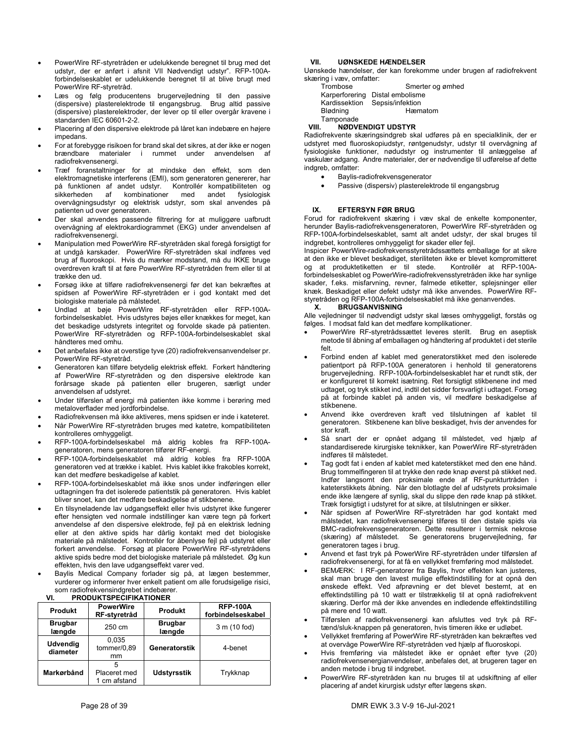- PowerWire RF-styretråden er udelukkende beregnet til brug med det udstyr, der er anført i afsnit VII Nødvendigt udstyr". RFP-100A-forbindelseskablet er udelukkende beregnet til at blive brugt med PowerWire RF-styretråd.
- Læs og følg producentens brugervejledning til den passive (dispersive) plasterelektrode til engangsbrug. Brug altid passive (dispersive) plasterelektroder, der lever op til eller overgår kravene i standarden IEC 60601-2-2.
- Placering af den dispersive elektrode på låret kan indebære en højere impedans.
- For at forebygge risikoen for brand skal det sikres, at der ikke er nogen brændbare materialer i rummet under anvendelsen af radiofrekvensenergi.
- Træf foranstaltninger for at mindske den effekt, som den elektromagnetiske interferens (EMI), som generatoren genererer, har på funktionen af andet udstyr. Kontrollér kompatibiliteten og sikkerheden af kombinationer med andet fysiologisk overvågningsudstyr og elektrisk udstyr, som skal anvendes på patienten ud over generatoren.
- Der skal anvendes passende filtrering for at muliggøre uafbrudt overvågning af elektrokardiogrammet (EKG) under anvendelsen af radiofrekvensenergi.
- Manipulation med PowerWire RF-styretråden skal foregå forsigtigt for at undgå karskader. PowerWire RF-styretråden skal indføres ved brug af fluoroskopi. Hvis du mærker modstand, må du IKKE bruge overdreven kraft til at føre PowerWire RF-styretråden frem eller til at trække den ud.
- Forsøg ikke at tilføre radiofrekvensenergi før det kan bekræftes at spidsen af PowerWire RF-styretråden er i god kontakt med det biologiske materiale på målstedet.
- Undlad at bøje PowerWire RF-styretråden eller RFP-100A-forbindelseskablet. Hvis udstyres bøjes eller knækkes for meget, kan det beskadige udstyrets integritet og forvolde skade på patienten. PowerWire RF-styretråden og RFP-100A-forbindelseskablet skal håndteres med omhu.
- Det anbefales ikke at overstige tyve (20) radiofrekvensanvendelser pr. PowerWire RF-styretråd.
- Generatoren kan tilføre betydelig elektrisk effekt. Forkert håndtering af PowerWire RF-styretråden og den dispersive elektrode kan forårsage skade på patienten eller brugeren, særligt under anvendelsen af udstyret.
- Under tilførslen af energi må patienten ikke komme i berøring med metaloverflader med jordforbindelse.
- Radiofrekvensen må ikke aktiveres, mens spidsen er inde i kateteret.
- Når PowerWire RF-styretråden bruges med katetre, kompatibiliteten kontrolleres omhyggeligt.
- RFP-100A-forbindelseskabel må aldrig kobles fra RFP-100A-generatoren, mens generatoren tilfører RF-energi.
- RFP-100A-forbindelseskablet må aldrig kobles fra RFP-100A generatoren ved at trække i kablet. Hvis kablet ikke frakobles korrekt, kan det medføre beskadigelse af kablet.
- RFP-100A-forbindelseskablet må ikke snos under indføringen eller udtagningen fra det isolerede patientstik på generatoren. Hvis kablet bliver snoet, kan det medføre beskadigelse af stikbenene.
- En tilsyneladende lav udgangseffekt eller hvis udstyret ikke fungerer efter hensigten ved normale indstillinger kan være tegn på forkert anvendelse af den dispersive elektrode, fejl på en elektrisk ledning eller at den aktive spids har dårlig kontakt med det biologiske materiale på målstedet. Kontrollér for åbenlyse fejl på udstyret eller forkert anvendelse. Forsøg at placere PowerWire RF-styretrådens aktive spids bedre mod det biologiske materiale på målstedet. Øg kun effekten, hvis den lave udgangseffekt varer ved.
- Baylis Medical Company forlader sig på, at lægen bestemmer, vurderer og informerer hver enkelt patient om alle forudsigelige risici, som radiofrekvensindgrebet indebærer.

## VI. PRODUKTSPECIFIKATIONER

| Produkt | PowerWire RF-styretråd | Produkt | RFP-100A forbindelseskabel |
|---|---|---|---|
| **Brugbar længde** | 250 cm | **Brugbar længde** | 3 m (10 fod) |
| **Udvendig diameter** | 0,035 tommer/0,89 mm | **Generatorstik** | 4-benet |
| **Markørbånd** | 5 Placeret med 1 cm afstand | **Udstyrsstik** | Trykknap |

## VII. UØNSKEDE HÆNDELSER

Uønskede hændelser, der kan forekomme under brugen af radiofrekvent skæring i væv, omfatter:

| | |
|---|---|
| Trombose | Smerter og ømhed |
| Karperforering | Distal embolisme |
| Kardissektion | Sepsis/infektion |
| Blødning | Hæmatom |
| Tamponade | |

## VIII. NØDVENDIGT UDSTYR

Radiofrekvente skæringsindgreb skal udføres på en specialklinik, der er udstyret med fluoroskopiudstyr, røntgenudstyr, udstyr til overvågning af fysiologiske funktioner, nødudstyr og instrumenter til anlæggelse af vaskulær adgang. Andre materialer, der er nødvendige til udførelse af dette indgreb, omfatter:

- Baylis-radiofrekvensgenerator
- Passive (dispersiv) plasterelektrode til engangsbrug

## IX. EFTERSYN FØR BRUG

Forud for radiofrekvent skæring i væv skal de enkelte komponenter, herunder Baylis-radiofrekvensgeneratoren, PowerWire RF-styretråden og RFP-100A-forbindelseskablet, samt alt andet udstyr, der skal bruges til indgrebet, kontrolleres omhyggeligt for skader eller fejl.

Inspicer PowerWire-radiofrekvensstyretrådssættets emballage for at sikre at den ikke er blevet beskadiget, steriliteten ikke er blevet kompromitteret og at produktetiketten er til stede. Kontrollér at RFP-100A-forbindelseskablet og PowerWire-radiofrekvensstyretråden ikke har synlige skader, f.eks. misfarvning, revner, falmede etiketter, splejsninger eller knæk. Beskadiget eller defekt udstyr må ikke anvendes. PowerWire RF-styretråden og RFP-100A-forbindelseskablet må ikke genanvendes.

## X. BRUGSANVISNING

Alle vejledninger til nødvendigt udstyr skal læses omhyggeligt, forstås og følges. I modsat fald kan det medføre komplikationer.

- PowerWire RF-styretrådssættet leveres sterilt. Brug en aseptisk metode til åbning af emballagen og håndtering af produktet i det sterile felt.
- Forbind enden af kablet med generatorstikket med den isolerede patientport på RFP-100A generatoren i henhold til generatorens brugervejledning. RFP-100A-forbindelseskablet har et rundt stik, der er konfigureret til korrekt isætning. Ret forsigtigt stikbenene ind med udtaget, og tryk stikket ind, indtil det sidder forsvarligt i udtaget. Forsøg på at forbinde kablet på anden vis, vil medføre beskadigelse af stikbenene.
- Anvend ikke overdreven kraft ved tilslutningen af kablet til generatoren. Stikbenene kan blive beskadiget, hvis der anvendes for stor kraft.
- Så snart der er opnået adgang til målstedet, ved hjælp af standardiserede kirurgiske teknikker, kan PowerWire RF-styretråden indføres til målstedet.
- Tag godt fat i enden af kablet med kateterstikket med den ene hånd. Brug tommelfingeren til at trykke den røde knap øverst på stikket ned. Indfør langsomt den proksimale ende af RF-punkturtråden i kateterstikkets åbning. Når den blotlagte del af udstyrets proksimale ende ikke længere af synlig, skal du slippe den røde knap på stikket. Træk forsigtigt i udstyret for at sikre, at tilslutningen er sikker.
- Når spidsen af PowerWire RF-styretråden har god kontakt med målstedet, kan radiofrekvensenergi tilføres til den distale spids via BMC-radiofrekvensgeneratoren. Dette resulterer i termisk nekrose (skæring) af målstedet. Se generatorens brugervejledning, før generatoren tages i brug.
- Anvend et fast tryk på PowerWire RF-styretråden under tilførslen af radiofrekvensenergi, for at få en vellykket fremføring mod målstedet.
- BEMÆRK: I RF-generatorer fra Baylis, hvor effekten kan justeres, skal man bruge den lavest mulige effektindstilling for at opnå den ønskede effekt. Ved afprøvning er det blevet bestemt, at en effektindstilling på 10 watt er tilstrækkelig til at opnå radiofrekvent skæring. Derfor må der ikke anvendes en indledende effektindstilling på mere end 10 watt.
- Tilførslen af radiofrekvensenergi kan afsluttes ved tryk på RF-tænd/sluk-knappen på generatoren, hvis timeren ikke er udløbet.
- Vellykket fremføring af PowerWire RF-styretråden kan bekræftes ved at overvåge PowerWire RF-styretråden ved hjælp af fluoroskopi.
- Hvis fremføring via målstedet ikke er opnået efter tyve (20) radiofrekvensenergianvendelser, anbefales det, at brugeren tager en anden metode i brug til indgrebet.
- PowerWire RF-styretråden kan nu bruges til at udskiftning af eller placering af andet kirurgisk udstyr efter lægens skøn.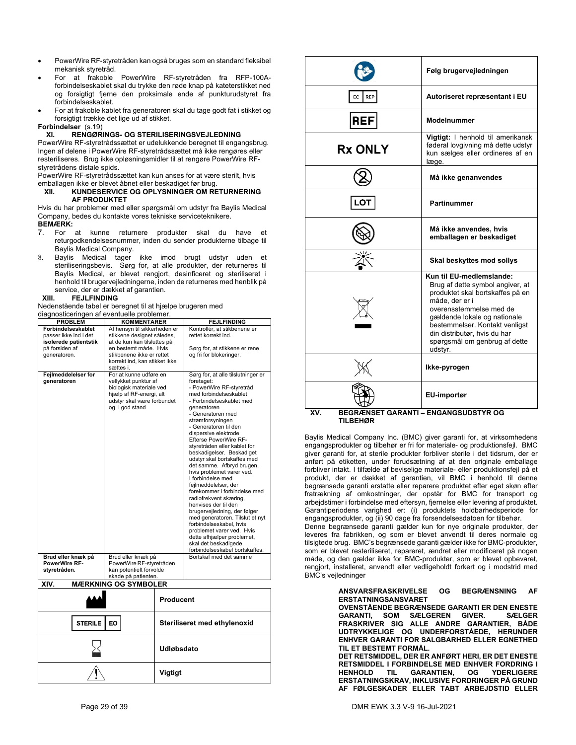- PowerWire RF-styretråden kan også bruges som en standard fleksibel mekanisk styretråd.
- For at frakoble PowerWire RF-styretråden fra RFP-100A-forbindelseskablet skal du trykke den røde knap på kateterstikket ned og forsigtigt fjerne den proksimale ende af punkturudstyret fra forbindelseskablet.
- For at frakoble kablet fra generatoren skal du tage godt fat i stikket og forsigtigt trække det lige ud af stikket.

**Forbindelser** (s.19)

## XI. RENGØRINGS- OG STERILISERINGSVEJLEDNING

PowerWire RF-styretrådssættet er udelukkende beregnet til engangsbrug. Ingen af delene i PowerWire RF-styretrådssættet må ikke rengøres eller resteriliseres. Brug ikke opløsningsmidler til at rengøre PowerWire RF-styretrådens distale spids.

PowerWire RF-styretrådssættet kan kun anses for at være sterilt, hvis emballagen ikke er blevet åbnet eller beskadiget før brug.

## XII. KUNDESERVICE OG OPLYSNINGER OM RETURNERING AF PRODUKTET

Hvis du har problemer med eller spørgsmål om udstyr fra Baylis Medical Company, bedes du kontakte vores tekniske serviceteknikere.

**BEMÆRK:**

7. For at kunne returnere produkter skal du have et returgodkendelsesnummer, inden du sender produkterne tilbage til Baylis Medical Company.
8. Baylis Medical tager ikke imod brugt udstyr uden et steriliseringsbevis. Sørg for, at alle produkter, der returneres til Baylis Medical, er blevet rengjort, desinficeret og steriliseret i henhold til brugervejledningerne, inden de returneres med henblik på service, der er dækket af garantien.

## XIII. FEJLFINDING

Nedenstående tabel er beregnet til at hjælpe brugeren med diagnosticeringen af eventuelle problemer.

| PROBLEM | KOMMENTARER | FEJLFINDING |
|---|---|---|
| **Forbindelseskablet** passer ikke ind i det **isolerede patientstik** på forsiden af generatoren. | Af hensyn til sikkerheden er stikkene designet således, at de kun kan tilsluttes på en bestemt måde. Hvis stikbenene ikke er rettet korrekt ind, kan stikket ikke sættes i. | Kontrollér, at stikbenene er rettet korrekt ind.<br><br>Sørg for, at stikkene er rene og fri for blokeringer. |
| **Fejlmeddelelser for generatoren** | For at kunne udføre en vellykket punktur af biologisk materiale ved hjælp af RF-energi, alt udstyr skal være forbundet og i god stand | Sørg for, at alle tilslutninger er foretaget:<br>- PowerWire RF-styretråd med forbindelseskablet<br>- Forbindelseskablet med generatoren<br>- Generatoren med strømforsyningen<br>- Generatoren til den dispersive elektrode<br>Efterse PowerWire RF-styretråden eller kablet for beskadigelser. Beskadiget udstyr skal bortskaffes med det samme. Afbryd brugen, hvis problemet varer ved.<br>I forbindelse med fejlmeddelelser, der forekommer i forbindelse med radiofrekvent skæring, henvises der til den brugervejledning, der følger med generatoren. Tilslut et nyt forbindelseskabel, hvis problemet varer ved. Hvis dette afhjælper problemet, skal det beskadigede forbindelseskabel bortskaffes. |
| **Brud eller knæk på PowerWire RF-styretråden.** | Brud eller knæk på PowerWire RF-styretråden kan potentielt forvolde skade på patienten. | Bortskaf med det samme |

## XIV. MÆRKNING OG SYMBOLER

| Symbol | Betydning |
|---|---|
| [Producent-symbol] | **Producent** |
| STERILE EO | **Steriliseret med ethylenoxid** |
| [Timeglas-symbol] | **Udløbsdato** |
| [Advarselstrekant] | **Vigtigt** |
| [Brugervejledning-symbol] | **Følg brugervejledningen** |
| EC REP | **Autoriseret repræsentant i EU** |
| REF | **Modelnummer** |
| Rx ONLY | **Vigtigt:** I henhold til amerikansk føderal lovgivning må dette udstyr kun sælges eller ordineres af en læge. |
| [Symbol: må ikke genanvendes] | **Må ikke genanvendes** |
| LOT | **Partinummer** |
| [Symbol: beskadiget emballage] | **Må ikke anvendes, hvis emballagen er beskadiget** |
| [Symbol: sollys] | **Skal beskyttes mod sollys** |
| [WEEE-symbol] | **Kun til EU-medlemslande:** Brug af dette symbol angiver, at produktet skal bortskaffes på en måde, der er i overensstemmelse med de gældende lokale og nationale bestemmelser. Kontakt venligst din distributør, hvis du har spørgsmål om genbrug af dette udstyr. |
| [Ikke-pyrogen-symbol] | **Ikke-pyrogen** |
| [EU-importør-symbol] | **EU-importør** |

## XV. BEGRÆNSET GARANTI – ENGANGSUDSTYR OG TILBEHØR

Baylis Medical Company Inc. (BMC) giver garanti for, at virksomhedens engangsprodukter og tilbehør er fri for materiale- og produktionsfejl. BMC giver garanti for, at sterile produkter forbliver sterile i det tidsrum, der er anført på etiketten, under forudsætning af at den originale emballage forbliver intakt. I tilfælde af beviselige materiale- eller produktionsfejl på et produkt, der er dækket af garantien, vil BMC i henhold til denne begrænsede garanti erstatte eller reparere produktet efter eget skøn efter fratrækning af omkostninger, der opstår for BMC for transport og arbejdstimer i forbindelse med eftersyn, fjernelse eller levering af produktet. Garantiperiodens varighed er: (i) produktets holdbarhedsperiode for engangsprodukter, og (ii) 90 dage fra forsendelsesdatoen for tilbehør.

Denne begrænsede garanti gælder kun for nye originale produkter, der leveres fra fabrikken, og som er blevet anvendt til deres normale og tilsigtede brug. BMC's begrænsede garanti gælder ikke for BMC-produkter, som er blevet resteriliseret, repareret, ændret eller modificeret på nogen måde, og den gælder ikke for BMC-produkter, som er blevet opbevaret, rengjort, installeret, anvendt eller vedligeholdt forkert og i modstrid med BMC's vejledninger

**ANSVARSFRASKRIVELSE OG BEGRÆNSNING AF ERSTATNINGSANSVARET**

**OVENSTÅENDE BEGRÆNSEDE GARANTI ER DEN ENESTE GARANTI, SOM SÆLGEREN GIVER. SÆLGER FRASKRIVER SIG ALLE ANDRE GARANTIER, BÅDE UDTRYKKELIGE OG UNDERFORSTÅEDE, HERUNDER ENHVER GARANTI FOR SALGBARHED ELLER EGNETHED TIL ET BESTEMT FORMÅL.**

**DET RETSMIDDEL, DER ER ANFØRT HERI, ER DET ENESTE RETSMIDDEL I FORBINDELSE MED ENHVER FORDRING I HENHOLD TIL GARANTIEN, OG YDERLIGERE ERSTATNINGSKRAV, INKLUSIVE FORDRINGER PÅ GRUND AF FØLGESKADER ELLER TABT ARBEJDSTID ELLER**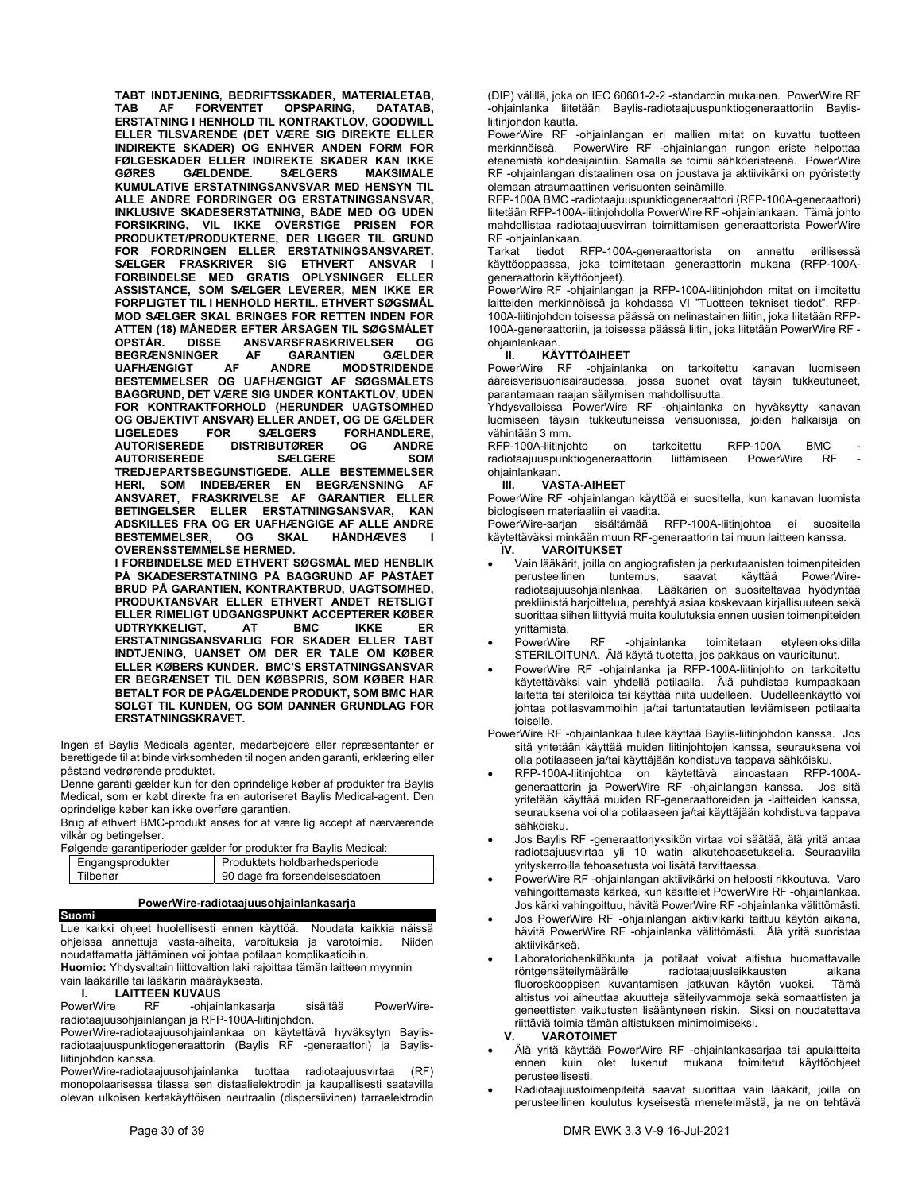**TABT INDTJENING, BEDRIFTSSKADER, MATERIALETAB, TAB AF FORVENTET OPSPARING, DATATAB, ERSTATNING I HENHOLD TIL KONTRAKTLOV, GOODWILL ELLER TILSVARENDE (DET VÆRE SIG DIREKTE ELLER INDIREKTE SKADER) OG ENHVER ANDEN FORM FOR FØLGESKADER ELLER INDIREKTE SKADER KAN IKKE GØRES GÆLDENDE. SÆLGERS MAKSIMALE KUMULATIVE ERSTATNINGSANSVAR MED HENSYN TIL ALLE ANDRE FORDRINGER OG ERSTATNINGSANSVAR, INKLUSIVE SKADESERSTATNING, BÅDE MED OG UDEN FORSIKRING, VIL IKKE OVERSTIGE PRISEN FOR PRODUKTET/PRODUKTERNE, DER LIGGER TIL GRUND FOR FORDRINGEN ELLER ERSTATNINGSANSVARET. SÆLGER FRASKRIVER SIG ETHVERT ANSVAR I FORBINDELSE MED GRATIS OPLYSNINGER ELLER ASSISTANCE, SOM SÆLGER LEVERER, MEN IKKE ER FORPLIGTET TIL I HENHOLD HERTIL. ETHVERT SØGSMÅL MOD SÆLGER SKAL BRINGES FOR RETTEN INDEN FOR ATTEN (18) MÅNEDER EFTER ÅRSAGEN TIL SØGSMÅLET OPSTÅR. DISSE ANSVARSFRASKRIVELSER OG BEGRÆNSNINGER AF GARANTIEN GÆLDER UAFHÆNGIGT AF ANDRE MODSTRIDENDE BESTEMMELSER OG UAFHÆNGIGT AF SØGSMÅLETS BAGGRUND, DET VÆRE SIG UNDER KONTAKTLOV, UDEN FOR KONTRAKTFORHOLD (HERUNDER UAGTSOMHED OG OBJEKTIVT ANSVAR) ELLER ANDET, OG DE GÆLDER LIGELEDES FOR SÆLGERS FORHANDLERE, AUTORISEREDE DISTRIBUTØRER OG ANDRE AUTORISEREDE SÆLGERE SOM TREDJEPARTSBEGUNSTIGEDE. ALLE BESTEMMELSER HERI, SOM INDEBÆRER EN BEGRÆNSNING AF ANSVARET, FRASKRIVELSE AF GARANTIER ELLER BETINGELSER ELLER ERSTATNINGSANSVAR, KAN ADSKILLES FRA OG ER UAFHÆNGIGE AF ALLE ANDRE BESTEMMELSER, OG SKAL HÅNDHÆVES I OVERENSSTEMMELSE HERMED.**

**I FORBINDELSE MED ETHVERT SØGSMÅL MED HENBLIK PÅ SKADESERSTATNING PÅ BAGGRUND AF PÅSTÅET BRUD PÅ GARANTIEN, KONTRAKTBRUD, UAGTSOMHED, PRODUKTANSVAR ELLER ETHVERT ANDET RETSLIGT ELLER RIMELIGT UDGANGSPUNKT ACCEPTERER KØBER UDTRYKKELIGT, AT BMC IKKE ER ERSTATNINGSANSVARLIG FOR SKADER ELLER TABT INDTJENING, UANSET OM DER ER TALE OM KØBER ELLER KØBERS KUNDER. BMC'S ERSTATNINGSANSVAR ER BEGRÆNSET TIL DEN KØBSPRIS, SOM KØBER HAR BETALT FOR DE PÅGÆLDENDE PRODUKT, SOM BMC HAR SOLGT TIL KUNDEN, OG SOM DANNER GRUNDLAG FOR ERSTATNINGSKRAVET.**

Ingen af Baylis Medicals agenter, medarbejdere eller repræsentanter er berettigede til at binde virksomheden til nogen anden garanti, erklæring eller påstand vedrørende produktet.

Denne garanti gælder kun for den oprindelige køber af produkter fra Baylis Medical, som er købt direkte fra en autoriseret Baylis Medical-agent. Den oprindelige køber kan ikke overføre garantien.

Brug af ethvert BMC-produkt anses for at være lig accept af nærværende vilkår og betingelser.

Følgende garantiperioder gælder for produkter fra Baylis Medical:

| Engangsprodukter | Produktets holdbarhedsperiode |
|---|---|
| Tilbehør | 90 dage fra forsendelsesdatoen |

## PowerWire-radiotaajuusohjainlankasarja

**Suomi**

Lue kaikki ohjeet huolellisesti ennen käyttöä. Noudata kaikkia näissä ohjeissa annettuja vasta-aiheita, varoituksia ja varotoimia. Niiden noudattamatta jättäminen voi johtaa potilaan komplikaatioihin.

**Huomio:** Yhdysvaltain liittovaltion laki rajoittaa tämän laitteen myynnin vain lääkärille tai lääkärin määräyksestä.

### I. LAITTEEN KUVAUS

PowerWire RF -ohjainlankasarja sisältää PowerWire-radiotaajuusohjainlangan ja RFP-100A-liitinjohdon.

PowerWire-radiotaajuusohjainlankaa on käytettävä hyväksytyn Baylis-radiotaajuuspunktiogeneraattorin (Baylis RF -generaattori) ja Baylis-liitinjohdon kanssa.

PowerWire-radiotaajuusohjainlanka tuottaa radiotaajuusvirtaa (RF) monopolaarisessa tilassa sen distaalielektrodin ja kaupallisesti saatavilla olevan ulkoisen kertakäyttöisen neutraalin (dispersiivinen) tarraelektrodin (DIP) välillä, joka on IEC 60601-2-2 -standardin mukainen. PowerWire RF -ohjainlanka liitetään Baylis-radiotaajuuspunktiogeneraattoriin Baylis-liitinjohdon kautta.

PowerWire RF -ohjainlangan eri mallien mitat on kuvattu tuotteen merkinnöissä. PowerWire RF -ohjainlangan rungon eriste helpottaa etenemistä kohdesijaintiin. Samalla se toimii sähköeristeenä. PowerWire RF -ohjainlangan distaalinen osa on joustava ja aktiivikärki on pyöristetty olemaan atraumaattinen verisuonten seinämille.

RFP-100A BMC -radiotaajuuspunktiogeneraattori (RFP-100A-generaattori) liitetään RFP-100A-liitinjohdolla PowerWire RF -ohjainlankaan. Tämä johto mahdollistaa radiotaajuusvirran toimittamisen generaattorista PowerWire RF -ohjainlankaan.

Tarkat tiedot RFP-100A-generaattorista on annettu erillisessä käyttöoppaassa, joka toimitetaan generaattorin mukana (RFP-100A-generaattorin käyttöohjeet).

PowerWire RF -ohjainlangan ja RFP-100A-liitinjohdon mitat on ilmoitettu laitteiden merkinnöissä ja kohdassa VI "Tuotteen tekniset tiedot". RFP-100A-liitinjohdon toisessa päässä on nelinastainen liitin, joka liitetään RFP-100A-generaattoriin, ja toisessa päässä liitin, joka liitetään PowerWire RF -ohjainlankaan.

### II. KÄYTTÖAIHEET

PowerWire RF -ohjainlanka on tarkoitettu kanavan luomiseen ääreisverisuonisairaudessa, jossa suonet ovat täysin tukkeutuneet, parantamaan raajan säilymisen mahdollisuutta.

Yhdysvalloissa PowerWire RF -ohjainlanka on hyväksytty kanavan luomiseen täysin tukkeutuneissa verisuonissa, joiden halkaisija on vähintään 3 mm.

RFP-100A-liitinjohto on tarkoitettu RFP-100A BMC -radiotaajuuspunktiogeneraattorin liittämiseen PowerWire RF -ohjainlankaan.

### III. VASTA-AIHEET

PowerWire RF -ohjainlangan käyttöä ei suositella, kun kanavan luomista biologiseen materiaaliin ei vaadita.

PowerWire-sarjan sisältämää RFP-100A-liitinjohtoa ei suositella käytettäväksi minkään muun RF-generaattorin tai muun laitteen kanssa.

### IV. VAROITUKSET

- Vain lääkärit, joilla on angiografisten ja perkutaanisten toimenpiteiden perusteellinen tuntemus, saavat käyttää PowerWire-radiotaajuusohjainlankaa. Lääkärien on suositeltavaa hyödyntää prekliinistä harjoittelua, perehtyä asiaa koskevaan kirjallisuuteen sekä suorittaa siihen liittyviä muita koulutuksia ennen uusien toimenpiteiden yrittämistä.
- PowerWire RF -ohjainlanka toimitetaan etyleenioksidilla STERILOITUNA. Älä käytä tuotetta, jos pakkaus on vaurioitunut.
- PowerWire RF -ohjainlanka ja RFP-100A-liitinjohto on tarkoitettu käytettäväksi vain yhdellä potilaalla. Älä puhdistaa kumpaakaan laitetta tai steriloida tai käyttää niitä uudelleen. Uudelleenkäyttö voi johtaa potilasvammoihin ja/tai tartuntatautien leviämiseen potilaalta toiselle.

PowerWire RF -ohjainlankaa tulee käyttää Baylis-liitinjohdon kanssa. Jos sitä yritetään käyttää muiden liitinjohtojen kanssa, seurauksena voi olla potilaaseen ja/tai käyttäjään kohdistuva tappava sähköisku.

- RFP-100A-liitinjohtoa on käytettävä ainoastaan RFP-100A-generaattorin ja PowerWire RF -ohjainlangan kanssa. Jos sitä yritetään käyttää muiden RF-generaattoreiden ja -laitteiden kanssa, seurauksena voi olla potilaaseen ja/tai käyttäjään kohdistuva tappava sähköisku.
- Jos Baylis RF -generaattoriyksikön virtaa voi säätää, älä yritä antaa radiotaajuusvirtaa yli 10 watin alkutehoasetuksella. Seuraavilla yrityskerroilla tehoasetusta voi lisätä tarvittaessa.
- PowerWire RF -ohjainlangan aktiivikärki on helposti rikkoutuva. Varo vahingoittamasta kärkeä, kun käsittelet PowerWire RF -ohjainlankaa. Jos kärki vahingoittuu, hävitä PowerWire RF -ohjainlanka välittömästi.
- Jos PowerWire RF -ohjainlangan aktiivikärki taittuu käytön aikana, hävitä PowerWire RF -ohjainlanka välittömästi. Älä yritä suoristaa aktiivikärkeä.
- Laboratoriohenkilökunta ja potilaat voivat altistua huomattavalle röntgensäteilymäärälle radiotaajuusleikkausten aikana fluoroskooppisen kuvantamisen jatkuvan käytön vuoksi. Tämä altistus voi aiheuttaa akuutteja säteilyvammoja sekä somaattisten ja geneettisten vaikutusten lisääntyneen riskin. Siksi on noudatettava riittäviä toimia tämän altistuksen minimoimiseksi.

### V. VAROTOIMET

- Älä yritä käyttää PowerWire RF -ohjainlankasarjaa tai apulaitteita ennen kuin olet lukenut mukana toimitetut käyttöohjeet perusteellisesti.
- Radiotaajuustoimenpiteitä saavat suorittaa vain lääkärit, joilla on perusteellinen koulutus kyseisestä menetelmästä, ja ne on tehtävä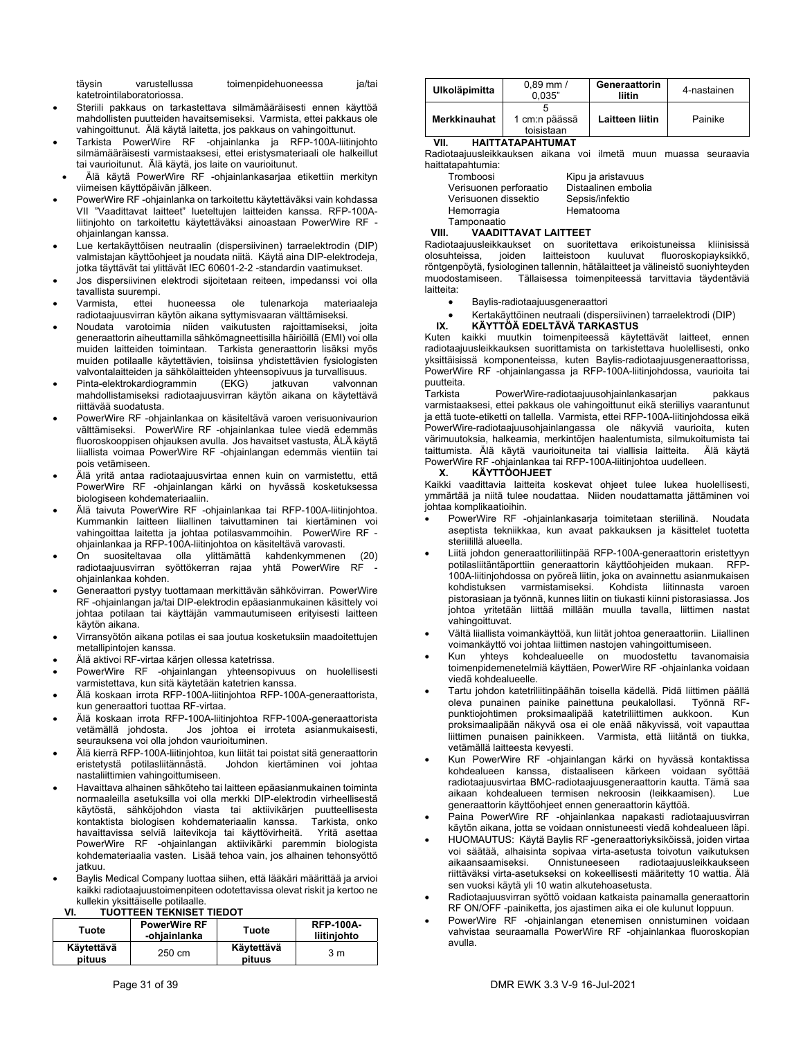täysin varustellussa toimenpidehuoneessa ja/tai katetrointilaboratoriossa.

- Steriili pakkaus on tarkastettava silmämääräisesti ennen käyttöä mahdollisten puutteiden havaitsemiseksi. Varmista, ettei pakkaus ole vahingoittunut. Älä käytä laitetta, jos pakkaus on vahingoittunut.
- Tarkista PowerWire RF -ohjainlanka ja RFP-100A-liitinjohto silmämääräisesti varmistaaksesi, ettei eristysmateriaali ole halkeillut tai vaurioitunut. Älä käytä, jos laite on vaurioitunut.
- Älä käytä PowerWire RF -ohjainlankasarjaa etikettiin merkityn viimeisen käyttöpäivän jälkeen.
- PowerWire RF -ohjainlanka on tarkoitettu käytettäväksi vain kohdassa VII "Vaadittavat laitteet" lueteltujen laitteiden kanssa. RFP-100A-liitinjohto on tarkoitettu käytettäväksi ainoastaan PowerWire RF -ohjainlangan kanssa.
- Lue kertakäyttöisen neutraalin (dispersiivinen) tarraelektrodin (DIP) valmistajan käyttöohjeet ja noudata niitä. Käytä aina DIP-elektrodeja, jotka täyttävät tai ylittävät IEC 60601-2-2 -standardin vaatimukset.
- Jos dispersiivinen elektrodi sijoitetaan reiteen, impedanssi voi olla tavallista suurempi.
- Varmista, ettei huoneessa ole tulenarkoja materiaaleja radiotaajuusvirran käytön aikana syttymisvaaran välttämiseksi.
- Noudata varotoimia niiden vaikutusten rajoittamiseksi, joita generaattorin aiheuttamilla sähkömagneettisilla häiriöillä (EMI) voi olla muiden laitteiden toimintaan. Tarkista generaattorin lisäksi myös muiden potilaalle käytettävien, toisiinsa yhdistettävien fysiologisten valvontalaitteiden ja sähkölaitteiden yhteensopivuus ja turvallisuus.
- Pinta-elektrokardiogrammin (EKG) jatkuvan valvonnan mahdollistamiseksi radiotaajuusvirran käytön aikana on käytettävä riittävää suodatusta.
- PowerWire RF -ohjainlankaa on käsiteltävä varoen verisuonivaurion välttämiseksi. PowerWire RF -ohjainlankaa tulee viedä edemmäs fluoroskooppisen ohjauksen avulla. Jos havaitset vastusta, ÄLÄ käytä liiallista voimaa PowerWire RF -ohjainlangan edemmäs vientiin tai pois vetämiseen.
- Älä yritä antaa radiotaajuusvirtaa ennen kuin on varmistettu, että PowerWire RF -ohjainlangan kärki on hyvässä kosketuksessa biologiseen kohdemateriaaliin.
- Älä taivuta PowerWire RF -ohjainlankaa tai RFP-100A-liitinjohtoa. Kummankin laitteen liiallinen taivuttaminen tai kiertäminen voi vahingoittaa laitetta ja johtaa potilasvammoihin. PowerWire RF -ohjainlankaa ja RFP-100A-liitinjohtoa on käsiteltävä varovasti.
- On suositeltavaa olla ylittämättä kahdenkymmenen (20) radiotaajuusvirran syöttökerran rajaa yhtä PowerWire RF -ohjainlankaa kohden.
- Generaattori pystyy tuottamaan merkittävän sähkövirran. PowerWire RF -ohjainlangan ja/tai DIP-elektrodin epäasianmukainen käsittely voi johtaa potilaan tai käyttäjän vammautumiseen erityisesti laitteen käytön aikana.
- Virransyötön aikana potilas ei saa joutua kosketuksiin maadoitettujen metallipintojen kanssa.
- Älä aktivoi RF-virtaa kärjen ollessa katetrissa.
- PowerWire RF -ohjainlangan yhteensopivuus on huolellisesti varmistettava, kun sitä käytetään katetrien kanssa.
- Älä koskaan irrota RFP-100A-liitinjohtoa RFP-100A-generaattorista, kun generaattori tuottaa RF-virtaa.
- Älä koskaan irrota RFP-100A-liitinjohtoa RFP-100A-generaattorista vetämällä johdosta. Jos johtoa ei irroteta asianmukaisesti, seurauksena voi olla johdon vaurioituminen.
- Älä kierrä RFP-100A-liitinjohtoa, kun liität tai poistat sitä generaattorin eristetystä potilasliitännästä. Johdon kiertäminen voi johtaa nastaliittimien vahingoittumiseen.
- Havaittava alhainen sähköteho tai laitteen epäasianmukainen toiminta normaaleilla asetuksilla voi olla merkki DIP-elektrodin virheellisestä käytöstä, sähköjohdon viasta tai aktiivikärjen puutteellisesta kontaktista biologisen kohdemateriaalin kanssa. Tarkista, onko havaittavissa selviä laitevikoja tai käyttövirheitä. Yritä asettaa PowerWire RF -ohjainlangan aktiivikärki paremmin biologista kohdemateriaalia vasten. Lisää tehoa vain, jos alhainen tehonsyöttö jatkuu.
- Baylis Medical Company luottaa siihen, että lääkäri määrittää ja arvioi kaikki radiotaajuustoimenpiteen odotettavissa olevat riskit ja kertoo ne kullekin yksittäiselle potilaalle.

## VI. TUOTTEEN TEKNISET TIEDOT

| Tuote | PowerWire RF -ohjainlanka | Tuote | RFP-100A-liitinjohto |
|---|---|---|---|
| Käytettävä pituus | 250 cm | Käytettävä pituus | 3 m |
| Ulkoläpimitta | 0,89 mm / 0,035" | Generaattorin liitin | 4-nastainen |
| Merkkinauhat | 5 1 cm:n päässä toisistaan | Laitteen liitin | Painike |

## VII. HAITTATAPAHTUMAT

Radiotaajuusleikkauksen aikana voi ilmetä muun muassa seuraavia haittatapahtumia:

| | |
|---|---|
| Tromboosi | Kipu ja aristavuus |
| Verisuonen perforaatio | Distaalinen embolia |
| Verisuonen dissektio | Sepsis/infektio |
| Hemorragia | Hematooma |
| Tamponaatio | |

## VIII. VAADITTAVAT LAITTEET

Radiotaajuusleikkaukset on suoritettava erikoistuneissa kliinisissä olosuhteissa, joiden laitteistoon kuuluvat fluoroskopiayksikkö, röntgenpöytä, fysiologinen tallennin, hätälaitteet ja välineistö suoniyhteyden muodostamiseen. Tällaisessa toimenpiteessä tarvittavia täydentäviä laitteita:

- Baylis-radiotaajuusgeneraattori
- Kertakäyttöinen neutraali (dispersiivinen) tarraelektrodi (DIP)

## IX. KÄYTTÖÄ EDELTÄVÄ TARKASTUS

Kuten kaikki muutkin toimenpiteessä käytettävät laitteet, ennen radiotaajuusleikkauksen suorittamista on tarkistettava huolellisesti, onko yksittäisissä komponenteissa, kuten Baylis-radiotaajuusgeneraattorissa, PowerWire RF -ohjainlangassa ja RFP-100A-liitinjohdossa, vaurioita tai puutteita.

Tarkista PowerWire-radiotaajuusohjainlankasarjan pakkaus varmistaaksesi, ettei pakkaus ole vahingoittunut eikä steriiliys vaarantunut ja että tuote-etiketti on tallella. Varmista, ettei RFP-100A-liitinjohdossa eikä PowerWire-radiotaajuusohjainlangassa ole näkyviä vaurioita, kuten värimuutoksia, halkeamia, merkintöjen haalentumista, silmukoitumista tai taittumista. Älä käytä vaurioituneita tai viallisia laitteita. Älä käytä PowerWire RF -ohjainlankaa tai RFP-100A-liitinjohtoa uudelleen.

## X. KÄYTTÖOHJEET

Kaikki vaadittavia laitteita koskevat ohjeet tulee lukea huolellisesti, ymmärtää ja niitä tulee noudattaa. Niiden noudattamatta jättäminen voi johtaa komplikaatioihin.

- PowerWire RF -ohjainlankasarja toimitetaan steriilinä. Noudata aseptista tekniikkaa, kun avaat pakkauksen ja käsittelet tuotetta steriilillä alueella.
- Liitä johdon generaattoriliitinpää RFP-100A-generaattorin eristettyyn potilasliitäntäporttiin generaattorin käyttöohjeiden mukaan. RFP-100A-liitinjohdossa on pyöreä liitin, joka on avainnettu asianmukaisen kohdistuksen varmistamiseksi. Kohdista liitinnasta varoen pistorasiaan ja työnnä, kunnes liitin on tiukasti kiinni pistorasiassa. Jos johtoa yritetään liittää millään muulla tavalla, liittimen nastat vahingoittuvat.
- Vältä liiallista voimankäyttöä, kun liität johtoa generaattoriin. Liiallinen voimankäyttö voi johtaa liittimen nastojen vahingoittumiseen.
- Kun yhteys kohdealueelle on muodostettu tavanomaisia toimenpidemenetelmiä käyttäen, PowerWire RF -ohjainlanka voidaan viedä kohdealueelle.
- Tartu johdon katetriliitinpäähän toisella kädellä. Pidä liittimen päällä oleva punainen painike painettuna peukalollasi. Työnnä RF-punktiojohtimen proksimaalipää katetriliittimen aukkoon. Kun proksimaalipään näkyvä osa ei ole enää näkyvissä, voit vapauttaa liittimen punaisen painikkeen. Varmista, että liitäntä on tiukka, vetämällä laitteesta kevyesti.
- Kun PowerWire RF -ohjainlangan kärki on hyvässä kontaktissa kohdealueen kanssa, distaaliseen kärkeen voidaan syöttää radiotaajuusvirtaa BMC-radiotaajuusgeneraattorin kautta. Tämä saa aikaan kohdealueen termisen nekroosin (leikkaamisen). Lue generaattorin käyttöohjeet ennen generaattorin käyttöä.
- Paina PowerWire RF -ohjainlankaa napakasti radiotaajuusvirran käytön aikana, jotta se voidaan onnistuneesti viedä kohdealueen läpi.
- HUOMAUTUS: Käytä Baylis RF -generaattoriyksiköissä, joiden virtaa voi säätää, alhaisinta sopivaa virta-asetusta toivotun vaikutuksen aikaansaamiseksi. Onnistuneeseen radiotaajuusleikkaukseen riittäväksi virta-asetukseksi on kokeellisesti määritetty 10 wattia. Älä sen vuoksi käytä yli 10 watin alkutehoasetusta.
- Radiotaajuusvirran syöttö voidaan katkaista painamalla generaattorin RF ON/OFF -painiketta, jos ajastimen aika ei ole kulunut loppuun.
- PowerWire RF -ohjainlangan etenemisen onnistuminen voidaan vahvistaa seuraamalla PowerWire RF -ohjainlankaa fluoroskopian avulla.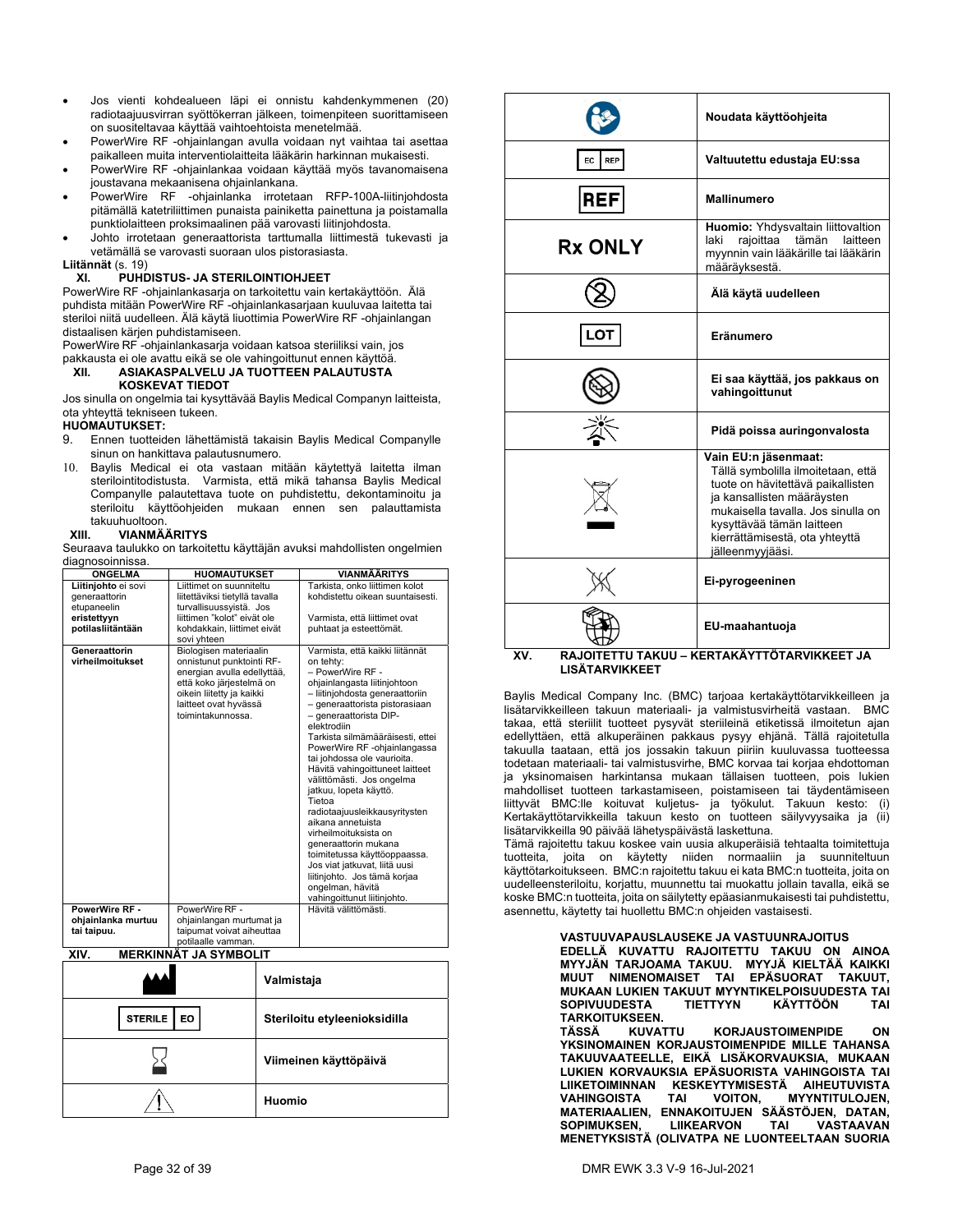- Jos vienti kohdealueen läpi ei onnistu kahdenkymmenen (20) radiotaajuusvirran syöttökerran jälkeen, toimenpiteen suorittamiseen on suositeltavaa käyttää vaihtoehtoista menetelmää.
- PowerWire RF -ohjainlangan avulla voidaan nyt vaihtaa tai asettaa paikalleen muita interventiolaitteita lääkärin harkinnan mukaisesti.
- PowerWire RF -ohjainlankaa voidaan käyttää myös tavanomaisena joustavana mekaanisena ohjainlankana.
- PowerWire RF -ohjainlanka irrotetaan RFP-100A-liitinjohdosta pitämällä katetriliittimen punaista painiketta painettuna ja poistamalla punktiolaitteen proksimaalinen pää varovasti liitinjohdosta.
- Johto irrotetaan generaattorista tarttumalla liittimestä tukevasti ja vetämällä se varovasti suoraan ulos pistorasiasta.

**Liitännät** (s. 19)

## XI. PUHDISTUS- JA STERILOINTIOHJEET

PowerWire RF -ohjainlankasarja on tarkoitettu vain kertakäyttöön. Älä puhdista mitään PowerWire RF -ohjainlankasarjaan kuuluvaa laitetta tai steriloi niitä uudelleen. Älä käytä liuottimia PowerWire RF -ohjainlangan distaalisen kärjen puhdistamiseen.

PowerWire RF -ohjainlankasarja voidaan katsoa steriiliksi vain, jos pakkausta ei ole avattu eikä se ole vahingoittunut ennen käyttöä.

## XII. ASIAKASPALVELU JA TUOTTEEN PALAUTUSTA KOSKEVAT TIEDOT

Jos sinulla on ongelmia tai kysyttävää Baylis Medical Companyn laitteista, ota yhteyttä tekniseen tukeen.

**HUOMAUTUKSET:**

9. Ennen tuotteiden lähettämistä takaisin Baylis Medical Companylle sinun on hankittava palautusnumero.
10. Baylis Medical ei ota vastaan mitään käytettyä laitetta ilman sterilointitodistusta. Varmista, että mikä tahansa Baylis Medical Companylle palautettava tuote on puhdistettu, dekontaminoitu ja steriloitu käyttöohjeiden mukaan ennen sen palauttamista takuuhuoltoon.

## XIII. VIANMÄÄRITYS

Seuraava taulukko on tarkoitettu käyttäjän avuksi mahdollisten ongelmien diagnosoinnissa.

| ONGELMA | HUOMAUTUKSET | VIANMÄÄRITYS |
|---|---|---|
| **Liitinjohto** ei sovi generaattorin etupaneelin **eristettyyn potilasliitäntään** | Liittimet on suunniteltu liitettäviksi tietyllä tavalla turvallisuussyistä. Jos liittimen "kolot" eivät ole kohdakkain, liittimet eivät sovi yhteen | Tarkista, onko liittimen kolot kohdistettu oikean suuntaisesti. Varmista, että liittimet ovat puhtaat ja esteettömät. |
| **Generaattorin virheilmoitukset** | Biologisen materiaalin onnistunut punktointi RF-energian avulla edellyttää, että koko järjestelmä on oikein liitetty ja kaikki laitteet ovat hyvässä toimintakunnossa. | Varmista, että kaikki liitännät on tehty: – PowerWire RF -ohjainlangasta liitinjohtoon – liitinjohdosta generaattoriin – generaattorista pistorasiaan – generaattorista DIP-elektrodiin Tarkista silmämääräisesti, ettei PowerWire RF -ohjainlangassa tai johdossa ole vaurioita. Hävitä vahingoittuneet laitteet välittömästi. Jos ongelma jatkuu, lopeta käyttö. Tietoa radiotaajuusleikkausyritysten aikana annetuista virheilmoituksista on generaattorin mukana toimitetussa käyttöoppaassa. Jos viat jatkuvat, liitä uusi liitinjohto. Jos tämä korjaa ongelman, hävitä vahingoittunut liitinjohto. |
| **PowerWire RF -ohjainlanka murtuu tai taipuu.** | PowerWire RF -ohjainlangan murtumat ja taipumat voivat aiheuttaa potilaalle vamman. | Hävitä välittömästi. |

## XIV. MERKINNÄT JA SYMBOLIT

| Symboli | Merkitys |
|---|---|
| (valmistajan symboli) | **Valmistaja** |
| STERILE EO | **Steriloitu etyleenioksidilla** |
| (tiimalasisymboli) | **Viimeinen käyttöpäivä** |
| (varoituskolmio) | **Huomio** |
| (käyttöohjesymboli) | **Noudata käyttöohjeita** |
| EC REP | **Valtuutettu edustaja EU:ssa** |
| REF | **Mallinumero** |
| Rx ONLY | **Huomio:** Yhdysvaltain liittovaltion laki rajoittaa tämän laitteen myynnin vain lääkärille tai lääkärin määräyksestä. |
| (2 yliviivattuna) | **Älä käytä uudelleen** |
| LOT | **Eränumero** |
| (vaurioitunut pakkaus -symboli) | **Ei saa käyttää, jos pakkaus on vahingoittunut** |
| (aurinkosymboli) | **Pidä poissa auringonvalosta** |
| (yliviivattu jäteastia) | **Vain EU:n jäsenmaat:** Tällä symbolilla ilmoitetaan, että tuote on hävitettävä paikallisten ja kansallisten määräysten mukaisella tavalla. Jos sinulla on kysyttävää tämän laitteen kierrättämisestä, ota yhteyttä jälleenmyyjääsi. |
| (ei-pyrogeeninen symboli) | **Ei-pyrogeeninen** |
| (maahantuojan symboli) | **EU-maahantuoja** |

## XV. RAJOITETTU TAKUU – KERTAKÄYTTÖTARVIKKEET JA LISÄTARVIKKEET

Baylis Medical Company Inc. (BMC) tarjoaa kertakäyttötarvikkeilleen ja lisätarvikkeilleen takuun materiaali- ja valmistusvirheitä vastaan. BMC takaa, että steriilit tuotteet pysyvät steriileinä etiketissä ilmoitetun ajan edellyttäen, että alkuperäinen pakkaus pysyy ehjänä. Tällä rajoitetulla takuulla taataan, että jos jossakin takuun piiriin kuuluvassa tuotteessa todetaan materiaali- tai valmistusvirhe, BMC korvaa tai korjaa ehdottoman ja yksinomaisen harkintansa mukaan tällaisen tuotteen, pois lukien mahdolliset tuotteen tarkastamiseen, poistamiseen tai täydentämiseen liittyvät BMC:lle koituvat kuljetus- ja työkulut. Takuun kesto: (i) Kertakäyttötarvikkeilla takuun kesto on tuotteen säilyvyysaika ja (ii) lisätarvikkeilla 90 päivää lähetyspäivästä laskettuna.

Tämä rajoitettu takuu koskee vain uusia alkuperäisiä tehtaalta toimitettuja tuotteita, joita on käytetty niiden normaaliin ja suunniteltuun käyttötarkoitukseen. BMC:n rajoitettu takuu ei kata BMC:n tuotteita, joita on uudelleensteriloitu, korjattu, muunnettu tai muokattu jollain tavalla, eikä se koske BMC:n tuotteita, joita on säilytetty epäasianmukaisesti tai puhdistettu, asennettu, käytetty tai huollettu BMC:n ohjeiden vastaisesti.

**VASTUUVAPAUSLAUSEKE JA VASTUUNRAJOITUS**

**EDELLÄ KUVATTU RAJOITETTU TAKUU ON AINOA MYYJÄN TARJOAMA TAKUU. MYYJÄ KIELTÄÄ KAIKKI MUUT NIMENOMAISET TAI EPÄSUORAT TAKUUT, MUKAAN LUKIEN TAKUUT MYYNTIKELPOISUUDESTA TAI SOPIVUUDESTA TIETTYYN KÄYTTÖÖN TAI TARKOITUKSEEN.**

**TÄSSÄ KUVATTU KORJAUSTOIMENPIDE ON YKSINOMAINEN KORJAUSTOIMENPIDE MILLE TAHANSA TAKUUVAATEELLE, EIKÄ LISÄKORVAUKSIA, MUKAAN LUKIEN KORVAUKSIA EPÄSUORISTA VAHINGOISTA TAI LIIKETOIMINNAN KESKEYTYMISESTÄ AIHEUTUVISTA VAHINGOISTA TAI VOITON, MYYNTITULOJEN, MATERIAALIEN, ENNAKOITUJEN SÄÄSTÖJEN, DATAN, SOPIMUKSEN, LIIKEARVON TAI VASTAAVAN MENETYKSISTÄ (OLIVATPA NE LUONTEELTAAN SUORIA**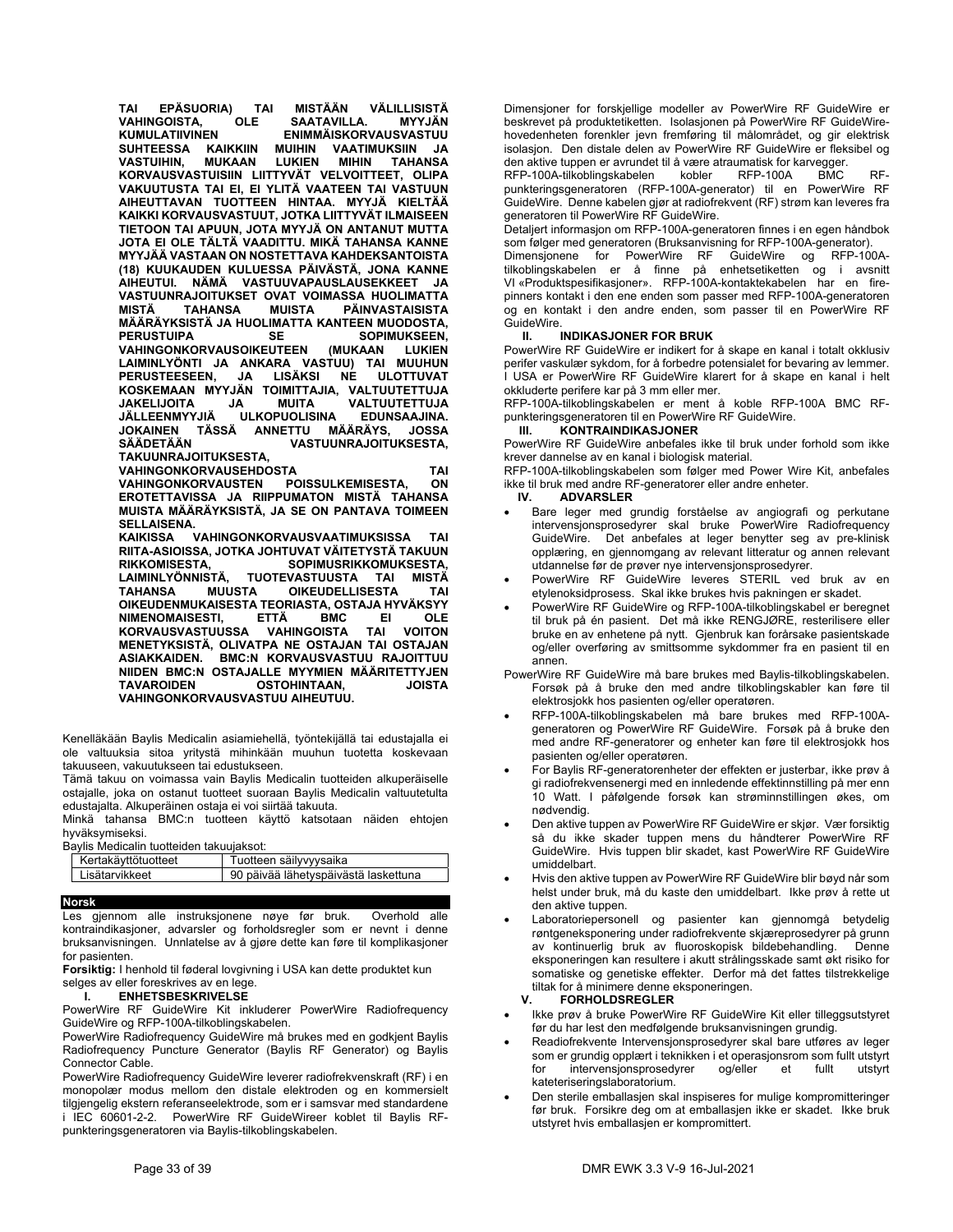**TAI EPÄSUORIA) TAI MISTÄÄN VÄLILLISISTÄ VAHINGOISTA, OLE SAATAVILLA. MYYJÄN KUMULATIIVINEN ENIMMÄISKORVAUSVASTUU SUHTEESSA KAIKKIIN MUIHIN VAATIMUKSIIN JA VASTUIHIN, MUKAAN LUKIEN MIHIN TAHANSA KORVAUSVASTUISIIN LIITTYVÄT VELVOITTEET, OLIPA VAKUUTUSTA TAI EI, EI YLITÄ VAATEEN TAI VASTUUN AIHEUTTAVAN TUOTTEEN HINTAA. MYYJÄ KIELTÄÄ KAIKKI KORVAUSVASTUUT, JOTKA LIITTYVÄT ILMAISEEN TIETOON TAI APUUN, JOTA MYYJÄ ON ANTANUT MUTTA JOTA EI OLE TÄLTÄ VAADITTU. MIKÄ TAHANSA KANNE MYYJÄÄ VASTAAN ON NOSTETTAVA KAHDEKSANTOISTA (18) KUUKAUDEN KULUESSA PÄIVÄSTÄ, JONA KANNE AIHEUTUI. NÄMÄ VASTUUVAPAUSLAUSEKKEET JA VASTUUNRAJOITUKSET OVAT VOIMASSA HUOLIMATTA MISTÄ TAHANSA MUISTA PÄINVASTAISISTA MÄÄRÄYKSISTÄ JA HUOLIMATTA KANTEEN MUODOSTA, PERUSTUIPA SE SOPIMUKSEEN, VAHINGONKORVAUSOIKEUTEEN (MUKAAN LUKIEN LAIMINLYÖNTI JA ANKARA VASTUU) TAI MUUHUN PERUSTEESEEN, JA LISÄKSI NE ULOTTUVAT KOSKEMAAN MYYJÄN TOIMITTAJIA, VALTUUTETTUJA JAKELIJOITA JA MUITA VALTUUTETTUJA JÄLLEENMYYJIÄ ULKOPUOLISINA EDUNSAAJINA. JOKAINEN TÄSSÄ ANNETTU MÄÄRÄYS, JOSSA SÄÄDETÄÄN VASTUUNRAJOITUKSESTA, TAKUUNRAJOITUKSESTA, VAHINGONKORVAUSEHDOSTA TAI VAHINGONKORVAUSTEN POISSULKEMISESTA, ON EROTETTAVISSA JA RIIPPUMATON MISTÄ TAHANSA MUISTA MÄÄRÄYKSISTÄ, JA SE ON PANTAVA TOIMEEN SELLAISENA.**

**KAIKISSA VAHINGONKORVAUSVAATIMUKSISSA TAI RIITA-ASIOISSA, JOTKA JOHTUVAT VÄITETYSTÄ TAKUUN RIKKOMISESTA, SOPIMUSRIKKOMUKSESTA, LAIMINLYÖNNISTÄ, TUOTEVASTUUSTA TAI MISTÄ TAHANSA MUUSTA OIKEUDELLISESTA TAI OIKEUDENMUKAISESTA TEORIASTA, OSTAJA HYVÄKSYY NIMENOMAISESTI, ETTÄ BMC EI OLE KORVAUSVASTUUSSA VAHINGOISTA TAI VOITON MENETYKSISTÄ, OLIVATPA NE OSTAJAN TAI OSTAJAN ASIAKKAIDEN. BMC:N KORVAUSVASTUU RAJOITTUU NIIDEN BMC:N OSTAJALLE MYYMIEN MÄÄRITETTYJEN TAVAROIDEN OSTOHINTAAN, JOISTA VAHINGONKORVAUSVASTUU AIHEUTUU.**

Kenelläkään Baylis Medicalin asiamiehellä, työntekijällä tai edustajalla ei ole valtuuksia sitoa yritystä mihinkään muuhun tuotetta koskevaan takuuseen, vakuutukseen tai edustukseen.

Tämä takuu on voimassa vain Baylis Medicalin tuotteiden alkuperäiselle ostajalle, joka on ostanut tuotteet suoraan Baylis Medicalin valtuutetulta edustajalta. Alkuperäinen ostaja ei voi siirtää takuuta.

Minkä tahansa BMC:n tuotteen käyttö katsotaan näiden ehtojen hyväksymiseksi.

Baylis Medicalin tuotteiden takuujaksot:

| Kertakäyttötuotteet | Tuotteen säilyvyysaika |
| --- | --- |
| Lisätarvikkeet | 90 päivää lähetyspäivästä laskettuna |

## Norsk

Les gjennom alle instruksjonene nøye før bruk. Overhold alle kontraindikasjoner, advarsler og forholdsregler som er nevnt i denne bruksanvisningen. Unnlatelse av å gjøre dette kan føre til komplikasjoner for pasienten.

**Forsiktig:** I henhold til føderal lovgivning i USA kan dette produktet kun selges av eller foreskrives av en lege.

### I. ENHETSBESKRIVELSE

PowerWire RF GuideWire Kit inkluderer PowerWire Radiofrequency GuideWire og RFP-100A-tilkoblingskabelen.

PowerWire Radiofrequency GuideWire må brukes med en godkjent Baylis Radiofrequency Puncture Generator (Baylis RF Generator) og Baylis Connector Cable.

PowerWire Radiofrequency GuideWire leverer radiofrekvenskraft (RF) i en monopolær modus mellom den distale elektroden og en kommersielt tilgjengelig ekstern referanseelektrode, som er i samsvar med standardene i IEC 60601-2-2. PowerWire RF GuideWireer koblet til Baylis RF-punkteringsgeneratoren via Baylis-tilkoblingskabelen.

Dimensjoner for forskjellige modeller av PowerWire RF GuideWire er beskrevet på produktetiketten. Isolasjonen på PowerWire RF GuideWire-hovedenheten forenkler jevn fremføring til målområdet, og gir elektrisk isolasjon. Den distale delen av PowerWire RF GuideWire er fleksibel og den aktive tuppen er avrundet til å være atraumatisk for karvegger.

RFP-100A-tilkoblingskabelen kobler RFP-100A BMC RF-punkteringsgeneratoren (RFP-100A-generator) til en PowerWire RF GuideWire. Denne kabelen gjør at radiofrekvent (RF) strøm kan leveres fra generatoren til PowerWire RF GuideWire.

Detaljert informasjon om RFP-100A-generatoren finnes i en egen håndbok som følger med generatoren (Bruksanvisning for RFP-100A-generator).

Dimensjonene for PowerWire RF GuideWire og RFP-100A-tilkoblingskabelen er å finne på enhetsetiketten og i avsnitt VI «Produktspesifikasjoner». RFP-100A-kontaktekabelen har en fire-pinners kontakt i den ene enden som passer med RFP-100A-generatoren og en kontakt i den andre enden, som passer til en PowerWire RF GuideWire.

### II. INDIKASJONER FOR BRUK

PowerWire RF GuideWire er indikert for å skape en kanal i totalt okklusiv perifer vaskulær sykdom, for å forbedre potensialet for bevaring av lemmer. I USA er PowerWire RF GuideWire klarert for å skape en kanal i helt okkluderte perifere kar på 3 mm eller mer.

RFP-100A-tilkoblingskabelen er ment å koble RFP-100A BMC RF-punkteringsgeneratoren til en PowerWire RF GuideWire.

### III. KONTRAINDIKASJONER

PowerWire RF GuideWire anbefales ikke til bruk under forhold som ikke krever dannelse av en kanal i biologisk material.

RFP-100A-tilkoblingskabelen som følger med Power Wire Kit, anbefales ikke til bruk med andre RF-generatorer eller andre enheter.

### IV. ADVARSLER

- Bare leger med grundig forståelse av angiografi og perkutane intervensjonsprosedyrer skal bruke PowerWire Radiofrequency GuideWire. Det anbefales at leger benytter seg av pre-klinisk opplæring, en gjennomgang av relevant litteratur og annen relevant utdannelse før de prøver nye intervensjonsprosedyrer.
- PowerWire RF GuideWire leveres STERIL ved bruk av en etylenoksidprosess. Skal ikke brukes hvis pakningen er skadet.
- PowerWire RF GuideWire og RFP-100A-tilkoblingskabel er beregnet til bruk på én pasient. Det må ikke RENGJØRE, resterilisere eller bruke en av enhetene på nytt. Gjenbruk kan forårsake pasientskade og/eller overføring av smittsomme sykdommer fra en pasient til en annen.

PowerWire RF GuideWire må bare brukes med Baylis-tilkoblingskabelen. Forsøk på å bruke den med andre tilkoblingskabler kan føre til elektrosjokk hos pasienten og/eller operatøren.

- RFP-100A-tilkoblingskabelen må bare brukes med RFP-100A-generatoren og PowerWire RF GuideWire. Forsøk på å bruke den med andre RF-generatorer og enheter kan føre til elektrosjokk hos pasienten og/eller operatøren.
- For Baylis RF-generatorenheter der effekten er justerbar, ikke prøv å gi radiofrekvensenergi med en innledende effektinnstilling på mer enn 10 Watt. I påfølgende forsøk kan strøminnstillingen økes, om nødvendig.
- Den aktive tuppen av PowerWire RF GuideWire er skjør. Vær forsiktig så du ikke skader tuppen mens du håndterer PowerWire RF GuideWire. Hvis tuppen blir skadet, kast PowerWire RF GuideWire umiddelbart.
- Hvis den aktive tuppen av PowerWire RF GuideWire blir bøyd når som helst under bruk, må du kaste den umiddelbart. Ikke prøv å rette ut den aktive tuppen.
- Laboratoriepersonell og pasienter kan gjennomgå betydelig røntgeneksponering under radiofrekvente skjæreprosedyrer på grunn av kontinuerlig bruk av fluoroskopisk bildebehandling. Denne eksponeringen kan resultere i akutt strålingsskade samt økt risiko for somatiske og genetiske effekter. Derfor må det fattes tilstrekkelige tiltak for å minimere denne eksponeringen.

### V. FORHOLDSREGLER

- Ikke prøv å bruke PowerWire RF GuideWire Kit eller tilleggsutstyret før du har lest den medfølgende bruksanvisningen grundig.
- Readiofrekvente Intervensjonsprosedyrer skal bare utføres av leger som er grundig opplært i teknikken i et operasjonsrom som fullt utstyrt for intervensjonsprosedyrer og/eller et fullt utstyrt kateteriseringslaboratorium.
- Den sterile emballasjen skal inspiseres for mulige kompromitteringer før bruk. Forsikre deg om at emballasjen ikke er skadet. Ikke bruk utstyret hvis emballasjen er kompromittert.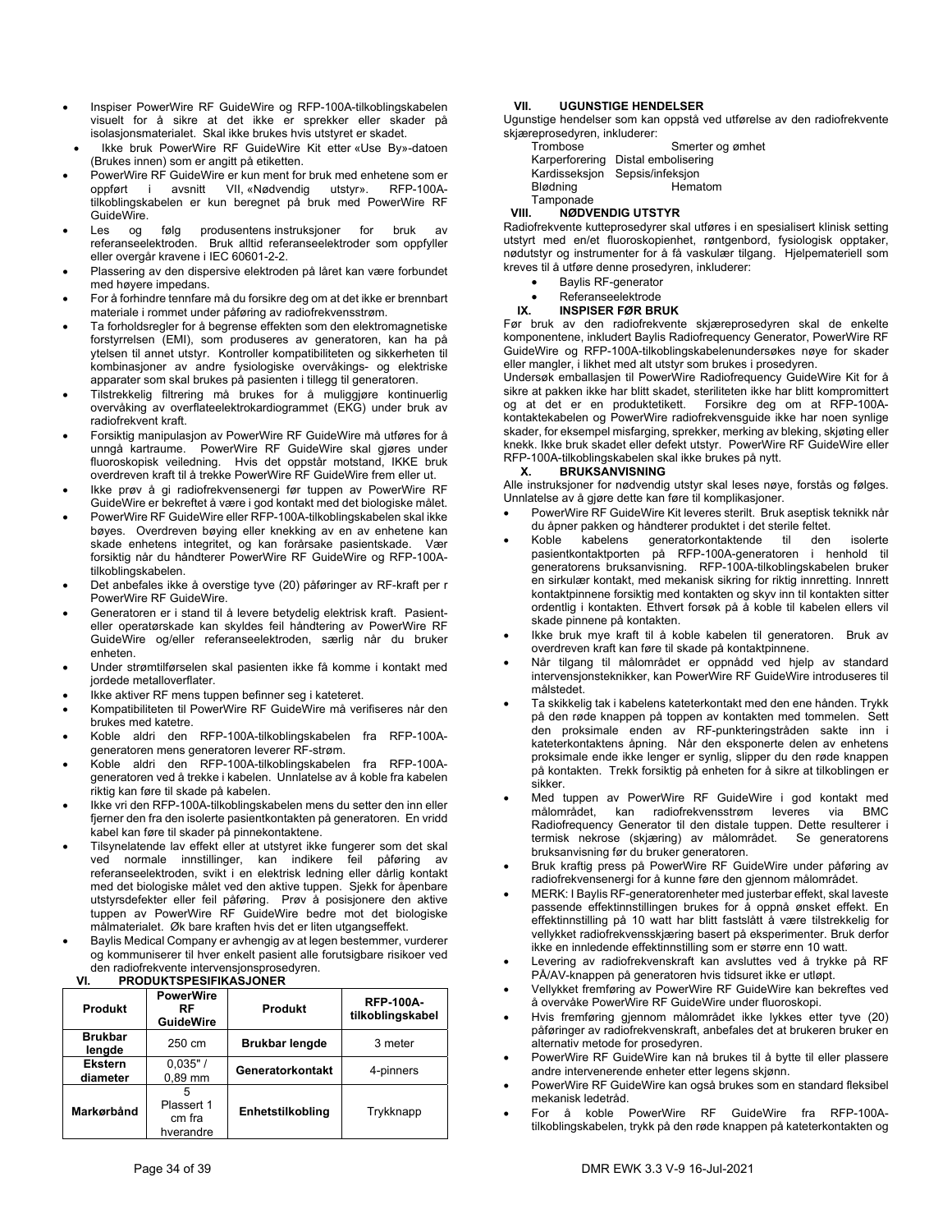- Inspiser PowerWire RF GuideWire og RFP-100A-tilkoblingskabelen visuelt for å sikre at det ikke er sprekker eller skader på isolasjonsmaterialet. Skal ikke brukes hvis utstyret er skadet.
- Ikke bruk PowerWire RF GuideWire Kit etter «Use By»-datoen (Brukes innen) som er angitt på etiketten.
- PowerWire RF GuideWire er kun ment for bruk med enhetene som er oppført i avsnitt VII, «Nødvendig utstyr». RFP-100A-tilkoblingskabelen er kun beregnet på bruk med PowerWire RF GuideWire.
- Les og følg produsentens instruksjoner for bruk av referanseelektroden. Bruk alltid referanseelektroder som oppfyller eller overgår kravene i IEC 60601-2-2.
- Plassering av den dispersive elektroden på låret kan være forbundet med høyere impedans.
- For å forhindre tennfare må du forsikre deg om at det ikke er brennbart materiale i rommet under påføring av radiofrekvensstrøm.
- Ta forholdsregler for å begrense effekten som den elektromagnetiske forstyrrelsen (EMI), som produseres av generatoren, kan ha på ytelsen til annet utstyr. Kontroller kompatibiliteten og sikkerheten til kombinasjoner av andre fysiologiske overvåkings- og elektriske apparater som skal brukes på pasienten i tillegg til generatoren.
- Tilstrekkelig filtrering må brukes for å muliggjøre kontinuerlig overvåking av overflateelektrokardiogrammet (EKG) under bruk av radiofrekvent kraft.
- Forsiktig manipulasjon av PowerWire RF GuideWire må utføres for å unngå kartraume. PowerWire RF GuideWire skal gjøres under fluoroskopisk veiledning. Hvis det oppstår motstand, IKKE bruk overdreven kraft til å trekke PowerWire RF GuideWire frem eller ut.
- Ikke prøv å gi radiofrekvensenergi før tuppen av PowerWire RF GuideWire er bekreftet å være i god kontakt med det biologiske målet.
- PowerWire RF GuideWire eller RFP-100A-tilkoblingskabelen skal ikke bøyes. Overdreven bøying eller knekking av en av enhetene kan skade enhetens integritet, og kan forårsake pasientskade. Vær forsiktig når du håndterer PowerWire RF GuideWire og RFP-100A-tilkoblingskabelen.
- Det anbefales ikke å overstige tyve (20) påføringer av RF-kraft per r PowerWire RF GuideWire.
- Generatoren er i stand til å levere betydelig elektrisk kraft. Pasient- eller operatørskade kan skyldes feil håndtering av PowerWire RF GuideWire og/eller referanseelektroden, særlig når du bruker enheten.
- Under strømtilførselen skal pasienten ikke få komme i kontakt med jordede metalloverflater.
- Ikke aktiver RF mens tuppen befinner seg i kateteret.
- Kompatibiliteten til PowerWire RF GuideWire må verifiseres når den brukes med katetre.
- Koble aldri den RFP-100A-tilkoblingskabelen fra RFP-100A-generatoren mens generatoren leverer RF-strøm.
- Koble aldri den RFP-100A-tilkoblingskabelen fra RFP-100A-generatoren ved å trekke i kabelen. Unnlatelse av å koble fra kabelen riktig kan føre til skade på kabelen.
- Ikke vri den RFP-100A-tilkoblingskabelen mens du setter den inn eller fjerner den fra den isolerte pasientkontakten på generatoren. En vridd kabel kan føre til skader på pinnekontaktene.
- Tilsynelatende lav effekt eller at utstyret ikke fungerer som det skal ved normale innstillinger, kan indikere feil påføring av referanseelektroden, svikt i en elektrisk ledning eller dårlig kontakt med det biologiske målet ved den aktive tuppen. Sjekk for åpenbare utstyrsdefekter eller feil påføring. Prøv å posisjonere den aktive tuppen av PowerWire RF GuideWire bedre mot det biologiske målmaterialet. Øk bare kraften hvis det er liten utgangseffekt.
- Baylis Medical Company er avhengig av at legen bestemmer, vurderer og kommuniserer til hver enkelt pasient alle forutsigbare risikoer ved den radiofrekvente intervensjonsprosedyren.

## VI. PRODUKTSPESIFIKASJONER

| Produkt | PowerWire RF GuideWire | Produkt | RFP-100A-tilkoblingskabel |
|---|---|---|---|
| **Brukbar lengde** | 250 cm | **Brukbar lengde** | 3 meter |
| **Ekstern diameter** | 0,035" / 0,89 mm | **Generatorkontakt** | 4-pinners |
| **Markørbånd** | 5 Plassert 1 cm fra hverandre | **Enhetstilkobling** | Trykknapp |

## VII. UGUNSTIGE HENDELSER

Ugunstige hendelser som kan oppstå ved utførelse av den radiofrekvente skjæreprosedyren, inkluderer:

| | |
|---|---|
| Trombose | Smerter og ømhet |
| Karperforering | Distal embolisering |
| Kardisseksjon | Sepsis/infeksjon |
| Blødning | Hematom |
| Tamponade | |

## VIII. NØDVENDIG UTSTYR

Radiofrekvente kutteprosedyrer skal utføres i en spesialisert klinisk setting utstyrt med en/et fluoroskopienhet, røntgenbord, fysiologisk opptaker, nødutstyr og instrumenter for å få vaskulær tilgang. Hjelpemateriell som kreves til å utføre denne prosedyren, inkluderer:

- Baylis RF-generator
- Referanseelektrode

## IX. INSPISER FØR BRUK

Før bruk av den radiofrekvente skjæreprosedyren skal de enkelte komponentene, inkludert Baylis Radiofrequency Generator, PowerWire RF GuideWire og RFP-100A-tilkoblingskabelenundersøkes nøye for skader eller mangler, i likhet med alt utstyr som brukes i prosedyren.

Undersøk emballasjen til PowerWire Radiofrequency GuideWire Kit for å sikre at pakken ikke har blitt skadet, steriliteten ikke har blitt kompromittert og at det er en produktetikett. Forsikre deg om at RFP-100A-kontaktekabelen og PowerWire radiofrekvensguide ikke har noen synlige skader, for eksempel misfarging, sprekker, merking av bleking, skjøting eller knekk. Ikke bruk skadet eller defekt utstyr. PowerWire RF GuideWire eller RFP-100A-tilkoblingskabelen skal ikke brukes på nytt.

## X. BRUKSANVISNING

Alle instruksjoner for nødvendig utstyr skal leses nøye, forstås og følges. Unnlatelse av å gjøre dette kan føre til komplikasjoner.

- PowerWire RF GuideWire Kit leveres sterilt. Bruk aseptisk teknikk når du åpner pakken og håndterer produktet i det sterile feltet.
- Koble kabelens generatorkontaktende til den isolerte pasientkontaktporten på RFP-100A-generatoren i henhold til generatorens bruksanvisning. RFP-100A-tilkoblingskabelen bruker en sirkulær kontakt, med mekanisk sikring for riktig innretting. Innrett kontaktpinnene forsiktig med kontakten og skyv inn til kontakten sitter ordentlig i kontakten. Ethvert forsøk på å koble til kabelen ellers vil skade pinnene på kontakten.
- Ikke bruk mye kraft til å koble kabelen til generatoren. Bruk av overdreven kraft kan føre til skade på kontaktpinnene.
- Når tilgang til målområdet er oppnådd ved hjelp av standard intervensjonsteknikker, kan PowerWire RF GuideWire introduseres til målstedet.
- Ta skikkelig tak i kabelens kateterkontakt med den ene hånden. Trykk på den røde knappen på toppen av kontakten med tommelen. Sett den proksimale enden av RF-punkteringstråden sakte inn i kateterkontaktens åpning. Når den eksponerte delen av enhetens proksimale ende ikke lenger er synlig, slipper du den røde knappen på kontakten. Trekk forsiktig på enheten for å sikre at tilkoblingen er sikker.
- Med tuppen av PowerWire RF GuideWire i god kontakt med målområdet, kan radiofrekvensstrøm leveres via BMC Radiofrequency Generator til den distale tuppen. Dette resulterer i termisk nekrose (skjæring) av målområdet. Se generatorens bruksanvisning før du bruker generatoren.
- Bruk kraftig press på PowerWire RF GuideWire under påføring av radiofrekvensenergi for å kunne føre den gjennom målområdet.
- MERK: I Baylis RF-generatorenheter med justerbar effekt, skal laveste passende effektinnstillingen brukes for å oppnå ønsket effekt. En effektinnstilling på 10 watt har blitt fastslått å være tilstrekkelig for vellykket radiofrekvensskjæring basert på eksperimenter. Bruk derfor ikke en innledende effektinnstilling som er større enn 10 watt.
- Levering av radiofrekvenskraft kan avsluttes ved å trykke på RF PÅ/AV-knappen på generatoren hvis tidsuret ikke er utløpt.
- Vellykket fremføring av PowerWire RF GuideWire kan bekreftes ved å overvåke PowerWire RF GuideWire under fluoroskopi.
- Hvis fremføring gjennom målområdet ikke lykkes etter tyve (20) påføringer av radiofrekvenskraft, anbefales det at brukeren bruker en alternativ metode for prosedyren.
- PowerWire RF GuideWire kan nå brukes til å bytte til eller plassere andre intervenerende enheter etter legens skjønn.
- PowerWire RF GuideWire kan også brukes som en standard fleksibel mekanisk ledetråd.
- For å koble PowerWire RF GuideWire fra RFP-100A-tilkoblingskabelen, trykk på den røde knappen på kateterkontakten og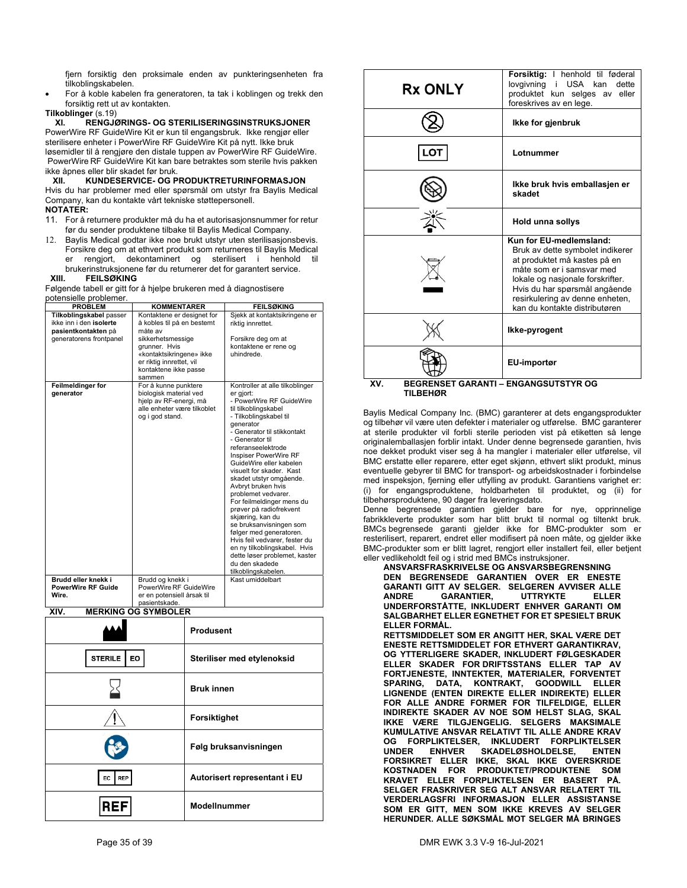fjern forsiktig den proksimale enden av punkteringsenheten fra tilkoblingskabelen.

- For å koble kabelen fra generatoren, ta tak i koblingen og trekk den forsiktig rett ut av kontakten.

**Tilkoblinger** (s.19)

## XI. RENGJØRINGS- OG STERILISERINGSINSTRUKSJONER

PowerWire RF GuideWire Kit er kun til engangsbruk. Ikke rengjør eller sterilisere enheter i PowerWire RF GuideWire Kit på nytt. Ikke bruk løsemidler til å rengjøre den distale tuppen av PowerWire RF GuideWire. PowerWire RF GuideWire Kit kan bare betraktes som sterile hvis pakken ikke åpnes eller blir skadet før bruk.

## XII. KUNDESERVICE- OG PRODUKTRETURINFORMASJON

Hvis du har problemer med eller spørsmål om utstyr fra Baylis Medical Company, kan du kontakte vårt tekniske støttepersonell.

**NOTATER:**

11. For å returnere produkter må du ha et autorisasjonsnummer for retur før du sender produktene tilbake til Baylis Medical Company.
12. Baylis Medical godtar ikke noe brukt utstyr uten sterilisasjonsbevis. Forsikre deg om at ethvert produkt som returneres til Baylis Medical er rengjort, dekontaminert og sterilisert i henhold til brukerinstruksjonene før du returnerer det for garantert service.

## XIII. FEILSØKING

Følgende tabell er gitt for å hjelpe brukeren med å diagnostisere potensielle problemer.

| PROBLEM | KOMMENTARER | FEILSØKING |
|---|---|---|
| **Tilkoblingskabel** passer ikke inn i den **isolerte pasientkontakten** på generatorens frontpanel | Kontaktene er designet for å kobles til på en bestemt måte av sikkerhetsmessige grunner. Hvis «kontaktsikringene» ikke er riktig innrettet, vil kontaktene ikke passe sammen | Sjekk at kontaktsikringene er riktig innrettet.<br><br>Forsikre deg om at kontaktene er rene og uhindrede. |
| **Feilmeldinger for generator** | For å kunne punktere biologisk material ved hjelp av RF-energi, må alle enheter være tilkoblet og i god stand. | Kontroller at alle tilkoblinger er gjort:<br>- PowerWire RF GuideWire til tilkoblingskabel<br>- Tilkoblingskabel til generator<br>- Generator til stikkontakt<br>- Generator til referanseelektrode<br>Inspiser PowerWire RF GuideWire eller kabelen visuelt for skader. Kast skadet utstyr omgående. Avbryt bruken hvis problemet vedvarer.<br>For feilmeldinger mens du prøver på radiofrekvent skjæring, kan du se bruksanvisningen som følger med generatoren.<br>Hvis feil vedvarer, fester du en ny tilkoblingskabel. Hvis dette løser problemet, kaster du den skadede tilkoblingskabelen. |
| **Brudd eller knekk i PowerWire RF Guide Wire.** | Brudd og knekk i PowerWire RF GuideWire er en potensiell årsak til pasientskade. | Kast umiddelbart |

## XIV. MERKING OG SYMBOLER

| Symbol | Beskrivelse |
|---|---|
| (Produsent-symbol) | **Produsent** |
| STERILE EO | **Steriliser med etylenoksid** |
| (Timeglass-symbol) | **Bruk innen** |
| (Advarselstrekant) | **Forsiktighet** |
| (Bruksanvisning-symbol) | **Følg bruksanvisningen** |
| EC REP | **Autorisert representant i EU** |
| REF | **Modellnummer** |
| Rx ONLY | **Forsiktig:** I henhold til føderal lovgivning i USA kan dette produktet kun selges av eller foreskrives av en lege. |
| (Ikke gjenbruk-symbol) | **Ikke for gjenbruk** |
| LOT | **Lotnummer** |
| (Skadet emballasje-symbol) | **Ikke bruk hvis emballasjen er skadet** |
| (Sollys-symbol) | **Hold unna sollys** |
| (Avfallsbeholder-symbol) | **Kun for EU-medlemsland:** Bruk av dette symbolet indikerer at produktet må kastes på en måte som er i samsvar med lokale og nasjonale forskrifter. Hvis du har spørsmål angående resirkulering av denne enheten, kan du kontakte distributøren |
| (Ikke-pyrogent-symbol) | **Ikke-pyrogent** |
| (EU-importør-symbol) | **EU-importør** |

## XV. BEGRENSET GARANTI – ENGANGSUTSTYR OG TILBEHØR

Baylis Medical Company Inc. (BMC) garanterer at dets engangsprodukter og tilbehør vil være uten defekter i materialer og utførelse. BMC garanterer at sterile produkter vil forbli sterile perioden vist på etiketten så lenge originalemballasjen forblir intakt. Under denne begrensede garantien, hvis noe dekket produkt viser seg å ha mangler i materialer eller utførelse, vil BMC erstatte eller reparere, etter eget skjønn, ethvert slikt produkt, minus eventuelle gebyrer til BMC for transport- og arbeidskostnader i forbindelse med inspeksjon, fjerning eller utfylling av produkt. Garantiens varighet er: (i) for engangsproduktene, holdbarheten til produktet, og (ii) for tilbehørsproduktene, 90 dager fra leveringsdato.

Denne begrensede garantien gjelder bare for nye, opprinnelige fabrikkleverte produkter som har blitt brukt til normal og tiltenkt bruk. BMCs begrensede garanti gjelder ikke for BMC-produkter som er resterilisert, reparert, endret eller modifisert på noen måte, og gjelder ikke BMC-produkter som er blitt lagret, rengjort eller installert feil, eller betjent eller vedlikeholdt feil og i strid med BMCs instruksjoner.

**ANSVARSFRASKRIVELSE OG ANSVARSBEGRENSNING**

**DEN BEGRENSEDE GARANTIEN OVER ER ENESTE GARANTI GITT AV SELGER. SELGEREN AVVISER ALLE ANDRE GARANTIER, UTTRYKTE ELLER UNDERFORSTÅTTE, INKLUDERT ENHVER GARANTI OM SALGBARHET ELLER EGNETHET FOR ET SPESIELT BRUK ELLER FORMÅL.**

**RETTSMIDDELET SOM ER ANGITT HER, SKAL VÆRE DET ENESTE RETTSMIDDELET FOR ETHVERT GARANTIKRAV, OG YTTERLIGERE SKADER, INKLUDERT FØLGESKADER ELLER SKADER FOR DRIFTSSTANS ELLER TAP AV FORTJENESTE, INNTEKTER, MATERIALER, FORVENTET SPARING, DATA, KONTRAKT, GOODWILL ELLER LIGNENDE (ENTEN DIREKTE ELLER INDIREKTE) ELLER FOR ALLE ANDRE FORMER FOR TILFELDIGE, ELLER INDIREKTE SKADER AV NOE SOM HELST SLAG, SKAL IKKE VÆRE TILGJENGELIG. SELGERS MAKSIMALE KUMULATIVE ANSVAR RELATIVT TIL ALLE ANDRE KRAV OG FORPLIKTELSER, INKLUDERT FORPLIKTELSER UNDER ENHVER SKADELØSHOLDELSE, ENTEN FORSIKRET ELLER IKKE, SKAL IKKE OVERSKRIDE KOSTNADEN FOR PRODUKTET/PRODUKTENE SOM KRAVET ELLER FORPLIKTELSEN ER BASERT PÅ. SELGER FRASKRIVER SEG ALT ANSVAR RELATERT TIL VERDERLAGSFRI INFORMASJON ELLER ASSISTANSE SOM ER GITT, MEN SOM IKKE KREVES AV SELGER HERUNDER. ALLE SØKSMÅL MOT SELGER MÅ BRINGES**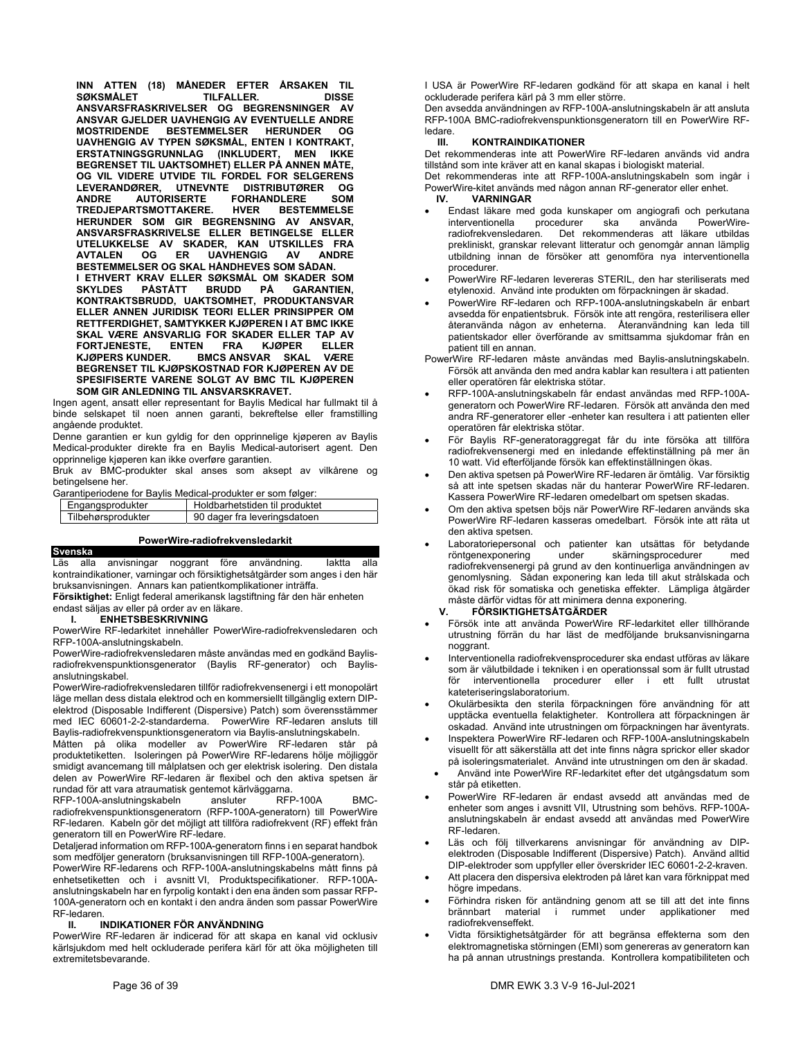**INN ATTEN (18) MÅNEDER EFTER ÅRSAKEN TIL SØKSMÅLET TILFALLER. DISSE ANSVARSFRASKRIVELSER OG BEGRENSNINGER AV ANSVAR GJELDER UAVHENGIG AV EVENTUELLE ANDRE MOSTRIDENDE BESTEMMELSER HERUNDER OG UAVHENGIG AV TYPEN SØKSMÅL, ENTEN I KONTRAKT, ERSTATNINGSGRUNNLAG (INKLUDERT, MEN IKKE BEGRENSET TIL UAKTSOMHET) ELLER PÅ ANNEN MÅTE, OG VIL VIDERE UTVIDE TIL FORDEL FOR SELGERENS LEVERANDØRER, UTNEVNTE DISTRIBUTØRER OG ANDRE AUTORISERTE FORHANDLERE SOM TREDJEPARTSMOTTAKERE. HVER BESTEMMELSE HERUNDER SOM GIR BEGRENSNING AV ANSVAR, ANSVARSFRASKRIVELSE ELLER BETINGELSE ELLER UTELUKKELSE AV SKADER, KAN UTSKILLES FRA AVTALEN OG ER UAVHENGIG AV ANDRE BESTEMMELSER OG SKAL HÅNDHEVES SOM SÅDAN.**

**I ETHVERT KRAV ELLER SØKSMÅL OM SKADER SOM SKYLDES PÅSTÅTT BRUDD PÅ GARANTIEN, KONTRAKTSBRUDD, UAKTSOMHET, PRODUKTANSVAR ELLER ANNEN JURIDISK TEORI ELLER PRINSIPPER OM RETTFERDIGHET, SAMTYKKER KJØPEREN I AT BMC IKKE SKAL VÆRE ANSVARLIG FOR SKADER ELLER TAP AV FORTJENESTE, ENTEN FRA KJØPER ELLER KJØPERS KUNDER. BMCS ANSVAR SKAL VÆRE BEGRENSET TIL KJØPSKOSTNAD FOR KJØPEREN AV DE SPESIFISERTE VARENE SOLGT AV BMC TIL KJØPEREN SOM GIR ANLEDNING TIL ANSVARSKRAVET.**

Ingen agent, ansatt eller representant for Baylis Medical har fullmakt til å binde selskapet til noen annen garanti, bekreftelse eller framstilling angående produktet.

Denne garantien er kun gyldig for den opprinnelige kjøperen av Baylis Medical-produkter direkte fra en Baylis Medical-autorisert agent. Den opprinnelige kjøperen kan ikke overføre garantien.

Bruk av BMC-produkter skal anses som aksept av vilkårene og betingelsene her.

Garantiperiodene for Baylis Medical-produkter er som følger:

| Engangsprodukter | Holdbarhetstiden til produktet |
|---|---|
| Tilbehørsprodukter | 90 dager fra leveringsdatoen |

## PowerWire-radiofrekvensledarkit

**Svenska**

Läs alla anvisningar noggrant före användning. Iaktta alla kontraindikationer, varningar och försiktighetsåtgärder som anges i den här bruksanvisningen. Annars kan patientkomplikationer inträffa.

**Försiktighet:** Enligt federal amerikansk lagstiftning får den här enheten endast säljas av eller på order av en läkare.

### I. ENHETSBESKRIVNING

PowerWire RF-ledarkitet innehåller PowerWire-radiofrekvensledaren och RFP-100A-anslutningskabeln.

PowerWire-radiofrekvensledaren måste användas med en godkänd Baylis-radiofrekvenspunktionsgenerator (Baylis RF-generator) och Baylis-anslutningskabel.

PowerWire-radiofrekvensledaren tillför radiofrekvensenergi i ett monopolärt läge mellan dess distala elektrod och en kommersiellt tillgänglig extern DIP-elektrod (Disposable Indifferent (Dispersive) Patch) som överensstämmer med IEC 60601-2-2-standarderna. PowerWire RF-ledaren ansluts till Baylis-radiofrekvenspunktionsgeneratorn via Baylis-anslutningskabeln.

Måtten på olika modeller av PowerWire RF-ledaren står på produktetiketten. Isoleringen på PowerWire RF-ledarens hölje möjliggör smidigt avancemang till målplatsen och ger elektrisk isolering. Den distala delen av PowerWire RF-ledaren är flexibel och den aktiva spetsen är rundad för att vara atraumatisk gentemot kärlväggarna.

RFP-100A-anslutningskabeln ansluter RFP-100A BMC-radiofrekvenspunktionsgeneratorn (RFP-100A-generatorn) till PowerWire RF-ledaren. Kabeln gör det möjligt att tillföra radiofrekvent (RF) effekt från generatorn till en PowerWire RF-ledare.

Detaljerad information om RFP-100A-generatorn finns i en separat handbok som medföljer generatorn (bruksanvisningen till RFP-100A-generatorn).

PowerWire RF-ledarens och RFP-100A-anslutningskabelns mått finns på enhetsetiketten och i avsnitt VI, Produktspecifikationer. RFP-100A-anslutningskabeln har en fyrpolig kontakt i den ena änden som passar RFP-100A-generatorn och en kontakt i den andra änden som passar PowerWire RF-ledaren.

### II. INDIKATIONER FÖR ANVÄNDNING

PowerWire RF-ledaren är indicerad för att skapa en kanal vid ocklusiv kärlsjukdom med helt ockluderade perifera kärl för att öka möjligheten till extremitetsbevarande.

I USA är PowerWire RF-ledaren godkänd för att skapa en kanal i helt ockluderade perifera kärl på 3 mm eller större.

Den avsedda användningen av RFP-100A-anslutningskabeln är att ansluta RFP-100A BMC-radiofrekvenspunktionsgeneratorn till en PowerWire RF-ledare.

### III. KONTRAINDIKATIONER

Det rekommenderas inte att PowerWire RF-ledaren används vid andra tillstånd som inte kräver att en kanal skapas i biologiskt material.

Det rekommenderas inte att RFP-100A-anslutningskabeln som ingår i PowerWire-kitet används med någon annan RF-generator eller enhet.

### IV. VARNINGAR

- Endast läkare med goda kunskaper om angiografi och perkutana interventionella procedurer ska använda PowerWire-radiofrekvensledaren. Det rekommenderas att läkare utbildas prekliniskt, granskar relevant litteratur och genomgår annan lämplig utbildning innan de försöker att genomföra nya interventionella procedurer.
- PowerWire RF-ledaren levereras STERIL, den har steriliserats med etylenoxid. Använd inte produkten om förpackningen är skadad.
- PowerWire RF-ledaren och RFP-100A-anslutningskabeln är enbart avsedda för enpatientsbruk. Försök inte att rengöra, resterilisera eller återanvända någon av enheterna. Återanvändning kan leda till patientskador eller överförande av smittsamma sjukdomar från en patient till en annan.

PowerWire RF-ledaren måste användas med Baylis-anslutningskabeln. Försök att använda den med andra kablar kan resultera i att patienten eller operatören får elektriska stötar.

- RFP-100A-anslutningskabeln får endast användas med RFP-100A-generatorn och PowerWire RF-ledaren. Försök att använda den med andra RF-generatorer eller -enheter kan resultera i att patienten eller operatören får elektriska stötar.
- För Baylis RF-generatoraggregat får du inte försöka att tillföra radiofrekvensenergi med en inledande effektinställning på mer än 10 watt. Vid efterföljande försök kan effektinställningen ökas.
- Den aktiva spetsen på PowerWire RF-ledaren är ömtålig. Var försiktig så att inte spetsen skadas när du hanterar PowerWire RF-ledaren. Kassera PowerWire RF-ledaren omedelbart om spetsen skadas.
- Om den aktiva spetsen böjs när PowerWire RF-ledaren används ska PowerWire RF-ledaren kasseras omedelbart. Försök inte att räta ut den aktiva spetsen.
- Laboratoriepersonal och patienter kan utsättas för betydande röntgenexponering under skärningsprocedurer med radiofrekvensenergi på grund av den kontinuerliga användningen av genomlysning. Sådan exponering kan leda till akut strålskada och ökad risk för somatiska och genetiska effekter. Lämpliga åtgärder måste därför vidtas för att minimera denna exponering.

### V. FÖRSIKTIGHETSÅTGÄRDER

- Försök inte att använda PowerWire RF-ledarkitet eller tillhörande utrustning förrän du har läst de medföljande bruksanvisningarna noggrant.
- Interventionella radiofrekvensprocedurer ska endast utföras av läkare som är välutbildade i tekniken i en operationssal som är fullt utrustad för interventionella procedurer eller i ett fullt utrustat kateteriseringslaboratorium.
- Okulärbesikta den sterila förpackningen före användning för att upptäcka eventuella felaktigheter. Kontrollera att förpackningen är oskadad. Använd inte utrustningen om förpackningen har äventyrats.
- Inspektera PowerWire RF-ledaren och RFP-100A-anslutningskabeln visuellt för att säkerställa att det inte finns några sprickor eller skador på isoleringsmaterialet. Använd inte utrustningen om den är skadad.
- Använd inte PowerWire RF-ledarkitet efter det utgångsdatum som står på etiketten.
- PowerWire RF-ledaren är endast avsedd att användas med de enheter som anges i avsnitt VII, Utrustning som behövs. RFP-100A-anslutningskabeln är endast avsedd att användas med PowerWire RF-ledaren.
- Läs och följ tillverkarens anvisningar för användning av DIP-elektroden (Disposable Indifferent (Dispersive) Patch). Använd alltid DIP-elektroder som uppfyller eller överskrider IEC 60601-2-2-kraven.
- Att placera den dispersiva elektroden på låret kan vara förknippat med högre impedans.
- Förhindra risken för antändning genom att se till att det inte finns brännbart material i rummet under applikationer med radiofrekvenseffekt.
- Vidta försiktighetsåtgärder för att begränsa effekterna som den elektromagnetiska störningen (EMI) som genereras av generatorn kan ha på annan utrustnings prestanda. Kontrollera kompatibiliteten och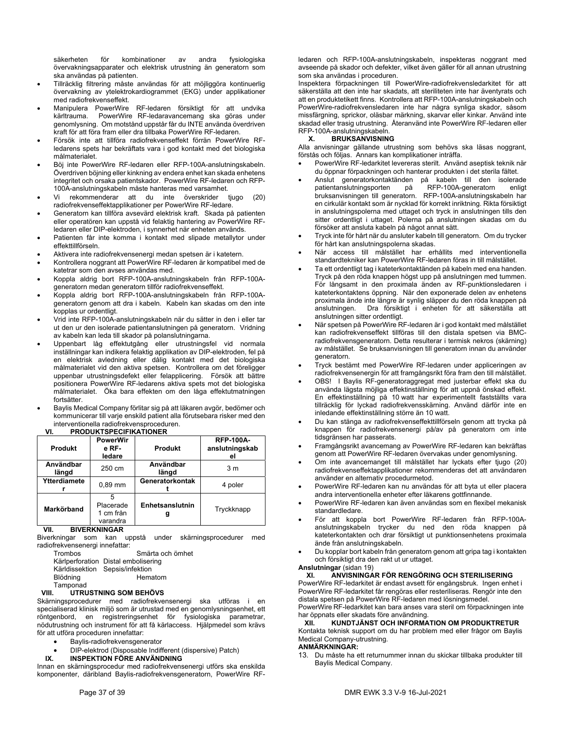säkerheten för kombinationer av andra fysiologiska övervakningsapparater och elektrisk utrustning än generatorn som ska användas på patienten.

- Tillräcklig filtrering måste användas för att möjliggöra kontinuerlig övervakning av ytelektrokardiogrammet (EKG) under applikationer med radiofrekvenseffekt.
- Manipulera PowerWire RF-ledaren försiktigt för att undvika kärltrauma. PowerWire RF-ledaravancemang ska göras under genomlysning. Om motstånd uppstår får du INTE använda överdriven kraft för att föra fram eller dra tillbaka PowerWire RF-ledaren.
- Försök inte att tillföra radiofrekvenseffekt förrän PowerWire RF-ledarens spets har bekräftats vara i god kontakt med det biologiska målmaterialet.
- Böj inte PowerWire RF-ledaren eller RFP-100A-anslutningskabeln. Överdriven böjning eller kinkning av endera enhet kan skada enhetens integritet och orsaka patientskador. PowerWire RF-ledaren och RFP-100A-anslutningskabeln måste hanteras med varsamhet.
- Vi rekommenderar att du inte överskrider tjugo (20) radiofrekvenseffektapplikationer per PowerWire RF-ledare.
- Generatorn kan tillföra avsevärd elektrisk kraft. Skada på patienten eller operatören kan uppstå vid felaktig hantering av PowerWire RF-ledaren eller DIP-elektroden, i synnerhet när enheten används.
- Patienten får inte komma i kontakt med slipade metallytor under effekttillförseln.
- Aktivera inte radiofrekvensenergi medan spetsen är i katetern.
- Kontrollera noggrant att PowerWire RF-ledaren är kompatibel med de katetrar som den avses användas med.
- Koppla aldrig bort RFP-100A-anslutningskabeln från RFP-100A-generatorn medan generatorn tillför radiofrekvenseffekt.
- Koppla aldrig bort RFP-100A-anslutningskabeln från RFP-100A-generatorn genom att dra i kabeln. Kabeln kan skadas om den inte kopplas ur ordentligt.
- Vrid inte RFP-100A-anslutningskabeln när du sätter in den i eller tar ut den ur den isolerade patientanslutningen på generatorn. Vridning av kabeln kan leda till skador på polanslutningarna.
- Uppenbart låg effektutgång eller utrustningsfel vid normala inställningar kan indikera felaktig applikation av DIP-elektroden, fel på en elektrisk avledning eller dålig kontakt med det biologiska målmaterialet vid den aktiva spetsen. Kontrollera om det föreligger uppenbar utrustningsdefekt eller felapplicering. Försök att bättre positionera PowerWire RF-ledarens aktiva spets mot det biologiska målmaterialet. Öka bara effekten om den låga effektutmatningen fortsätter.
- Baylis Medical Company förlitar sig på att läkaren avgör, bedömer och kommunicerar till varje enskild patient alla förutsebara risker med den interventionella radiofrekvensproceduren.

## VI. PRODUKTSPECIFIKATIONER

| Produkt | PowerWire RF-ledare | Produkt | RFP-100A-anslutningskabel |
|---|---|---|---|
| Användbar längd | 250 cm | Användbar längd | 3 m |
| Ytterdiameter | 0,89 mm | Generatorkontakt | 4 poler |
| Markörband | 5 Placerade 1 cm från varandra | Enhetsanslutning | Tryckknapp |

## VII. BIVERKNINGAR

Biverkningar som kan uppstå under skärningsprocedurer med radiofrekvensenergi innefattar:

- Trombos
- Smärta och ömhet
- Kärlperforation
- Distal embolisering
- Kärldissektion
- Sepsis/infektion
- Blödning
- Hematom
- Tamponad

## VIII. UTRUSTNING SOM BEHÖVS

Skärningsprocedurer med radiofrekvensenergi ska utföras i en specialiserad klinisk miljö som är utrustad med en genomlysningsenhet, ett röntgenbord, en registreringsenhet för fysiologiska parametrar, nödutrustning och instrument för att få kärlaccess. Hjälpmedel som krävs för att utföra proceduren innefattar:

- Baylis-radiofrekvensgenerator
- DIP-elektrod (Disposable Indifferent (dispersive) Patch)

## IX. INSPEKTION FÖRE ANVÄNDNING

Innan en skärningsprocedur med radiofrekvensenergi utförs ska enskilda komponenter, däribland Baylis-radiofrekvensgeneratorn, PowerWire RF-ledaren och RFP-100A-anslutningskabeln, inspekteras noggrant med avseende på skador och defekter, vilket även gäller för all annan utrustning som ska användas i proceduren.

Inspektera förpackningen till PowerWire-radiofrekvensledarkitet för att säkerställa att den inte har skadats, att steriliteten inte har äventyrats och att en produktetikett finns. Kontrollera att RFP-100A-anslutningskabeln och PowerWire-radiofrekvensledaren inte har några synliga skador, såsom missfärgning, sprickor, oläsbar märkning, skarvar eller kinkar. Använd inte skadad eller trasig utrustning. Återanvänd inte PowerWire RF-ledaren eller RFP-100A-anslutningskabeln.

## X. BRUKSANVISNING

Alla anvisningar gällande utrustning som behövs ska läsas noggrant, förstås och följas. Annars kan komplikationer inträffa.

- PowerWire RF-ledarkitet levereras sterilt. Använd aseptisk teknik när du öppnar förpackningen och hanterar produkten i det sterila fältet.
- Anslut generatorkontaktänden på kabeln till den isolerade patientanslutningsporten på RFP-100A-generatorn enligt bruksanvisningen till generatorn. RFP-100A-anslutningskabeln har en cirkulär kontakt som är nycklad för korrekt inriktning. Rikta försiktigt in anslutningspolerna med uttaget och tryck in anslutningen tills den sitter ordentligt i uttaget. Polerna på anslutningen skadas om du försöker att ansluta kabeln på något annat sätt.
- Tryck inte för hårt när du ansluter kabeln till generatorn. Om du trycker för hårt kan anslutningspolerna skadas.
- När access till målstället har erhållits med interventionella standardtekniker kan PowerWire RF-ledaren föras in till målstället.
- Ta ett ordentligt tag i kateterkontaktänden på kabeln med ena handen. Tryck på den röda knappen högst upp på anslutningen med tummen. För långsamt in den proximala änden av RF-punktionsledaren i kateterkontaktens öppning. När den exponerade delen av enhetens proximala ände inte längre är synlig släpper du den röda knappen på anslutningen. Dra försiktigt i enheten för att säkerställa att anslutningen sitter ordentligt.
- När spetsen på PowerWire RF-ledaren är i god kontakt med målstället kan radiofrekvenseffekt tillföras till den distala spetsen via BMC-radiofrekvensgeneratorn. Detta resulterar i termisk nekros (skärning) av målstället. Se bruksanvisningen till generatorn innan du använder generatorn.
- Tryck bestämt med PowerWire RF-ledaren under appliceringen av radiofrekvensenergin för att framgångsrikt föra fram den till målstället.
- OBS! I Baylis RF-generatoraggregat med justerbar effekt ska du använda lägsta möjliga effektinställning för att uppnå önskad effekt. En effektinställning på 10 watt har experimentellt fastställts vara tillräcklig för lyckad radiofrekvensskärning. Använd därför inte en inledande effektinställning större än 10 watt.
- Du kan stänga av radiofrekvenseffekttillförseln genom att trycka på knappen för radiofrekvensenergi på/av på generatorn om inte tidsgränsen har passerats.
- Framgångsrikt avancemang av PowerWire RF-ledaren kan bekräftas genom att PowerWire RF-ledaren övervakas under genomlysning.
- Om inte avancemanget till målstället har lyckats efter tjugo (20) radiofrekvenseffektapplikationer rekommenderas det att användaren använder en alternativ procedurmetod.
- PowerWire RF-ledaren kan nu användas för att byta ut eller placera andra interventionella enheter efter läkarens gottfinnande.
- PowerWire RF-ledaren kan även användas som en flexibel mekanisk standardledare.
- För att koppla bort PowerWire RF-ledaren från RFP-100A-anslutningskabeln trycker du ned den röda knappen på kateterkontakten och drar försiktigt ut punktionsenhetens proximala ände från anslutningskabeln.
- Du kopplar bort kabeln från generatorn genom att gripa tag i kontakten och försiktigt dra den rakt ut ur uttaget.

**Anslutningar** (sidan 19)

## XI. ANVISNINGAR FÖR RENGÖRING OCH STERILISERING

PowerWire RF-ledarkitet är endast avsett för engångsbruk. Ingen enhet i PowerWire RF-ledarkitet får rengöras eller resteriliseras. Rengör inte den distala spetsen på PowerWire RF-ledaren med lösningsmedel.

PowerWire RF-ledarkitet kan bara anses vara steril om förpackningen inte har öppnats eller skadats före användning.

## XII. KUNDTJÄNST OCH INFORMATION OM PRODUKTRETUR

Kontakta teknisk support om du har problem med eller frågor om Baylis Medical Company-utrustning.

**ANMÄRKNINGAR:**

13. Du måste ha ett returnummer innan du skickar tillbaka produkter till Baylis Medical Company.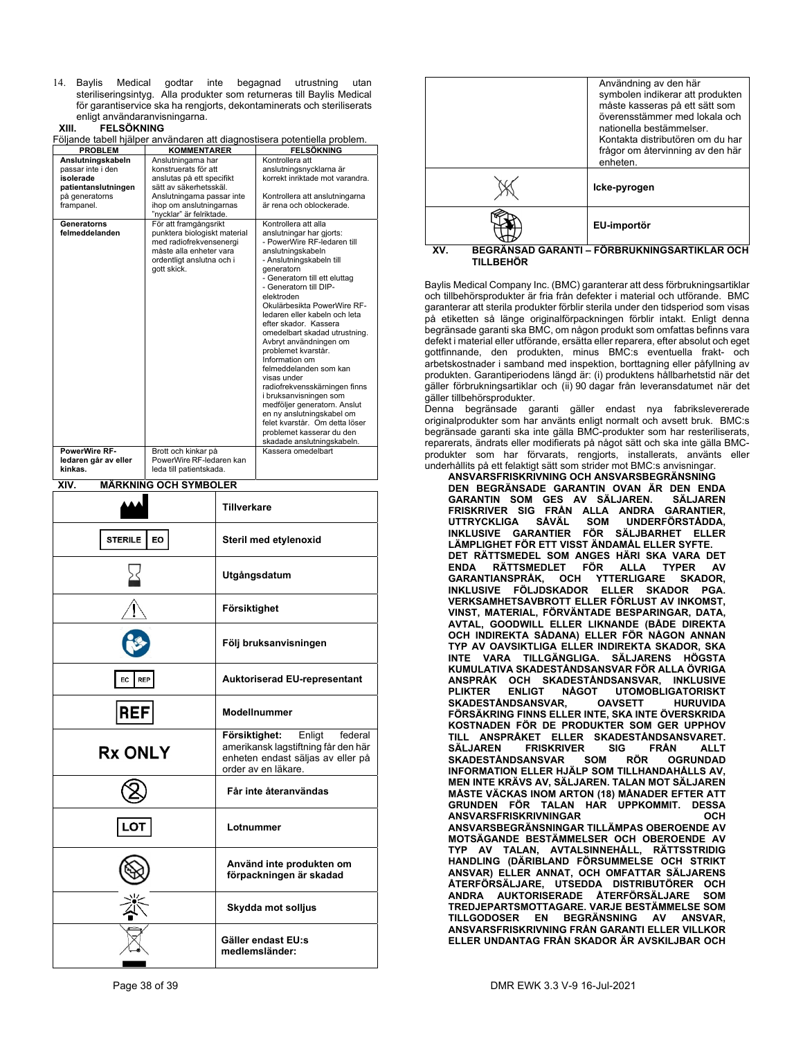14. Baylis Medical godtar inte begagnad utrustning utan steriliseringsintyg. Alla produkter som returneras till Baylis Medical för garantiservice ska ha rengjorts, dekontaminerats och steriliserats enligt användaranvisningarna.

## XIII. FELSÖKNING

Följande tabell hjälper användaren att diagnostisera potentiella problem.

| PROBLEM | KOMMENTARER | FELSÖKNING |
|---|---|---|
| **Anslutningskabeln** passar inte i den **isolerade patientanslutningen** på generatorns frampanel. | Anslutningarna har konstruerats för att anslutas på ett specifikt sätt av säkerhetsskäl. Anslutningarna passar inte ihop om anslutningarnas "nycklar" är felriktade. | Kontrollera att anslutningsnycklarna är korrekt inriktade mot varandra. Kontrollera att anslutningarna är rena och oblockerade. |
| **Generatorns felmeddelanden** | För att framgångsrikt punktera biologiskt material med radiofrekvensenergi måste alla enheter vara ordentligt anslutna och i gott skick. | Kontrollera att alla anslutningar har gjorts: - PowerWire RF-ledaren till anslutningskabeln - Anslutningskabeln till generatorn - Generatorn till ett eluttag - Generatorn till DIP-elektroden Okulärbesikta PowerWire RF-ledaren eller kabeln och leta efter skador. Kassera omedelbart skadad utrustning. Avbryt användningen om problemet kvarstår. Information om felmeddelanden som kan visas under radiofrekvenssvärningen finns i bruksanvisningen som medföljer generatorn. Anslut en ny anslutningskabel om felet kvarstår. Om detta löser problemet kasserar du den skadade anslutningskabeln. |
| **PowerWire RF-ledaren går av eller kinkas.** | Brott och kinkar på PowerWire RF-ledaren kan leda till patientskada. | Kassera omedelbart |

## XIV. MÄRKNING OCH SYMBOLER

| Symbol | Betydelse |
|---|---|
| (symbol) | **Tillverkare** |
| STERILE EO | **Steril med etylenoxid** |
| (symbol) | **Utgångsdatum** |
| (symbol) | **Försiktighet** |
| (symbol) | **Följ bruksanvisningen** |
| EC REP | **Auktoriserad EU-representant** |
| REF | **Modellnummer** |
| Rx ONLY | **Försiktighet:** Enligt federal amerikansk lagstiftning får den här enheten endast säljas av eller på order av en läkare. |
| (symbol) | **Får inte återanvändas** |
| LOT | **Lotnummer** |
| (symbol) | **Använd inte produkten om förpackningen är skadad** |
| (symbol) | **Skydda mot solljus** |
| (symbol) | **Gäller endast EU:s medlemsländer:** Användning av den här symbolen indikerar att produkten måste kasseras på ett sätt som överensstämmer med lokala och nationella bestämmelser. Kontakta distributören om du har frågor om återvinning av den här enheten. |
| (symbol) | **Icke-pyrogen** |
| (symbol) | **EU-importör** |

## XV. BEGRÄNSAD GARANTI – FÖRBRUKNINGSARTIKLAR OCH TILLBEHÖR

Baylis Medical Company Inc. (BMC) garanterar att dess förbrukningsartiklar och tillbehörsprodukter är fria från defekter i material och utförande. BMC garanterar att sterila produkter förblir sterila under den tidsperiod som visas på etiketten så länge originalförpackningen förblir intakt. Enligt denna begränsade garanti ska BMC, om någon produkt som omfattas befinns vara defekt i material eller utförande, ersätta eller reparera, efter absolut och eget gottfinnande, den produkten, minus BMC:s eventuella frakt- och arbetskostnader i samband med inspektion, borttagning eller påfyllning av produkten. Garantiperiodens längd är: (i) produktens hållbarhetstid när det gäller förbrukningsartiklar och (ii) 90 dagar från leveransdatumet när det gäller tillbehörsprodukter.

Denna begränsade garanti gäller endast nya fabrikslevererade originalprodukter som har använts enligt normalt och avsett bruk. BMC:s begränsade garanti ska inte gälla BMC-produkter som har resteriliserats, reparerats, ändrats eller modifierats på något sätt och ska inte gälla BMC-produkter som har förvarats, rengjorts, installerats, använts eller underhållits på ett felaktigt sätt som strider mot BMC:s anvisningar.

**ANSVARSFRISKRIVNING OCH ANSVARSBEGRÄNSNING**

**DEN BEGRÄNSADE GARANTIN OVAN ÄR DEN ENDA GARANTIN SOM GES AV SÄLJAREN. SÄLJAREN FRISKRIVER SIG FRÅN ALLA ANDRA GARANTIER, UTTRYCKLIGA SÅVÄL SOM UNDERFÖRSTÅDDA, INKLUSIVE GARANTIER FÖR SÄLJBARHET ELLER LÄMPLIGHET FÖR ETT VISST ÄNDAMÅL ELLER SYFTE.**

**DET RÄTTSMEDEL SOM ANGES HÄRI SKA VARA DET ENDA RÄTTSMEDLET FÖR ALLA TYPER AV GARANTIANSPRÅK, OCH YTTERLIGARE SKADOR, INKLUSIVE FÖLJDSKADOR ELLER SKADOR PGA. VERKSAMHETSAVBROTT ELLER FÖRLUST AV INKOMST, VINST, MATERIAL, FÖRVÄNTADE BESPARINGAR, DATA, AVTAL, GOODWILL ELLER LIKNANDE (BÅDE DIREKTA OCH INDIREKTA SÅDANA) ELLER FÖR NÅGON ANNAN TYP AV OAVSIKTLIGA ELLER INDIREKTA SKADOR, SKA INTE VARA TILLGÄNGLIGA. SÄLJARENS HÖGSTA KUMULATIVA SKADESTÅNDSANSVAR FÖR ALLA ÖVRIGA ANSPRÅK OCH SKADESTÅNDSANSVAR, INKLUSIVE PLIKTER ENLIGT NÅGOT UTOMOBLIGATORISKT SKADESTÅNDSANSVAR, OAVSETT HURUVIDA FÖRSÄKRING FINNS ELLER INTE, SKA INTE ÖVERSKRIDA KOSTNADEN FÖR DE PRODUKTER SOM GER UPPHOV TILL ANSPRÅKET ELLER SKADESTÅNDSANSVARET. SÄLJAREN FRISKRIVER SIG FRÅN ALLT SKADESTÅNDSANSVAR SOM RÖR OGRUNDAD INFORMATION ELLER HJÄLP SOM TILLHANDAHÅLLS AV, MEN INTE KRÄVS AV, SÄLJAREN. TALAN MOT SÄLJAREN MÅSTE VÄCKAS INOM ARTON (18) MÅNADER EFTER ATT GRUNDEN FÖR TALAN HAR UPPKOMMIT. DESSA ANSVARSFRISKRIVNINGAR OCH ANSVARSBEGRÄNSNINGAR TILLÄMPAS OBEROENDE AV MOTSÄGANDE BESTÄMMELSER OCH OBEROENDE AV TYP AV TALAN, AVTALSINNEHÅLL, RÄTTSSTRIDIG HANDLING (DÄRIBLAND FÖRSUMMELSE OCH STRIKT ANSVAR) ELLER ANNAT, OCH OMFATTAR SÄLJARENS ÅTERFÖRSÄLJARE, UTSEDDA DISTRIBUTÖRER OCH ANDRA AUKTORISERADE ÅTERFÖRSÄLJARE SOM TREDJEPARTSMOTTAGARE. VARJE BESTÄMMELSE SOM TILLGODOSER EN BEGRÄNSNING AV ANSVAR, ANSVARSFRISKRIVNING FRÅN GARANTI ELLER VILLKOR ELLER UNDANTAG FRÅN SKADOR ÄR AVSKILJBAR OCH**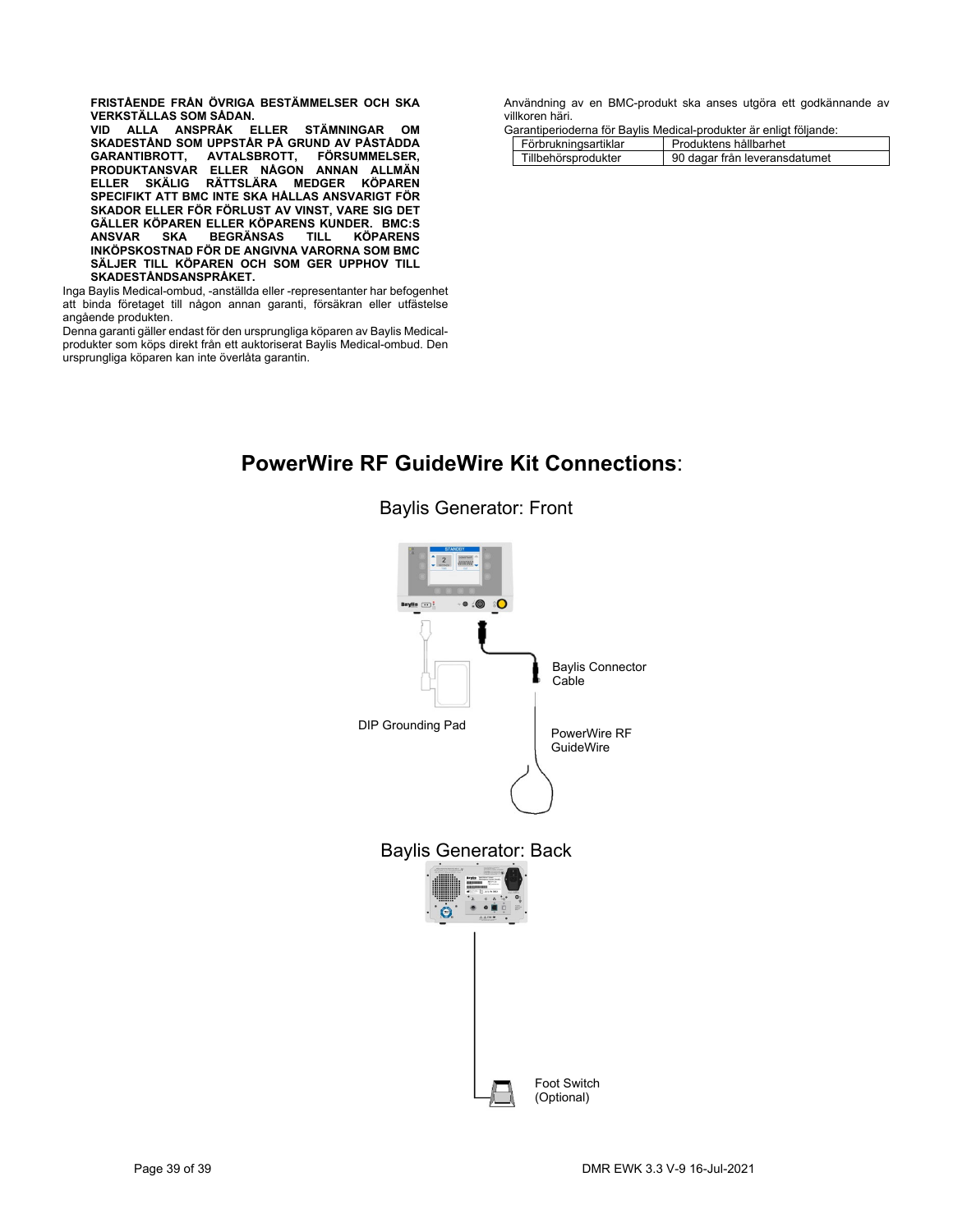**FRISTÅENDE FRÅN ÖVRIGA BESTÄMMELSER OCH SKA VERKSTÄLLAS SOM SÅDAN.**

**VID ALLA ANSPRÅK ELLER STÄMNINGAR OM SKADESTÅND SOM UPPSTÅR PÅ GRUND AV PÅSTÅDDA GARANTIBROTT, AVTALSBROTT, FÖRSUMMELSER, PRODUKTANSVAR ELLER NÅGON ANNAN ALLMÄN ELLER SKÄLIG RÄTTSLÄRA MEDGER KÖPAREN SPECIFIKT ATT BMC INTE SKA HÅLLAS ANSVARIGT FÖR SKADOR ELLER FÖR FÖRLUST AV VINST, VARE SIG DET GÄLLER KÖPAREN ELLER KÖPARENS KUNDER. BMC:S ANSVAR SKA BEGRÄNSAS TILL KÖPARENS INKÖPSKOSTNAD FÖR DE ANGIVNA VARORNA SOM BMC SÄLJER TILL KÖPAREN OCH SOM GER UPPHOV TILL SKADESTÅNDSANSPRÅKET.**

Inga Baylis Medical-ombud, -anställda eller -representanter har befogenhet att binda företaget till någon annan garanti, försäkran eller utfästelse angående produkten.

Denna garanti gäller endast för den ursprungliga köparen av Baylis Medical-produkter som köps direkt från ett auktoriserat Baylis Medical-ombud. Den ursprungliga köparen kan inte överlåta garantin.

Användning av en BMC-produkt ska anses utgöra ett godkännande av villkoren häri.

Garantiperioderna för Baylis Medical-produkter är enligt följande:

| | |
|---|---|
| Förbrukningsartiklar | Produktens hållbarhet |
| Tillbehörsprodukter | 90 dagar från leveransdatumet |

## PowerWire RF GuideWire Kit Connections:

Baylis Generator: Front

Baylis Connector Cable

DIP Grounding Pad

PowerWire RF GuideWire

Baylis Generator: Back

Foot Switch (Optional)